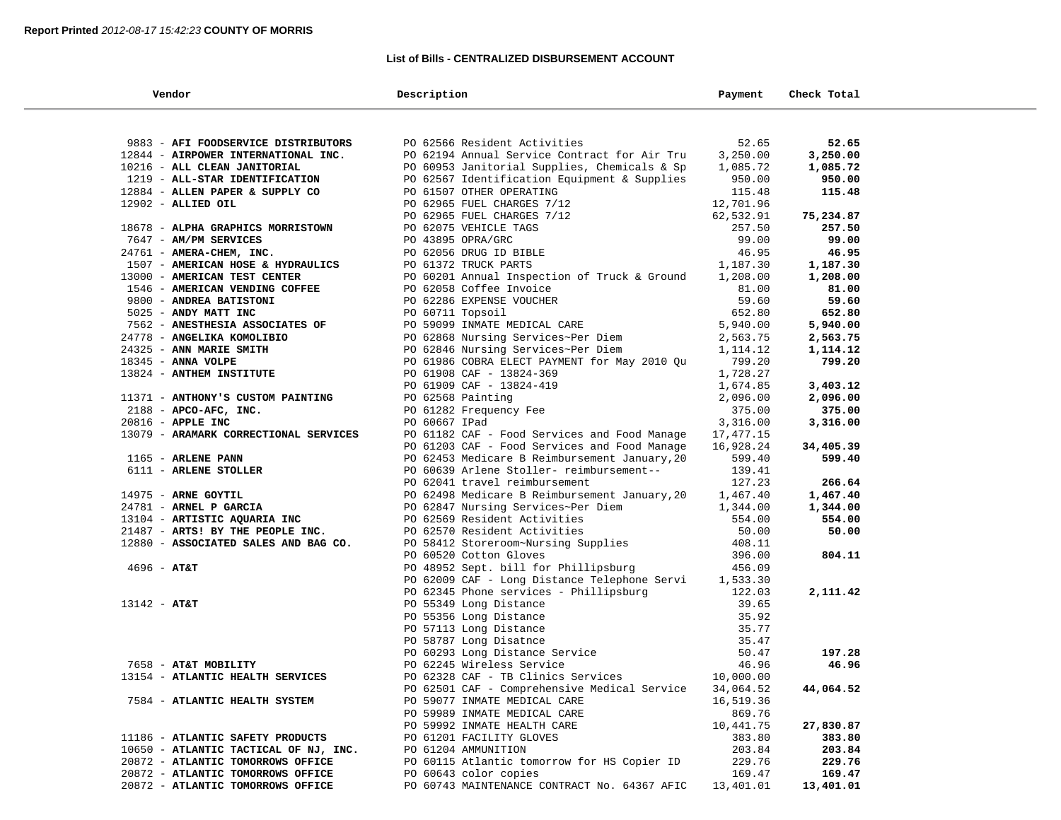**Report Printed** *2012-08-17 15:42:23* **COUNTY OF MORRIS**

## List of Bills - CENTRALIZED DISBURSEMENT ACCOUNT

| Vendor | Description | Payment | Check Total |
|---|---|---|---|
| 9883 - **AFI FOODSERVICE DISTRIBUTORS** | PO 62566 Resident Activities | 52.65 | **52.65** |
| 12844 - **AIRPOWER INTERNATIONAL INC.** | PO 62194 Annual Service Contract for Air Tru | 3,250.00 | **3,250.00** |
| 10216 - **ALL CLEAN JANITORIAL** | PO 60953 Janitorial Supplies, Chemicals & Sp | 1,085.72 | **1,085.72** |
| 1219 - **ALL-STAR IDENTIFICATION** | PO 62567 Identification Equipment & Supplies | 950.00 | **950.00** |
| 12884 - **ALLEN PAPER & SUPPLY CO** | PO 61507 OTHER OPERATING | 115.48 | **115.48** |
| 12902 - **ALLIED OIL** | PO 62965 FUEL CHARGES 7/12 | 12,701.96 | |
| | PO 62965 FUEL CHARGES 7/12 | 62,532.91 | **75,234.87** |
| 18678 - **ALPHA GRAPHICS MORRISTOWN** | PO 62075 VEHICLE TAGS | 257.50 | **257.50** |
| 7647 - **AM/PM SERVICES** | PO 43895 OPRA/GRC | 99.00 | **99.00** |
| 24761 - **AMERA-CHEM, INC.** | PO 62056 DRUG ID BIBLE | 46.95 | **46.95** |
| 1507 - **AMERICAN HOSE & HYDRAULICS** | PO 61372 TRUCK PARTS | 1,187.30 | **1,187.30** |
| 13000 - **AMERICAN TEST CENTER** | PO 60201 Annual Inspection of Truck & Ground | 1,208.00 | **1,208.00** |
| 1546 - **AMERICAN VENDING COFFEE** | PO 62058 Coffee Invoice | 81.00 | **81.00** |
| 9800 - **ANDREA BATISTONI** | PO 62286 EXPENSE VOUCHER | 59.60 | **59.60** |
| 5025 - **ANDY MATT INC** | PO 60711 Topsoil | 652.80 | **652.80** |
| 7562 - **ANESTHESIA ASSOCIATES OF** | PO 59099 INMATE MEDICAL CARE | 5,940.00 | **5,940.00** |
| 24778 - **ANGELIKA KOMOLIBIO** | PO 62868 Nursing Services~Per Diem | 2,563.75 | **2,563.75** |
| 24325 - **ANN MARIE SMITH** | PO 62846 Nursing Services~Per Diem | 1,114.12 | **1,114.12** |
| 18345 - **ANNA VOLPE** | PO 61986 COBRA ELECT PAYMENT for May 2010 Qu | 799.20 | **799.20** |
| 13824 - **ANTHEM INSTITUTE** | PO 61908 CAF - 13824-369 | 1,728.27 | |
| | PO 61909 CAF - 13824-419 | 1,674.85 | **3,403.12** |
| 11371 - **ANTHONY'S CUSTOM PAINTING** | PO 62568 Painting | 2,096.00 | **2,096.00** |
| 2188 - **APCO-AFC, INC.** | PO 61282 Frequency Fee | 375.00 | **375.00** |
| 20816 - **APPLE INC** | PO 60667 IPad | 3,316.00 | **3,316.00** |
| 13079 - **ARAMARK CORRECTIONAL SERVICES** | PO 61182 CAF - Food Services and Food Manage | 17,477.15 | |
| | PO 61203 CAF - Food Services and Food Manage | 16,928.24 | **34,405.39** |
| 1165 - **ARLENE PANN** | PO 62453 Medicare B Reimbursement January,20 | 599.40 | **599.40** |
| 6111 - **ARLENE STOLLER** | PO 60639 Arlene Stoller- reimbursement-- | 139.41 | |
| | PO 62041 travel reimbursement | 127.23 | **266.64** |
| 14975 - **ARNE GOYTIL** | PO 62498 Medicare B Reimbursement January,20 | 1,467.40 | **1,467.40** |
| 24781 - **ARNEL P GARCIA** | PO 62847 Nursing Services~Per Diem | 1,344.00 | **1,344.00** |
| 13104 - **ARTISTIC AQUARIA INC** | PO 62569 Resident Activities | 554.00 | **554.00** |
| 21487 - **ARTS! BY THE PEOPLE INC.** | PO 62570 Resident Activities | 50.00 | **50.00** |
| 12880 - **ASSOCIATED SALES AND BAG CO.** | PO 58412 Storeroom~Nursing Supplies | 408.11 | |
| | PO 60520 Cotton Gloves | 396.00 | **804.11** |
| 4696 - **AT&T** | PO 48952 Sept. bill for Phillipsburg | 456.09 | |
| | PO 62009 CAF - Long Distance Telephone Servi | 1,533.30 | |
| | PO 62345 Phone services - Phillipsburg | 122.03 | **2,111.42** |
| 13142 - **AT&T** | PO 55349 Long Distance | 39.65 | |
| | PO 55356 Long Distance | 35.92 | |
| | PO 57113 Long Distance | 35.77 | |
| | PO 58787 Long Disatnce | 35.47 | |
| | PO 60293 Long Distance Service | 50.47 | **197.28** |
| 7658 - **AT&T MOBILITY** | PO 62245 Wireless Service | 46.96 | **46.96** |
| 13154 - **ATLANTIC HEALTH SERVICES** | PO 62328 CAF - TB Clinics Services | 10,000.00 | |
| | PO 62501 CAF - Comprehensive Medical Service | 34,064.52 | **44,064.52** |
| 7584 - **ATLANTIC HEALTH SYSTEM** | PO 59077 INMATE MEDICAL CARE | 16,519.36 | |
| | PO 59989 INMATE MEDICAL CARE | 869.76 | |
| | PO 59992 INMATE HEALTH CARE | 10,441.75 | **27,830.87** |
| 11186 - **ATLANTIC SAFETY PRODUCTS** | PO 61201 FACILITY GLOVES | 383.80 | **383.80** |
| 10650 - **ATLANTIC TACTICAL OF NJ, INC.** | PO 61204 AMMUNITION | 203.84 | **203.84** |
| 20872 - **ATLANTIC TOMORROWS OFFICE** | PO 60115 Atlantic tomorrow for HS Copier ID | 229.76 | **229.76** |
| 20872 - **ATLANTIC TOMORROWS OFFICE** | PO 60643 color copies | 169.47 | **169.47** |
| 20872 - **ATLANTIC TOMORROWS OFFICE** | PO 60743 MAINTENANCE CONTRACT No. 64367 AFIC | 13,401.01 | **13,401.01** |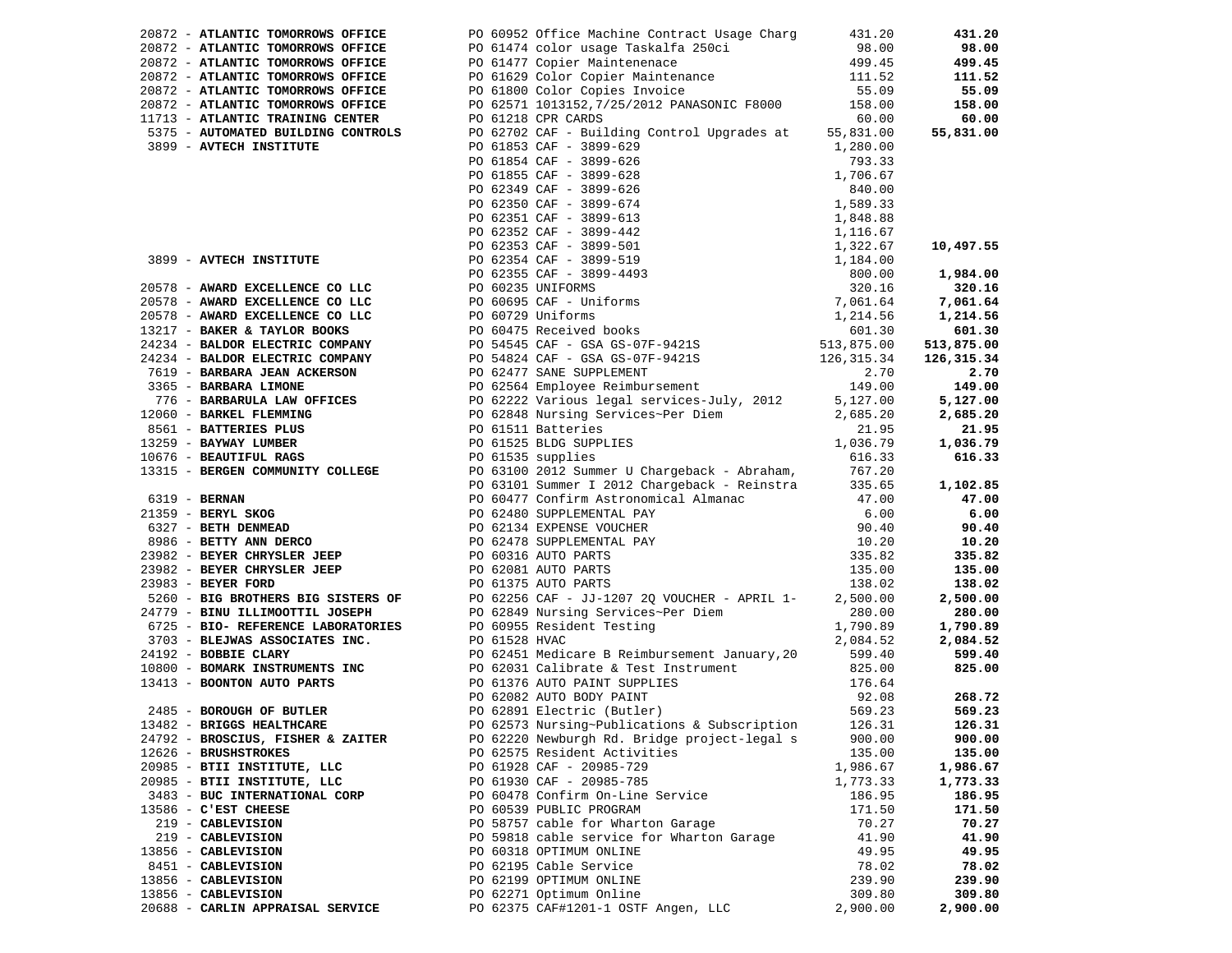| Vendor | Description | Amount | Total |
|---|---|---|---|
| 20872 - **ATLANTIC TOMORROWS OFFICE** | PO 60952 Office Machine Contract Usage Charg | 431.20 | **431.20** |
| 20872 - **ATLANTIC TOMORROWS OFFICE** | PO 61474 color usage Taskalfa 250ci | 98.00 | **98.00** |
| 20872 - **ATLANTIC TOMORROWS OFFICE** | PO 61477 Copier Maintenenace | 499.45 | **499.45** |
| 20872 - **ATLANTIC TOMORROWS OFFICE** | PO 61629 Color Copier Maintenance | 111.52 | **111.52** |
| 20872 - **ATLANTIC TOMORROWS OFFICE** | PO 61800 Color Copies Invoice | 55.09 | **55.09** |
| 20872 - **ATLANTIC TOMORROWS OFFICE** | PO 62571 1013152,7/25/2012 PANASONIC F8000 | 158.00 | **158.00** |
| 11713 - **ATLANTIC TRAINING CENTER** | PO 61218 CPR CARDS | 60.00 | **60.00** |
| 5375 - **AUTOMATED BUILDING CONTROLS** | PO 62702 CAF - Building Control Upgrades at | 55,831.00 | **55,831.00** |
| 3899 - **AVTECH INSTITUTE** | PO 61853 CAF - 3899-629 | 1,280.00 | |
| | PO 61854 CAF - 3899-626 | 793.33 | |
| | PO 61855 CAF - 3899-628 | 1,706.67 | |
| | PO 62349 CAF - 3899-626 | 840.00 | |
| | PO 62350 CAF - 3899-674 | 1,589.33 | |
| | PO 62351 CAF - 3899-613 | 1,848.88 | |
| | PO 62352 CAF - 3899-442 | 1,116.67 | |
| | PO 62353 CAF - 3899-501 | 1,322.67 | **10,497.55** |
| 3899 - **AVTECH INSTITUTE** | PO 62354 CAF - 3899-519 | 1,184.00 | |
| | PO 62355 CAF - 3899-4493 | 800.00 | **1,984.00** |
| 20578 - **AWARD EXCELLENCE CO LLC** | PO 60235 UNIFORMS | 320.16 | **320.16** |
| 20578 - **AWARD EXCELLENCE CO LLC** | PO 60695 CAF - Uniforms | 7,061.64 | **7,061.64** |
| 20578 - **AWARD EXCELLENCE CO LLC** | PO 60729 Uniforms | 1,214.56 | **1,214.56** |
| 13217 - **BAKER & TAYLOR BOOKS** | PO 60475 Received books | 601.30 | **601.30** |
| 24234 - **BALDOR ELECTRIC COMPANY** | PO 54545 CAF - GSA GS-07F-9421S | 513,875.00 | **513,875.00** |
| 24234 - **BALDOR ELECTRIC COMPANY** | PO 54824 CAF - GSA GS-07F-9421S | 126,315.34 | **126,315.34** |
| 7619 - **BARBARA JEAN ACKERSON** | PO 62477 SANE SUPPLEMENT | 2.70 | **2.70** |
| 3365 - **BARBARA LIMONE** | PO 62564 Employee Reimbursement | 149.00 | **149.00** |
| 776 - **BARBARULA LAW OFFICES** | PO 62222 Various legal services-July, 2012 | 5,127.00 | **5,127.00** |
| 12060 - **BARKEL FLEMMING** | PO 62848 Nursing Services~Per Diem | 2,685.20 | **2,685.20** |
| 8561 - **BATTERIES PLUS** | PO 61511 Batteries | 21.95 | **21.95** |
| 13259 - **BAYWAY LUMBER** | PO 61525 BLDG SUPPLIES | 1,036.79 | **1,036.79** |
| 10676 - **BEAUTIFUL RAGS** | PO 61535 supplies | 616.33 | **616.33** |
| 13315 - **BERGEN COMMUNITY COLLEGE** | PO 63100 2012 Summer U Chargeback - Abraham, | 767.20 | |
| | PO 63101 Summer I 2012 Chargeback - Reinstra | 335.65 | **1,102.85** |
| 6319 - **BERNAN** | PO 60477 Confirm Astronomical Almanac | 47.00 | **47.00** |
| 21359 - **BERYL SKOG** | PO 62480 SUPPLEMENTAL PAY | 6.00 | **6.00** |
| 6327 - **BETH DENMEAD** | PO 62134 EXPENSE VOUCHER | 90.40 | **90.40** |
| 8986 - **BETTY ANN DERCO** | PO 62478 SUPPLEMENTAL PAY | 10.20 | **10.20** |
| 23982 - **BEYER CHRYSLER JEEP** | PO 60316 AUTO PARTS | 335.82 | **335.82** |
| 23982 - **BEYER CHRYSLER JEEP** | PO 62081 AUTO PARTS | 135.00 | **135.00** |
| 23983 - **BEYER FORD** | PO 61375 AUTO PARTS | 138.02 | **138.02** |
| 5260 - **BIG BROTHERS BIG SISTERS OF** | PO 62256 CAF - JJ-1207 2Q VOUCHER - APRIL 1- | 2,500.00 | **2,500.00** |
| 24779 - **BINU ILLIMOOTTIL JOSEPH** | PO 62849 Nursing Services~Per Diem | 280.00 | **280.00** |
| 6725 - **BIO- REFERENCE LABORATORIES** | PO 60955 Resident Testing | 1,790.89 | **1,790.89** |
| 3703 - **BLEJWAS ASSOCIATES INC.** | PO 61528 HVAC | 2,084.52 | **2,084.52** |
| 24192 - **BOBBIE CLARY** | PO 62451 Medicare B Reimbursement January,20 | 599.40 | **599.40** |
| 10800 - **BOMARK INSTRUMENTS INC** | PO 62031 Calibrate & Test Instrument | 825.00 | **825.00** |
| 13413 - **BOONTON AUTO PARTS** | PO 61376 AUTO PAINT SUPPLIES | 176.64 | |
| | PO 62082 AUTO BODY PAINT | 92.08 | **268.72** |
| 2485 - **BOROUGH OF BUTLER** | PO 62891 Electric (Butler) | 569.23 | **569.23** |
| 13482 - **BRIGGS HEALTHCARE** | PO 62573 Nursing~Publications & Subscription | 126.31 | **126.31** |
| 24792 - **BROSCIUS, FISHER & ZAITER** | PO 62220 Newburgh Rd. Bridge project-legal s | 900.00 | **900.00** |
| 12626 - **BRUSHSTROKES** | PO 62575 Resident Activities | 135.00 | **135.00** |
| 20985 - **BTII INSTITUTE, LLC** | PO 61928 CAF - 20985-729 | 1,986.67 | **1,986.67** |
| 20985 - **BTII INSTITUTE, LLC** | PO 61930 CAF - 20985-785 | 1,773.33 | **1,773.33** |
| 3483 - **BUC INTERNATIONAL CORP** | PO 60478 Confirm On-Line Service | 186.95 | **186.95** |
| 13586 - **C'EST CHEESE** | PO 60539 PUBLIC PROGRAM | 171.50 | **171.50** |
| 219 - **CABLEVISION** | PO 58757 cable for Wharton Garage | 70.27 | **70.27** |
| 219 - **CABLEVISION** | PO 59818 cable service for Wharton Garage | 41.90 | **41.90** |
| 13856 - **CABLEVISION** | PO 60318 OPTIMUM ONLINE | 49.95 | **49.95** |
| 8451 - **CABLEVISION** | PO 62195 Cable Service | 78.02 | **78.02** |
| 13856 - **CABLEVISION** | PO 62199 OPTIMUM ONLINE | 239.90 | **239.90** |
| 13856 - **CABLEVISION** | PO 62271 Optimum Online | 309.80 | **309.80** |
| 20688 - **CARLIN APPRAISAL SERVICE** | PO 62375 CAF#1201-1 OSTF Angen, LLC | 2,900.00 | **2,900.00** |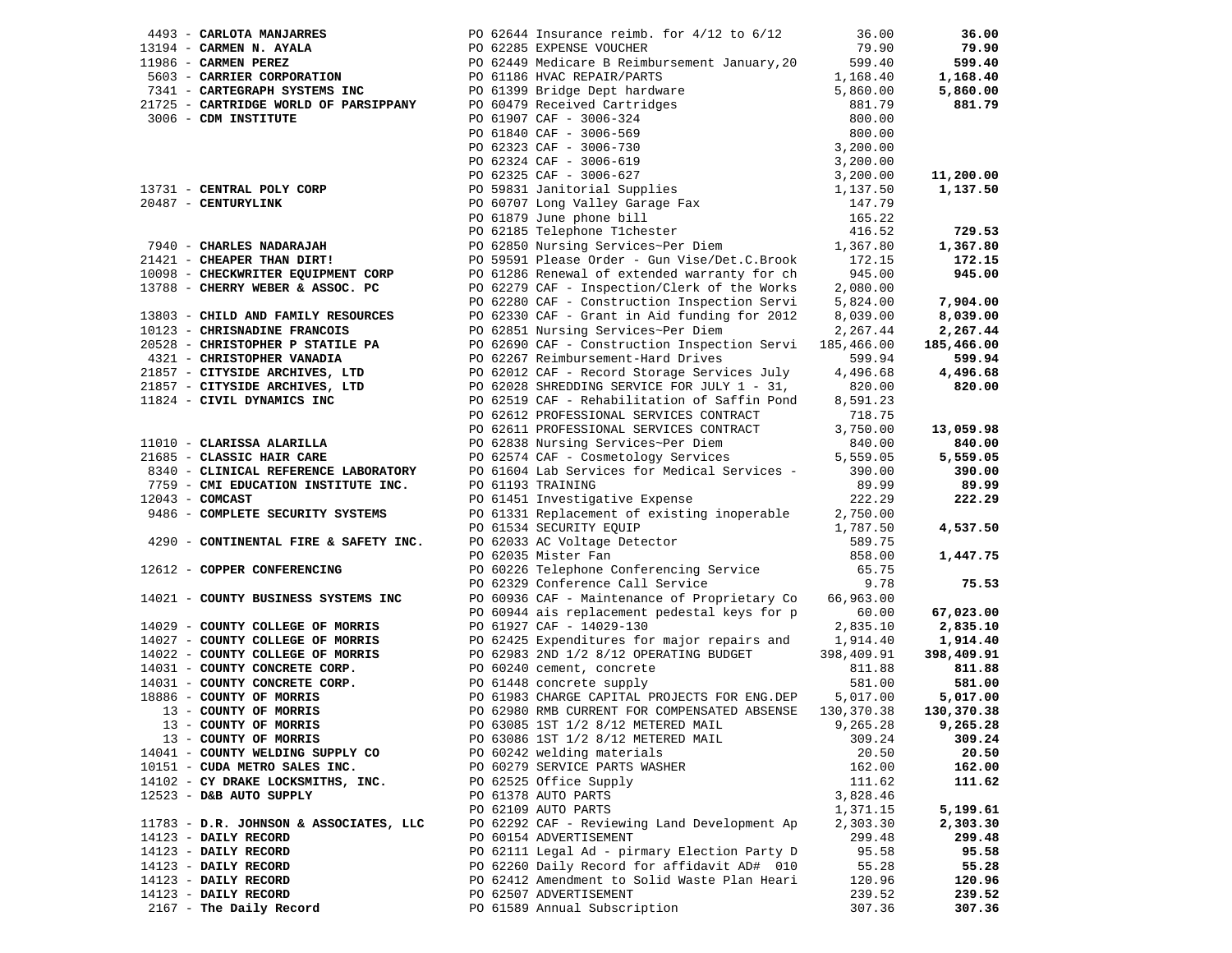| Vendor | PO / Description | Amount | Total |
|---|---|---|---|
| 4493 - **CARLOTA MANJARRES** | PO 62644 Insurance reimb. for 4/12 to 6/12 | 36.00 | **36.00** |
| 13194 - **CARMEN N. AYALA** | PO 62285 EXPENSE VOUCHER | 79.90 | **79.90** |
| 11986 - **CARMEN PEREZ** | PO 62449 Medicare B Reimbursement January,20 | 599.40 | **599.40** |
| 5603 - **CARRIER CORPORATION** | PO 61186 HVAC REPAIR/PARTS | 1,168.40 | **1,168.40** |
| 7341 - **CARTEGRAPH SYSTEMS INC** | PO 61399 Bridge Dept hardware | 5,860.00 | **5,860.00** |
| 21725 - **CARTRIDGE WORLD OF PARSIPPANY** | PO 60479 Received Cartridges | 881.79 | **881.79** |
| 3006 - **CDM INSTITUTE** | PO 61907 CAF - 3006-324 | 800.00 | |
| | PO 61840 CAF - 3006-569 | 800.00 | |
| | PO 62323 CAF - 3006-730 | 3,200.00 | |
| | PO 62324 CAF - 3006-619 | 3,200.00 | |
| | PO 62325 CAF - 3006-627 | 3,200.00 | **11,200.00** |
| 13731 - **CENTRAL POLY CORP** | PO 59831 Janitorial Supplies | 1,137.50 | **1,137.50** |
| 20487 - **CENTURYLINK** | PO 60707 Long Valley Garage Fax | 147.79 | |
| | PO 61879 June phone bill | 165.22 | |
| | PO 62185 Telephone T1chester | 416.52 | **729.53** |
| 7940 - **CHARLES NADARAJAH** | PO 62850 Nursing Services~Per Diem | 1,367.80 | **1,367.80** |
| 21421 - **CHEAPER THAN DIRT!** | PO 59591 Please Order - Gun Vise/Det.C.Brook | 172.15 | **172.15** |
| 10098 - **CHECKWRITER EQUIPMENT CORP** | PO 61286 Renewal of extended warranty for ch | 945.00 | **945.00** |
| 13788 - **CHERRY WEBER & ASSOC. PC** | PO 62279 CAF - Inspection/Clerk of the Works | 2,080.00 | |
| | PO 62280 CAF - Construction Inspection Servi | 5,824.00 | **7,904.00** |
| 13803 - **CHILD AND FAMILY RESOURCES** | PO 62330 CAF - Grant in Aid funding for 2012 | 8,039.00 | **8,039.00** |
| 10123 - **CHRISNADINE FRANCOIS** | PO 62851 Nursing Services~Per Diem | 2,267.44 | **2,267.44** |
| 20528 - **CHRISTOPHER P STATILE PA** | PO 62690 CAF - Construction Inspection Servi | 185,466.00 | **185,466.00** |
| 4321 - **CHRISTOPHER VANADIA** | PO 62267 Reimbursement-Hard Drives | 599.94 | **599.94** |
| 21857 - **CITYSIDE ARCHIVES, LTD** | PO 62012 CAF - Record Storage Services July | 4,496.68 | **4,496.68** |
| 21857 - **CITYSIDE ARCHIVES, LTD** | PO 62028 SHREDDING SERVICE FOR JULY 1 - 31, | 820.00 | **820.00** |
| 11824 - **CIVIL DYNAMICS INC** | PO 62519 CAF - Rehabilitation of Saffin Pond | 8,591.23 | |
| | PO 62612 PROFESSIONAL SERVICES CONTRACT | 718.75 | |
| | PO 62611 PROFESSIONAL SERVICES CONTRACT | 3,750.00 | **13,059.98** |
| 11010 - **CLARISSA ALARILLA** | PO 62838 Nursing Services~Per Diem | 840.00 | **840.00** |
| 21685 - **CLASSIC HAIR CARE** | PO 62574 CAF - Cosmetology Services | 5,559.05 | **5,559.05** |
| 8340 - **CLINICAL REFERENCE LABORATORY** | PO 61604 Lab Services for Medical Services - | 390.00 | **390.00** |
| 7759 - **CMI EDUCATION INSTITUTE INC.** | PO 61193 TRAINING | 89.99 | **89.99** |
| 12043 - **COMCAST** | PO 61451 Investigative Expense | 222.29 | **222.29** |
| 9486 - **COMPLETE SECURITY SYSTEMS** | PO 61331 Replacement of existing inoperable | 2,750.00 | |
| | PO 61534 SECURITY EQUIP | 1,787.50 | **4,537.50** |
| 4290 - **CONTINENTAL FIRE & SAFETY INC.** | PO 62033 AC Voltage Detector | 589.75 | |
| | PO 62035 Mister Fan | 858.00 | **1,447.75** |
| 12612 - **COPPER CONFERENCING** | PO 60226 Telephone Conferencing Service | 65.75 | |
| | PO 62329 Conference Call Service | 9.78 | **75.53** |
| 14021 - **COUNTY BUSINESS SYSTEMS INC** | PO 60936 CAF - Maintenance of Proprietary Co | 66,963.00 | |
| | PO 60944 ais replacement pedestal keys for p | 60.00 | **67,023.00** |
| 14029 - **COUNTY COLLEGE OF MORRIS** | PO 61927 CAF - 14029-130 | 2,835.10 | **2,835.10** |
| 14027 - **COUNTY COLLEGE OF MORRIS** | PO 62425 Expenditures for major repairs and | 1,914.40 | **1,914.40** |
| 14022 - **COUNTY COLLEGE OF MORRIS** | PO 62983 2ND 1/2 8/12 OPERATING BUDGET | 398,409.91 | **398,409.91** |
| 14031 - **COUNTY CONCRETE CORP.** | PO 60240 cement, concrete | 811.88 | **811.88** |
| 14031 - **COUNTY CONCRETE CORP.** | PO 61448 concrete supply | 581.00 | **581.00** |
| 18886 - **COUNTY OF MORRIS** | PO 61983 CHARGE CAPITAL PROJECTS FOR ENG.DEP | 5,017.00 | **5,017.00** |
| 13 - **COUNTY OF MORRIS** | PO 62980 RMB CURRENT FOR COMPENSATED ABSENSE | 130,370.38 | **130,370.38** |
| 13 - **COUNTY OF MORRIS** | PO 63085 1ST 1/2 8/12 METERED MAIL | 9,265.28 | **9,265.28** |
| 13 - **COUNTY OF MORRIS** | PO 63086 1ST 1/2 8/12 METERED MAIL | 309.24 | **309.24** |
| 14041 - **COUNTY WELDING SUPPLY CO** | PO 60242 welding materials | 20.50 | **20.50** |
| 10151 - **CUDA METRO SALES INC.** | PO 60279 SERVICE PARTS WASHER | 162.00 | **162.00** |
| 14102 - **CY DRAKE LOCKSMITHS, INC.** | PO 62525 Office Supply | 111.62 | **111.62** |
| 12523 - **D&B AUTO SUPPLY** | PO 61378 AUTO PARTS | 3,828.46 | |
| | PO 62109 AUTO PARTS | 1,371.15 | **5,199.61** |
| 11783 - **D.R. JOHNSON & ASSOCIATES, LLC** | PO 62292 CAF - Reviewing Land Development Ap | 2,303.30 | **2,303.30** |
| 14123 - **DAILY RECORD** | PO 60154 ADVERTISEMENT | 299.48 | **299.48** |
| 14123 - **DAILY RECORD** | PO 62111 Legal Ad - pirmary Election Party D | 95.58 | **95.58** |
| 14123 - **DAILY RECORD** | PO 62260 Daily Record for affidavit AD# 010 | 55.28 | **55.28** |
| 14123 - **DAILY RECORD** | PO 62412 Amendment to Solid Waste Plan Heari | 120.96 | **120.96** |
| 14123 - **DAILY RECORD** | PO 62507 ADVERTISEMENT | 239.52 | **239.52** |
| 2167 - **The Daily Record** | PO 61589 Annual Subscription | 307.36 | **307.36** |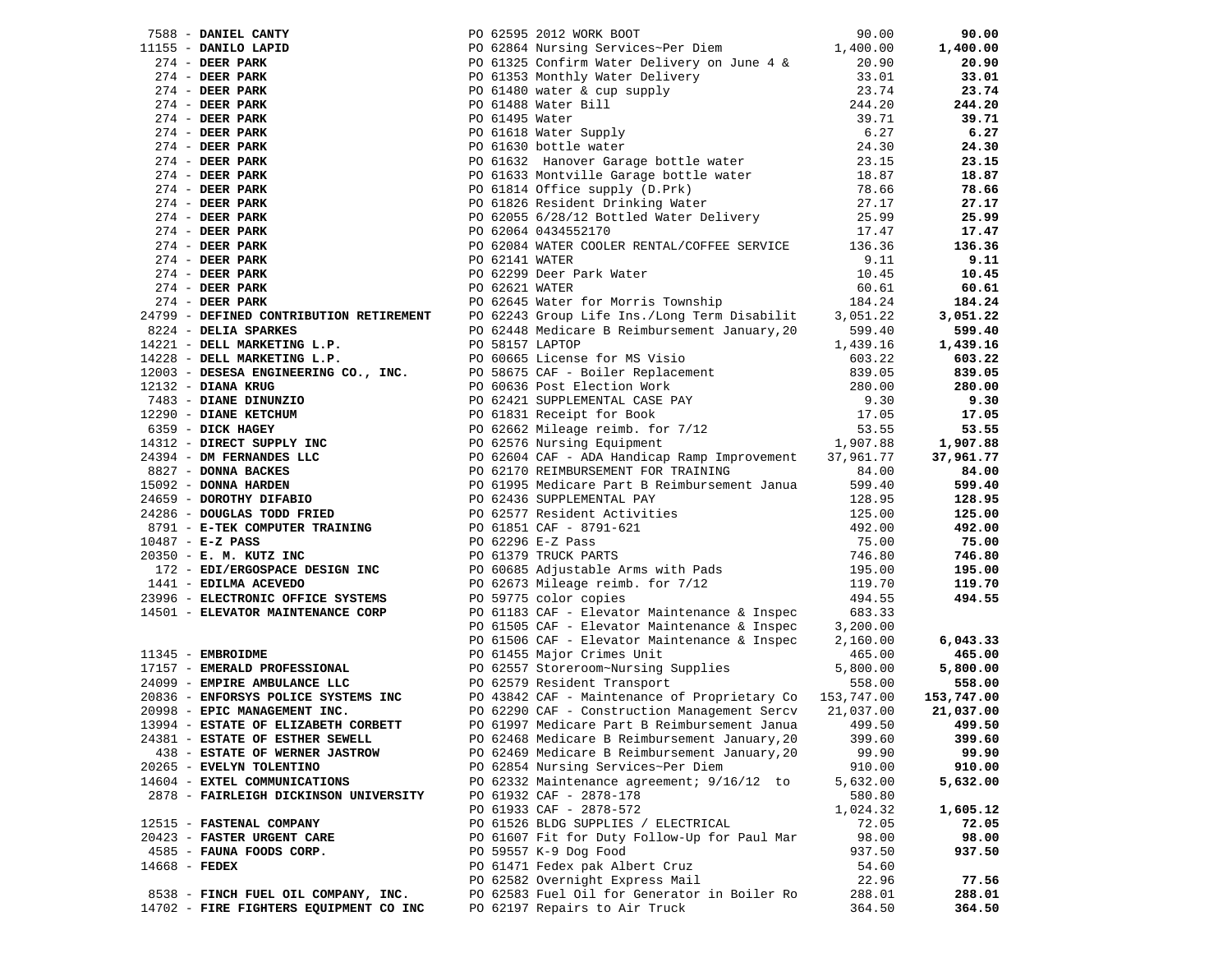| Vendor | PO / Description | Amount | Total |
|---|---|---|---|
| 7588 - **DANIEL CANTY** | PO 62595 2012 WORK BOOT | 90.00 | **90.00** |
| 11155 - **DANILO LAPID** | PO 62864 Nursing Services~Per Diem | 1,400.00 | **1,400.00** |
| 274 - **DEER PARK** | PO 61325 Confirm Water Delivery on June 4 & | 20.90 | **20.90** |
| 274 - **DEER PARK** | PO 61353 Monthly Water Delivery | 33.01 | **33.01** |
| 274 - **DEER PARK** | PO 61480 water & cup supply | 23.74 | **23.74** |
| 274 - **DEER PARK** | PO 61488 Water Bill | 244.20 | **244.20** |
| 274 - **DEER PARK** | PO 61495 Water | 39.71 | **39.71** |
| 274 - **DEER PARK** | PO 61618 Water Supply | 6.27 | **6.27** |
| 274 - **DEER PARK** | PO 61630 bottle water | 24.30 | **24.30** |
| 274 - **DEER PARK** | PO 61632 Hanover Garage bottle water | 23.15 | **23.15** |
| 274 - **DEER PARK** | PO 61633 Montville Garage bottle water | 18.87 | **18.87** |
| 274 - **DEER PARK** | PO 61814 Office supply (D.Prk) | 78.66 | **78.66** |
| 274 - **DEER PARK** | PO 61826 Resident Drinking Water | 27.17 | **27.17** |
| 274 - **DEER PARK** | PO 62055 6/28/12 Bottled Water Delivery | 25.99 | **25.99** |
| 274 - **DEER PARK** | PO 62064 0434552170 | 17.47 | **17.47** |
| 274 - **DEER PARK** | PO 62084 WATER COOLER RENTAL/COFFEE SERVICE | 136.36 | **136.36** |
| 274 - **DEER PARK** | PO 62141 WATER | 9.11 | **9.11** |
| 274 - **DEER PARK** | PO 62299 Deer Park Water | 10.45 | **10.45** |
| 274 - **DEER PARK** | PO 62621 WATER | 60.61 | **60.61** |
| 274 - **DEER PARK** | PO 62645 Water for Morris Township | 184.24 | **184.24** |
| 24799 - **DEFINED CONTRIBUTION RETIREMENT** | PO 62243 Group Life Ins./Long Term Disabilit | 3,051.22 | **3,051.22** |
| 8224 - **DELIA SPARKES** | PO 62448 Medicare B Reimbursement January,20 | 599.40 | **599.40** |
| 14221 - **DELL MARKETING L.P.** | PO 58157 LAPTOP | 1,439.16 | **1,439.16** |
| 14228 - **DELL MARKETING L.P.** | PO 60665 License for MS Visio | 603.22 | **603.22** |
| 12003 - **DESESA ENGINEERING CO., INC.** | PO 58675 CAF - Boiler Replacement | 839.05 | **839.05** |
| 12132 - **DIANA KRUG** | PO 60636 Post Election Work | 280.00 | **280.00** |
| 7483 - **DIANE DINUNZIO** | PO 62421 SUPPLEMENTAL CASE PAY | 9.30 | **9.30** |
| 12290 - **DIANE KETCHUM** | PO 61831 Receipt for Book | 17.05 | **17.05** |
| 6359 - **DICK HAGEY** | PO 62662 Mileage reimb. for 7/12 | 53.55 | **53.55** |
| 14312 - **DIRECT SUPPLY INC** | PO 62576 Nursing Equipment | 1,907.88 | **1,907.88** |
| 24394 - **DM FERNANDES LLC** | PO 62604 CAF - ADA Handicap Ramp Improvement | 37,961.77 | **37,961.77** |
| 8827 - **DONNA BACKES** | PO 62170 REIMBURSEMENT FOR TRAINING | 84.00 | **84.00** |
| 15092 - **DONNA HARDEN** | PO 61995 Medicare Part B Reimbursement Janua | 599.40 | **599.40** |
| 24659 - **DOROTHY DIFABIO** | PO 62436 SUPPLEMENTAL PAY | 128.95 | **128.95** |
| 24286 - **DOUGLAS TODD FRIED** | PO 62577 Resident Activities | 125.00 | **125.00** |
| 8791 - **E-TEK COMPUTER TRAINING** | PO 61851 CAF - 8791-621 | 492.00 | **492.00** |
| 10487 - **E-Z PASS** | PO 62296 E-Z Pass | 75.00 | **75.00** |
| 20350 - **E. M. KUTZ INC** | PO 61379 TRUCK PARTS | 746.80 | **746.80** |
| 172 - **EDI/ERGOSPACE DESIGN INC** | PO 60685 Adjustable Arms with Pads | 195.00 | **195.00** |
| 1441 - **EDILMA ACEVEDO** | PO 62673 Mileage reimb. for 7/12 | 119.70 | **119.70** |
| 23996 - **ELECTRONIC OFFICE SYSTEMS** | PO 59775 color copies | 494.55 | **494.55** |
| 14501 - **ELEVATOR MAINTENANCE CORP** | PO 61183 CAF - Elevator Maintenance & Inspec | 683.33 | |
| | PO 61505 CAF - Elevator Maintenance & Inspec | 3,200.00 | |
| | PO 61506 CAF - Elevator Maintenance & Inspec | 2,160.00 | **6,043.33** |
| 11345 - **EMBROIDME** | PO 61455 Major Crimes Unit | 465.00 | **465.00** |
| 17157 - **EMERALD PROFESSIONAL** | PO 62557 Storeroom~Nursing Supplies | 5,800.00 | **5,800.00** |
| 24099 - **EMPIRE AMBULANCE LLC** | PO 62579 Resident Transport | 558.00 | **558.00** |
| 20836 - **ENFORSYS POLICE SYSTEMS INC** | PO 43842 CAF - Maintenance of Proprietary Co | 153,747.00 | **153,747.00** |
| 20998 - **EPIC MANAGEMENT INC.** | PO 62290 CAF - Construction Management Sercv | 21,037.00 | **21,037.00** |
| 13994 - **ESTATE OF ELIZABETH CORBETT** | PO 61997 Medicare Part B Reimbursement Janua | 499.50 | **499.50** |
| 24381 - **ESTATE OF ESTHER SEWELL** | PO 62468 Medicare B Reimbursement January,20 | 399.60 | **399.60** |
| 438 - **ESTATE OF WERNER JASTROW** | PO 62469 Medicare B Reimbursement January,20 | 99.90 | **99.90** |
| 20265 - **EVELYN TOLENTINO** | PO 62854 Nursing Services~Per Diem | 910.00 | **910.00** |
| 14604 - **EXTEL COMMUNICATIONS** | PO 62332 Maintenance agreement; 9/16/12 to | 5,632.00 | **5,632.00** |
| 2878 - **FAIRLEIGH DICKINSON UNIVERSITY** | PO 61932 CAF - 2878-178 | 580.80 | |
| | PO 61933 CAF - 2878-572 | 1,024.32 | **1,605.12** |
| 12515 - **FASTENAL COMPANY** | PO 61526 BLDG SUPPLIES / ELECTRICAL | 72.05 | **72.05** |
| 20423 - **FASTER URGENT CARE** | PO 61607 Fit for Duty Follow-Up for Paul Mar | 98.00 | **98.00** |
| 4585 - **FAUNA FOODS CORP.** | PO 59557 K-9 Dog Food | 937.50 | **937.50** |
| 14668 - **FEDEX** | PO 61471 Fedex pak Albert Cruz | 54.60 | |
| | PO 62582 Overnight Express Mail | 22.96 | **77.56** |
| 8538 - **FINCH FUEL OIL COMPANY, INC.** | PO 62583 Fuel Oil for Generator in Boiler Ro | 288.01 | **288.01** |
| 14702 - **FIRE FIGHTERS EQUIPMENT CO INC** | PO 62197 Repairs to Air Truck | 364.50 | **364.50** |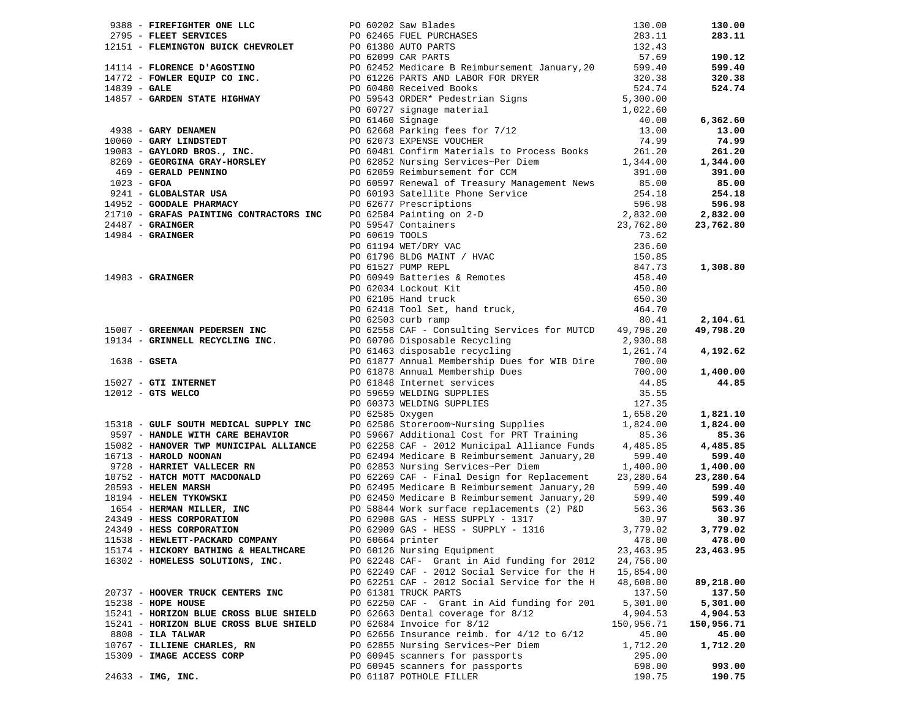| Vendor | PO / Description | Amount | Total |
|---|---|---|---|
| 9388 - **FIREFIGHTER ONE LLC** | PO 60202 Saw Blades | 130.00 | **130.00** |
| 2795 - **FLEET SERVICES** | PO 62465 FUEL PURCHASES | 283.11 | **283.11** |
| 12151 - **FLEMINGTON BUICK CHEVROLET** | PO 61380 AUTO PARTS | 132.43 | |
| | PO 62099 CAR PARTS | 57.69 | **190.12** |
| 14114 - **FLORENCE D'AGOSTINO** | PO 62452 Medicare B Reimbursement January,20 | 599.40 | **599.40** |
| 14772 - **FOWLER EQUIP CO INC.** | PO 61226 PARTS AND LABOR FOR DRYER | 320.38 | **320.38** |
| 14839 - **GALE** | PO 60480 Received Books | 524.74 | **524.74** |
| 14857 - **GARDEN STATE HIGHWAY** | PO 59543 ORDER* Pedestrian Signs | 5,300.00 | |
| | PO 60727 signage material | 1,022.60 | |
| | PO 61460 Signage | 40.00 | **6,362.60** |
| 4938 - **GARY DENAMEN** | PO 62668 Parking fees for 7/12 | 13.00 | **13.00** |
| 10060 - **GARY LINDSTEDT** | PO 62073 EXPENSE VOUCHER | 74.99 | **74.99** |
| 19083 - **GAYLORD BROS., INC.** | PO 60481 Confirm Materials to Process Books | 261.20 | **261.20** |
| 8269 - **GEORGINA GRAY-HORSLEY** | PO 62852 Nursing Services~Per Diem | 1,344.00 | **1,344.00** |
| 469 - **GERALD PENNINO** | PO 62059 Reimbursement for CCM | 391.00 | **391.00** |
| 1023 - **GFOA** | PO 60597 Renewal of Treasury Management News | 85.00 | **85.00** |
| 9241 - **GLOBALSTAR USA** | PO 60193 Satellite Phone Service | 254.18 | **254.18** |
| 14952 - **GOODALE PHARMACY** | PO 62677 Prescriptions | 596.98 | **596.98** |
| 21710 - **GRAFAS PAINTING CONTRACTORS INC** | PO 62584 Painting on 2-D | 2,832.00 | **2,832.00** |
| 24487 - **GRAINGER** | PO 59547 Containers | 23,762.80 | **23,762.80** |
| 14984 - **GRAINGER** | PO 60619 TOOLS | 73.62 | |
| | PO 61194 WET/DRY VAC | 236.60 | |
| | PO 61796 BLDG MAINT / HVAC | 150.85 | |
| | PO 61527 PUMP REPL | 847.73 | **1,308.80** |
| 14983 - **GRAINGER** | PO 60949 Batteries & Remotes | 458.40 | |
| | PO 62034 Lockout Kit | 450.80 | |
| | PO 62105 Hand truck | 650.30 | |
| | PO 62418 Tool Set, hand truck, | 464.70 | |
| | PO 62503 curb ramp | 80.41 | **2,104.61** |
| 15007 - **GREENMAN PEDERSEN INC** | PO 62558 CAF - Consulting Services for MUTCD | 49,798.20 | **49,798.20** |
| 19134 - **GRINNELL RECYCLING INC.** | PO 60706 Disposable Recycling | 2,930.88 | |
| | PO 61463 disposable recycling | 1,261.74 | **4,192.62** |
| 1638 - **GSETA** | PO 61877 Annual Membership Dues for WIB Dire | 700.00 | |
| | PO 61878 Annual Membership Dues | 700.00 | **1,400.00** |
| 15027 - **GTI INTERNET** | PO 61848 Internet services | 44.85 | **44.85** |
| 12012 - **GTS WELCO** | PO 59659 WELDING SUPPLIES | 35.55 | |
| | PO 60373 WELDING SUPPLIES | 127.35 | |
| | PO 62585 Oxygen | 1,658.20 | **1,821.10** |
| 15318 - **GULF SOUTH MEDICAL SUPPLY INC** | PO 62586 Storeroom~Nursing Supplies | 1,824.00 | **1,824.00** |
| 9597 - **HANDLE WITH CARE BEHAVIOR** | PO 59667 Additional Cost for PRT Training | 85.36 | **85.36** |
| 15082 - **HANOVER TWP MUNICIPAL ALLIANCE** | PO 62258 CAF - 2012 Municipal Alliance Funds | 4,485.85 | **4,485.85** |
| 16713 - **HAROLD NOONAN** | PO 62494 Medicare B Reimbursement January,20 | 599.40 | **599.40** |
| 9728 - **HARRIET VALLECER RN** | PO 62853 Nursing Services~Per Diem | 1,400.00 | **1,400.00** |
| 10752 - **HATCH MOTT MACDONALD** | PO 62269 CAF - Final Design for Replacement | 23,280.64 | **23,280.64** |
| 20593 - **HELEN MARSH** | PO 62495 Medicare B Reimbursement January,20 | 599.40 | **599.40** |
| 18194 - **HELEN TYKOWSKI** | PO 62450 Medicare B Reimbursement January,20 | 599.40 | **599.40** |
| 1654 - **HERMAN MILLER, INC** | PO 58844 Work surface replacements (2) P&D | 563.36 | **563.36** |
| 24349 - **HESS CORPORATION** | PO 62908 GAS - HESS SUPPLY - 1317 | 30.97 | **30.97** |
| 24349 - **HESS CORPORATION** | PO 62909 GAS - HESS - SUPPLY - 1316 | 3,779.02 | **3,779.02** |
| 11538 - **HEWLETT-PACKARD COMPANY** | PO 60664 printer | 478.00 | **478.00** |
| 15174 - **HICKORY BATHING & HEALTHCARE** | PO 60126 Nursing Equipment | 23,463.95 | **23,463.95** |
| 16302 - **HOMELESS SOLUTIONS, INC.** | PO 62248 CAF- Grant in Aid funding for 2012 | 24,756.00 | |
| | PO 62249 CAF - 2012 Social Service for the H | 15,854.00 | |
| | PO 62251 CAF - 2012 Social Service for the H | 48,608.00 | **89,218.00** |
| 20737 - **HOOVER TRUCK CENTERS INC** | PO 61381 TRUCK PARTS | 137.50 | **137.50** |
| 15238 - **HOPE HOUSE** | PO 62250 CAF - Grant in Aid funding for 201 | 5,301.00 | **5,301.00** |
| 15241 - **HORIZON BLUE CROSS BLUE SHIELD** | PO 62663 Dental coverage for 8/12 | 4,904.53 | **4,904.53** |
| 15241 - **HORIZON BLUE CROSS BLUE SHIELD** | PO 62684 Invoice for 8/12 | 150,956.71 | **150,956.71** |
| 8808 - **ILA TALWAR** | PO 62656 Insurance reimb. for 4/12 to 6/12 | 45.00 | **45.00** |
| 10767 - **ILLIENE CHARLES, RN** | PO 62855 Nursing Services~Per Diem | 1,712.20 | **1,712.20** |
| 15309 - **IMAGE ACCESS CORP** | PO 60945 scanners for passports | 295.00 | |
| | PO 60945 scanners for passports | 698.00 | **993.00** |
| 24633 - **IMG, INC.** | PO 61187 POTHOLE FILLER | 190.75 | **190.75** |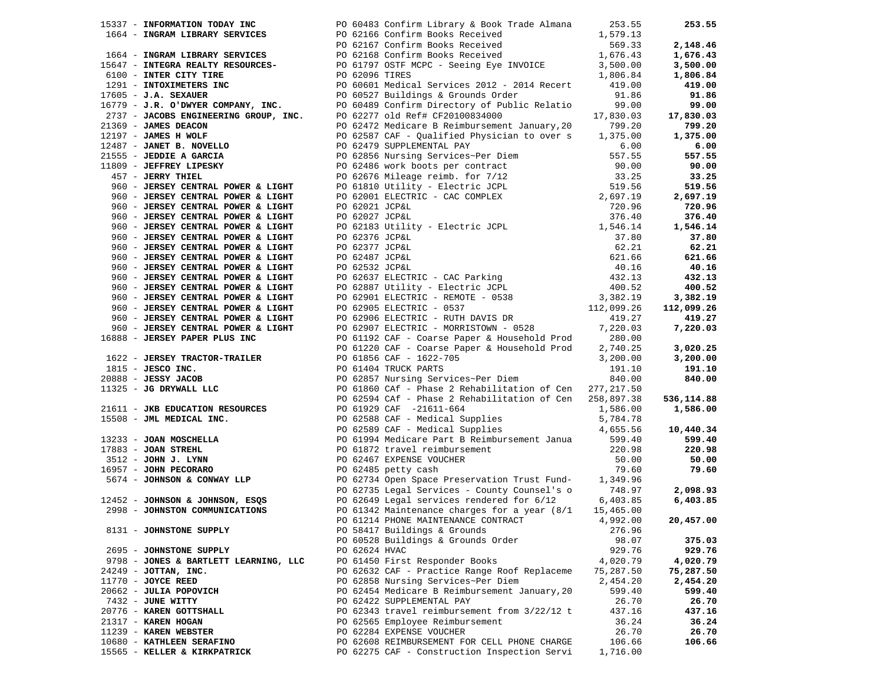| Vendor | PO / Description | Amount | Total |
|---|---|---|---|
| 15337 - **INFORMATION TODAY INC** | PO 60483 Confirm Library & Book Trade Almana | 253.55 | **253.55** |
| 1664 - **INGRAM LIBRARY SERVICES** | PO 62166 Confirm Books Received | 1,579.13 | |
| | PO 62167 Confirm Books Received | 569.33 | **2,148.46** |
| 1664 - **INGRAM LIBRARY SERVICES** | PO 62168 Confirm Books Received | 1,676.43 | **1,676.43** |
| 15647 - **INTEGRA REALTY RESOURCES-** | PO 61797 OSTF MCPC - Seeing Eye INVOICE | 3,500.00 | **3,500.00** |
| 6100 - **INTER CITY TIRE** | PO 62096 TIRES | 1,806.84 | **1,806.84** |
| 1291 - **INTOXIMETERS INC** | PO 60601 Medical Services 2012 - 2014 Recert | 419.00 | **419.00** |
| 17605 - **J.A. SEXAUER** | PO 60527 Buildings & Grounds Order | 91.86 | **91.86** |
| 16779 - **J.R. O'DWYER COMPANY, INC.** | PO 60489 Confirm Directory of Public Relatio | 99.00 | **99.00** |
| 2737 - **JACOBS ENGINEERING GROUP, INC.** | PO 62277 old Ref# CF20100834000 | 17,830.03 | **17,830.03** |
| 21369 - **JAMES DEACON** | PO 62472 Medicare B Reimbursement January,20 | 799.20 | **799.20** |
| 12197 - **JAMES H WOLF** | PO 62587 CAF - Qualified Physician to over s | 1,375.00 | **1,375.00** |
| 12487 - **JANET B. NOVELLO** | PO 62479 SUPPLEMENTAL PAY | 6.00 | **6.00** |
| 21555 - **JEDDIE A GARCIA** | PO 62856 Nursing Services~Per Diem | 557.55 | **557.55** |
| 11809 - **JEFFREY LIPESKY** | PO 62486 work boots per contract | 90.00 | **90.00** |
| 457 - **JERRY THIEL** | PO 62676 Mileage reimb. for 7/12 | 33.25 | **33.25** |
| 960 - **JERSEY CENTRAL POWER & LIGHT** | PO 61810 Utility - Electric JCPL | 519.56 | **519.56** |
| 960 - **JERSEY CENTRAL POWER & LIGHT** | PO 62001 ELECTRIC - CAC COMPLEX | 2,697.19 | **2,697.19** |
| 960 - **JERSEY CENTRAL POWER & LIGHT** | PO 62021 JCP&L | 720.96 | **720.96** |
| 960 - **JERSEY CENTRAL POWER & LIGHT** | PO 62027 JCP&L | 376.40 | **376.40** |
| 960 - **JERSEY CENTRAL POWER & LIGHT** | PO 62183 Utility - Electric JCPL | 1,546.14 | **1,546.14** |
| 960 - **JERSEY CENTRAL POWER & LIGHT** | PO 62376 JCP&L | 37.80 | **37.80** |
| 960 - **JERSEY CENTRAL POWER & LIGHT** | PO 62377 JCP&L | 62.21 | **62.21** |
| 960 - **JERSEY CENTRAL POWER & LIGHT** | PO 62487 JCP&L | 621.66 | **621.66** |
| 960 - **JERSEY CENTRAL POWER & LIGHT** | PO 62532 JCP&L | 40.16 | **40.16** |
| 960 - **JERSEY CENTRAL POWER & LIGHT** | PO 62637 ELECTRIC - CAC Parking | 432.13 | **432.13** |
| 960 - **JERSEY CENTRAL POWER & LIGHT** | PO 62887 Utility - Electric JCPL | 400.52 | **400.52** |
| 960 - **JERSEY CENTRAL POWER & LIGHT** | PO 62901 ELECTRIC - REMOTE - 0538 | 3,382.19 | **3,382.19** |
| 960 - **JERSEY CENTRAL POWER & LIGHT** | PO 62905 ELECTRIC - 0537 | 112,099.26 | **112,099.26** |
| 960 - **JERSEY CENTRAL POWER & LIGHT** | PO 62906 ELECTRIC - RUTH DAVIS DR | 419.27 | **419.27** |
| 960 - **JERSEY CENTRAL POWER & LIGHT** | PO 62907 ELECTRIC - MORRISTOWN - 0528 | 7,220.03 | **7,220.03** |
| 16888 - **JERSEY PAPER PLUS INC** | PO 61192 CAF - Coarse Paper & Household Prod | 280.00 | |
| | PO 61220 CAF - Coarse Paper & Household Prod | 2,740.25 | **3,020.25** |
| 1622 - **JERSEY TRACTOR-TRAILER** | PO 61856 CAF - 1622-705 | 3,200.00 | **3,200.00** |
| 1815 - **JESCO INC.** | PO 61404 TRUCK PARTS | 191.10 | **191.10** |
| 20888 - **JESSY JACOB** | PO 62857 Nursing Services~Per Diem | 840.00 | **840.00** |
| 11325 - **JG DRYWALL LLC** | PO 61860 CAf - Phase 2 Rehabilitation of Cen | 277,217.50 | |
| | PO 62594 CAf - Phase 2 Rehabilitation of Cen | 258,897.38 | **536,114.88** |
| 21611 - **JKB EDUCATION RESOURCES** | PO 61929 CAF -21611-664 | 1,586.00 | **1,586.00** |
| 15508 - **JML MEDICAL INC.** | PO 62588 CAF - Medical Supplies | 5,784.78 | |
| | PO 62589 CAF - Medical Supplies | 4,655.56 | **10,440.34** |
| 13233 - **JOAN MOSCHELLA** | PO 61994 Medicare Part B Reimbursement Janua | 599.40 | **599.40** |
| 17883 - **JOAN STREHL** | PO 61872 travel reimbursement | 220.98 | **220.98** |
| 3512 - **JOHN J. LYNN** | PO 62467 EXPENSE VOUCHER | 50.00 | **50.00** |
| 16957 - **JOHN PECORARO** | PO 62485 petty cash | 79.60 | **79.60** |
| 5674 - **JOHNSON & CONWAY LLP** | PO 62734 Open Space Preservation Trust Fund- | 1,349.96 | |
| | PO 62735 Legal Services - County Counsel's o | 748.97 | **2,098.93** |
| 12452 - **JOHNSON & JOHNSON, ESQS** | PO 62649 Legal services rendered for 6/12 | 6,403.85 | **6,403.85** |
| 2998 - **JOHNSTON COMMUNICATIONS** | PO 61342 Maintenance charges for a year (8/1 | 15,465.00 | |
| | PO 61214 PHONE MAINTENANCE CONTRACT | 4,992.00 | **20,457.00** |
| 8131 - **JOHNSTONE SUPPLY** | PO 58417 Buildings & Grounds | 276.96 | |
| | PO 60528 Buildings & Grounds Order | 98.07 | **375.03** |
| 2695 - **JOHNSTONE SUPPLY** | PO 62624 HVAC | 929.76 | **929.76** |
| 9798 - **JONES & BARTLETT LEARNING, LLC** | PO 61450 First Responder Books | 4,020.79 | **4,020.79** |
| 24249 - **JOTTAN, INC.** | PO 62632 CAF - Practice Range Roof Replaceme | 75,287.50 | **75,287.50** |
| 11770 - **JOYCE REED** | PO 62858 Nursing Services~Per Diem | 2,454.20 | **2,454.20** |
| 20662 - **JULIA POPOVICH** | PO 62454 Medicare B Reimbursement January,20 | 599.40 | **599.40** |
| 7432 - **JUNE WITTY** | PO 62422 SUPPLEMENTAL PAY | 26.70 | **26.70** |
| 20776 - **KAREN GOTTSHALL** | PO 62343 travel reimbursement from 3/22/12 t | 437.16 | **437.16** |
| 21317 - **KAREN HOGAN** | PO 62565 Employee Reimbursement | 36.24 | **36.24** |
| 11239 - **KAREN WEBSTER** | PO 62284 EXPENSE VOUCHER | 26.70 | **26.70** |
| 10680 - **KATHLEEN SERAFINO** | PO 62608 REIMBURSEMENT FOR CELL PHONE CHARGE | 106.66 | **106.66** |
| 15565 - **KELLER & KIRKPATRICK** | PO 62275 CAF - Construction Inspection Servi | 1,716.00 | |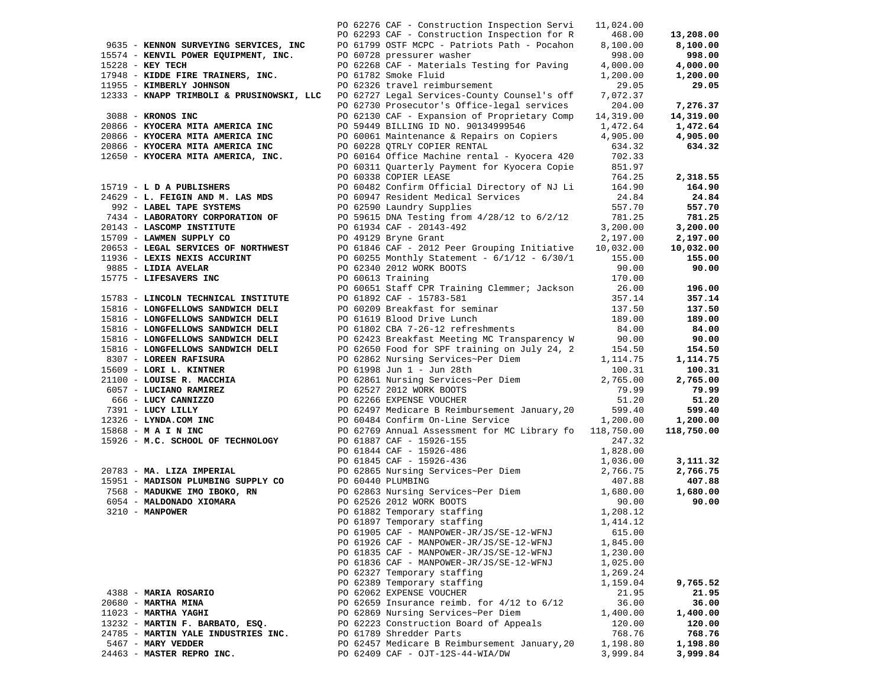| Vendor | Purchase Order / Description | Amount | Total |
|---|---|---|---|
| | PO 62276 CAF - Construction Inspection Servi | 11,024.00 | |
| | PO 62293 CAF - Construction Inspection for R | 468.00 | **13,208.00** |
| 9635 - **KENNON SURVEYING SERVICES, INC** | PO 61799 OSTF MCPC - Patriots Path - Pocahon | 8,100.00 | **8,100.00** |
| 15574 - **KENVIL POWER EQUIPMENT, INC.** | PO 60728 pressurer washer | 998.00 | **998.00** |
| 15228 - **KEY TECH** | PO 62268 CAF - Materials Testing for Paving | 4,000.00 | **4,000.00** |
| 17948 - **KIDDE FIRE TRAINERS, INC.** | PO 61782 Smoke Fluid | 1,200.00 | **1,200.00** |
| 11955 - **KIMBERLY JOHNSON** | PO 62326 travel reimbursement | 29.05 | **29.05** |
| 12333 - **KNAPP TRIMBOLI & PRUSINOWSKI, LLC** | PO 62727 Legal Services-County Counsel's off | 7,072.37 | |
| | PO 62730 Prosecutor's Office-legal services | 204.00 | **7,276.37** |
| 3088 - **KRONOS INC** | PO 62130 CAF - Expansion of Proprietary Comp | 14,319.00 | **14,319.00** |
| 20866 - **KYOCERA MITA AMERICA INC** | PO 59449 BILLING ID NO. 90134999546 | 1,472.64 | **1,472.64** |
| 20866 - **KYOCERA MITA AMERICA INC** | PO 60061 Maintenance & Repairs on Copiers | 4,905.00 | **4,905.00** |
| 20866 - **KYOCERA MITA AMERICA INC** | PO 60228 QTRLY COPIER RENTAL | 634.32 | **634.32** |
| 12650 - **KYOCERA MITA AMERICA, INC.** | PO 60164 Office Machine rental - Kyocera 420 | 702.33 | |
| | PO 60311 Quarterly Payment for Kyocera Copie | 851.97 | |
| | PO 60338 COPIER LEASE | 764.25 | **2,318.55** |
| 15719 - **L D A PUBLISHERS** | PO 60482 Confirm Official Directory of NJ Li | 164.90 | **164.90** |
| 24629 - **L. FEIGIN AND M. LAS MDS** | PO 60947 Resident Medical Services | 24.84 | **24.84** |
| 992 - **LABEL TAPE SYSTEMS** | PO 62590 Laundry Supplies | 557.70 | **557.70** |
| 7434 - **LABORATORY CORPORATION OF** | PO 59615 DNA Testing from 4/28/12 to 6/2/12 | 781.25 | **781.25** |
| 20143 - **LASCOMP INSTITUTE** | PO 61934 CAF - 20143-492 | 3,200.00 | **3,200.00** |
| 15709 - **LAWMEN SUPPLY CO** | PO 49129 Bryne Grant | 2,197.00 | **2,197.00** |
| 20653 - **LEGAL SERVICES OF NORTHWEST** | PO 61846 CAF - 2012 Peer Grouping Initiative | 10,032.00 | **10,032.00** |
| 11936 - **LEXIS NEXIS ACCURINT** | PO 60255 Monthly Statement - 6/1/12 - 6/30/1 | 155.00 | **155.00** |
| 9885 - **LIDIA AVELAR** | PO 62340 2012 WORK BOOTS | 90.00 | **90.00** |
| 15775 - **LIFESAVERS INC** | PO 60613 Training | 170.00 | |
| | PO 60651 Staff CPR Training Clemmer; Jackson | 26.00 | **196.00** |
| 15783 - **LINCOLN TECHNICAL INSTITUTE** | PO 61892 CAF - 15783-581 | 357.14 | **357.14** |
| 15816 - **LONGFELLOWS SANDWICH DELI** | PO 60209 Breakfast for seminar | 137.50 | **137.50** |
| 15816 - **LONGFELLOWS SANDWICH DELI** | PO 61619 Blood Drive Lunch | 189.00 | **189.00** |
| 15816 - **LONGFELLOWS SANDWICH DELI** | PO 61802 CBA 7-26-12 refreshments | 84.00 | **84.00** |
| 15816 - **LONGFELLOWS SANDWICH DELI** | PO 62423 Breakfast Meeting MC Transparency W | 90.00 | **90.00** |
| 15816 - **LONGFELLOWS SANDWICH DELI** | PO 62650 Food for SPF training on July 24, 2 | 154.50 | **154.50** |
| 8307 - **LOREEN RAFISURA** | PO 62862 Nursing Services~Per Diem | 1,114.75 | **1,114.75** |
| 15609 - **LORI L. KINTNER** | PO 61998 Jun 1 - Jun 28th | 100.31 | **100.31** |
| 21100 - **LOUISE R. MACCHIA** | PO 62861 Nursing Services~Per Diem | 2,765.00 | **2,765.00** |
| 6057 - **LUCIANO RAMIREZ** | PO 62527 2012 WORK BOOTS | 79.99 | **79.99** |
| 666 - **LUCY CANNIZZO** | PO 62266 EXPENSE VOUCHER | 51.20 | **51.20** |
| 7391 - **LUCY LILLY** | PO 62497 Medicare B Reimbursement January,20 | 599.40 | **599.40** |
| 12326 - **LYNDA.COM INC** | PO 60484 Confirm On-Line Service | 1,200.00 | **1,200.00** |
| 15868 - **M A I N INC** | PO 62769 Annual Assessment for MC Library fo | 118,750.00 | **118,750.00** |
| 15926 - **M.C. SCHOOL OF TECHNOLOGY** | PO 61887 CAF - 15926-155 | 247.32 | |
| | PO 61844 CAF - 15926-486 | 1,828.00 | |
| | PO 61845 CAF - 15926-436 | 1,036.00 | **3,111.32** |
| 20783 - **MA. LIZA IMPERIAL** | PO 62865 Nursing Services~Per Diem | 2,766.75 | **2,766.75** |
| 15951 - **MADISON PLUMBING SUPPLY CO** | PO 60440 PLUMBING | 407.88 | **407.88** |
| 7568 - **MADUKWE IMO IBOKO, RN** | PO 62863 Nursing Services~Per Diem | 1,680.00 | **1,680.00** |
| 6054 - **MALDONADO XIOMARA** | PO 62526 2012 WORK BOOTS | 90.00 | **90.00** |
| 3210 - **MANPOWER** | PO 61882 Temporary staffing | 1,208.12 | |
| | PO 61897 Temporary staffing | 1,414.12 | |
| | PO 61905 CAF - MANPOWER-JR/JS/SE-12-WFNJ | 615.00 | |
| | PO 61926 CAF - MANPOWER-JR/JS/SE-12-WFNJ | 1,845.00 | |
| | PO 61835 CAF - MANPOWER-JR/JS/SE-12-WFNJ | 1,230.00 | |
| | PO 61836 CAF - MANPOWER-JR/JS/SE-12-WFNJ | 1,025.00 | |
| | PO 62327 Temporary staffing | 1,269.24 | |
| | PO 62389 Temporary staffing | 1,159.04 | **9,765.52** |
| 4388 - **MARIA ROSARIO** | PO 62062 EXPENSE VOUCHER | 21.95 | **21.95** |
| 20680 - **MARTHA MINA** | PO 62659 Insurance reimb. for 4/12 to 6/12 | 36.00 | **36.00** |
| 11023 - **MARTHA YAGHI** | PO 62869 Nursing Services~Per Diem | 1,400.00 | **1,400.00** |
| 13232 - **MARTIN F. BARBATO, ESQ.** | PO 62223 Construction Board of Appeals | 120.00 | **120.00** |
| 24785 - **MARTIN YALE INDUSTRIES INC.** | PO 61789 Shredder Parts | 768.76 | **768.76** |
| 5467 - **MARY VEDDER** | PO 62457 Medicare B Reimbursement January,20 | 1,198.80 | **1,198.80** |
| 24463 - **MASTER REPRO INC.** | PO 62409 CAF - OJT-12S-44-WIA/DW | 3,999.84 | **3,999.84** |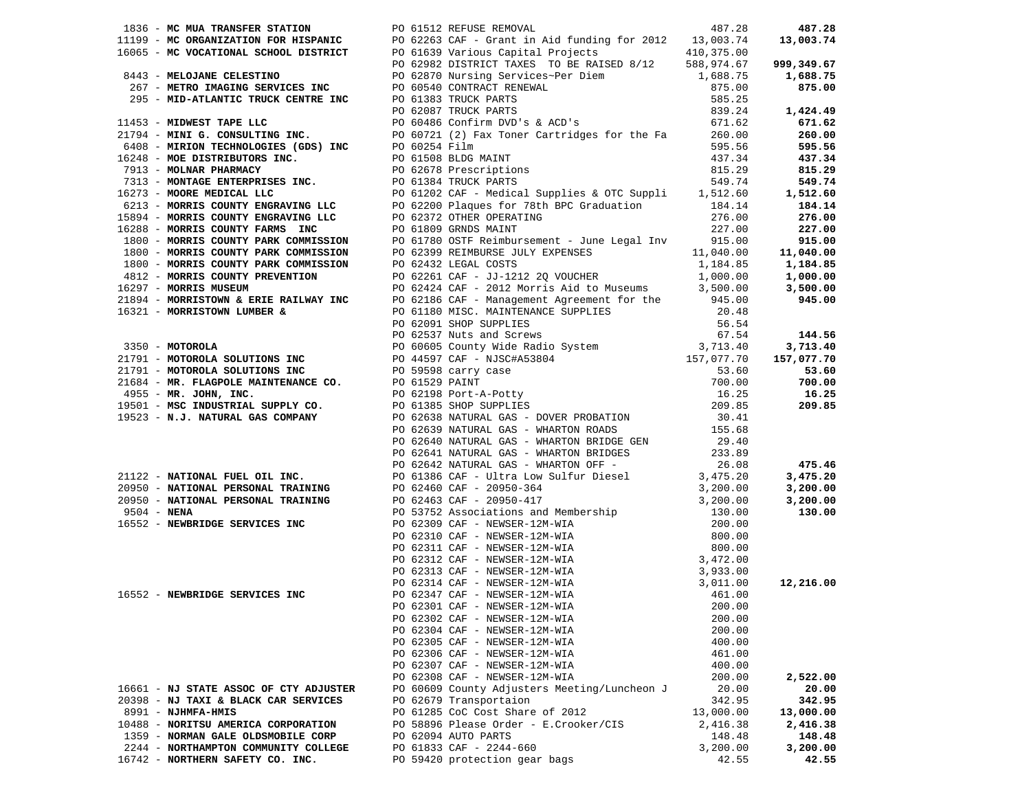| Vendor | PO / Description | Amount | Total |
|---|---|---|---|
| 1836 - **MC MUA TRANSFER STATION** | PO 61512 REFUSE REMOVAL | 487.28 | **487.28** |
| 11199 - **MC ORGANIZATION FOR HISPANIC** | PO 62263 CAF - Grant in Aid funding for 2012 | 13,003.74 | **13,003.74** |
| 16065 - **MC VOCATIONAL SCHOOL DISTRICT** | PO 61639 Various Capital Projects | 410,375.00 | |
| | PO 62982 DISTRICT TAXES TO BE RAISED 8/12 | 588,974.67 | **999,349.67** |
| 8443 - **MELOJANE CELESTINO** | PO 62870 Nursing Services~Per Diem | 1,688.75 | **1,688.75** |
| 267 - **METRO IMAGING SERVICES INC** | PO 60540 CONTRACT RENEWAL | 875.00 | **875.00** |
| 295 - **MID-ATLANTIC TRUCK CENTRE INC** | PO 61383 TRUCK PARTS | 585.25 | |
| | PO 62087 TRUCK PARTS | 839.24 | **1,424.49** |
| 11453 - **MIDWEST TAPE LLC** | PO 60486 Confirm DVD's & ACD's | 671.62 | **671.62** |
| 21794 - **MINI G. CONSULTING INC.** | PO 60721 (2) Fax Toner Cartridges for the Fa | 260.00 | **260.00** |
| 6408 - **MIRION TECHNOLOGIES (GDS) INC** | PO 60254 Film | 595.56 | **595.56** |
| 16248 - **MOE DISTRIBUTORS INC.** | PO 61508 BLDG MAINT | 437.34 | **437.34** |
| 7913 - **MOLNAR PHARMACY** | PO 62678 Prescriptions | 815.29 | **815.29** |
| 7313 - **MONTAGE ENTERPRISES INC.** | PO 61384 TRUCK PARTS | 549.74 | **549.74** |
| 16273 - **MOORE MEDICAL LLC** | PO 61202 CAF - Medical Supplies & OTC Suppli | 1,512.60 | **1,512.60** |
| 6213 - **MORRIS COUNTY ENGRAVING LLC** | PO 62200 Plaques for 78th BPC Graduation | 184.14 | **184.14** |
| 15894 - **MORRIS COUNTY ENGRAVING LLC** | PO 62372 OTHER OPERATING | 276.00 | **276.00** |
| 16288 - **MORRIS COUNTY FARMS INC** | PO 61809 GRNDS MAINT | 227.00 | **227.00** |
| 1800 - **MORRIS COUNTY PARK COMMISSION** | PO 61780 OSTF Reimbursement - June Legal Inv | 915.00 | **915.00** |
| 1800 - **MORRIS COUNTY PARK COMMISSION** | PO 62399 REIMBURSE JULY EXPENSES | 11,040.00 | **11,040.00** |
| 1800 - **MORRIS COUNTY PARK COMMISSION** | PO 62432 LEGAL COSTS | 1,184.85 | **1,184.85** |
| 4812 - **MORRIS COUNTY PREVENTION** | PO 62261 CAF - JJ-1212 2Q VOUCHER | 1,000.00 | **1,000.00** |
| 16297 - **MORRIS MUSEUM** | PO 62424 CAF - 2012 Morris Aid to Museums | 3,500.00 | **3,500.00** |
| 21894 - **MORRISTOWN & ERIE RAILWAY INC** | PO 62186 CAF - Management Agreement for the | 945.00 | **945.00** |
| 16321 - **MORRISTOWN LUMBER &** | PO 61180 MISC. MAINTENANCE SUPPLIES | 20.48 | |
| | PO 62091 SHOP SUPPLIES | 56.54 | |
| | PO 62537 Nuts and Screws | 67.54 | **144.56** |
| 3350 - **MOTOROLA** | PO 60605 County Wide Radio System | 3,713.40 | **3,713.40** |
| 21791 - **MOTOROLA SOLUTIONS INC** | PO 44597 CAF - NJSC#A53804 | 157,077.70 | **157,077.70** |
| 21791 - **MOTOROLA SOLUTIONS INC** | PO 59598 carry case | 53.60 | **53.60** |
| 21684 - **MR. FLAGPOLE MAINTENANCE CO.** | PO 61529 PAINT | 700.00 | **700.00** |
| 4955 - **MR. JOHN, INC.** | PO 62198 Port-A-Potty | 16.25 | **16.25** |
| 19501 - **MSC INDUSTRIAL SUPPLY CO.** | PO 61385 SHOP SUPPLIES | 209.85 | **209.85** |
| 19523 - **N.J. NATURAL GAS COMPANY** | PO 62638 NATURAL GAS - DOVER PROBATION | 30.41 | |
| | PO 62639 NATURAL GAS - WHARTON ROADS | 155.68 | |
| | PO 62640 NATURAL GAS - WHARTON BRIDGE GEN | 29.40 | |
| | PO 62641 NATURAL GAS - WHARTON BRIDGES | 233.89 | |
| | PO 62642 NATURAL GAS - WHARTON OFF - | 26.08 | **475.46** |
| 21122 - **NATIONAL FUEL OIL INC.** | PO 61386 CAF - Ultra Low Sulfur Diesel | 3,475.20 | **3,475.20** |
| 20950 - **NATIONAL PERSONAL TRAINING** | PO 62460 CAF - 20950-364 | 3,200.00 | **3,200.00** |
| 20950 - **NATIONAL PERSONAL TRAINING** | PO 62463 CAF - 20950-417 | 3,200.00 | **3,200.00** |
| 9504 - **NENA** | PO 53752 Associations and Membership | 130.00 | **130.00** |
| 16552 - **NEWBRIDGE SERVICES INC** | PO 62309 CAF - NEWSER-12M-WIA | 200.00 | |
| | PO 62310 CAF - NEWSER-12M-WIA | 800.00 | |
| | PO 62311 CAF - NEWSER-12M-WIA | 800.00 | |
| | PO 62312 CAF - NEWSER-12M-WIA | 3,472.00 | |
| | PO 62313 CAF - NEWSER-12M-WIA | 3,933.00 | |
| | PO 62314 CAF - NEWSER-12M-WIA | 3,011.00 | **12,216.00** |
| 16552 - **NEWBRIDGE SERVICES INC** | PO 62347 CAF - NEWSER-12M-WIA | 461.00 | |
| | PO 62301 CAF - NEWSER-12M-WIA | 200.00 | |
| | PO 62302 CAF - NEWSER-12M-WIA | 200.00 | |
| | PO 62304 CAF - NEWSER-12M-WIA | 200.00 | |
| | PO 62305 CAF - NEWSER-12M-WIA | 400.00 | |
| | PO 62306 CAF - NEWSER-12M-WIA | 461.00 | |
| | PO 62307 CAF - NEWSER-12M-WIA | 400.00 | |
| | PO 62308 CAF - NEWSER-12M-WIA | 200.00 | **2,522.00** |
| 16661 - **NJ STATE ASSOC OF CTY ADJUSTER** | PO 60609 County Adjusters Meeting/Luncheon J | 20.00 | **20.00** |
| 20398 - **NJ TAXI & BLACK CAR SERVICES** | PO 62679 Transportaion | 342.95 | **342.95** |
| 8991 - **NJHMFA-HMIS** | PO 61285 CoC Cost Share of 2012 | 13,000.00 | **13,000.00** |
| 10488 - **NORITSU AMERICA CORPORATION** | PO 58896 Please Order - E.Crooker/CIS | 2,416.38 | **2,416.38** |
| 1359 - **NORMAN GALE OLDSMOBILE CORP** | PO 62094 AUTO PARTS | 148.48 | **148.48** |
| 2244 - **NORTHAMPTON COMMUNITY COLLEGE** | PO 61833 CAF - 2244-660 | 3,200.00 | **3,200.00** |
| 16742 - **NORTHERN SAFETY CO. INC.** | PO 59420 protection gear bags | 42.55 | **42.55** |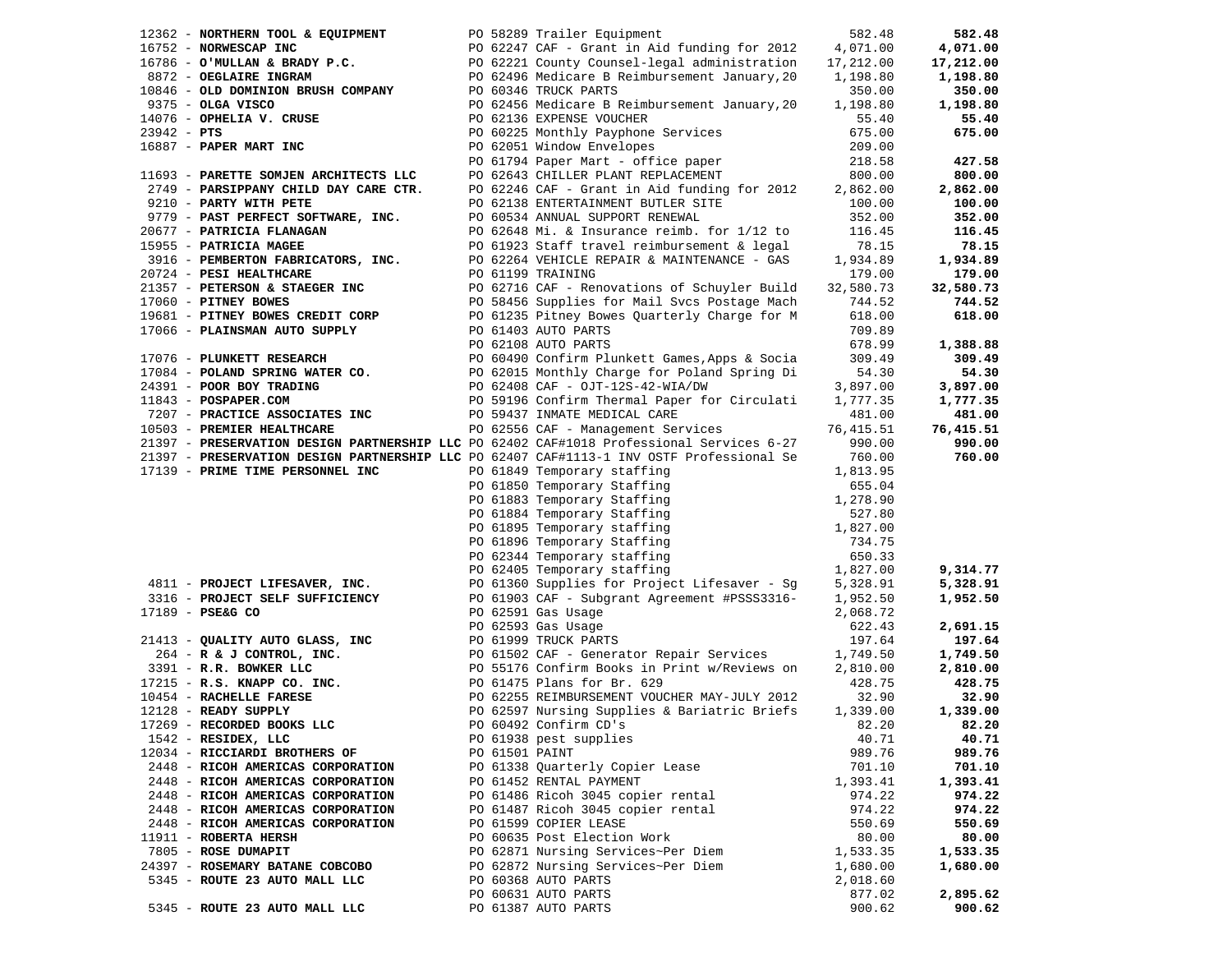| Vendor | PO / Description | Amount | Total |
|---|---|---|---|
| 12362 - **NORTHERN TOOL & EQUIPMENT** | PO 58289 Trailer Equipment | 582.48 | **582.48** |
| 16752 - **NORWESCAP INC** | PO 62247 CAF - Grant in Aid funding for 2012 | 4,071.00 | **4,071.00** |
| 16786 - **O'MULLAN & BRADY P.C.** | PO 62221 County Counsel-legal administration | 17,212.00 | **17,212.00** |
| 8872 - **OEGLAIRE INGRAM** | PO 62496 Medicare B Reimbursement January,20 | 1,198.80 | **1,198.80** |
| 10846 - **OLD DOMINION BRUSH COMPANY** | PO 60346 TRUCK PARTS | 350.00 | **350.00** |
| 9375 - **OLGA VISCO** | PO 62456 Medicare B Reimbursement January,20 | 1,198.80 | **1,198.80** |
| 14076 - **OPHELIA V. CRUSE** | PO 62136 EXPENSE VOUCHER | 55.40 | **55.40** |
| 23942 - **PTS** | PO 60225 Monthly Payphone Services | 675.00 | **675.00** |
| 16887 - **PAPER MART INC** | PO 62051 Window Envelopes | 209.00 | |
| | PO 61794 Paper Mart - office paper | 218.58 | **427.58** |
| 11693 - **PARETTE SOMJEN ARCHITECTS LLC** | PO 62643 CHILLER PLANT REPLACEMENT | 800.00 | **800.00** |
| 2749 - **PARSIPPANY CHILD DAY CARE CTR.** | PO 62246 CAF - Grant in Aid funding for 2012 | 2,862.00 | **2,862.00** |
| 9210 - **PARTY WITH PETE** | PO 62138 ENTERTAINMENT BUTLER SITE | 100.00 | **100.00** |
| 9779 - **PAST PERFECT SOFTWARE, INC.** | PO 60534 ANNUAL SUPPORT RENEWAL | 352.00 | **352.00** |
| 20677 - **PATRICIA FLANAGAN** | PO 62648 Mi. & Insurance reimb. for 1/12 to | 116.45 | **116.45** |
| 15955 - **PATRICIA MAGEE** | PO 61923 Staff travel reimbursement & legal | 78.15 | **78.15** |
| 3916 - **PEMBERTON FABRICATORS, INC.** | PO 62264 VEHICLE REPAIR & MAINTENANCE - GAS | 1,934.89 | **1,934.89** |
| 20724 - **PESI HEALTHCARE** | PO 61199 TRAINING | 179.00 | **179.00** |
| 21357 - **PETERSON & STAEGER INC** | PO 62716 CAF - Renovations of Schuyler Build | 32,580.73 | **32,580.73** |
| 17060 - **PITNEY BOWES** | PO 58456 Supplies for Mail Svcs Postage Mach | 744.52 | **744.52** |
| 19681 - **PITNEY BOWES CREDIT CORP** | PO 61235 Pitney Bowes Quarterly Charge for M | 618.00 | **618.00** |
| 17066 - **PLAINSMAN AUTO SUPPLY** | PO 61403 AUTO PARTS | 709.89 | |
| | PO 62108 AUTO PARTS | 678.99 | **1,388.88** |
| 17076 - **PLUNKETT RESEARCH** | PO 60490 Confirm Plunkett Games,Apps & Socia | 309.49 | **309.49** |
| 17084 - **POLAND SPRING WATER CO.** | PO 62015 Monthly Charge for Poland Spring Di | 54.30 | **54.30** |
| 24391 - **POOR BOY TRADING** | PO 62408 CAF - OJT-12S-42-WIA/DW | 3,897.00 | **3,897.00** |
| 11843 - **POSPAPER.COM** | PO 59196 Confirm Thermal Paper for Circulati | 1,777.35 | **1,777.35** |
| 7207 - **PRACTICE ASSOCIATES INC** | PO 59437 INMATE MEDICAL CARE | 481.00 | **481.00** |
| 10503 - **PREMIER HEALTHCARE** | PO 62556 CAF - Management Services | 76,415.51 | **76,415.51** |
| 21397 - **PRESERVATION DESIGN PARTNERSHIP LLC** | PO 62402 CAF#1018 Professional Services 6-27 | 990.00 | **990.00** |
| 21397 - **PRESERVATION DESIGN PARTNERSHIP LLC** | PO 62407 CAF#1113-1 INV OSTF Professional Se | 760.00 | **760.00** |
| 17139 - **PRIME TIME PERSONNEL INC** | PO 61849 Temporary staffing | 1,813.95 | |
| | PO 61850 Temporary Staffing | 655.04 | |
| | PO 61883 Temporary Staffing | 1,278.90 | |
| | PO 61884 Temporary Staffing | 527.80 | |
| | PO 61895 Temporary staffing | 1,827.00 | |
| | PO 61896 Temporary Staffing | 734.75 | |
| | PO 62344 Temporary staffing | 650.33 | |
| | PO 62405 Temporary staffing | 1,827.00 | **9,314.77** |
| 4811 - **PROJECT LIFESAVER, INC.** | PO 61360 Supplies for Project Lifesaver - Sg | 5,328.91 | **5,328.91** |
| 3316 - **PROJECT SELF SUFFICIENCY** | PO 61903 CAF - Subgrant Agreement #PSSS3316- | 1,952.50 | **1,952.50** |
| 17189 - **PSE&G CO** | PO 62591 Gas Usage | 2,068.72 | |
| | PO 62593 Gas Usage | 622.43 | **2,691.15** |
| 21413 - **QUALITY AUTO GLASS, INC** | PO 61999 TRUCK PARTS | 197.64 | **197.64** |
| 264 - **R & J CONTROL, INC.** | PO 61502 CAF - Generator Repair Services | 1,749.50 | **1,749.50** |
| 3391 - **R.R. BOWKER LLC** | PO 55176 Confirm Books in Print w/Reviews on | 2,810.00 | **2,810.00** |
| 17215 - **R.S. KNAPP CO. INC.** | PO 61475 Plans for Br. 629 | 428.75 | **428.75** |
| 10454 - **RACHELLE FARESE** | PO 62255 REIMBURSEMENT VOUCHER MAY-JULY 2012 | 32.90 | **32.90** |
| 12128 - **READY SUPPLY** | PO 62597 Nursing Supplies & Bariatric Briefs | 1,339.00 | **1,339.00** |
| 17269 - **RECORDED BOOKS LLC** | PO 60492 Confirm CD's | 82.20 | **82.20** |
| 1542 - **RESIDEX, LLC** | PO 61938 pest supplies | 40.71 | **40.71** |
| 12034 - **RICCIARDI BROTHERS OF** | PO 61501 PAINT | 989.76 | **989.76** |
| 2448 - **RICOH AMERICAS CORPORATION** | PO 61338 Quarterly Copier Lease | 701.10 | **701.10** |
| 2448 - **RICOH AMERICAS CORPORATION** | PO 61452 RENTAL PAYMENT | 1,393.41 | **1,393.41** |
| 2448 - **RICOH AMERICAS CORPORATION** | PO 61486 Ricoh 3045 copier rental | 974.22 | **974.22** |
| 2448 - **RICOH AMERICAS CORPORATION** | PO 61487 Ricoh 3045 copier rental | 974.22 | **974.22** |
| 2448 - **RICOH AMERICAS CORPORATION** | PO 61599 COPIER LEASE | 550.69 | **550.69** |
| 11911 - **ROBERTA HERSH** | PO 60635 Post Election Work | 80.00 | **80.00** |
| 7805 - **ROSE DUMAPIT** | PO 62871 Nursing Services~Per Diem | 1,533.35 | **1,533.35** |
| 24397 - **ROSEMARY BATANE COBCOBO** | PO 62872 Nursing Services~Per Diem | 1,680.00 | **1,680.00** |
| 5345 - **ROUTE 23 AUTO MALL LLC** | PO 60368 AUTO PARTS | 2,018.60 | |
| | PO 60631 AUTO PARTS | 877.02 | **2,895.62** |
| 5345 - **ROUTE 23 AUTO MALL LLC** | PO 61387 AUTO PARTS | 900.62 | **900.62** |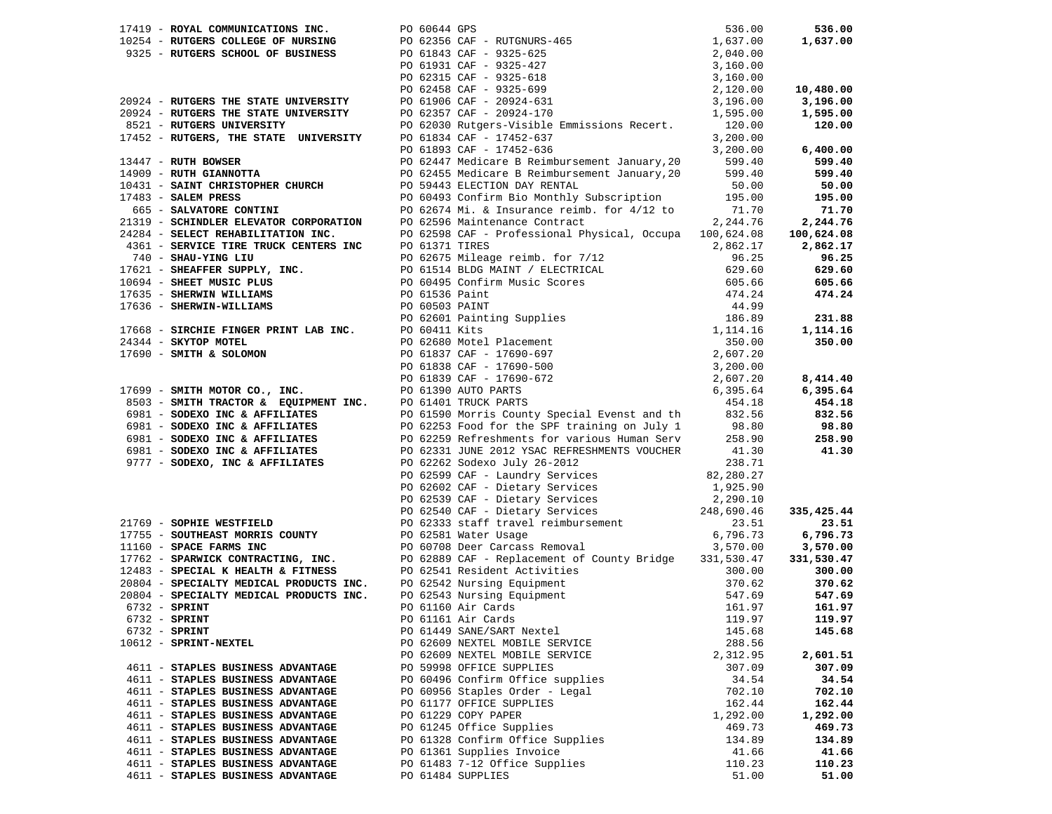| Vendor | PO / Description | Amount | Total |
|---|---|---|---|
| 17419 - **ROYAL COMMUNICATIONS INC.** | PO 60644 GPS | 536.00 | **536.00** |
| 10254 - **RUTGERS COLLEGE OF NURSING** | PO 62356 CAF - RUTGNURS-465 | 1,637.00 | **1,637.00** |
| 9325 - **RUTGERS SCHOOL OF BUSINESS** | PO 61843 CAF - 9325-625 | 2,040.00 | |
| | PO 61931 CAF - 9325-427 | 3,160.00 | |
| | PO 62315 CAF - 9325-618 | 3,160.00 | |
| | PO 62458 CAF - 9325-699 | 2,120.00 | **10,480.00** |
| 20924 - **RUTGERS THE STATE UNIVERSITY** | PO 61906 CAF - 20924-631 | 3,196.00 | **3,196.00** |
| 20924 - **RUTGERS THE STATE UNIVERSITY** | PO 62357 CAF - 20924-170 | 1,595.00 | **1,595.00** |
| 8521 - **RUTGERS UNIVERSITY** | PO 62030 Rutgers-Visible Emmissions Recert. | 120.00 | **120.00** |
| 17452 - **RUTGERS, THE STATE UNIVERSITY** | PO 61834 CAF - 17452-637 | 3,200.00 | |
| | PO 61893 CAF - 17452-636 | 3,200.00 | **6,400.00** |
| 13447 - **RUTH BOWSER** | PO 62447 Medicare B Reimbursement January,20 | 599.40 | **599.40** |
| 14909 - **RUTH GIANNOTTA** | PO 62455 Medicare B Reimbursement January,20 | 599.40 | **599.40** |
| 10431 - **SAINT CHRISTOPHER CHURCH** | PO 59443 ELECTION DAY RENTAL | 50.00 | **50.00** |
| 17483 - **SALEM PRESS** | PO 60493 Confirm Bio Monthly Subscription | 195.00 | **195.00** |
| 665 - **SALVATORE CONTINI** | PO 62674 Mi. & Insurance reimb. for 4/12 to | 71.70 | **71.70** |
| 21319 - **SCHINDLER ELEVATOR CORPORATION** | PO 62596 Maintenance Contract | 2,244.76 | **2,244.76** |
| 24284 - **SELECT REHABILITATION INC.** | PO 62598 CAF - Professional Physical, Occupa | 100,624.08 | **100,624.08** |
| 4361 - **SERVICE TIRE TRUCK CENTERS INC** | PO 61371 TIRES | 2,862.17 | **2,862.17** |
| 740 - **SHAU-YING LIU** | PO 62675 Mileage reimb. for 7/12 | 96.25 | **96.25** |
| 17621 - **SHEAFFER SUPPLY, INC.** | PO 61514 BLDG MAINT / ELECTRICAL | 629.60 | **629.60** |
| 10694 - **SHEET MUSIC PLUS** | PO 60495 Confirm Music Scores | 605.66 | **605.66** |
| 17635 - **SHERWIN WILLIAMS** | PO 61536 Paint | 474.24 | **474.24** |
| 17636 - **SHERWIN-WILLIAMS** | PO 60503 PAINT | 44.99 | |
| | PO 62601 Painting Supplies | 186.89 | **231.88** |
| 17668 - **SIRCHIE FINGER PRINT LAB INC.** | PO 60411 Kits | 1,114.16 | **1,114.16** |
| 24344 - **SKYTOP MOTEL** | PO 62680 Motel Placement | 350.00 | **350.00** |
| 17690 - **SMITH & SOLOMON** | PO 61837 CAF - 17690-697 | 2,607.20 | |
| | PO 61838 CAF - 17690-500 | 3,200.00 | |
| | PO 61839 CAF - 17690-672 | 2,607.20 | **8,414.40** |
| 17699 - **SMITH MOTOR CO., INC.** | PO 61390 AUTO PARTS | 6,395.64 | **6,395.64** |
| 8503 - **SMITH TRACTOR & EQUIPMENT INC.** | PO 61401 TRUCK PARTS | 454.18 | **454.18** |
| 6981 - **SODEXO INC & AFFILIATES** | PO 61590 Morris County Special Evenst and th | 832.56 | **832.56** |
| 6981 - **SODEXO INC & AFFILIATES** | PO 62253 Food for the SPF training on July 1 | 98.80 | **98.80** |
| 6981 - **SODEXO INC & AFFILIATES** | PO 62259 Refreshments for various Human Serv | 258.90 | **258.90** |
| 6981 - **SODEXO INC & AFFILIATES** | PO 62331 JUNE 2012 YSAC REFRESHMENTS VOUCHER | 41.30 | **41.30** |
| 9777 - **SODEXO, INC & AFFILIATES** | PO 62262 Sodexo July 26-2012 | 238.71 | |
| | PO 62599 CAF - Laundry Services | 82,280.27 | |
| | PO 62602 CAF - Dietary Services | 1,925.90 | |
| | PO 62539 CAF - Dietary Services | 2,290.10 | |
| | PO 62540 CAF - Dietary Services | 248,690.46 | **335,425.44** |
| 21769 - **SOPHIE WESTFIELD** | PO 62333 staff travel reimbursement | 23.51 | **23.51** |
| 17755 - **SOUTHEAST MORRIS COUNTY** | PO 62581 Water Usage | 6,796.73 | **6,796.73** |
| 11160 - **SPACE FARMS INC** | PO 60708 Deer Carcass Removal | 3,570.00 | **3,570.00** |
| 17762 - **SPARWICK CONTRACTING, INC.** | PO 62889 CAF - Replacement of County Bridge | 331,530.47 | **331,530.47** |
| 12483 - **SPECIAL K HEALTH & FITNESS** | PO 62541 Resident Activities | 300.00 | **300.00** |
| 20804 - **SPECIALTY MEDICAL PRODUCTS INC.** | PO 62542 Nursing Equipment | 370.62 | **370.62** |
| 20804 - **SPECIALTY MEDICAL PRODUCTS INC.** | PO 62543 Nursing Equipment | 547.69 | **547.69** |
| 6732 - **SPRINT** | PO 61160 Air Cards | 161.97 | **161.97** |
| 6732 - **SPRINT** | PO 61161 Air Cards | 119.97 | **119.97** |
| 6732 - **SPRINT** | PO 61449 SANE/SART Nextel | 145.68 | **145.68** |
| 10612 - **SPRINT-NEXTEL** | PO 62609 NEXTEL MOBILE SERVICE | 288.56 | |
| | PO 62609 NEXTEL MOBILE SERVICE | 2,312.95 | **2,601.51** |
| 4611 - **STAPLES BUSINESS ADVANTAGE** | PO 59998 OFFICE SUPPLIES | 307.09 | **307.09** |
| 4611 - **STAPLES BUSINESS ADVANTAGE** | PO 60496 Confirm Office supplies | 34.54 | **34.54** |
| 4611 - **STAPLES BUSINESS ADVANTAGE** | PO 60956 Staples Order - Legal | 702.10 | **702.10** |
| 4611 - **STAPLES BUSINESS ADVANTAGE** | PO 61177 OFFICE SUPPLIES | 162.44 | **162.44** |
| 4611 - **STAPLES BUSINESS ADVANTAGE** | PO 61229 COPY PAPER | 1,292.00 | **1,292.00** |
| 4611 - **STAPLES BUSINESS ADVANTAGE** | PO 61245 Office Supplies | 469.73 | **469.73** |
| 4611 - **STAPLES BUSINESS ADVANTAGE** | PO 61328 Confirm Office Supplies | 134.89 | **134.89** |
| 4611 - **STAPLES BUSINESS ADVANTAGE** | PO 61361 Supplies Invoice | 41.66 | **41.66** |
| 4611 - **STAPLES BUSINESS ADVANTAGE** | PO 61483 7-12 Office Supplies | 110.23 | **110.23** |
| 4611 - **STAPLES BUSINESS ADVANTAGE** | PO 61484 SUPPLIES | 51.00 | **51.00** |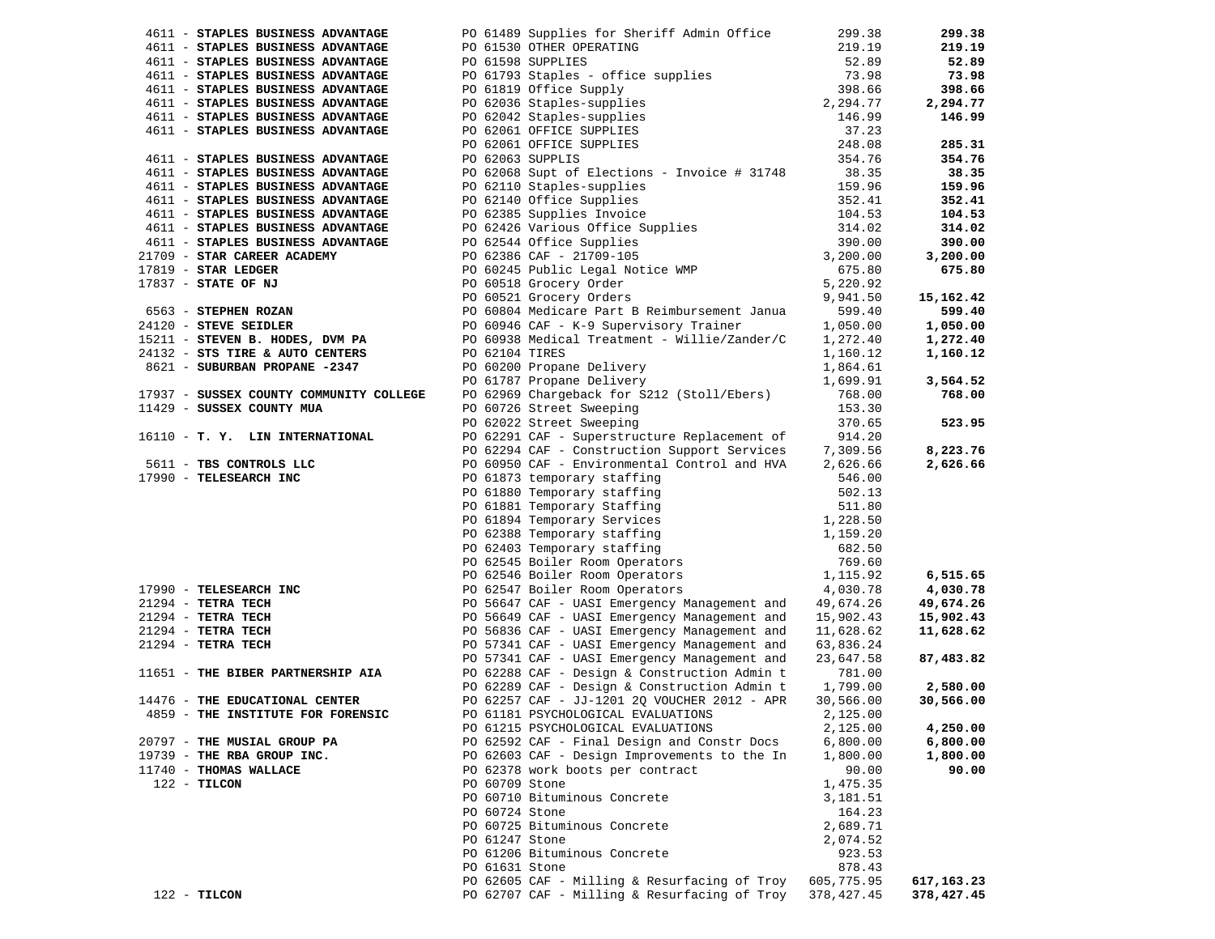| Vendor | PO / Description | Amount | Total |
|---|---|---|---|
| 4611 - **STAPLES BUSINESS ADVANTAGE** | PO 61489 Supplies for Sheriff Admin Office | 299.38 | **299.38** |
| 4611 - **STAPLES BUSINESS ADVANTAGE** | PO 61530 OTHER OPERATING | 219.19 | **219.19** |
| 4611 - **STAPLES BUSINESS ADVANTAGE** | PO 61598 SUPPLIES | 52.89 | **52.89** |
| 4611 - **STAPLES BUSINESS ADVANTAGE** | PO 61793 Staples - office supplies | 73.98 | **73.98** |
| 4611 - **STAPLES BUSINESS ADVANTAGE** | PO 61819 Office Supply | 398.66 | **398.66** |
| 4611 - **STAPLES BUSINESS ADVANTAGE** | PO 62036 Staples-supplies | 2,294.77 | **2,294.77** |
| 4611 - **STAPLES BUSINESS ADVANTAGE** | PO 62042 Staples-supplies | 146.99 | **146.99** |
| 4611 - **STAPLES BUSINESS ADVANTAGE** | PO 62061 OFFICE SUPPLIES | 37.23 | |
| | PO 62061 OFFICE SUPPLIES | 248.08 | **285.31** |
| 4611 - **STAPLES BUSINESS ADVANTAGE** | PO 62063 SUPPLIS | 354.76 | **354.76** |
| 4611 - **STAPLES BUSINESS ADVANTAGE** | PO 62068 Supt of Elections - Invoice # 31748 | 38.35 | **38.35** |
| 4611 - **STAPLES BUSINESS ADVANTAGE** | PO 62110 Staples-supplies | 159.96 | **159.96** |
| 4611 - **STAPLES BUSINESS ADVANTAGE** | PO 62140 Office Supplies | 352.41 | **352.41** |
| 4611 - **STAPLES BUSINESS ADVANTAGE** | PO 62385 Supplies Invoice | 104.53 | **104.53** |
| 4611 - **STAPLES BUSINESS ADVANTAGE** | PO 62426 Various Office Supplies | 314.02 | **314.02** |
| 4611 - **STAPLES BUSINESS ADVANTAGE** | PO 62544 Office Supplies | 390.00 | **390.00** |
| 21709 - **STAR CAREER ACADEMY** | PO 62386 CAF - 21709-105 | 3,200.00 | **3,200.00** |
| 17819 - **STAR LEDGER** | PO 60245 Public Legal Notice WMP | 675.80 | **675.80** |
| 17837 - **STATE OF NJ** | PO 60518 Grocery Order | 5,220.92 | |
| | PO 60521 Grocery Orders | 9,941.50 | **15,162.42** |
| 6563 - **STEPHEN ROZAN** | PO 60804 Medicare Part B Reimbursement Janua | 599.40 | **599.40** |
| 24120 - **STEVE SEIDLER** | PO 60946 CAF - K-9 Supervisory Trainer | 1,050.00 | **1,050.00** |
| 15211 - **STEVEN B. HODES, DVM PA** | PO 60938 Medical Treatment - Willie/Zander/C | 1,272.40 | **1,272.40** |
| 24132 - **STS TIRE & AUTO CENTERS** | PO 62104 TIRES | 1,160.12 | **1,160.12** |
| 8621 - **SUBURBAN PROPANE -2347** | PO 60200 Propane Delivery | 1,864.61 | |
| | PO 61787 Propane Delivery | 1,699.91 | **3,564.52** |
| 17937 - **SUSSEX COUNTY COMMUNITY COLLEGE** | PO 62969 Chargeback for S212 (Stoll/Ebers) | 768.00 | **768.00** |
| 11429 - **SUSSEX COUNTY MUA** | PO 60726 Street Sweeping | 153.30 | |
| | PO 62022 Street Sweeping | 370.65 | **523.95** |
| 16110 - **T. Y. LIN INTERNATIONAL** | PO 62291 CAF - Superstructure Replacement of | 914.20 | |
| | PO 62294 CAF - Construction Support Services | 7,309.56 | **8,223.76** |
| 5611 - **TBS CONTROLS LLC** | PO 60950 CAF - Environmental Control and HVA | 2,626.66 | **2,626.66** |
| 17990 - **TELESEARCH INC** | PO 61873 temporary staffing | 546.00 | |
| | PO 61880 Temporary staffing | 502.13 | |
| | PO 61881 Temporary Staffing | 511.80 | |
| | PO 61894 Temporary Services | 1,228.50 | |
| | PO 62388 Temporary staffing | 1,159.20 | |
| | PO 62403 Temporary staffing | 682.50 | |
| | PO 62545 Boiler Room Operators | 769.60 | |
| | PO 62546 Boiler Room Operators | 1,115.92 | **6,515.65** |
| 17990 - **TELESEARCH INC** | PO 62547 Boiler Room Operators | 4,030.78 | **4,030.78** |
| 21294 - **TETRA TECH** | PO 56647 CAF - UASI Emergency Management and | 49,674.26 | **49,674.26** |
| 21294 - **TETRA TECH** | PO 56649 CAF - UASI Emergency Management and | 15,902.43 | **15,902.43** |
| 21294 - **TETRA TECH** | PO 56836 CAF - UASI Emergency Management and | 11,628.62 | **11,628.62** |
| 21294 - **TETRA TECH** | PO 57341 CAF - UASI Emergency Management and | 63,836.24 | |
| | PO 57341 CAF - UASI Emergency Management and | 23,647.58 | **87,483.82** |
| 11651 - **THE BIBER PARTNERSHIP AIA** | PO 62288 CAF - Design & Construction Admin t | 781.00 | |
| | PO 62289 CAF - Design & Construction Admin t | 1,799.00 | **2,580.00** |
| 14476 - **THE EDUCATIONAL CENTER** | PO 62257 CAF - JJ-1201 2Q VOUCHER 2012 - APR | 30,566.00 | **30,566.00** |
| 4859 - **THE INSTITUTE FOR FORENSIC** | PO 61181 PSYCHOLOGICAL EVALUATIONS | 2,125.00 | |
| | PO 61215 PSYCHOLOGICAL EVALUATIONS | 2,125.00 | **4,250.00** |
| 20797 - **THE MUSIAL GROUP PA** | PO 62592 CAF - Final Design and Constr Docs | 6,800.00 | **6,800.00** |
| 19739 - **THE RBA GROUP INC.** | PO 62603 CAF - Design Improvements to the In | 1,800.00 | **1,800.00** |
| 11740 - **THOMAS WALLACE** | PO 62378 work boots per contract | 90.00 | **90.00** |
| 122 - **TILCON** | PO 60709 Stone | 1,475.35 | |
| | PO 60710 Bituminous Concrete | 3,181.51 | |
| | PO 60724 Stone | 164.23 | |
| | PO 60725 Bituminous Concrete | 2,689.71 | |
| | PO 61247 Stone | 2,074.52 | |
| | PO 61206 Bituminous Concrete | 923.53 | |
| | PO 61631 Stone | 878.43 | |
| | PO 62605 CAF - Milling & Resurfacing of Troy | 605,775.95 | **617,163.23** |
| 122 - **TILCON** | PO 62707 CAF - Milling & Resurfacing of Troy | 378,427.45 | **378,427.45** |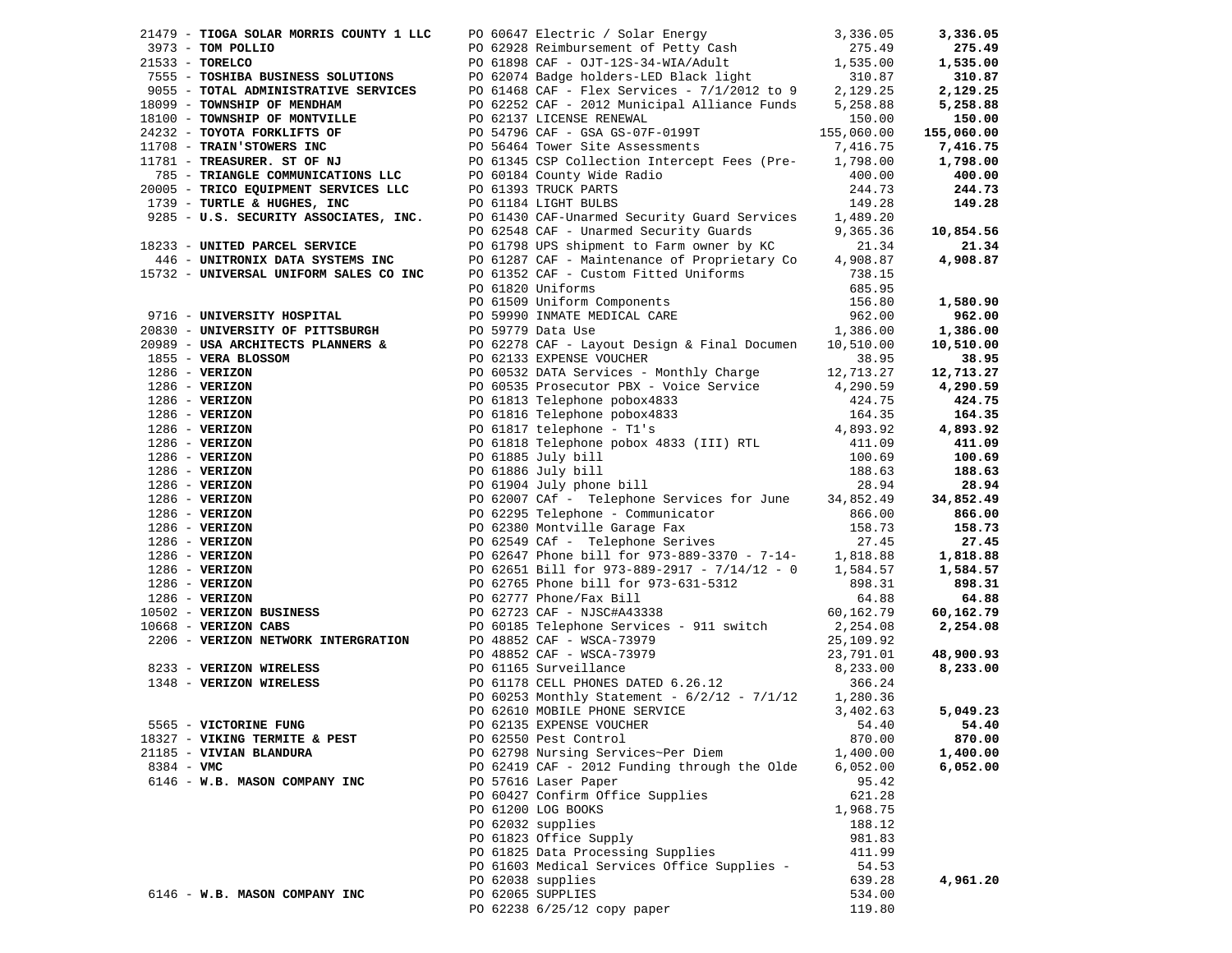| Vendor | PO / Description | Amount | Total |
|---|---|---|---|
| 21479 - **TIOGA SOLAR MORRIS COUNTY 1 LLC** | PO 60647 Electric / Solar Energy | 3,336.05 | **3,336.05** |
| 3973 - **TOM POLLIO** | PO 62928 Reimbursement of Petty Cash | 275.49 | **275.49** |
| 21533 - **TORELCO** | PO 61898 CAF - OJT-12S-34-WIA/Adult | 1,535.00 | **1,535.00** |
| 7555 - **TOSHIBA BUSINESS SOLUTIONS** | PO 62074 Badge holders-LED Black light | 310.87 | **310.87** |
| 9055 - **TOTAL ADMINISTRATIVE SERVICES** | PO 61468 CAF - Flex Services - 7/1/2012 to 9 | 2,129.25 | **2,129.25** |
| 18099 - **TOWNSHIP OF MENDHAM** | PO 62252 CAF - 2012 Municipal Alliance Funds | 5,258.88 | **5,258.88** |
| 18100 - **TOWNSHIP OF MONTVILLE** | PO 62137 LICENSE RENEWAL | 150.00 | **150.00** |
| 24232 - **TOYOTA FORKLIFTS OF** | PO 54796 CAF - GSA GS-07F-0199T | 155,060.00 | **155,060.00** |
| 11708 - **TRAIN'STOWERS INC** | PO 56464 Tower Site Assessments | 7,416.75 | **7,416.75** |
| 11781 - **TREASURER. ST OF NJ** | PO 61345 CSP Collection Intercept Fees (Pre- | 1,798.00 | **1,798.00** |
| 785 - **TRIANGLE COMMUNICATIONS LLC** | PO 60184 County Wide Radio | 400.00 | **400.00** |
| 20005 - **TRICO EQUIPMENT SERVICES LLC** | PO 61393 TRUCK PARTS | 244.73 | **244.73** |
| 1739 - **TURTLE & HUGHES, INC** | PO 61184 LIGHT BULBS | 149.28 | **149.28** |
| 9285 - **U.S. SECURITY ASSOCIATES, INC.** | PO 61430 CAF-Unarmed Security Guard Services | 1,489.20 | |
| | PO 62548 CAF - Unarmed Security Guards | 9,365.36 | **10,854.56** |
| 18233 - **UNITED PARCEL SERVICE** | PO 61798 UPS shipment to Farm owner by KC | 21.34 | **21.34** |
| 446 - **UNITRONIX DATA SYSTEMS INC** | PO 61287 CAF - Maintenance of Proprietary Co | 4,908.87 | **4,908.87** |
| 15732 - **UNIVERSAL UNIFORM SALES CO INC** | PO 61352 CAF - Custom Fitted Uniforms | 738.15 | |
| | PO 61820 Uniforms | 685.95 | |
| | PO 61509 Uniform Components | 156.80 | **1,580.90** |
| 9716 - **UNIVERSITY HOSPITAL** | PO 59990 INMATE MEDICAL CARE | 962.00 | **962.00** |
| 20830 - **UNIVERSITY OF PITTSBURGH** | PO 59779 Data Use | 1,386.00 | **1,386.00** |
| 20989 - **USA ARCHITECTS PLANNERS &** | PO 62278 CAF - Layout Design & Final Documen | 10,510.00 | **10,510.00** |
| 1855 - **VERA BLOSSOM** | PO 62133 EXPENSE VOUCHER | 38.95 | **38.95** |
| 1286 - **VERIZON** | PO 60532 DATA Services - Monthly Charge | 12,713.27 | **12,713.27** |
| 1286 - **VERIZON** | PO 60535 Prosecutor PBX - Voice Service | 4,290.59 | **4,290.59** |
| 1286 - **VERIZON** | PO 61813 Telephone pobox4833 | 424.75 | **424.75** |
| 1286 - **VERIZON** | PO 61816 Telephone pobox4833 | 164.35 | **164.35** |
| 1286 - **VERIZON** | PO 61817 telephone - T1's | 4,893.92 | **4,893.92** |
| 1286 - **VERIZON** | PO 61818 Telephone pobox 4833 (III) RTL | 411.09 | **411.09** |
| 1286 - **VERIZON** | PO 61885 July bill | 100.69 | **100.69** |
| 1286 - **VERIZON** | PO 61886 July bill | 188.63 | **188.63** |
| 1286 - **VERIZON** | PO 61904 July phone bill | 28.94 | **28.94** |
| 1286 - **VERIZON** | PO 62007 CAf - Telephone Services for June | 34,852.49 | **34,852.49** |
| 1286 - **VERIZON** | PO 62295 Telephone - Communicator | 866.00 | **866.00** |
| 1286 - **VERIZON** | PO 62380 Montville Garage Fax | 158.73 | **158.73** |
| 1286 - **VERIZON** | PO 62549 CAf - Telephone Serives | 27.45 | **27.45** |
| 1286 - **VERIZON** | PO 62647 Phone bill for 973-889-3370 - 7-14- | 1,818.88 | **1,818.88** |
| 1286 - **VERIZON** | PO 62651 Bill for 973-889-2917 - 7/14/12 - 0 | 1,584.57 | **1,584.57** |
| 1286 - **VERIZON** | PO 62765 Phone bill for 973-631-5312 | 898.31 | **898.31** |
| 1286 - **VERIZON** | PO 62777 Phone/Fax Bill | 64.88 | **64.88** |
| 10502 - **VERIZON BUSINESS** | PO 62723 CAF - NJSC#A43338 | 60,162.79 | **60,162.79** |
| 10668 - **VERIZON CABS** | PO 60185 Telephone Services - 911 switch | 2,254.08 | **2,254.08** |
| 2206 - **VERIZON NETWORK INTERGRATION** | PO 48852 CAF - WSCA-73979 | 25,109.92 | |
| | PO 48852 CAF - WSCA-73979 | 23,791.01 | **48,900.93** |
| 8233 - **VERIZON WIRELESS** | PO 61165 Surveillance | 8,233.00 | **8,233.00** |
| 1348 - **VERIZON WIRELESS** | PO 61178 CELL PHONES DATED 6.26.12 | 366.24 | |
| | PO 60253 Monthly Statement - 6/2/12 - 7/1/12 | 1,280.36 | |
| | PO 62610 MOBILE PHONE SERVICE | 3,402.63 | **5,049.23** |
| 5565 - **VICTORINE FUNG** | PO 62135 EXPENSE VOUCHER | 54.40 | **54.40** |
| 18327 - **VIKING TERMITE & PEST** | PO 62550 Pest Control | 870.00 | **870.00** |
| 21185 - **VIVIAN BLANDURA** | PO 62798 Nursing Services~Per Diem | 1,400.00 | **1,400.00** |
| 8384 - **VMC** | PO 62419 CAF - 2012 Funding through the Olde | 6,052.00 | **6,052.00** |
| 6146 - **W.B. MASON COMPANY INC** | PO 57616 Laser Paper | 95.42 | |
| | PO 60427 Confirm Office Supplies | 621.28 | |
| | PO 61200 LOG BOOKS | 1,968.75 | |
| | PO 62032 supplies | 188.12 | |
| | PO 61823 Office Supply | 981.83 | |
| | PO 61825 Data Processing Supplies | 411.99 | |
| | PO 61603 Medical Services Office Supplies - | 54.53 | |
| | PO 62038 supplies | 639.28 | **4,961.20** |
| 6146 - **W.B. MASON COMPANY INC** | PO 62065 SUPPLIES | 534.00 | |
| | PO 62238 6/25/12 copy paper | 119.80 | |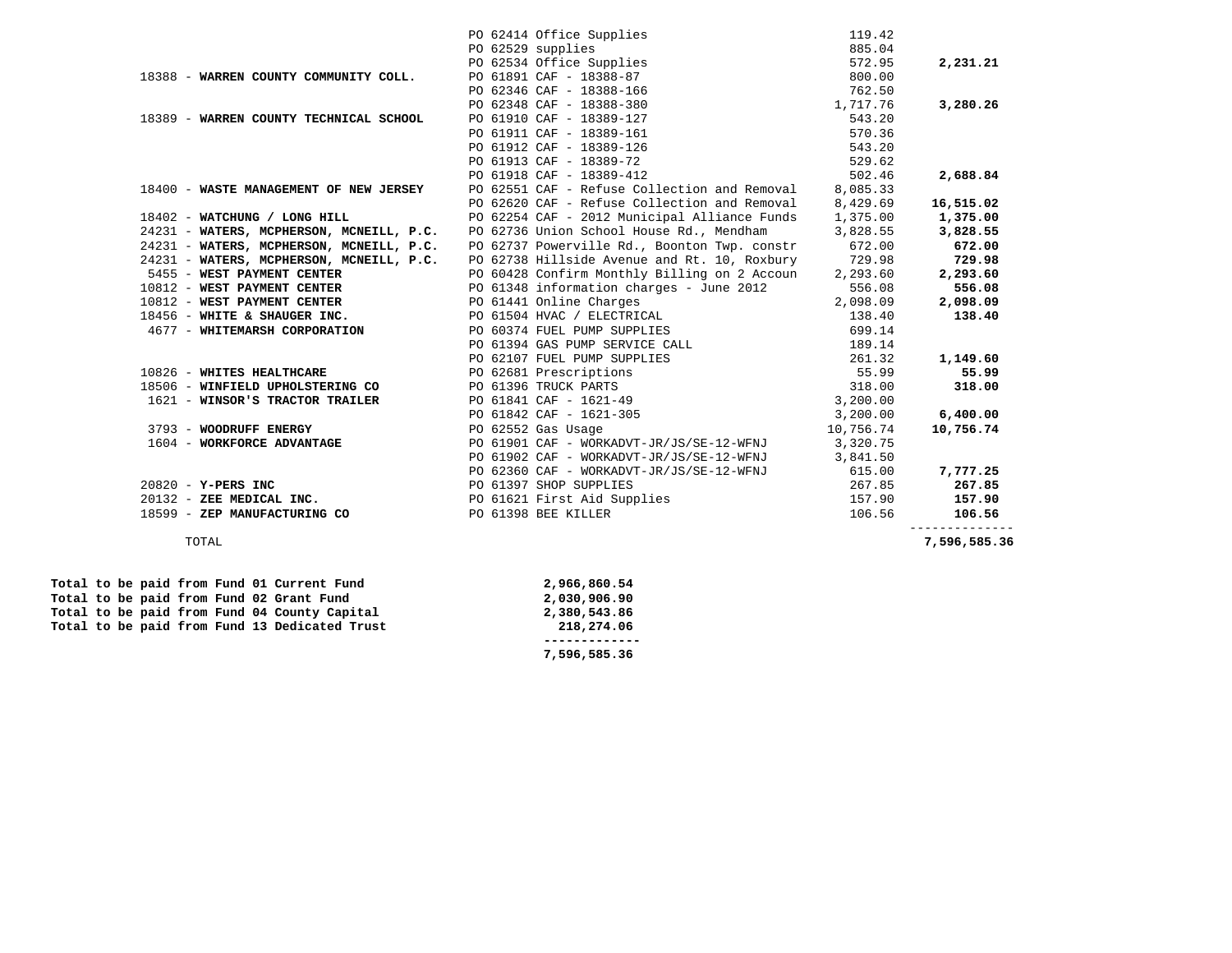| Vendor | PO / Description | Amount | Total |
|---|---|---|---|
| | PO 62414 Office Supplies | 119.42 | |
| | PO 62529 supplies | 885.04 | |
| | PO 62534 Office Supplies | 572.95 | **2,231.21** |
| 18388 - **WARREN COUNTY COMMUNITY COLL.** | PO 61891 CAF - 18388-87 | 800.00 | |
| | PO 62346 CAF - 18388-166 | 762.50 | |
| | PO 62348 CAF - 18388-380 | 1,717.76 | **3,280.26** |
| 18389 - **WARREN COUNTY TECHNICAL SCHOOL** | PO 61910 CAF - 18389-127 | 543.20 | |
| | PO 61911 CAF - 18389-161 | 570.36 | |
| | PO 61912 CAF - 18389-126 | 543.20 | |
| | PO 61913 CAF - 18389-72 | 529.62 | |
| | PO 61918 CAF - 18389-412 | 502.46 | **2,688.84** |
| 18400 - **WASTE MANAGEMENT OF NEW JERSEY** | PO 62551 CAF - Refuse Collection and Removal | 8,085.33 | |
| | PO 62620 CAF - Refuse Collection and Removal | 8,429.69 | **16,515.02** |
| 18402 - **WATCHUNG / LONG HILL** | PO 62254 CAF - 2012 Municipal Alliance Funds | 1,375.00 | **1,375.00** |
| 24231 - **WATERS, MCPHERSON, MCNEILL, P.C.** | PO 62736 Union School House Rd., Mendham | 3,828.55 | **3,828.55** |
| 24231 - **WATERS, MCPHERSON, MCNEILL, P.C.** | PO 62737 Powerville Rd., Boonton Twp. constr | 672.00 | **672.00** |
| 24231 - **WATERS, MCPHERSON, MCNEILL, P.C.** | PO 62738 Hillside Avenue and Rt. 10, Roxbury | 729.98 | **729.98** |
| 5455 - **WEST PAYMENT CENTER** | PO 60428 Confirm Monthly Billing on 2 Accoun | 2,293.60 | **2,293.60** |
| 10812 - **WEST PAYMENT CENTER** | PO 61348 information charges - June 2012 | 556.08 | **556.08** |
| 10812 - **WEST PAYMENT CENTER** | PO 61441 Online Charges | 2,098.09 | **2,098.09** |
| 18456 - **WHITE & SHAUGER INC.** | PO 61504 HVAC / ELECTRICAL | 138.40 | **138.40** |
| 4677 - **WHITEMARSH CORPORATION** | PO 60374 FUEL PUMP SUPPLIES | 699.14 | |
| | PO 61394 GAS PUMP SERVICE CALL | 189.14 | |
| | PO 62107 FUEL PUMP SUPPLIES | 261.32 | **1,149.60** |
| 10826 - **WHITES HEALTHCARE** | PO 62681 Prescriptions | 55.99 | **55.99** |
| 18506 - **WINFIELD UPHOLSTERING CO** | PO 61396 TRUCK PARTS | 318.00 | **318.00** |
| 1621 - **WINSOR'S TRACTOR TRAILER** | PO 61841 CAF - 1621-49 | 3,200.00 | |
| | PO 61842 CAF - 1621-305 | 3,200.00 | **6,400.00** |
| 3793 - **WOODRUFF ENERGY** | PO 62552 Gas Usage | 10,756.74 | **10,756.74** |
| 1604 - **WORKFORCE ADVANTAGE** | PO 61901 CAF - WORKADVT-JR/JS/SE-12-WFNJ | 3,320.75 | |
| | PO 61902 CAF - WORKADVT-JR/JS/SE-12-WFNJ | 3,841.50 | |
| | PO 62360 CAF - WORKADVT-JR/JS/SE-12-WFNJ | 615.00 | **7,777.25** |
| 20820 - **Y-PERS INC** | PO 61397 SHOP SUPPLIES | 267.85 | **267.85** |
| 20132 - **ZEE MEDICAL INC.** | PO 61621 First Aid Supplies | 157.90 | **157.90** |
| 18599 - **ZEP MANUFACTURING CO** | PO 61398 BEE KILLER | 106.56 | **106.56** |
| TOTAL | | | **7,596,585.36** |

| Fund | Amount |
|---|---|
| **Total to be paid from Fund 01 Current Fund** | **2,966,860.54** |
| **Total to be paid from Fund 02 Grant Fund** | **2,030,906.90** |
| **Total to be paid from Fund 04 County Capital** | **2,380,543.86** |
| **Total to be paid from Fund 13 Dedicated Trust** | **218,274.06** |
| | **7,596,585.36** |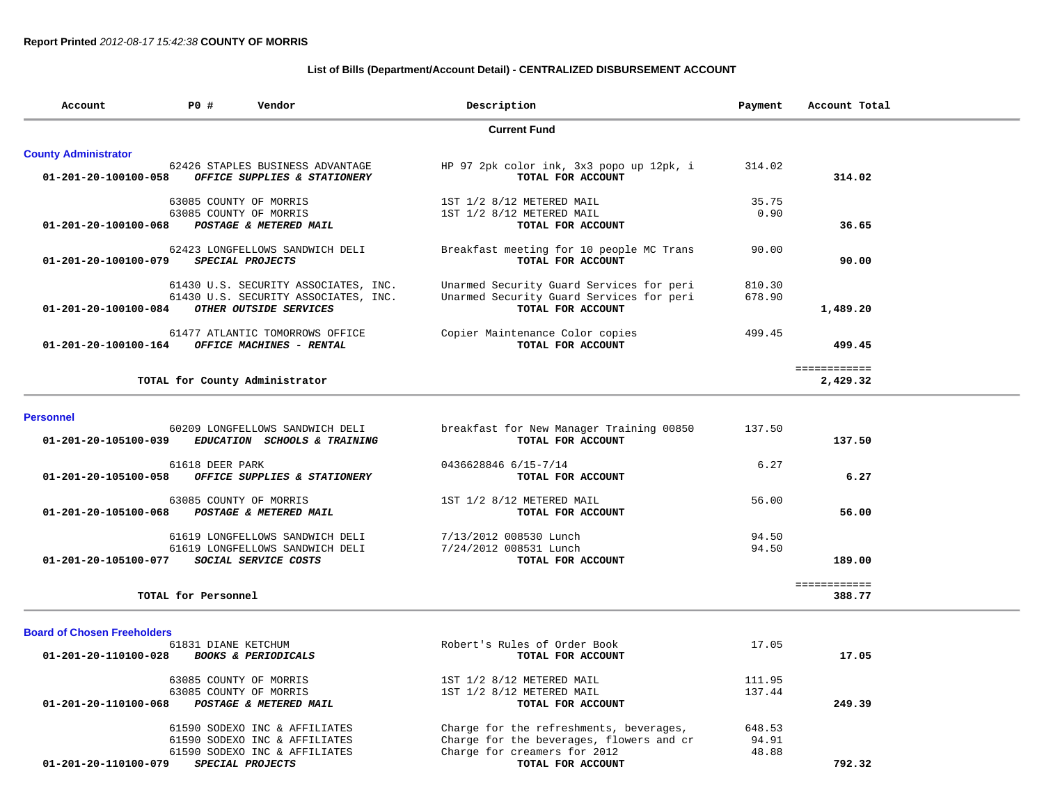**Report Printed** *2012-08-17 15:42:38* **COUNTY OF MORRIS**

**List of Bills (Department/Account Detail) - CENTRALIZED DISBURSEMENT ACCOUNT**

| Account | PO # | Vendor | Description | Payment | Account Total |
|---|---|---|---|---|---|
| | | **Current Fund** | | | |

### County Administrator

| Account | PO # | Vendor | Description | Payment | Account Total |
|---|---|---|---|---|---|
| | 62426 | STAPLES BUSINESS ADVANTAGE | HP 97 2pk color ink, 3x3 popo up 12pk, i | 314.02 | |
| **01-201-20-100100-058** | | ***OFFICE SUPPLIES & STATIONERY*** | **TOTAL FOR ACCOUNT** | | **314.02** |
| | 63085 | COUNTY OF MORRIS | 1ST 1/2 8/12 METERED MAIL | 35.75 | |
| | 63085 | COUNTY OF MORRIS | 1ST 1/2 8/12 METERED MAIL | 0.90 | |
| **01-201-20-100100-068** | | ***POSTAGE & METERED MAIL*** | **TOTAL FOR ACCOUNT** | | **36.65** |
| | 62423 | LONGFELLOWS SANDWICH DELI | Breakfast meeting for 10 people MC Trans | 90.00 | |
| **01-201-20-100100-079** | | ***SPECIAL PROJECTS*** | **TOTAL FOR ACCOUNT** | | **90.00** |
| | 61430 | U.S. SECURITY ASSOCIATES, INC. | Unarmed Security Guard Services for peri | 810.30 | |
| | 61430 | U.S. SECURITY ASSOCIATES, INC. | Unarmed Security Guard Services for peri | 678.90 | |
| **01-201-20-100100-084** | | ***OTHER OUTSIDE SERVICES*** | **TOTAL FOR ACCOUNT** | | **1,489.20** |
| | 61477 | ATLANTIC TOMORROWS OFFICE | Copier Maintenance Color copies | 499.45 | |
| **01-201-20-100100-164** | | ***OFFICE MACHINES - RENTAL*** | **TOTAL FOR ACCOUNT** | | **499.45** |
| | | **TOTAL for County Administrator** | | | **2,429.32** |

### Personnel

| Account | PO # | Vendor | Description | Payment | Account Total |
|---|---|---|---|---|---|
| | 60209 | LONGFELLOWS SANDWICH DELI | breakfast for New Manager Training 00850 | 137.50 | |
| **01-201-20-105100-039** | | ***EDUCATION SCHOOLS & TRAINING*** | **TOTAL FOR ACCOUNT** | | **137.50** |
| | 61618 | DEER PARK | 0436628846 6/15-7/14 | 6.27 | |
| **01-201-20-105100-058** | | ***OFFICE SUPPLIES & STATIONERY*** | **TOTAL FOR ACCOUNT** | | **6.27** |
| | 63085 | COUNTY OF MORRIS | 1ST 1/2 8/12 METERED MAIL | 56.00 | |
| **01-201-20-105100-068** | | ***POSTAGE & METERED MAIL*** | **TOTAL FOR ACCOUNT** | | **56.00** |
| | 61619 | LONGFELLOWS SANDWICH DELI | 7/13/2012 008530 Lunch | 94.50 | |
| | 61619 | LONGFELLOWS SANDWICH DELI | 7/24/2012 008531 Lunch | 94.50 | |
| **01-201-20-105100-077** | | ***SOCIAL SERVICE COSTS*** | **TOTAL FOR ACCOUNT** | | **189.00** |
| | | **TOTAL for Personnel** | | | **388.77** |

### Board of Chosen Freeholders

| Account | PO # | Vendor | Description | Payment | Account Total |
|---|---|---|---|---|---|
| | 61831 | DIANE KETCHUM | Robert's Rules of Order Book | 17.05 | |
| **01-201-20-110100-028** | | ***BOOKS & PERIODICALS*** | **TOTAL FOR ACCOUNT** | | **17.05** |
| | 63085 | COUNTY OF MORRIS | 1ST 1/2 8/12 METERED MAIL | 111.95 | |
| | 63085 | COUNTY OF MORRIS | 1ST 1/2 8/12 METERED MAIL | 137.44 | |
| **01-201-20-110100-068** | | ***POSTAGE & METERED MAIL*** | **TOTAL FOR ACCOUNT** | | **249.39** |
| | 61590 | SODEXO INC & AFFILIATES | Charge for the refreshments, beverages, | 648.53 | |
| | 61590 | SODEXO INC & AFFILIATES | Charge for the beverages, flowers and cr | 94.91 | |
| | 61590 | SODEXO INC & AFFILIATES | Charge for creamers for 2012 | 48.88 | |
| **01-201-20-110100-079** | | ***SPECIAL PROJECTS*** | **TOTAL FOR ACCOUNT** | | **792.32** |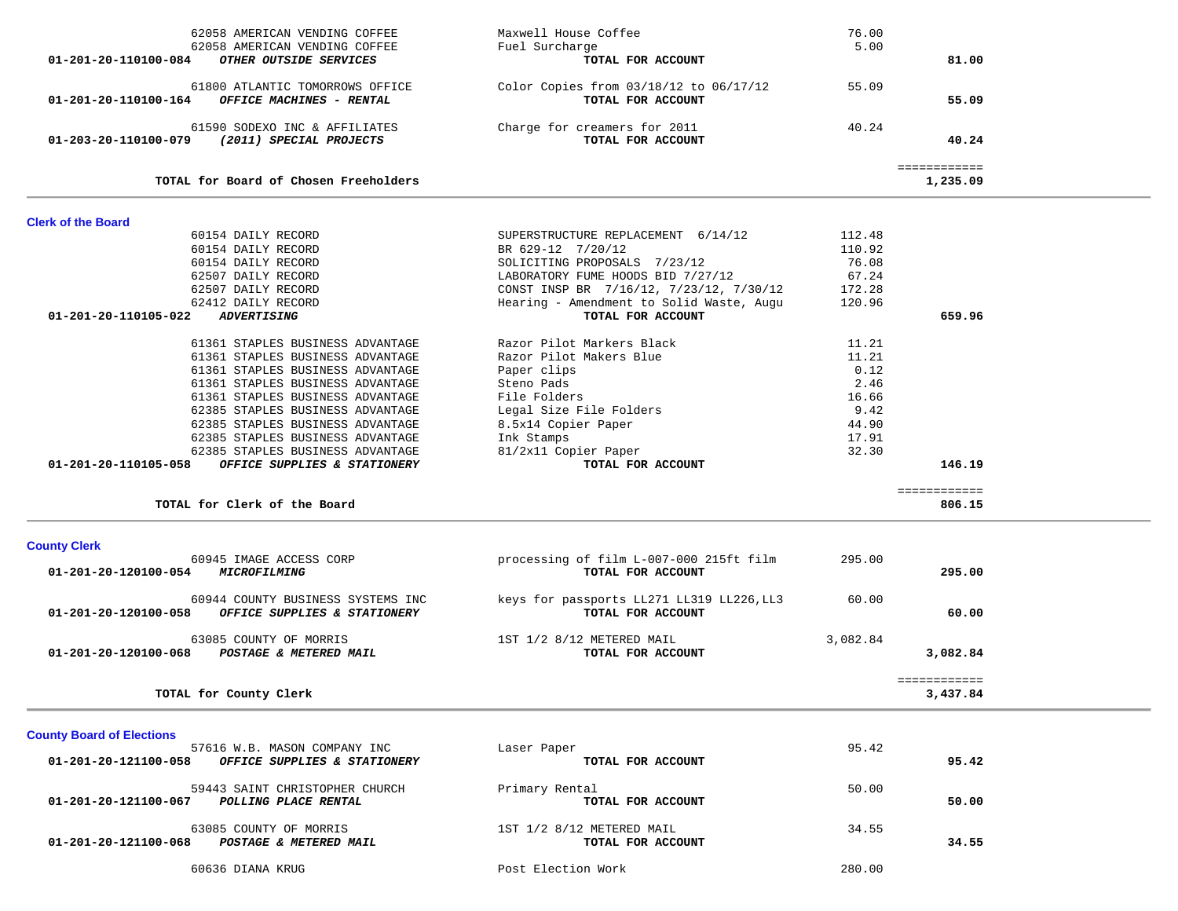| Account | Vendor | Description | Amount | Total |
|---|---|---|---|---|
| | 62058 AMERICAN VENDING COFFEE | Maxwell House Coffee | 76.00 | |
| | 62058 AMERICAN VENDING COFFEE | Fuel Surcharge | 5.00 | |
| **01-201-20-110100-084** | ***OTHER OUTSIDE SERVICES*** | **TOTAL FOR ACCOUNT** | | **81.00** |
| | 61800 ATLANTIC TOMORROWS OFFICE | Color Copies from 03/18/12 to 06/17/12 | 55.09 | |
| **01-201-20-110100-164** | ***OFFICE MACHINES - RENTAL*** | **TOTAL FOR ACCOUNT** | | **55.09** |
| | 61590 SODEXO INC & AFFILIATES | Charge for creamers for 2011 | 40.24 | |
| **01-203-20-110100-079** | ***(2011) SPECIAL PROJECTS*** | **TOTAL FOR ACCOUNT** | | **40.24** |
| | | | | ============ |
| | **TOTAL for Board of Chosen Freeholders** | | | **1,235.09** |

## Clerk of the Board

| Account | Vendor | Description | Amount | Total |
|---|---|---|---|---|
| | 60154 DAILY RECORD | SUPERSTRUCTURE REPLACEMENT 6/14/12 | 112.48 | |
| | 60154 DAILY RECORD | BR 629-12 7/20/12 | 110.92 | |
| | 60154 DAILY RECORD | SOLICITING PROPOSALS 7/23/12 | 76.08 | |
| | 62507 DAILY RECORD | LABORATORY FUME HOODS BID 7/27/12 | 67.24 | |
| | 62507 DAILY RECORD | CONST INSP BR 7/16/12, 7/23/12, 7/30/12 | 172.28 | |
| | 62412 DAILY RECORD | Hearing - Amendment to Solid Waste, Augu | 120.96 | |
| **01-201-20-110105-022** | ***ADVERTISING*** | **TOTAL FOR ACCOUNT** | | **659.96** |
| | 61361 STAPLES BUSINESS ADVANTAGE | Razor Pilot Markers Black | 11.21 | |
| | 61361 STAPLES BUSINESS ADVANTAGE | Razor Pilot Makers Blue | 11.21 | |
| | 61361 STAPLES BUSINESS ADVANTAGE | Paper clips | 0.12 | |
| | 61361 STAPLES BUSINESS ADVANTAGE | Steno Pads | 2.46 | |
| | 61361 STAPLES BUSINESS ADVANTAGE | File Folders | 16.66 | |
| | 62385 STAPLES BUSINESS ADVANTAGE | Legal Size File Folders | 9.42 | |
| | 62385 STAPLES BUSINESS ADVANTAGE | 8.5x14 Copier Paper | 44.90 | |
| | 62385 STAPLES BUSINESS ADVANTAGE | Ink Stamps | 17.91 | |
| | 62385 STAPLES BUSINESS ADVANTAGE | 81/2x11 Copier Paper | 32.30 | |
| **01-201-20-110105-058** | ***OFFICE SUPPLIES & STATIONERY*** | **TOTAL FOR ACCOUNT** | | **146.19** |
| | | | | ============ |
| | **TOTAL for Clerk of the Board** | | | **806.15** |

## County Clerk

| Account | Vendor | Description | Amount | Total |
|---|---|---|---|---|
| | 60945 IMAGE ACCESS CORP | processing of film L-007-000 215ft film | 295.00 | |
| **01-201-20-120100-054** | ***MICROFILMING*** | **TOTAL FOR ACCOUNT** | | **295.00** |
| | 60944 COUNTY BUSINESS SYSTEMS INC | keys for passports LL271 LL319 LL226,LL3 | 60.00 | |
| **01-201-20-120100-058** | ***OFFICE SUPPLIES & STATIONERY*** | **TOTAL FOR ACCOUNT** | | **60.00** |
| | 63085 COUNTY OF MORRIS | 1ST 1/2 8/12 METERED MAIL | 3,082.84 | |
| **01-201-20-120100-068** | ***POSTAGE & METERED MAIL*** | **TOTAL FOR ACCOUNT** | | **3,082.84** |
| | | | | ============ |
| | **TOTAL for County Clerk** | | | **3,437.84** |

## County Board of Elections

| Account | Vendor | Description | Amount | Total |
|---|---|---|---|---|
| | 57616 W.B. MASON COMPANY INC | Laser Paper | 95.42 | |
| **01-201-20-121100-058** | ***OFFICE SUPPLIES & STATIONERY*** | **TOTAL FOR ACCOUNT** | | **95.42** |
| | 59443 SAINT CHRISTOPHER CHURCH | Primary Rental | 50.00 | |
| **01-201-20-121100-067** | ***POLLING PLACE RENTAL*** | **TOTAL FOR ACCOUNT** | | **50.00** |
| | 63085 COUNTY OF MORRIS | 1ST 1/2 8/12 METERED MAIL | 34.55 | |
| **01-201-20-121100-068** | ***POSTAGE & METERED MAIL*** | **TOTAL FOR ACCOUNT** | | **34.55** |
| | 60636 DIANA KRUG | Post Election Work | 280.00 | |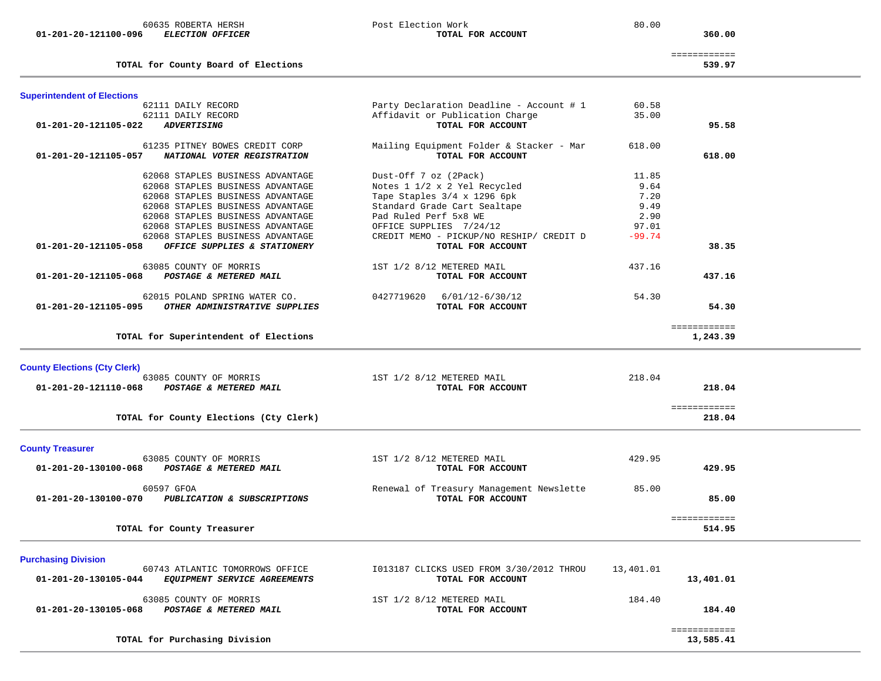| Account | Vendor / Account Description | Description | Amount | Total |
|---|---|---|---|---|
| | 60635 ROBERTA HERSH | Post Election Work | 80.00 | |
| 01-201-20-121100-096 | *ELECTION OFFICER* | **TOTAL FOR ACCOUNT** | | **360.00** |
| | **TOTAL for County Board of Elections** | | | **539.97** |

### Superintendent of Elections

| Account | Vendor / Account Description | Description | Amount | Total |
|---|---|---|---|---|
| | 62111 DAILY RECORD | Party Declaration Deadline - Account # 1 | 60.58 | |
| | 62111 DAILY RECORD | Affidavit or Publication Charge | 35.00 | |
| 01-201-20-121105-022 | *ADVERTISING* | **TOTAL FOR ACCOUNT** | | **95.58** |
| | 61235 PITNEY BOWES CREDIT CORP | Mailing Equipment Folder & Stacker - Mar | 618.00 | |
| 01-201-20-121105-057 | *NATIONAL VOTER REGISTRATION* | **TOTAL FOR ACCOUNT** | | **618.00** |
| | 62068 STAPLES BUSINESS ADVANTAGE | Dust-Off 7 oz (2Pack) | 11.85 | |
| | 62068 STAPLES BUSINESS ADVANTAGE | Notes 1 1/2 x 2 Yel Recycled | 9.64 | |
| | 62068 STAPLES BUSINESS ADVANTAGE | Tape Staples 3/4 x 1296 6pk | 7.20 | |
| | 62068 STAPLES BUSINESS ADVANTAGE | Standard Grade Cart Sealtape | 9.49 | |
| | 62068 STAPLES BUSINESS ADVANTAGE | Pad Ruled Perf 5x8 WE | 2.90 | |
| | 62068 STAPLES BUSINESS ADVANTAGE | OFFICE SUPPLIES 7/24/12 | 97.01 | |
| | 62068 STAPLES BUSINESS ADVANTAGE | CREDIT MEMO - PICKUP/NO RESHIP/ CREDIT D | -99.74 | |
| 01-201-20-121105-058 | *OFFICE SUPPLIES & STATIONERY* | **TOTAL FOR ACCOUNT** | | **38.35** |
| | 63085 COUNTY OF MORRIS | 1ST 1/2 8/12 METERED MAIL | 437.16 | |
| 01-201-20-121105-068 | *POSTAGE & METERED MAIL* | **TOTAL FOR ACCOUNT** | | **437.16** |
| | 62015 POLAND SPRING WATER CO. | 0427719620 6/01/12-6/30/12 | 54.30 | |
| 01-201-20-121105-095 | *OTHER ADMINISTRATIVE SUPPLIES* | **TOTAL FOR ACCOUNT** | | **54.30** |
| | **TOTAL for Superintendent of Elections** | | | **1,243.39** |

### County Elections (Cty Clerk)

| Account | Vendor / Account Description | Description | Amount | Total |
|---|---|---|---|---|
| | 63085 COUNTY OF MORRIS | 1ST 1/2 8/12 METERED MAIL | 218.04 | |
| 01-201-20-121110-068 | *POSTAGE & METERED MAIL* | **TOTAL FOR ACCOUNT** | | **218.04** |
| | **TOTAL for County Elections (Cty Clerk)** | | | **218.04** |

### County Treasurer

| Account | Vendor / Account Description | Description | Amount | Total |
|---|---|---|---|---|
| | 63085 COUNTY OF MORRIS | 1ST 1/2 8/12 METERED MAIL | 429.95 | |
| 01-201-20-130100-068 | *POSTAGE & METERED MAIL* | **TOTAL FOR ACCOUNT** | | **429.95** |
| | 60597 GFOA | Renewal of Treasury Management Newslette | 85.00 | |
| 01-201-20-130100-070 | *PUBLICATION & SUBSCRIPTIONS* | **TOTAL FOR ACCOUNT** | | **85.00** |
| | **TOTAL for County Treasurer** | | | **514.95** |

### Purchasing Division

| Account | Vendor / Account Description | Description | Amount | Total |
|---|---|---|---|---|
| | 60743 ATLANTIC TOMORROWS OFFICE | I013187 CLICKS USED FROM 3/30/2012 THROU | 13,401.01 | |
| 01-201-20-130105-044 | *EQUIPMENT SERVICE AGREEMENTS* | **TOTAL FOR ACCOUNT** | | **13,401.01** |
| | 63085 COUNTY OF MORRIS | 1ST 1/2 8/12 METERED MAIL | 184.40 | |
| 01-201-20-130105-068 | *POSTAGE & METERED MAIL* | **TOTAL FOR ACCOUNT** | | **184.40** |
| | **TOTAL for Purchasing Division** | | | **13,585.41** |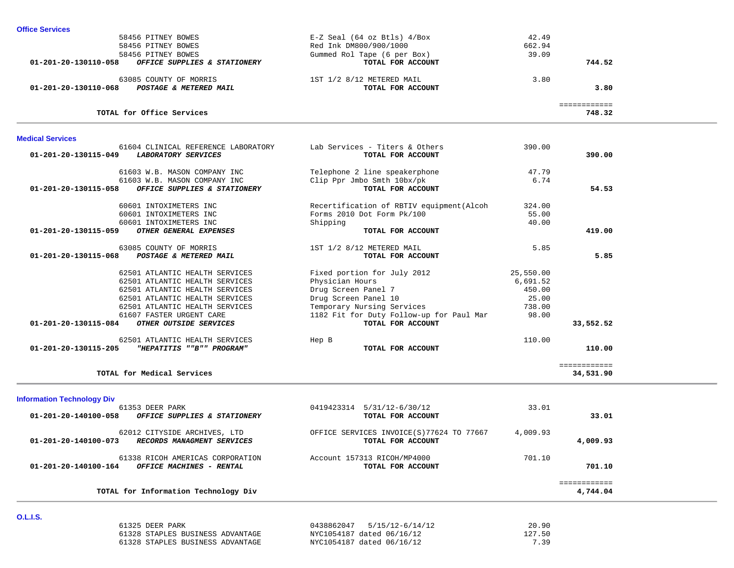### Office Services

| Account | Vendor | Description | Amount | Total |
|---|---|---|---|---|
| | 58456 PITNEY BOWES | E-Z Seal (64 oz Btls) 4/Box | 42.49 | |
| | 58456 PITNEY BOWES | Red Ink DM800/900/1000 | 662.94 | |
| | 58456 PITNEY BOWES | Gummed Rol Tape (6 per Box) | 39.09 | |
| **01-201-20-130110-058** | ***OFFICE SUPPLIES & STATIONERY*** | **TOTAL FOR ACCOUNT** | | **744.52** |
| | 63085 COUNTY OF MORRIS | 1ST 1/2 8/12 METERED MAIL | 3.80 | |
| **01-201-20-130110-068** | ***POSTAGE & METERED MAIL*** | **TOTAL FOR ACCOUNT** | | **3.80** |
| | **TOTAL for Office Services** | | | **748.32** |

### Medical Services

| Account | Vendor | Description | Amount | Total |
|---|---|---|---|---|
| | 61604 CLINICAL REFERENCE LABORATORY | Lab Services - Titers & Others | 390.00 | |
| **01-201-20-130115-049** | ***LABORATORY SERVICES*** | **TOTAL FOR ACCOUNT** | | **390.00** |
| | 61603 W.B. MASON COMPANY INC | Telephone 2 line speakerphone | 47.79 | |
| | 61603 W.B. MASON COMPANY INC | Clip Ppr Jmbo Smth 10bx/pk | 6.74 | |
| **01-201-20-130115-058** | ***OFFICE SUPPLIES & STATIONERY*** | **TOTAL FOR ACCOUNT** | | **54.53** |
| | 60601 INTOXIMETERS INC | Recertification of RBTIV equipment(Alcoh | 324.00 | |
| | 60601 INTOXIMETERS INC | Forms 2010 Dot Form Pk/100 | 55.00 | |
| | 60601 INTOXIMETERS INC | Shipping | 40.00 | |
| **01-201-20-130115-059** | ***OTHER GENERAL EXPENSES*** | **TOTAL FOR ACCOUNT** | | **419.00** |
| | 63085 COUNTY OF MORRIS | 1ST 1/2 8/12 METERED MAIL | 5.85 | |
| **01-201-20-130115-068** | ***POSTAGE & METERED MAIL*** | **TOTAL FOR ACCOUNT** | | **5.85** |
| | 62501 ATLANTIC HEALTH SERVICES | Fixed portion for July 2012 | 25,550.00 | |
| | 62501 ATLANTIC HEALTH SERVICES | Physician Hours | 6,691.52 | |
| | 62501 ATLANTIC HEALTH SERVICES | Drug Screen Panel 7 | 450.00 | |
| | 62501 ATLANTIC HEALTH SERVICES | Drug Screen Panel 10 | 25.00 | |
| | 62501 ATLANTIC HEALTH SERVICES | Temporary Nursing Services | 738.00 | |
| | 61607 FASTER URGENT CARE | 1182 Fit for Duty Follow-up for Paul Mar | 98.00 | |
| **01-201-20-130115-084** | ***OTHER OUTSIDE SERVICES*** | **TOTAL FOR ACCOUNT** | | **33,552.52** |
| | 62501 ATLANTIC HEALTH SERVICES | Hep B | 110.00 | |
| **01-201-20-130115-205** | ***"HEPATITIS ""B"" PROGRAM"*** | **TOTAL FOR ACCOUNT** | | **110.00** |
| | **TOTAL for Medical Services** | | | **34,531.90** |

### Information Technology Div

| Account | Vendor | Description | Amount | Total |
|---|---|---|---|---|
| | 61353 DEER PARK | 0419423314 5/31/12-6/30/12 | 33.01 | |
| **01-201-20-140100-058** | ***OFFICE SUPPLIES & STATIONERY*** | **TOTAL FOR ACCOUNT** | | **33.01** |
| | 62012 CITYSIDE ARCHIVES, LTD | OFFICE SERVICES INVOICE(S)77624 TO 77667 | 4,009.93 | |
| **01-201-20-140100-073** | ***RECORDS MANAGMENT SERVICES*** | **TOTAL FOR ACCOUNT** | | **4,009.93** |
| | 61338 RICOH AMERICAS CORPORATION | Account 157313 RICOH/MP4000 | 701.10 | |
| **01-201-20-140100-164** | ***OFFICE MACHINES - RENTAL*** | **TOTAL FOR ACCOUNT** | | **701.10** |
| | **TOTAL for Information Technology Div** | | | **4,744.04** |

### O.L.I.S.

| Account | Vendor | Description | Amount | Total |
|---|---|---|---|---|
| | 61325 DEER PARK | 0438862047 5/15/12-6/14/12 | 20.90 | |
| | 61328 STAPLES BUSINESS ADVANTAGE | NYC1054187 dated 06/16/12 | 127.50 | |
| | 61328 STAPLES BUSINESS ADVANTAGE | NYC1054187 dated 06/16/12 | 7.39 | |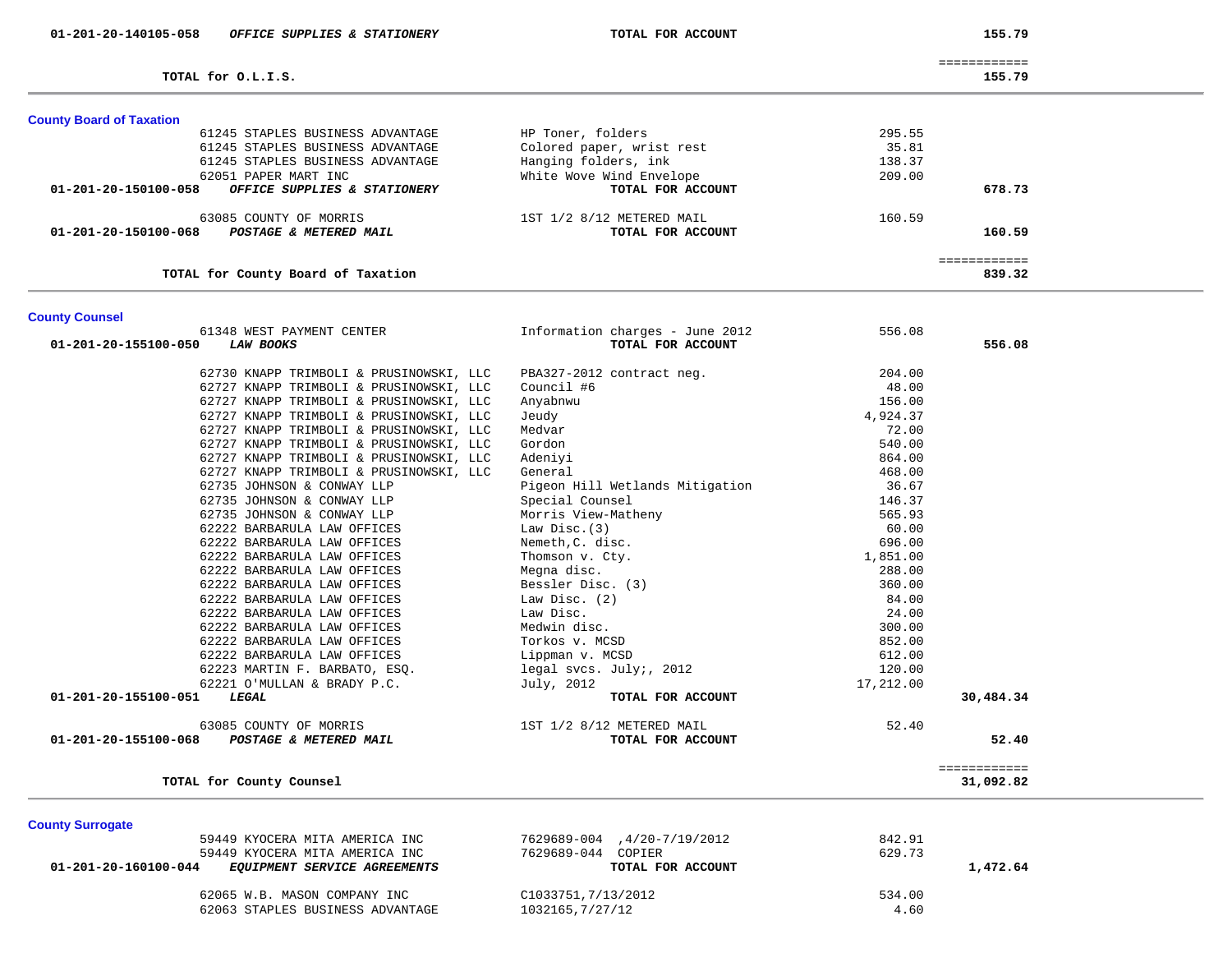| Account | Vendor | Description | Amount | Total |
|---|---|---|---|---|
| 01-201-20-140105-058 | ***OFFICE SUPPLIES & STATIONERY*** | **TOTAL FOR ACCOUNT** | | **155.79** |
| | | | | ============ |
| | **TOTAL for O.L.I.S.** | | | **155.79** |

## County Board of Taxation

| Account | Vendor | Description | Amount | Total |
|---|---|---|---|---|
| | 61245 STAPLES BUSINESS ADVANTAGE | HP Toner, folders | 295.55 | |
| | 61245 STAPLES BUSINESS ADVANTAGE | Colored paper, wrist rest | 35.81 | |
| | 61245 STAPLES BUSINESS ADVANTAGE | Hanging folders, ink | 138.37 | |
| | 62051 PAPER MART INC | White Wove Wind Envelope | 209.00 | |
| **01-201-20-150100-058** | ***OFFICE SUPPLIES & STATIONERY*** | **TOTAL FOR ACCOUNT** | | **678.73** |
| | 63085 COUNTY OF MORRIS | 1ST 1/2 8/12 METERED MAIL | 160.59 | |
| **01-201-20-150100-068** | ***POSTAGE & METERED MAIL*** | **TOTAL FOR ACCOUNT** | | **160.59** |
| | | | | ============ |
| | **TOTAL for County Board of Taxation** | | | **839.32** |

## County Counsel

| Account | Vendor | Description | Amount | Total |
|---|---|---|---|---|
| | 61348 WEST PAYMENT CENTER | Information charges - June 2012 | 556.08 | |
| **01-201-20-155100-050** | ***LAW BOOKS*** | **TOTAL FOR ACCOUNT** | | **556.08** |
| | 62730 KNAPP TRIMBOLI & PRUSINOWSKI, LLC | PBA327-2012 contract neg. | 204.00 | |
| | 62727 KNAPP TRIMBOLI & PRUSINOWSKI, LLC | Council #6 | 48.00 | |
| | 62727 KNAPP TRIMBOLI & PRUSINOWSKI, LLC | Anyabnwu | 156.00 | |
| | 62727 KNAPP TRIMBOLI & PRUSINOWSKI, LLC | Jeudy | 4,924.37 | |
| | 62727 KNAPP TRIMBOLI & PRUSINOWSKI, LLC | Medvar | 72.00 | |
| | 62727 KNAPP TRIMBOLI & PRUSINOWSKI, LLC | Gordon | 540.00 | |
| | 62727 KNAPP TRIMBOLI & PRUSINOWSKI, LLC | Adeniyi | 864.00 | |
| | 62727 KNAPP TRIMBOLI & PRUSINOWSKI, LLC | General | 468.00 | |
| | 62735 JOHNSON & CONWAY LLP | Pigeon Hill Wetlands Mitigation | 36.67 | |
| | 62735 JOHNSON & CONWAY LLP | Special Counsel | 146.37 | |
| | 62735 JOHNSON & CONWAY LLP | Morris View-Matheny | 565.93 | |
| | 62222 BARBARULA LAW OFFICES | Law Disc.(3) | 60.00 | |
| | 62222 BARBARULA LAW OFFICES | Nemeth,C. disc. | 696.00 | |
| | 62222 BARBARULA LAW OFFICES | Thomson v. Cty. | 1,851.00 | |
| | 62222 BARBARULA LAW OFFICES | Megna disc. | 288.00 | |
| | 62222 BARBARULA LAW OFFICES | Bessler Disc. (3) | 360.00 | |
| | 62222 BARBARULA LAW OFFICES | Law Disc. (2) | 84.00 | |
| | 62222 BARBARULA LAW OFFICES | Law Disc. | 24.00 | |
| | 62222 BARBARULA LAW OFFICES | Medwin disc. | 300.00 | |
| | 62222 BARBARULA LAW OFFICES | Torkos v. MCSD | 852.00 | |
| | 62222 BARBARULA LAW OFFICES | Lippman v. MCSD | 612.00 | |
| | 62223 MARTIN F. BARBATO, ESQ. | legal svcs. July;, 2012 | 120.00 | |
| | 62221 O'MULLAN & BRADY P.C. | July, 2012 | 17,212.00 | |
| **01-201-20-155100-051** | ***LEGAL*** | **TOTAL FOR ACCOUNT** | | **30,484.34** |
| | 63085 COUNTY OF MORRIS | 1ST 1/2 8/12 METERED MAIL | 52.40 | |
| **01-201-20-155100-068** | ***POSTAGE & METERED MAIL*** | **TOTAL FOR ACCOUNT** | | **52.40** |
| | | | | ============ |
| | **TOTAL for County Counsel** | | | **31,092.82** |

## County Surrogate

| Account | Vendor | Description | Amount | Total |
|---|---|---|---|---|
| | 59449 KYOCERA MITA AMERICA INC | 7629689-004 ,4/20-7/19/2012 | 842.91 | |
| | 59449 KYOCERA MITA AMERICA INC | 7629689-044 COPIER | 629.73 | |
| **01-201-20-160100-044** | ***EQUIPMENT SERVICE AGREEMENTS*** | **TOTAL FOR ACCOUNT** | | **1,472.64** |
| | 62065 W.B. MASON COMPANY INC | C1033751,7/13/2012 | 534.00 | |
| | 62063 STAPLES BUSINESS ADVANTAGE | 1032165,7/27/12 | 4.60 | |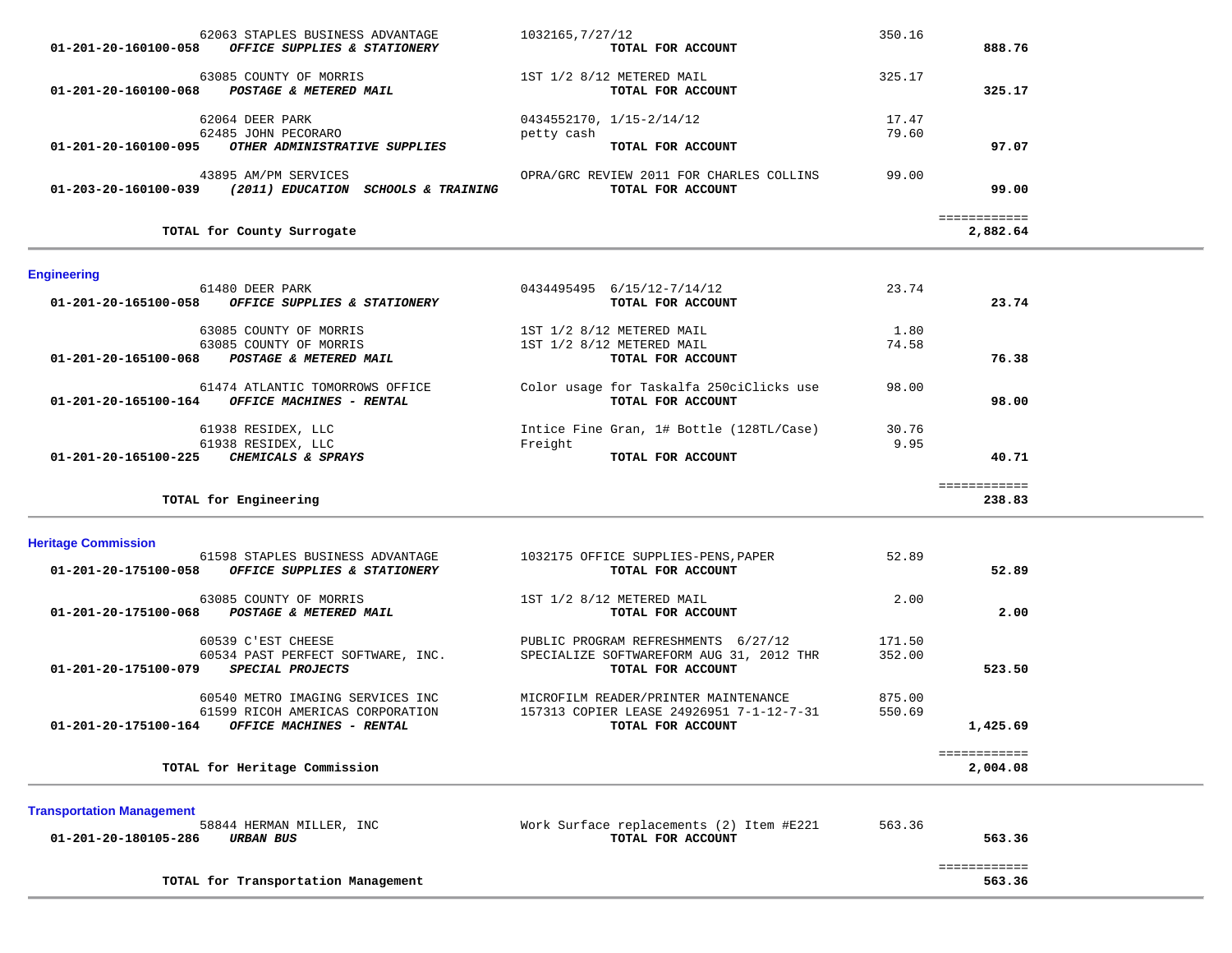| Account | Vendor / Account Description | Description | Amount | Total |
|---|---|---|---|---|
| | 62063 STAPLES BUSINESS ADVANTAGE | 1032165,7/27/12 | 350.16 | |
| 01-201-20-160100-058 | ***OFFICE SUPPLIES & STATIONERY*** | **TOTAL FOR ACCOUNT** | | **888.76** |
| | 63085 COUNTY OF MORRIS | 1ST 1/2 8/12 METERED MAIL | 325.17 | |
| 01-201-20-160100-068 | ***POSTAGE & METERED MAIL*** | **TOTAL FOR ACCOUNT** | | **325.17** |
| | 62064 DEER PARK | 0434552170, 1/15-2/14/12 | 17.47 | |
| | 62485 JOHN PECORARO | petty cash | 79.60 | |
| 01-201-20-160100-095 | ***OTHER ADMINISTRATIVE SUPPLIES*** | **TOTAL FOR ACCOUNT** | | **97.07** |
| | 43895 AM/PM SERVICES | OPRA/GRC REVIEW 2011 FOR CHARLES COLLINS | 99.00 | |
| 01-203-20-160100-039 | ***(2011) EDUCATION SCHOOLS & TRAINING*** | **TOTAL FOR ACCOUNT** | | **99.00** |
| | | | | ============ |
| | **TOTAL for County Surrogate** | | | **2,882.64** |

## Engineering

| Account | Vendor / Account Description | Description | Amount | Total |
|---|---|---|---|---|
| | 61480 DEER PARK | 0434495495 6/15/12-7/14/12 | 23.74 | |
| 01-201-20-165100-058 | ***OFFICE SUPPLIES & STATIONERY*** | **TOTAL FOR ACCOUNT** | | **23.74** |
| | 63085 COUNTY OF MORRIS | 1ST 1/2 8/12 METERED MAIL | 1.80 | |
| | 63085 COUNTY OF MORRIS | 1ST 1/2 8/12 METERED MAIL | 74.58 | |
| 01-201-20-165100-068 | ***POSTAGE & METERED MAIL*** | **TOTAL FOR ACCOUNT** | | **76.38** |
| | 61474 ATLANTIC TOMORROWS OFFICE | Color usage for Taskalfa 250ciClicks use | 98.00 | |
| 01-201-20-165100-164 | ***OFFICE MACHINES - RENTAL*** | **TOTAL FOR ACCOUNT** | | **98.00** |
| | 61938 RESIDEX, LLC | Intice Fine Gran, 1# Bottle (128TL/Case) | 30.76 | |
| | 61938 RESIDEX, LLC | Freight | 9.95 | |
| 01-201-20-165100-225 | ***CHEMICALS & SPRAYS*** | **TOTAL FOR ACCOUNT** | | **40.71** |
| | | | | ============ |
| | **TOTAL for Engineering** | | | **238.83** |

## Heritage Commission

| Account | Vendor / Account Description | Description | Amount | Total |
|---|---|---|---|---|
| | 61598 STAPLES BUSINESS ADVANTAGE | 1032175 OFFICE SUPPLIES-PENS,PAPER | 52.89 | |
| 01-201-20-175100-058 | ***OFFICE SUPPLIES & STATIONERY*** | **TOTAL FOR ACCOUNT** | | **52.89** |
| | 63085 COUNTY OF MORRIS | 1ST 1/2 8/12 METERED MAIL | 2.00 | |
| 01-201-20-175100-068 | ***POSTAGE & METERED MAIL*** | **TOTAL FOR ACCOUNT** | | **2.00** |
| | 60539 C'EST CHEESE | PUBLIC PROGRAM REFRESHMENTS 6/27/12 | 171.50 | |
| | 60534 PAST PERFECT SOFTWARE, INC. | SPECIALIZE SOFTWAREFORM AUG 31, 2012 THR | 352.00 | |
| 01-201-20-175100-079 | ***SPECIAL PROJECTS*** | **TOTAL FOR ACCOUNT** | | **523.50** |
| | 60540 METRO IMAGING SERVICES INC | MICROFILM READER/PRINTER MAINTENANCE | 875.00 | |
| | 61599 RICOH AMERICAS CORPORATION | 157313 COPIER LEASE 24926951 7-1-12-7-31 | 550.69 | |
| 01-201-20-175100-164 | ***OFFICE MACHINES - RENTAL*** | **TOTAL FOR ACCOUNT** | | **1,425.69** |
| | | | | ============ |
| | **TOTAL for Heritage Commission** | | | **2,004.08** |

## Transportation Management

| Account | Vendor / Account Description | Description | Amount | Total |
|---|---|---|---|---|
| | 58844 HERMAN MILLER, INC | Work Surface replacements (2) Item #E221 | 563.36 | |
| 01-201-20-180105-286 | ***URBAN BUS*** | **TOTAL FOR ACCOUNT** | | **563.36** |
| | | | | ============ |
| | **TOTAL for Transportation Management** | | | **563.36** |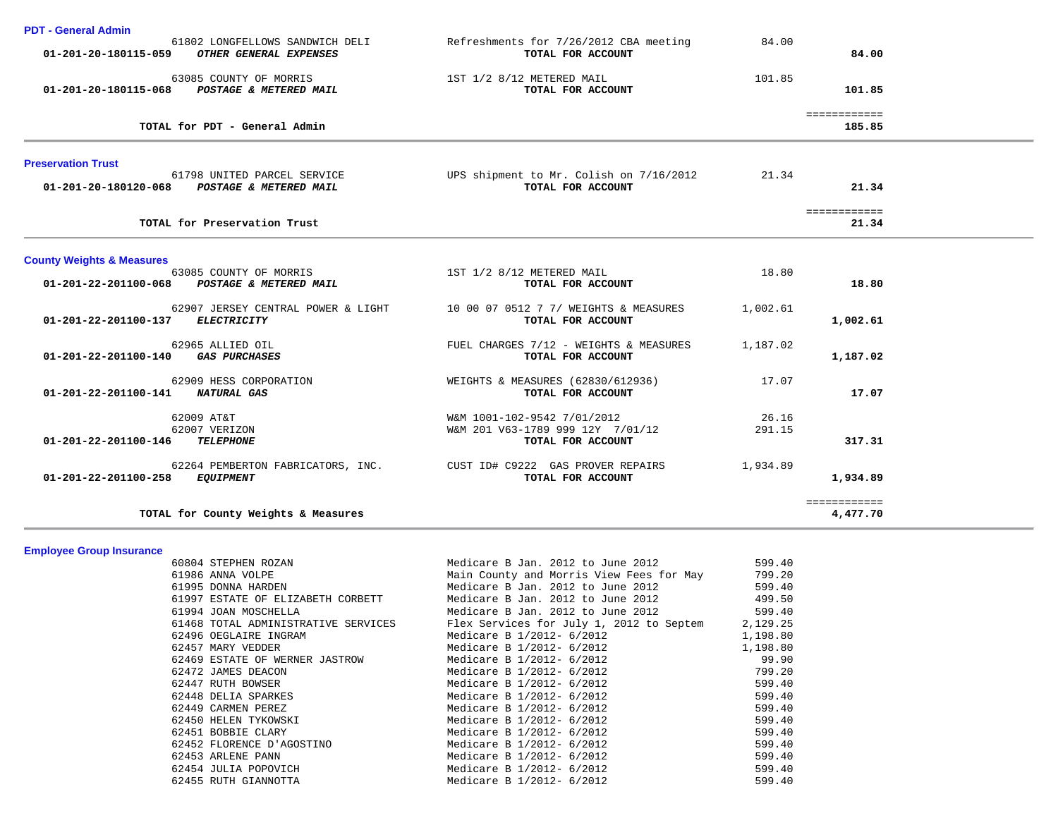### PDT - General Admin

| Account | Vendor | Description | Amount | Total |
|---|---|---|---|---|
| | 61802 LONGFELLOWS SANDWICH DELI | Refreshments for 7/26/2012 CBA meeting | 84.00 | |
| 01-201-20-180115-059 | ***OTHER GENERAL EXPENSES*** | **TOTAL FOR ACCOUNT** | | **84.00** |
| | 63085 COUNTY OF MORRIS | 1ST 1/2 8/12 METERED MAIL | 101.85 | |
| 01-201-20-180115-068 | ***POSTAGE & METERED MAIL*** | **TOTAL FOR ACCOUNT** | | **101.85** |
| | | | | ============ |
| | **TOTAL for PDT - General Admin** | | | **185.85** |

### Preservation Trust

| Account | Vendor | Description | Amount | Total |
|---|---|---|---|---|
| | 61798 UNITED PARCEL SERVICE | UPS shipment to Mr. Colish on 7/16/2012 | 21.34 | |
| 01-201-20-180120-068 | ***POSTAGE & METERED MAIL*** | **TOTAL FOR ACCOUNT** | | **21.34** |
| | | | | ============ |
| | **TOTAL for Preservation Trust** | | | **21.34** |

### County Weights & Measures

| Account | Vendor | Description | Amount | Total |
|---|---|---|---|---|
| | 63085 COUNTY OF MORRIS | 1ST 1/2 8/12 METERED MAIL | 18.80 | |
| 01-201-22-201100-068 | ***POSTAGE & METERED MAIL*** | **TOTAL FOR ACCOUNT** | | **18.80** |
| | 62907 JERSEY CENTRAL POWER & LIGHT | 10 00 07 0512 7 7/ WEIGHTS & MEASURES | 1,002.61 | |
| 01-201-22-201100-137 | ***ELECTRICITY*** | **TOTAL FOR ACCOUNT** | | **1,002.61** |
| | 62965 ALLIED OIL | FUEL CHARGES 7/12 - WEIGHTS & MEASURES | 1,187.02 | |
| 01-201-22-201100-140 | ***GAS PURCHASES*** | **TOTAL FOR ACCOUNT** | | **1,187.02** |
| | 62909 HESS CORPORATION | WEIGHTS & MEASURES (62830/612936) | 17.07 | |
| 01-201-22-201100-141 | ***NATURAL GAS*** | **TOTAL FOR ACCOUNT** | | **17.07** |
| | 62009 AT&T | W&M 1001-102-9542 7/01/2012 | 26.16 | |
| | 62007 VERIZON | W&M 201 V63-1789 999 12Y 7/01/12 | 291.15 | |
| 01-201-22-201100-146 | ***TELEPHONE*** | **TOTAL FOR ACCOUNT** | | **317.31** |
| | 62264 PEMBERTON FABRICATORS, INC. | CUST ID# C9222 GAS PROVER REPAIRS | 1,934.89 | |
| 01-201-22-201100-258 | ***EQUIPMENT*** | **TOTAL FOR ACCOUNT** | | **1,934.89** |
| | | | | ============ |
| | **TOTAL for County Weights & Measures** | | | **4,477.70** |

### Employee Group Insurance

| Account | Vendor | Description | Amount | Total |
|---|---|---|---|---|
| | 60804 STEPHEN ROZAN | Medicare B Jan. 2012 to June 2012 | 599.40 | |
| | 61986 ANNA VOLPE | Main County and Morris View Fees for May | 799.20 | |
| | 61995 DONNA HARDEN | Medicare B Jan. 2012 to June 2012 | 599.40 | |
| | 61997 ESTATE OF ELIZABETH CORBETT | Medicare B Jan. 2012 to June 2012 | 499.50 | |
| | 61994 JOAN MOSCHELLA | Medicare B Jan. 2012 to June 2012 | 599.40 | |
| | 61468 TOTAL ADMINISTRATIVE SERVICES | Flex Services for July 1, 2012 to Septem | 2,129.25 | |
| | 62496 OEGLAIRE INGRAM | Medicare B 1/2012- 6/2012 | 1,198.80 | |
| | 62457 MARY VEDDER | Medicare B 1/2012- 6/2012 | 1,198.80 | |
| | 62469 ESTATE OF WERNER JASTROW | Medicare B 1/2012- 6/2012 | 99.90 | |
| | 62472 JAMES DEACON | Medicare B 1/2012- 6/2012 | 799.20 | |
| | 62447 RUTH BOWSER | Medicare B 1/2012- 6/2012 | 599.40 | |
| | 62448 DELIA SPARKES | Medicare B 1/2012- 6/2012 | 599.40 | |
| | 62449 CARMEN PEREZ | Medicare B 1/2012- 6/2012 | 599.40 | |
| | 62450 HELEN TYKOWSKI | Medicare B 1/2012- 6/2012 | 599.40 | |
| | 62451 BOBBIE CLARY | Medicare B 1/2012- 6/2012 | 599.40 | |
| | 62452 FLORENCE D'AGOSTINO | Medicare B 1/2012- 6/2012 | 599.40 | |
| | 62453 ARLENE PANN | Medicare B 1/2012- 6/2012 | 599.40 | |
| | 62454 JULIA POPOVICH | Medicare B 1/2012- 6/2012 | 599.40 | |
| | 62455 RUTH GIANNOTTA | Medicare B 1/2012- 6/2012 | 599.40 | |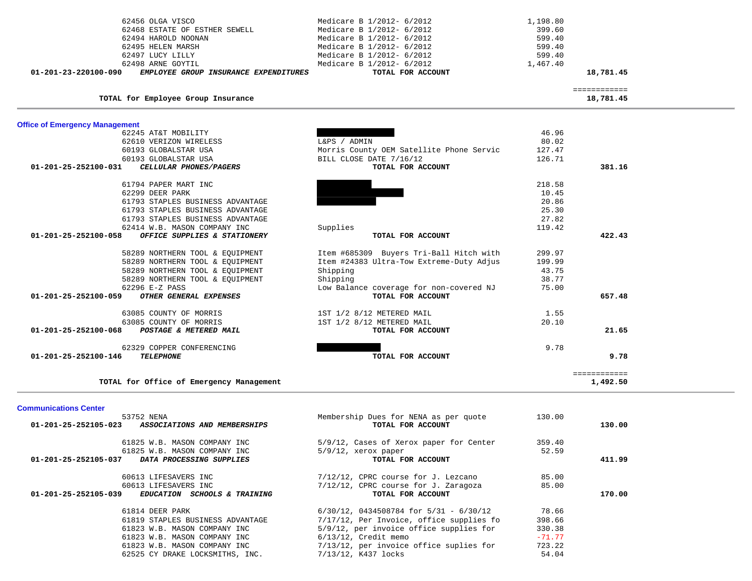| | | | |
|---|---|---|---|
| 62456 OLGA VISCO | Medicare B 1/2012- 6/2012 | 1,198.80 | |
| 62468 ESTATE OF ESTHER SEWELL | Medicare B 1/2012- 6/2012 | 399.60 | |
| 62494 HAROLD NOONAN | Medicare B 1/2012- 6/2012 | 599.40 | |
| 62495 HELEN MARSH | Medicare B 1/2012- 6/2012 | 599.40 | |
| 62497 LUCY LILLY | Medicare B 1/2012- 6/2012 | 599.40 | |
| 62498 ARNE GOYTIL | Medicare B 1/2012- 6/2012 | 1,467.40 | |
| **01-201-23-220100-090** ***EMPLOYEE GROUP INSURANCE EXPENDITURES*** | **TOTAL FOR ACCOUNT** | | **18,781.45** |

| | | | |
|---|---|---|---|
| **TOTAL for Employee Group Insurance** | | | ============ **18,781.45** |

## Office of Emergency Management

| | | | |
|---|---|---|---|
| 62245 AT&T MOBILITY | | 46.96 | |
| 62610 VERIZON WIRELESS | L&PS / ADMIN | 80.02 | |
| 60193 GLOBALSTAR USA | Morris County OEM Satellite Phone Servic | 127.47 | |
| 60193 GLOBALSTAR USA | BILL CLOSE DATE 7/16/12 | 126.71 | |
| **01-201-25-252100-031** ***CELLULAR PHONES/PAGERS*** | **TOTAL FOR ACCOUNT** | | **381.16** |
| 61794 PAPER MART INC | | 218.58 | |
| 62299 DEER PARK | | 10.45 | |
| 61793 STAPLES BUSINESS ADVANTAGE | | 20.86 | |
| 61793 STAPLES BUSINESS ADVANTAGE | | 25.30 | |
| 61793 STAPLES BUSINESS ADVANTAGE | | 27.82 | |
| 62414 W.B. MASON COMPANY INC | Supplies | 119.42 | |
| **01-201-25-252100-058** ***OFFICE SUPPLIES & STATIONERY*** | **TOTAL FOR ACCOUNT** | | **422.43** |
| 58289 NORTHERN TOOL & EQUIPMENT | Item #685309 Buyers Tri-Ball Hitch with | 299.97 | |
| 58289 NORTHERN TOOL & EQUIPMENT | Item #24383 Ultra-Tow Extreme-Duty Adjus | 199.99 | |
| 58289 NORTHERN TOOL & EQUIPMENT | Shipping | 43.75 | |
| 58289 NORTHERN TOOL & EQUIPMENT | Shipping | 38.77 | |
| 62296 E-Z PASS | Low Balance coverage for non-covered NJ | 75.00 | |
| **01-201-25-252100-059** ***OTHER GENERAL EXPENSES*** | **TOTAL FOR ACCOUNT** | | **657.48** |
| 63085 COUNTY OF MORRIS | 1ST 1/2 8/12 METERED MAIL | 1.55 | |
| 63085 COUNTY OF MORRIS | 1ST 1/2 8/12 METERED MAIL | 20.10 | |
| **01-201-25-252100-068** ***POSTAGE & METERED MAIL*** | **TOTAL FOR ACCOUNT** | | **21.65** |
| 62329 COPPER CONFERENCING | | 9.78 | |
| **01-201-25-252100-146** ***TELEPHONE*** | **TOTAL FOR ACCOUNT** | | **9.78** |

| | | | |
|---|---|---|---|
| **TOTAL for Office of Emergency Management** | | | ============ **1,492.50** |

## Communications Center

| | | | |
|---|---|---|---|
| 53752 NENA | Membership Dues for NENA as per quote | 130.00 | |
| **01-201-25-252105-023** ***ASSOCIATIONS AND MEMBERSHIPS*** | **TOTAL FOR ACCOUNT** | | **130.00** |
| 61825 W.B. MASON COMPANY INC | 5/9/12, Cases of Xerox paper for Center | 359.40 | |
| 61825 W.B. MASON COMPANY INC | 5/9/12, xerox paper | 52.59 | |
| **01-201-25-252105-037** ***DATA PROCESSING SUPPLIES*** | **TOTAL FOR ACCOUNT** | | **411.99** |
| 60613 LIFESAVERS INC | 7/12/12, CPRC course for J. Lezcano | 85.00 | |
| 60613 LIFESAVERS INC | 7/12/12, CPRC course for J. Zaragoza | 85.00 | |
| **01-201-25-252105-039** ***EDUCATION SCHOOLS & TRAINING*** | **TOTAL FOR ACCOUNT** | | **170.00** |
| 61814 DEER PARK | 6/30/12, 0434508784 for 5/31 - 6/30/12 | 78.66 | |
| 61819 STAPLES BUSINESS ADVANTAGE | 7/17/12, Per Invoice, office supplies fo | 398.66 | |
| 61823 W.B. MASON COMPANY INC | 5/9/12, per invoice office supplies for | 330.38 | |
| 61823 W.B. MASON COMPANY INC | 6/13/12, Credit memo | -71.77 | |
| 61823 W.B. MASON COMPANY INC | 7/13/12, per invoice office suplies for | 723.22 | |
| 62525 CY DRAKE LOCKSMITHS, INC. | 7/13/12, K437 locks | 54.04 | |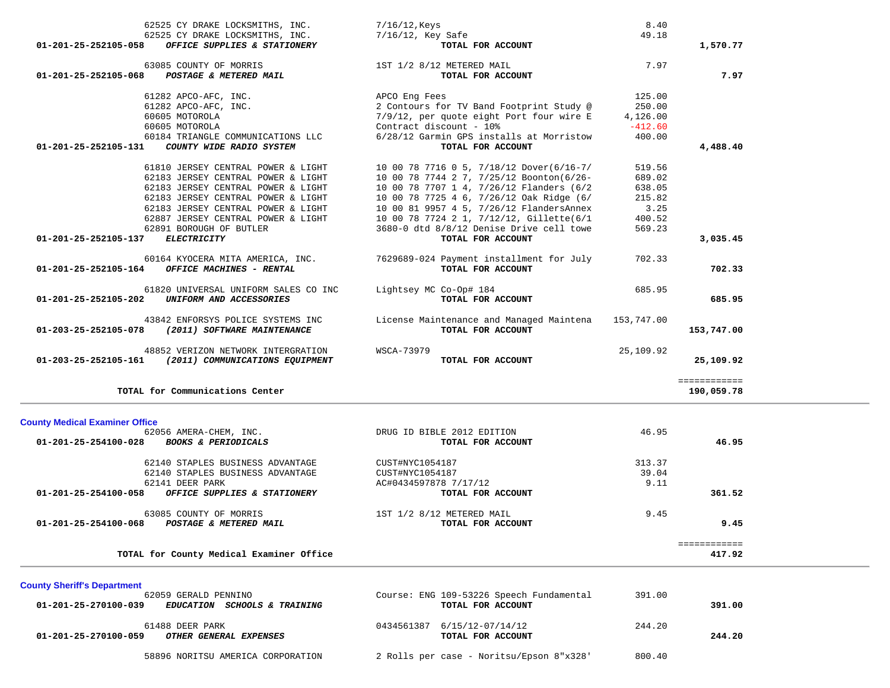| Account | Vendor / Account Name | Description | Amount | Total |
|---|---|---|---|---|
| | 62525 CY DRAKE LOCKSMITHS, INC. | 7/16/12,Keys | 8.40 | |
| | 62525 CY DRAKE LOCKSMITHS, INC. | 7/16/12, Key Safe | 49.18 | |
| 01-201-25-252105-058 | ***OFFICE SUPPLIES & STATIONERY*** | **TOTAL FOR ACCOUNT** | | **1,570.77** |
| | 63085 COUNTY OF MORRIS | 1ST 1/2 8/12 METERED MAIL | 7.97 | |
| 01-201-25-252105-068 | ***POSTAGE & METERED MAIL*** | **TOTAL FOR ACCOUNT** | | **7.97** |
| | 61282 APCO-AFC, INC. | APCO Eng Fees | 125.00 | |
| | 61282 APCO-AFC, INC. | 2 Contours for TV Band Footprint Study @ | 250.00 | |
| | 60605 MOTOROLA | 7/9/12, per quote eight Port four wire E | 4,126.00 | |
| | 60605 MOTOROLA | Contract discount - 10% | -412.60 | |
| | 60184 TRIANGLE COMMUNICATIONS LLC | 6/28/12 Garmin GPS installs at Morristow | 400.00 | |
| 01-201-25-252105-131 | ***COUNTY WIDE RADIO SYSTEM*** | **TOTAL FOR ACCOUNT** | | **4,488.40** |
| | 61810 JERSEY CENTRAL POWER & LIGHT | 10 00 78 7716 0 5, 7/18/12 Dover(6/16-7/ | 519.56 | |
| | 62183 JERSEY CENTRAL POWER & LIGHT | 10 00 78 7744 2 7, 7/25/12 Boonton(6/26- | 689.02 | |
| | 62183 JERSEY CENTRAL POWER & LIGHT | 10 00 78 7707 1 4, 7/26/12 Flanders (6/2 | 638.05 | |
| | 62183 JERSEY CENTRAL POWER & LIGHT | 10 00 78 7725 4 6, 7/26/12 Oak Ridge (6/ | 215.82 | |
| | 62183 JERSEY CENTRAL POWER & LIGHT | 10 00 81 9957 4 5, 7/26/12 FlandersAnnex | 3.25 | |
| | 62887 JERSEY CENTRAL POWER & LIGHT | 10 00 78 7724 2 1, 7/12/12, Gillette(6/1 | 400.52 | |
| | 62891 BOROUGH OF BUTLER | 3680-0 dtd 8/8/12 Denise Drive cell towe | 569.23 | |
| 01-201-25-252105-137 | ***ELECTRICITY*** | **TOTAL FOR ACCOUNT** | | **3,035.45** |
| | 60164 KYOCERA MITA AMERICA, INC. | 7629689-024 Payment installment for July | 702.33 | |
| 01-201-25-252105-164 | ***OFFICE MACHINES - RENTAL*** | **TOTAL FOR ACCOUNT** | | **702.33** |
| | 61820 UNIVERSAL UNIFORM SALES CO INC | Lightsey MC Co-Op# 184 | 685.95 | |
| 01-201-25-252105-202 | ***UNIFORM AND ACCESSORIES*** | **TOTAL FOR ACCOUNT** | | **685.95** |
| | 43842 ENFORSYS POLICE SYSTEMS INC | License Maintenance and Managed Maintena | 153,747.00 | |
| 01-203-25-252105-078 | ***(2011) SOFTWARE MAINTENANCE*** | **TOTAL FOR ACCOUNT** | | **153,747.00** |
| | 48852 VERIZON NETWORK INTERGRATION | WSCA-73979 | 25,109.92 | |
| 01-203-25-252105-161 | ***(2011) COMMUNICATIONS EQUIPMENT*** | **TOTAL FOR ACCOUNT** | | **25,109.92** |
| | **TOTAL for Communications Center** | | | **190,059.78** |

**County Medical Examiner Office**

| Account | Vendor / Account Name | Description | Amount | Total |
|---|---|---|---|---|
| | 62056 AMERA-CHEM, INC. | DRUG ID BIBLE 2012 EDITION | 46.95 | |
| 01-201-25-254100-028 | ***BOOKS & PERIODICALS*** | **TOTAL FOR ACCOUNT** | | **46.95** |
| | 62140 STAPLES BUSINESS ADVANTAGE | CUST#NYC1054187 | 313.37 | |
| | 62140 STAPLES BUSINESS ADVANTAGE | CUST#NYC1054187 | 39.04 | |
| | 62141 DEER PARK | AC#0434597878 7/17/12 | 9.11 | |
| 01-201-25-254100-058 | ***OFFICE SUPPLIES & STATIONERY*** | **TOTAL FOR ACCOUNT** | | **361.52** |
| | 63085 COUNTY OF MORRIS | 1ST 1/2 8/12 METERED MAIL | 9.45 | |
| 01-201-25-254100-068 | ***POSTAGE & METERED MAIL*** | **TOTAL FOR ACCOUNT** | | **9.45** |
| | **TOTAL for County Medical Examiner Office** | | | **417.92** |

**County Sheriff's Department**

| Account | Vendor / Account Name | Description | Amount | Total |
|---|---|---|---|---|
| | 62059 GERALD PENNINO | Course: ENG 109-53226 Speech Fundamental | 391.00 | |
| 01-201-25-270100-039 | ***EDUCATION SCHOOLS & TRAINING*** | **TOTAL FOR ACCOUNT** | | **391.00** |
| | 61488 DEER PARK | 0434561387 6/15/12-07/14/12 | 244.20 | |
| 01-201-25-270100-059 | ***OTHER GENERAL EXPENSES*** | **TOTAL FOR ACCOUNT** | | **244.20** |
| | 58896 NORITSU AMERICA CORPORATION | 2 Rolls per case - Noritsu/Epson 8"x328' | 800.40 | |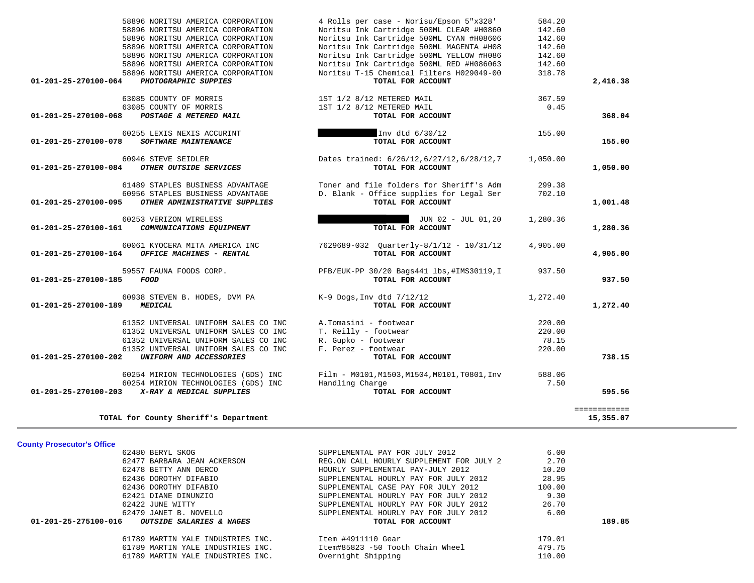| Vendor | Description | Amount | Total |
|---|---|---|---|
| 58896 NORITSU AMERICA CORPORATION | 4 Rolls per case - Norisu/Epson 5"x328' | 584.20 | |
| 58896 NORITSU AMERICA CORPORATION | Noritsu Ink Cartridge 500ML CLEAR #H0860 | 142.60 | |
| 58896 NORITSU AMERICA CORPORATION | Noritsu Ink Cartridge 500ML CYAN #H08606 | 142.60 | |
| 58896 NORITSU AMERICA CORPORATION | Noritsu Ink Cartridge 500ML MAGENTA #H08 | 142.60 | |
| 58896 NORITSU AMERICA CORPORATION | Noritsu Ink Cartridge 500ML YELLOW #H086 | 142.60 | |
| 58896 NORITSU AMERICA CORPORATION | Noritsu Ink Cartridge 500ML RED #H086063 | 142.60 | |
| 58896 NORITSU AMERICA CORPORATION | Noritsu T-15 Chemical Filters H029049-00 | 318.78 | |
| **01-201-25-270100-064** ***PHOTOGRAPHIC SUPPIES*** | **TOTAL FOR ACCOUNT** | | **2,416.38** |
| 63085 COUNTY OF MORRIS | 1ST 1/2 8/12 METERED MAIL | 367.59 | |
| 63085 COUNTY OF MORRIS | 1ST 1/2 8/12 METERED MAIL | 0.45 | |
| **01-201-25-270100-068** ***POSTAGE & METERED MAIL*** | **TOTAL FOR ACCOUNT** | | **368.04** |
| 60255 LEXIS NEXIS ACCURINT | [REDACTED] Inv dtd 6/30/12 | 155.00 | |
| **01-201-25-270100-078** ***SOFTWARE MAINTENANCE*** | **TOTAL FOR ACCOUNT** | | **155.00** |
| 60946 STEVE SEIDLER | Dates trained: 6/26/12,6/27/12,6/28/12,7 | 1,050.00 | |
| **01-201-25-270100-084** ***OTHER OUTSIDE SERVICES*** | **TOTAL FOR ACCOUNT** | | **1,050.00** |
| 61489 STAPLES BUSINESS ADVANTAGE | Toner and file folders for Sheriff's Adm | 299.38 | |
| 60956 STAPLES BUSINESS ADVANTAGE | D. Blank - Office supplies for Legal Ser | 702.10 | |
| **01-201-25-270100-095** ***OTHER ADMINISTRATIVE SUPPLIES*** | **TOTAL FOR ACCOUNT** | | **1,001.48** |
| 60253 VERIZON WIRELESS | [REDACTED] JUN 02 - JUL 01,20 | 1,280.36 | |
| **01-201-25-270100-161** ***COMMUNICATIONS EQUIPMENT*** | **TOTAL FOR ACCOUNT** | | **1,280.36** |
| 60061 KYOCERA MITA AMERICA INC | 7629689-032 Quarterly-8/1/12 - 10/31/12 | 4,905.00 | |
| **01-201-25-270100-164** ***OFFICE MACHINES - RENTAL*** | **TOTAL FOR ACCOUNT** | | **4,905.00** |
| 59557 FAUNA FOODS CORP. | PFB/EUK-PP 30/20 Bags441 lbs,#IMS30119,I | 937.50 | |
| **01-201-25-270100-185** ***FOOD*** | **TOTAL FOR ACCOUNT** | | **937.50** |
| 60938 STEVEN B. HODES, DVM PA | K-9 Dogs,Inv dtd 7/12/12 | 1,272.40 | |
| **01-201-25-270100-189** ***MEDICAL*** | **TOTAL FOR ACCOUNT** | | **1,272.40** |
| 61352 UNIVERSAL UNIFORM SALES CO INC | A.Tomasini - footwear | 220.00 | |
| 61352 UNIVERSAL UNIFORM SALES CO INC | T. Reilly - footwear | 220.00 | |
| 61352 UNIVERSAL UNIFORM SALES CO INC | R. Gupko - footwear | 78.15 | |
| 61352 UNIVERSAL UNIFORM SALES CO INC | F. Perez - footwear | 220.00 | |
| **01-201-25-270100-202** ***UNIFORM AND ACCESSORIES*** | **TOTAL FOR ACCOUNT** | | **738.15** |
| 60254 MIRION TECHNOLOGIES (GDS) INC | Film - M0101,M1503,M1504,M0101,T0801,Inv | 588.06 | |
| 60254 MIRION TECHNOLOGIES (GDS) INC | Handling Charge | 7.50 | |
| **01-201-25-270100-203** ***X-RAY & MEDICAL SUPPLIES*** | **TOTAL FOR ACCOUNT** | | **595.56** |
| | | | ============ |
| **TOTAL for County Sheriff's Department** | | | **15,355.07** |

## County Prosecutor's Office

| Vendor | Description | Amount | Total |
|---|---|---|---|
| 62480 BERYL SKOG | SUPPLEMENTAL PAY FOR JULY 2012 | 6.00 | |
| 62477 BARBARA JEAN ACKERSON | REG.ON CALL HOURLY SUPPLEMENT FOR JULY 2 | 2.70 | |
| 62478 BETTY ANN DERCO | HOURLY SUPPLEMENTAL PAY-JULY 2012 | 10.20 | |
| 62436 DOROTHY DIFABIO | SUPPLEMENTAL HOURLY PAY FOR JULY 2012 | 28.95 | |
| 62436 DOROTHY DIFABIO | SUPPLEMENTAL CASE PAY FOR JULY 2012 | 100.00 | |
| 62421 DIANE DINUNZIO | SUPPLEMENTAL HOURLY PAY FOR JULY 2012 | 9.30 | |
| 62422 JUNE WITTY | SUPPLEMENTAL HOURLY PAY FOR JULY 2012 | 26.70 | |
| 62479 JANET B. NOVELLO | SUPPLEMENTAL HOURLY PAY FOR JULY 2012 | 6.00 | |
| **01-201-25-275100-016** ***OUTSIDE SALARIES & WAGES*** | **TOTAL FOR ACCOUNT** | | **189.85** |
| 61789 MARTIN YALE INDUSTRIES INC. | Item #4911110 Gear | 179.01 | |
| 61789 MARTIN YALE INDUSTRIES INC. | Item#85823 -50 Tooth Chain Wheel | 479.75 | |
| 61789 MARTIN YALE INDUSTRIES INC. | Overnight Shipping | 110.00 | |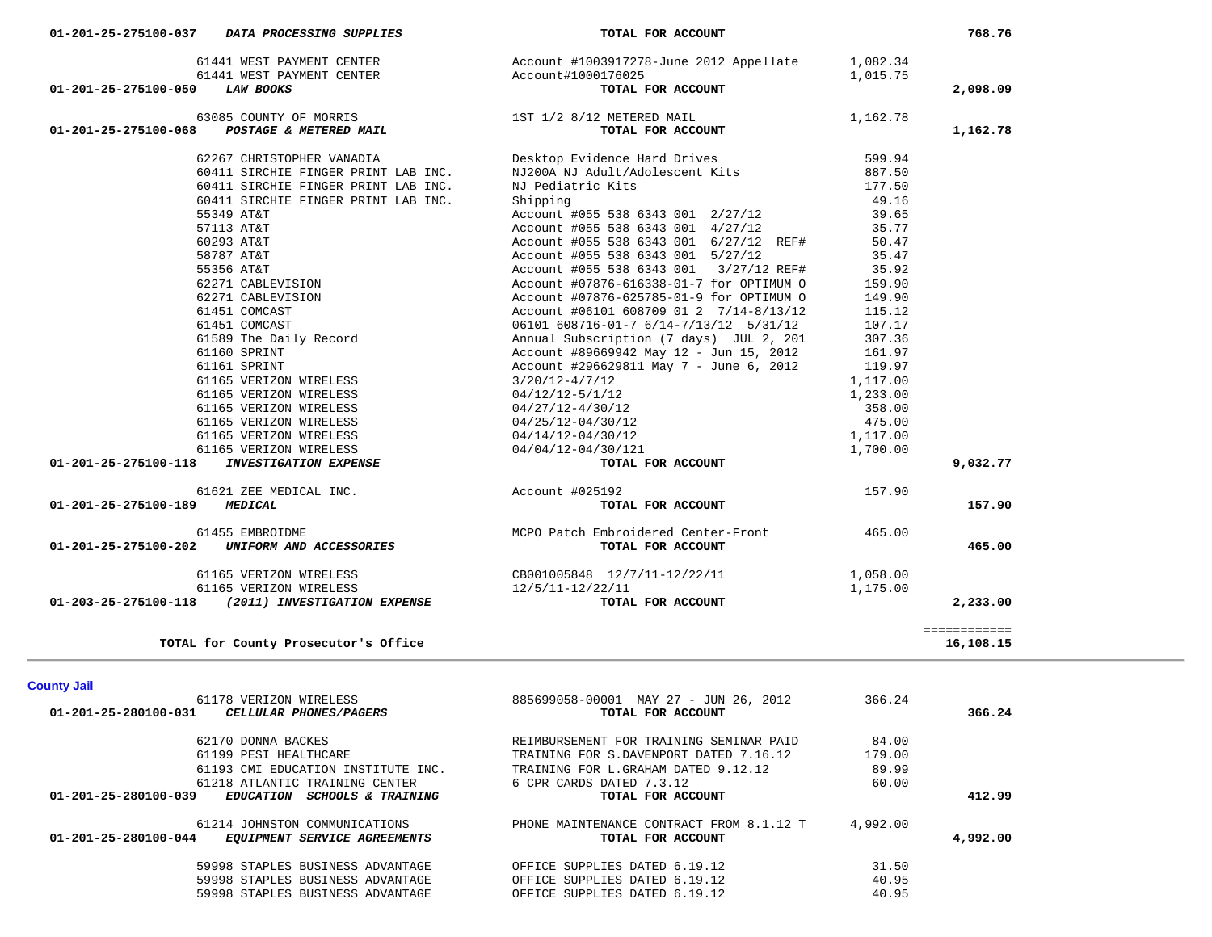| Account | Vendor | Description | Amount | Total |
|---|---|---|---|---|
| 01-201-25-275100-037 ***DATA PROCESSING SUPPLIES*** | | **TOTAL FOR ACCOUNT** | | **768.76** |
| | 61441 WEST PAYMENT CENTER | Account #1003917278-June 2012 Appellate | 1,082.34 | |
| | 61441 WEST PAYMENT CENTER | Account#1000176025 | 1,015.75 | |
| 01-201-25-275100-050 ***LAW BOOKS*** | | **TOTAL FOR ACCOUNT** | | **2,098.09** |
| | 63085 COUNTY OF MORRIS | 1ST 1/2 8/12 METERED MAIL | 1,162.78 | |
| 01-201-25-275100-068 ***POSTAGE & METERED MAIL*** | | **TOTAL FOR ACCOUNT** | | **1,162.78** |
| | 62267 CHRISTOPHER VANADIA | Desktop Evidence Hard Drives | 599.94 | |
| | 60411 SIRCHIE FINGER PRINT LAB INC. | NJ200A NJ Adult/Adolescent Kits | 887.50 | |
| | 60411 SIRCHIE FINGER PRINT LAB INC. | NJ Pediatric Kits | 177.50 | |
| | 60411 SIRCHIE FINGER PRINT LAB INC. | Shipping | 49.16 | |
| | 55349 AT&T | Account #055 538 6343 001 2/27/12 | 39.65 | |
| | 57113 AT&T | Account #055 538 6343 001 4/27/12 | 35.77 | |
| | 60293 AT&T | Account #055 538 6343 001 6/27/12 REF# | 50.47 | |
| | 58787 AT&T | Account #055 538 6343 001 5/27/12 | 35.47 | |
| | 55356 AT&T | Account #055 538 6343 001 3/27/12 REF# | 35.92 | |
| | 62271 CABLEVISION | Account #07876-616338-01-7 for OPTIMUM O | 159.90 | |
| | 62271 CABLEVISION | Account #07876-625785-01-9 for OPTIMUM O | 149.90 | |
| | 61451 COMCAST | Account #06101 608709 01 2 7/14-8/13/12 | 115.12 | |
| | 61451 COMCAST | 06101 608716-01-7 6/14-7/13/12 5/31/12 | 107.17 | |
| | 61589 The Daily Record | Annual Subscription (7 days) JUL 2, 201 | 307.36 | |
| | 61160 SPRINT | Account #89669942 May 12 - Jun 15, 2012 | 161.97 | |
| | 61161 SPRINT | Account #296629811 May 7 - June 6, 2012 | 119.97 | |
| | 61165 VERIZON WIRELESS | 3/20/12-4/7/12 | 1,117.00 | |
| | 61165 VERIZON WIRELESS | 04/12/12-5/1/12 | 1,233.00 | |
| | 61165 VERIZON WIRELESS | 04/27/12-4/30/12 | 358.00 | |
| | 61165 VERIZON WIRELESS | 04/25/12-04/30/12 | 475.00 | |
| | 61165 VERIZON WIRELESS | 04/14/12-04/30/12 | 1,117.00 | |
| | 61165 VERIZON WIRELESS | 04/04/12-04/30/121 | 1,700.00 | |
| 01-201-25-275100-118 ***INVESTIGATION EXPENSE*** | | **TOTAL FOR ACCOUNT** | | **9,032.77** |
| | 61621 ZEE MEDICAL INC. | Account #025192 | 157.90 | |
| 01-201-25-275100-189 ***MEDICAL*** | | **TOTAL FOR ACCOUNT** | | **157.90** |
| | 61455 EMBROIDME | MCPO Patch Embroidered Center-Front | 465.00 | |
| 01-201-25-275100-202 ***UNIFORM AND ACCESSORIES*** | | **TOTAL FOR ACCOUNT** | | **465.00** |
| | 61165 VERIZON WIRELESS | CB001005848 12/7/11-12/22/11 | 1,058.00 | |
| | 61165 VERIZON WIRELESS | 12/5/11-12/22/11 | 1,175.00 | |
| 01-203-25-275100-118 ***(2011) INVESTIGATION EXPENSE*** | | **TOTAL FOR ACCOUNT** | | **2,233.00** |

**TOTAL for County Prosecutor's Office** **16,108.15**

## County Jail

| Account | Vendor | Description | Amount | Total |
|---|---|---|---|---|
| | 61178 VERIZON WIRELESS | 885699058-00001 MAY 27 - JUN 26, 2012 | 366.24 | |
| 01-201-25-280100-031 ***CELLULAR PHONES/PAGERS*** | | **TOTAL FOR ACCOUNT** | | **366.24** |
| | 62170 DONNA BACKES | REIMBURSEMENT FOR TRAINING SEMINAR PAID | 84.00 | |
| | 61199 PESI HEALTHCARE | TRAINING FOR S.DAVENPORT DATED 7.16.12 | 179.00 | |
| | 61193 CMI EDUCATION INSTITUTE INC. | TRAINING FOR L.GRAHAM DATED 9.12.12 | 89.99 | |
| | 61218 ATLANTIC TRAINING CENTER | 6 CPR CARDS DATED 7.3.12 | 60.00 | |
| 01-201-25-280100-039 ***EDUCATION SCHOOLS & TRAINING*** | | **TOTAL FOR ACCOUNT** | | **412.99** |
| | 61214 JOHNSTON COMMUNICATIONS | PHONE MAINTENANCE CONTRACT FROM 8.1.12 T | 4,992.00 | |
| 01-201-25-280100-044 ***EQUIPMENT SERVICE AGREEMENTS*** | | **TOTAL FOR ACCOUNT** | | **4,992.00** |
| | 59998 STAPLES BUSINESS ADVANTAGE | OFFICE SUPPLIES DATED 6.19.12 | 31.50 | |
| | 59998 STAPLES BUSINESS ADVANTAGE | OFFICE SUPPLIES DATED 6.19.12 | 40.95 | |
| | 59998 STAPLES BUSINESS ADVANTAGE | OFFICE SUPPLIES DATED 6.19.12 | 40.95 | |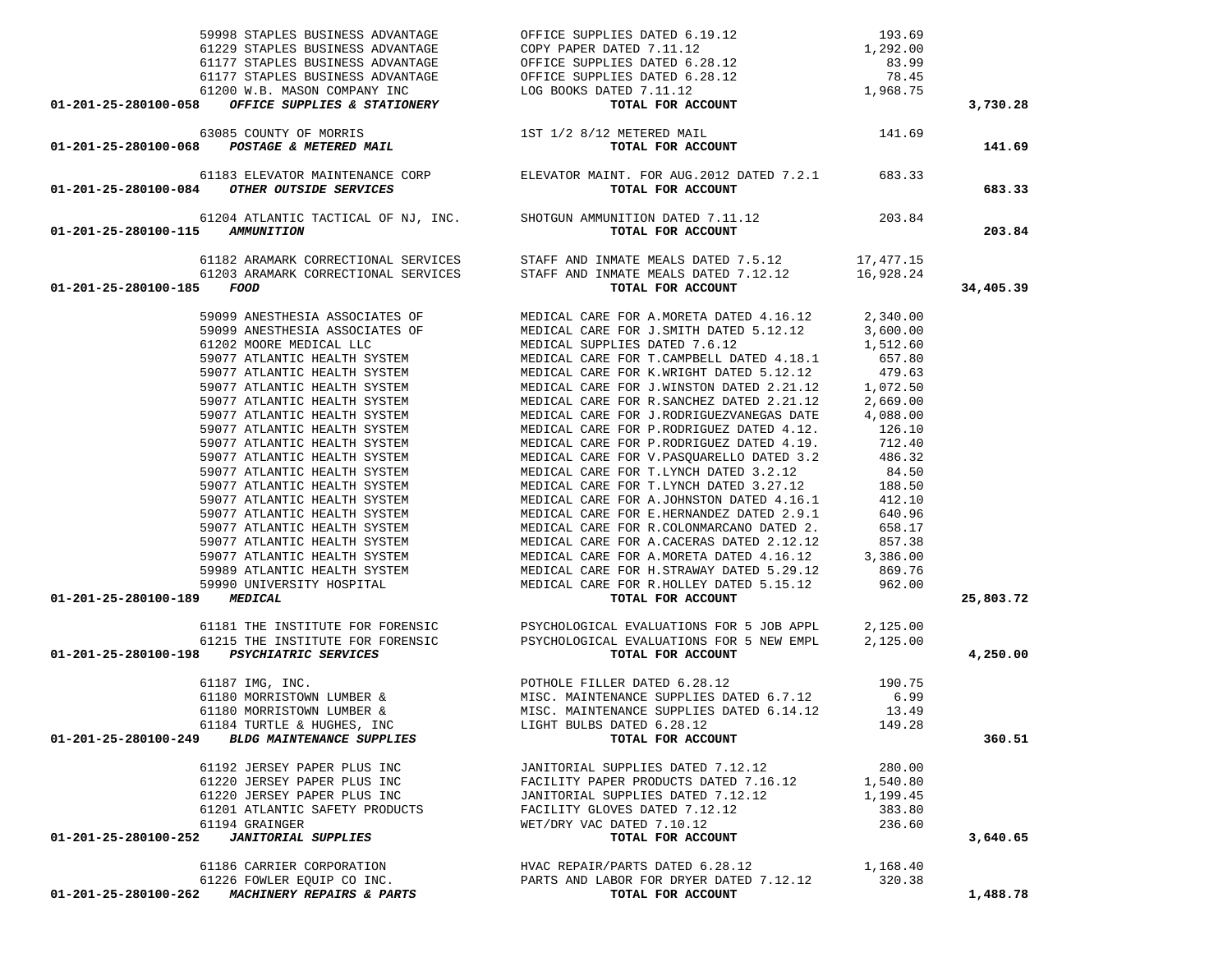| Account | Vendor | Description | Amount | Total |
|---|---|---|---|---|
| | 59998 STAPLES BUSINESS ADVANTAGE | OFFICE SUPPLIES DATED 6.19.12 | 193.69 | |
| | 61229 STAPLES BUSINESS ADVANTAGE | COPY PAPER DATED 7.11.12 | 1,292.00 | |
| | 61177 STAPLES BUSINESS ADVANTAGE | OFFICE SUPPLIES DATED 6.28.12 | 83.99 | |
| | 61177 STAPLES BUSINESS ADVANTAGE | OFFICE SUPPLIES DATED 6.28.12 | 78.45 | |
| | 61200 W.B. MASON COMPANY INC | LOG BOOKS DATED 7.11.12 | 1,968.75 | |
| **01-201-25-280100-058** | ***OFFICE SUPPLIES & STATIONERY*** | **TOTAL FOR ACCOUNT** | | **3,730.28** |
| | 63085 COUNTY OF MORRIS | 1ST 1/2 8/12 METERED MAIL | 141.69 | |
| **01-201-25-280100-068** | ***POSTAGE & METERED MAIL*** | **TOTAL FOR ACCOUNT** | | **141.69** |
| | 61183 ELEVATOR MAINTENANCE CORP | ELEVATOR MAINT. FOR AUG.2012 DATED 7.2.1 | 683.33 | |
| **01-201-25-280100-084** | ***OTHER OUTSIDE SERVICES*** | **TOTAL FOR ACCOUNT** | | **683.33** |
| | 61204 ATLANTIC TACTICAL OF NJ, INC. | SHOTGUN AMMUNITION DATED 7.11.12 | 203.84 | |
| **01-201-25-280100-115** | ***AMMUNITION*** | **TOTAL FOR ACCOUNT** | | **203.84** |
| | 61182 ARAMARK CORRECTIONAL SERVICES | STAFF AND INMATE MEALS DATED 7.5.12 | 17,477.15 | |
| | 61203 ARAMARK CORRECTIONAL SERVICES | STAFF AND INMATE MEALS DATED 7.12.12 | 16,928.24 | |
| **01-201-25-280100-185** | ***FOOD*** | **TOTAL FOR ACCOUNT** | | **34,405.39** |
| | 59099 ANESTHESIA ASSOCIATES OF | MEDICAL CARE FOR A.MORETA DATED 4.16.12 | 2,340.00 | |
| | 59099 ANESTHESIA ASSOCIATES OF | MEDICAL CARE FOR J.SMITH DATED 5.12.12 | 3,600.00 | |
| | 61202 MOORE MEDICAL LLC | MEDICAL SUPPLIES DATED 7.6.12 | 1,512.60 | |
| | 59077 ATLANTIC HEALTH SYSTEM | MEDICAL CARE FOR T.CAMPBELL DATED 4.18.1 | 657.80 | |
| | 59077 ATLANTIC HEALTH SYSTEM | MEDICAL CARE FOR K.WRIGHT DATED 5.12.12 | 479.63 | |
| | 59077 ATLANTIC HEALTH SYSTEM | MEDICAL CARE FOR J.WINSTON DATED 2.21.12 | 1,072.50 | |
| | 59077 ATLANTIC HEALTH SYSTEM | MEDICAL CARE FOR R.SANCHEZ DATED 2.21.12 | 2,669.00 | |
| | 59077 ATLANTIC HEALTH SYSTEM | MEDICAL CARE FOR J.RODRIGUEZVANEGAS DATE | 4,088.00 | |
| | 59077 ATLANTIC HEALTH SYSTEM | MEDICAL CARE FOR P.RODRIGUEZ DATED 4.12. | 126.10 | |
| | 59077 ATLANTIC HEALTH SYSTEM | MEDICAL CARE FOR P.RODRIGUEZ DATED 4.19. | 712.40 | |
| | 59077 ATLANTIC HEALTH SYSTEM | MEDICAL CARE FOR V.PASQUARELLO DATED 3.2 | 486.32 | |
| | 59077 ATLANTIC HEALTH SYSTEM | MEDICAL CARE FOR T.LYNCH DATED 3.2.12 | 84.50 | |
| | 59077 ATLANTIC HEALTH SYSTEM | MEDICAL CARE FOR T.LYNCH DATED 3.27.12 | 188.50 | |
| | 59077 ATLANTIC HEALTH SYSTEM | MEDICAL CARE FOR A.JOHNSTON DATED 4.16.1 | 412.10 | |
| | 59077 ATLANTIC HEALTH SYSTEM | MEDICAL CARE FOR E.HERNANDEZ DATED 2.9.1 | 640.96 | |
| | 59077 ATLANTIC HEALTH SYSTEM | MEDICAL CARE FOR R.COLONMARCANO DATED 2. | 658.17 | |
| | 59077 ATLANTIC HEALTH SYSTEM | MEDICAL CARE FOR A.CACERAS DATED 2.12.12 | 857.38 | |
| | 59077 ATLANTIC HEALTH SYSTEM | MEDICAL CARE FOR A.MORETA DATED 4.16.12 | 3,386.00 | |
| | 59989 ATLANTIC HEALTH SYSTEM | MEDICAL CARE FOR H.STRAWAY DATED 5.29.12 | 869.76 | |
| | 59990 UNIVERSITY HOSPITAL | MEDICAL CARE FOR R.HOLLEY DATED 5.15.12 | 962.00 | |
| **01-201-25-280100-189** | ***MEDICAL*** | **TOTAL FOR ACCOUNT** | | **25,803.72** |
| | 61181 THE INSTITUTE FOR FORENSIC | PSYCHOLOGICAL EVALUATIONS FOR 5 JOB APPL | 2,125.00 | |
| | 61215 THE INSTITUTE FOR FORENSIC | PSYCHOLOGICAL EVALUATIONS FOR 5 NEW EMPL | 2,125.00 | |
| **01-201-25-280100-198** | ***PSYCHIATRIC SERVICES*** | **TOTAL FOR ACCOUNT** | | **4,250.00** |
| | 61187 IMG, INC. | POTHOLE FILLER DATED 6.28.12 | 190.75 | |
| | 61180 MORRISTOWN LUMBER & | MISC. MAINTENANCE SUPPLIES DATED 6.7.12 | 6.99 | |
| | 61180 MORRISTOWN LUMBER & | MISC. MAINTENANCE SUPPLIES DATED 6.14.12 | 13.49 | |
| | 61184 TURTLE & HUGHES, INC | LIGHT BULBS DATED 6.28.12 | 149.28 | |
| **01-201-25-280100-249** | ***BLDG MAINTENANCE SUPPLIES*** | **TOTAL FOR ACCOUNT** | | **360.51** |
| | 61192 JERSEY PAPER PLUS INC | JANITORIAL SUPPLIES DATED 7.12.12 | 280.00 | |
| | 61220 JERSEY PAPER PLUS INC | FACILITY PAPER PRODUCTS DATED 7.16.12 | 1,540.80 | |
| | 61220 JERSEY PAPER PLUS INC | JANITORIAL SUPPLIES DATED 7.12.12 | 1,199.45 | |
| | 61201 ATLANTIC SAFETY PRODUCTS | FACILITY GLOVES DATED 7.12.12 | 383.80 | |
| | 61194 GRAINGER | WET/DRY VAC DATED 7.10.12 | 236.60 | |
| **01-201-25-280100-252** | ***JANITORIAL SUPPLIES*** | **TOTAL FOR ACCOUNT** | | **3,640.65** |
| | 61186 CARRIER CORPORATION | HVAC REPAIR/PARTS DATED 6.28.12 | 1,168.40 | |
| | 61226 FOWLER EQUIP CO INC. | PARTS AND LABOR FOR DRYER DATED 7.12.12 | 320.38 | |
| **01-201-25-280100-262** | ***MACHINERY REPAIRS & PARTS*** | **TOTAL FOR ACCOUNT** | | **1,488.78** |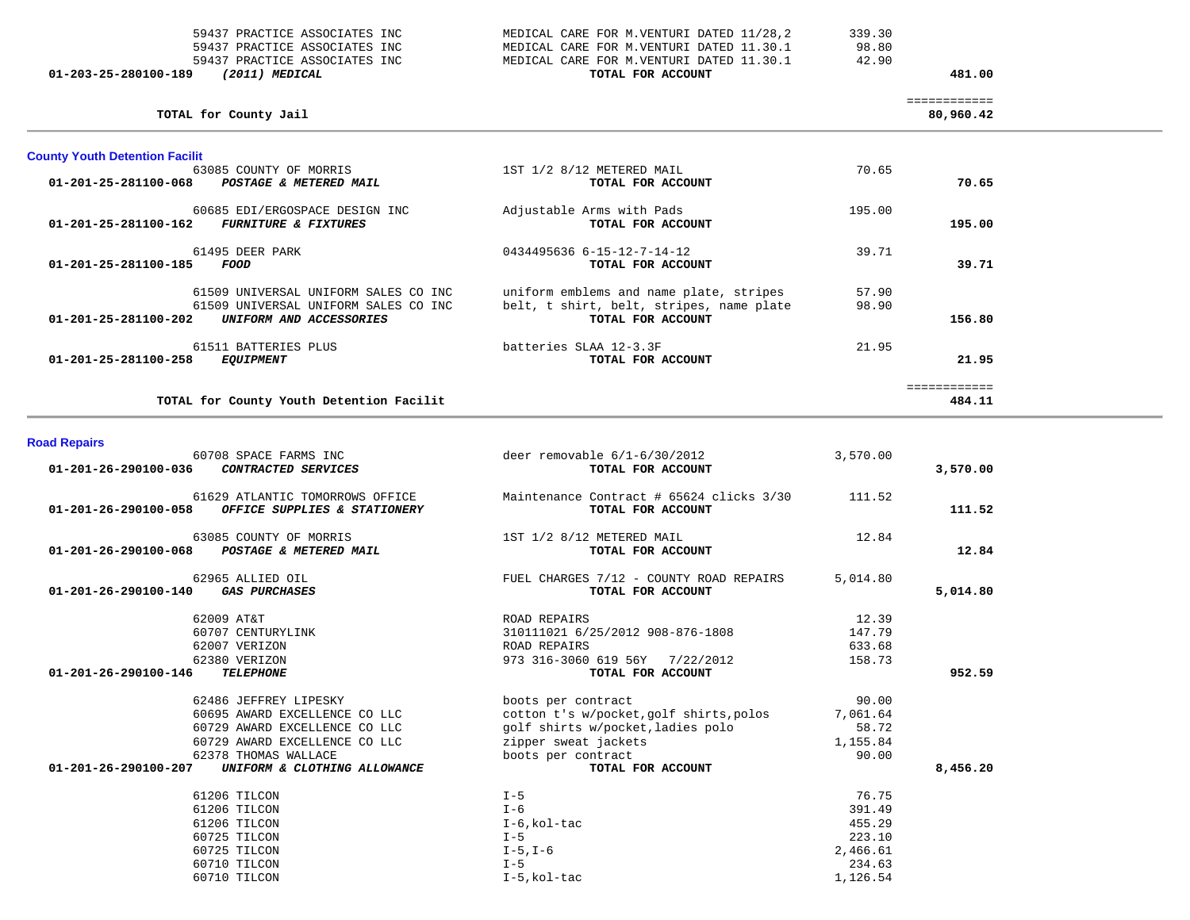| Account | Vendor / Account Name | Description | Amount | Total |
|---|---|---|---|---|
| | 59437 PRACTICE ASSOCIATES INC | MEDICAL CARE FOR M.VENTURI DATED 11/28,2 | 339.30 | |
| | 59437 PRACTICE ASSOCIATES INC | MEDICAL CARE FOR M.VENTURI DATED 11.30.1 | 98.80 | |
| | 59437 PRACTICE ASSOCIATES INC | MEDICAL CARE FOR M.VENTURI DATED 11.30.1 | 42.90 | |
| 01-203-25-280100-189 | ***(2011) MEDICAL*** | **TOTAL FOR ACCOUNT** | | **481.00** |
| | **TOTAL for County Jail** | | | **80,960.42** |

## County Youth Detention Facilit

| Account | Vendor / Account Name | Description | Amount | Total |
|---|---|---|---|---|
| | 63085 COUNTY OF MORRIS | 1ST 1/2 8/12 METERED MAIL | 70.65 | |
| 01-201-25-281100-068 | ***POSTAGE & METERED MAIL*** | **TOTAL FOR ACCOUNT** | | **70.65** |
| | 60685 EDI/ERGOSPACE DESIGN INC | Adjustable Arms with Pads | 195.00 | |
| 01-201-25-281100-162 | ***FURNITURE & FIXTURES*** | **TOTAL FOR ACCOUNT** | | **195.00** |
| | 61495 DEER PARK | 0434495636 6-15-12-7-14-12 | 39.71 | |
| 01-201-25-281100-185 | ***FOOD*** | **TOTAL FOR ACCOUNT** | | **39.71** |
| | 61509 UNIVERSAL UNIFORM SALES CO INC | uniform emblems and name plate, stripes | 57.90 | |
| | 61509 UNIVERSAL UNIFORM SALES CO INC | belt, t shirt, belt, stripes, name plate | 98.90 | |
| 01-201-25-281100-202 | ***UNIFORM AND ACCESSORIES*** | **TOTAL FOR ACCOUNT** | | **156.80** |
| | 61511 BATTERIES PLUS | batteries SLAA 12-3.3F | 21.95 | |
| 01-201-25-281100-258 | ***EQUIPMENT*** | **TOTAL FOR ACCOUNT** | | **21.95** |
| | **TOTAL for County Youth Detention Facilit** | | | **484.11** |

## Road Repairs

| Account | Vendor / Account Name | Description | Amount | Total |
|---|---|---|---|---|
| | 60708 SPACE FARMS INC | deer removable 6/1-6/30/2012 | 3,570.00 | |
| 01-201-26-290100-036 | ***CONTRACTED SERVICES*** | **TOTAL FOR ACCOUNT** | | **3,570.00** |
| | 61629 ATLANTIC TOMORROWS OFFICE | Maintenance Contract # 65624 clicks 3/30 | 111.52 | |
| 01-201-26-290100-058 | ***OFFICE SUPPLIES & STATIONERY*** | **TOTAL FOR ACCOUNT** | | **111.52** |
| | 63085 COUNTY OF MORRIS | 1ST 1/2 8/12 METERED MAIL | 12.84 | |
| 01-201-26-290100-068 | ***POSTAGE & METERED MAIL*** | **TOTAL FOR ACCOUNT** | | **12.84** |
| | 62965 ALLIED OIL | FUEL CHARGES 7/12 - COUNTY ROAD REPAIRS | 5,014.80 | |
| 01-201-26-290100-140 | ***GAS PURCHASES*** | **TOTAL FOR ACCOUNT** | | **5,014.80** |
| | 62009 AT&T | ROAD REPAIRS | 12.39 | |
| | 60707 CENTURYLINK | 310111021 6/25/2012 908-876-1808 | 147.79 | |
| | 62007 VERIZON | ROAD REPAIRS | 633.68 | |
| | 62380 VERIZON | 973 316-3060 619 56Y 7/22/2012 | 158.73 | |
| 01-201-26-290100-146 | ***TELEPHONE*** | **TOTAL FOR ACCOUNT** | | **952.59** |
| | 62486 JEFFREY LIPESKY | boots per contract | 90.00 | |
| | 60695 AWARD EXCELLENCE CO LLC | cotton t's w/pocket,golf shirts,polos | 7,061.64 | |
| | 60729 AWARD EXCELLENCE CO LLC | golf shirts w/pocket,ladies polo | 58.72 | |
| | 60729 AWARD EXCELLENCE CO LLC | zipper sweat jackets | 1,155.84 | |
| | 62378 THOMAS WALLACE | boots per contract | 90.00 | |
| 01-201-26-290100-207 | ***UNIFORM & CLOTHING ALLOWANCE*** | **TOTAL FOR ACCOUNT** | | **8,456.20** |
| | 61206 TILCON | I-5 | 76.75 | |
| | 61206 TILCON | I-6 | 391.49 | |
| | 61206 TILCON | I-6,kol-tac | 455.29 | |
| | 60725 TILCON | I-5 | 223.10 | |
| | 60725 TILCON | I-5,I-6 | 2,466.61 | |
| | 60710 TILCON | I-5 | 234.63 | |
| | 60710 TILCON | I-5,kol-tac | 1,126.54 | |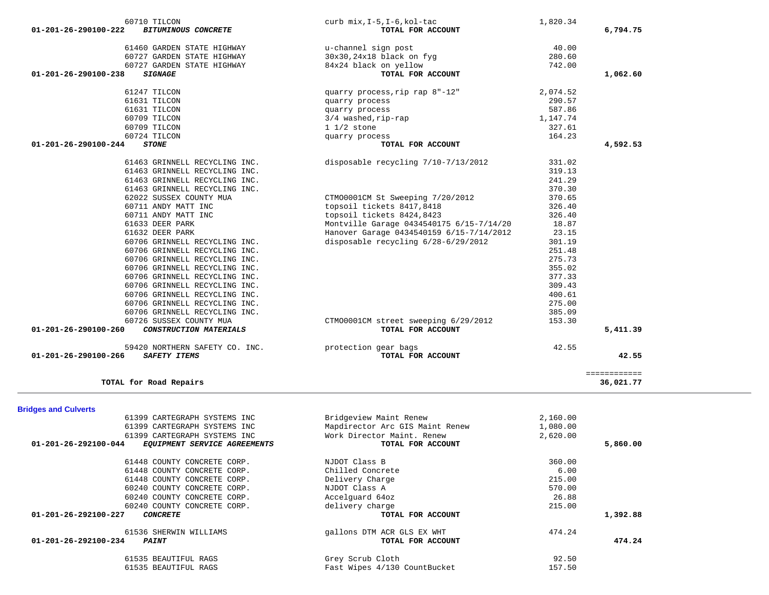| Account | Vendor | Description | Amount | Total |
|---|---|---|---|---|
| | 60710 TILCON | curb mix,I-5,I-6,kol-tac | 1,820.34 | |
| **01-201-26-290100-222** | ***BITUMINOUS CONCRETE*** | **TOTAL FOR ACCOUNT** | | **6,794.75** |
| | 61460 GARDEN STATE HIGHWAY | u-channel sign post | 40.00 | |
| | 60727 GARDEN STATE HIGHWAY | 30x30,24x18 black on fyg | 280.60 | |
| | 60727 GARDEN STATE HIGHWAY | 84x24 black on yellow | 742.00 | |
| **01-201-26-290100-238** | ***SIGNAGE*** | **TOTAL FOR ACCOUNT** | | **1,062.60** |
| | 61247 TILCON | quarry process,rip rap 8"-12" | 2,074.52 | |
| | 61631 TILCON | quarry process | 290.57 | |
| | 61631 TILCON | quarry process | 587.86 | |
| | 60709 TILCON | 3/4 washed,rip-rap | 1,147.74 | |
| | 60709 TILCON | 1 1/2 stone | 327.61 | |
| | 60724 TILCON | quarry process | 164.23 | |
| **01-201-26-290100-244** | ***STONE*** | **TOTAL FOR ACCOUNT** | | **4,592.53** |
| | 61463 GRINNELL RECYCLING INC. | disposable recycling 7/10-7/13/2012 | 331.02 | |
| | 61463 GRINNELL RECYCLING INC. | | 319.13 | |
| | 61463 GRINNELL RECYCLING INC. | | 241.29 | |
| | 61463 GRINNELL RECYCLING INC. | | 370.30 | |
| | 62022 SUSSEX COUNTY MUA | CTMO0001CM St Sweeping 7/20/2012 | 370.65 | |
| | 60711 ANDY MATT INC | topsoil tickets 8417,8418 | 326.40 | |
| | 60711 ANDY MATT INC | topsoil tickets 8424,8423 | 326.40 | |
| | 61633 DEER PARK | Montville Garage 0434540175 6/15-7/14/20 | 18.87 | |
| | 61632 DEER PARK | Hanover Garage 0434540159 6/15-7/14/2012 | 23.15 | |
| | 60706 GRINNELL RECYCLING INC. | disposable recycling 6/28-6/29/2012 | 301.19 | |
| | 60706 GRINNELL RECYCLING INC. | | 251.48 | |
| | 60706 GRINNELL RECYCLING INC. | | 275.73 | |
| | 60706 GRINNELL RECYCLING INC. | | 355.02 | |
| | 60706 GRINNELL RECYCLING INC. | | 377.33 | |
| | 60706 GRINNELL RECYCLING INC. | | 309.43 | |
| | 60706 GRINNELL RECYCLING INC. | | 400.61 | |
| | 60706 GRINNELL RECYCLING INC. | | 275.00 | |
| | 60706 GRINNELL RECYCLING INC. | | 385.09 | |
| | 60726 SUSSEX COUNTY MUA | CTMO0001CM street sweeping 6/29/2012 | 153.30 | |
| **01-201-26-290100-260** | ***CONSTRUCTION MATERIALS*** | **TOTAL FOR ACCOUNT** | | **5,411.39** |
| | 59420 NORTHERN SAFETY CO. INC. | protection gear bags | 42.55 | |
| **01-201-26-290100-266** | ***SAFETY ITEMS*** | **TOTAL FOR ACCOUNT** | | **42.55** |
| | | | | ============ |
| | **TOTAL for Road Repairs** | | | **36,021.77** |

## Bridges and Culverts

| Account | Vendor | Description | Amount | Total |
|---|---|---|---|---|
| | 61399 CARTEGRAPH SYSTEMS INC | Bridgeview Maint Renew | 2,160.00 | |
| | 61399 CARTEGRAPH SYSTEMS INC | Mapdirector Arc GIS Maint Renew | 1,080.00 | |
| | 61399 CARTEGRAPH SYSTEMS INC | Work Director Maint. Renew | 2,620.00 | |
| **01-201-26-292100-044** | ***EQUIPMENT SERVICE AGREEMENTS*** | **TOTAL FOR ACCOUNT** | | **5,860.00** |
| | 61448 COUNTY CONCRETE CORP. | NJDOT Class B | 360.00 | |
| | 61448 COUNTY CONCRETE CORP. | Chilled Concrete | 6.00 | |
| | 61448 COUNTY CONCRETE CORP. | Delivery Charge | 215.00 | |
| | 60240 COUNTY CONCRETE CORP. | NJDOT Class A | 570.00 | |
| | 60240 COUNTY CONCRETE CORP. | Accelguard 64oz | 26.88 | |
| | 60240 COUNTY CONCRETE CORP. | delivery charge | 215.00 | |
| **01-201-26-292100-227** | ***CONCRETE*** | **TOTAL FOR ACCOUNT** | | **1,392.88** |
| | 61536 SHERWIN WILLIAMS | gallons DTM ACR GLS EX WHT | 474.24 | |
| **01-201-26-292100-234** | ***PAINT*** | **TOTAL FOR ACCOUNT** | | **474.24** |
| | 61535 BEAUTIFUL RAGS | Grey Scrub Cloth | 92.50 | |
| | 61535 BEAUTIFUL RAGS | Fast Wipes 4/130 CountBucket | 157.50 | |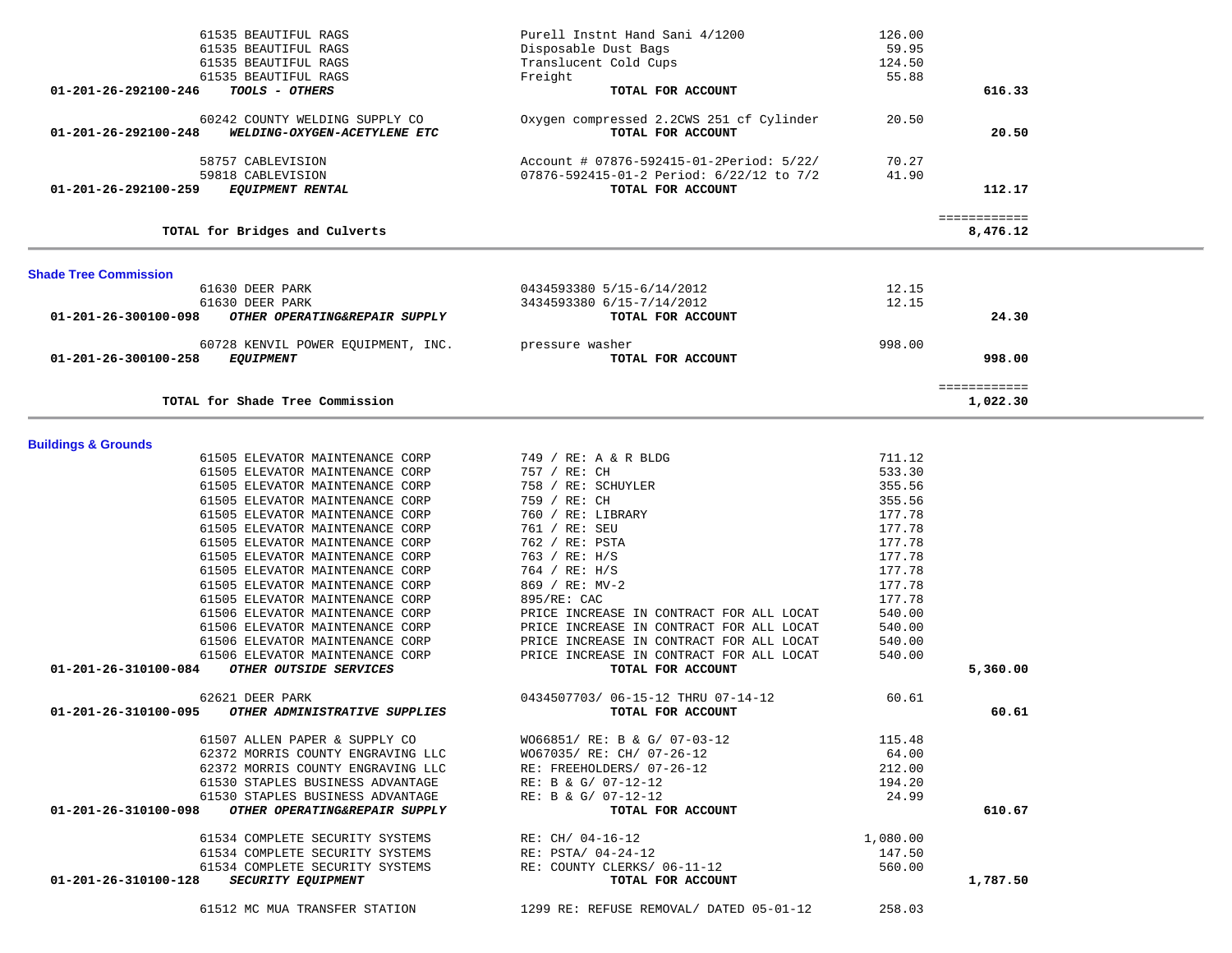| Account | Vendor / Description | Item | Amount | Total |
|---|---|---|---|---|
| | 61535 BEAUTIFUL RAGS | Purell Instnt Hand Sani 4/1200 | 126.00 | |
| | 61535 BEAUTIFUL RAGS | Disposable Dust Bags | 59.95 | |
| | 61535 BEAUTIFUL RAGS | Translucent Cold Cups | 124.50 | |
| | 61535 BEAUTIFUL RAGS | Freight | 55.88 | |
| **01-201-26-292100-246** | ***TOOLS - OTHERS*** | **TOTAL FOR ACCOUNT** | | **616.33** |
| | 60242 COUNTY WELDING SUPPLY CO | Oxygen compressed 2.2CWS 251 cf Cylinder | 20.50 | |
| **01-201-26-292100-248** | ***WELDING-OXYGEN-ACETYLENE ETC*** | **TOTAL FOR ACCOUNT** | | **20.50** |
| | 58757 CABLEVISION | Account # 07876-592415-01-2Period: 5/22/ | 70.27 | |
| | 59818 CABLEVISION | 07876-592415-01-2 Period: 6/22/12 to 7/2 | 41.90 | |
| **01-201-26-292100-259** | ***EQUIPMENT RENTAL*** | **TOTAL FOR ACCOUNT** | | **112.17** |
| | | | | ============ |
| | **TOTAL for Bridges and Culverts** | | | **8,476.12** |

### Shade Tree Commission

| Account | Vendor / Description | Item | Amount | Total |
|---|---|---|---|---|
| | 61630 DEER PARK | 0434593380 5/15-6/14/2012 | 12.15 | |
| | 61630 DEER PARK | 3434593380 6/15-7/14/2012 | 12.15 | |
| **01-201-26-300100-098** | ***OTHER OPERATING&REPAIR SUPPLY*** | **TOTAL FOR ACCOUNT** | | **24.30** |
| | 60728 KENVIL POWER EQUIPMENT, INC. | pressure washer | 998.00 | |
| **01-201-26-300100-258** | ***EQUIPMENT*** | **TOTAL FOR ACCOUNT** | | **998.00** |
| | | | | ============ |
| | **TOTAL for Shade Tree Commission** | | | **1,022.30** |

### Buildings & Grounds

| Account | Vendor / Description | Item | Amount | Total |
|---|---|---|---|---|
| | 61505 ELEVATOR MAINTENANCE CORP | 749 / RE: A & R BLDG | 711.12 | |
| | 61505 ELEVATOR MAINTENANCE CORP | 757 / RE: CH | 533.30 | |
| | 61505 ELEVATOR MAINTENANCE CORP | 758 / RE: SCHUYLER | 355.56 | |
| | 61505 ELEVATOR MAINTENANCE CORP | 759 / RE: CH | 355.56 | |
| | 61505 ELEVATOR MAINTENANCE CORP | 760 / RE: LIBRARY | 177.78 | |
| | 61505 ELEVATOR MAINTENANCE CORP | 761 / RE: SEU | 177.78 | |
| | 61505 ELEVATOR MAINTENANCE CORP | 762 / RE: PSTA | 177.78 | |
| | 61505 ELEVATOR MAINTENANCE CORP | 763 / RE: H/S | 177.78 | |
| | 61505 ELEVATOR MAINTENANCE CORP | 764 / RE: H/S | 177.78 | |
| | 61505 ELEVATOR MAINTENANCE CORP | 869 / RE: MV-2 | 177.78 | |
| | 61505 ELEVATOR MAINTENANCE CORP | 895/RE: CAC | 177.78 | |
| | 61506 ELEVATOR MAINTENANCE CORP | PRICE INCREASE IN CONTRACT FOR ALL LOCAT | 540.00 | |
| | 61506 ELEVATOR MAINTENANCE CORP | PRICE INCREASE IN CONTRACT FOR ALL LOCAT | 540.00 | |
| | 61506 ELEVATOR MAINTENANCE CORP | PRICE INCREASE IN CONTRACT FOR ALL LOCAT | 540.00 | |
| | 61506 ELEVATOR MAINTENANCE CORP | PRICE INCREASE IN CONTRACT FOR ALL LOCAT | 540.00 | |
| **01-201-26-310100-084** | ***OTHER OUTSIDE SERVICES*** | **TOTAL FOR ACCOUNT** | | **5,360.00** |
| | 62621 DEER PARK | 0434507703/ 06-15-12 THRU 07-14-12 | 60.61 | |
| **01-201-26-310100-095** | ***OTHER ADMINISTRATIVE SUPPLIES*** | **TOTAL FOR ACCOUNT** | | **60.61** |
| | 61507 ALLEN PAPER & SUPPLY CO | WO66851/ RE: B & G/ 07-03-12 | 115.48 | |
| | 62372 MORRIS COUNTY ENGRAVING LLC | WO67035/ RE: CH/ 07-26-12 | 64.00 | |
| | 62372 MORRIS COUNTY ENGRAVING LLC | RE: FREEHOLDERS/ 07-26-12 | 212.00 | |
| | 61530 STAPLES BUSINESS ADVANTAGE | RE: B & G/ 07-12-12 | 194.20 | |
| | 61530 STAPLES BUSINESS ADVANTAGE | RE: B & G/ 07-12-12 | 24.99 | |
| **01-201-26-310100-098** | ***OTHER OPERATING&REPAIR SUPPLY*** | **TOTAL FOR ACCOUNT** | | **610.67** |
| | 61534 COMPLETE SECURITY SYSTEMS | RE: CH/ 04-16-12 | 1,080.00 | |
| | 61534 COMPLETE SECURITY SYSTEMS | RE: PSTA/ 04-24-12 | 147.50 | |
| | 61534 COMPLETE SECURITY SYSTEMS | RE: COUNTY CLERKS/ 06-11-12 | 560.00 | |
| **01-201-26-310100-128** | ***SECURITY EQUIPMENT*** | **TOTAL FOR ACCOUNT** | | **1,787.50** |
| | 61512 MC MUA TRANSFER STATION | 1299 RE: REFUSE REMOVAL/ DATED 05-01-12 | 258.03 | |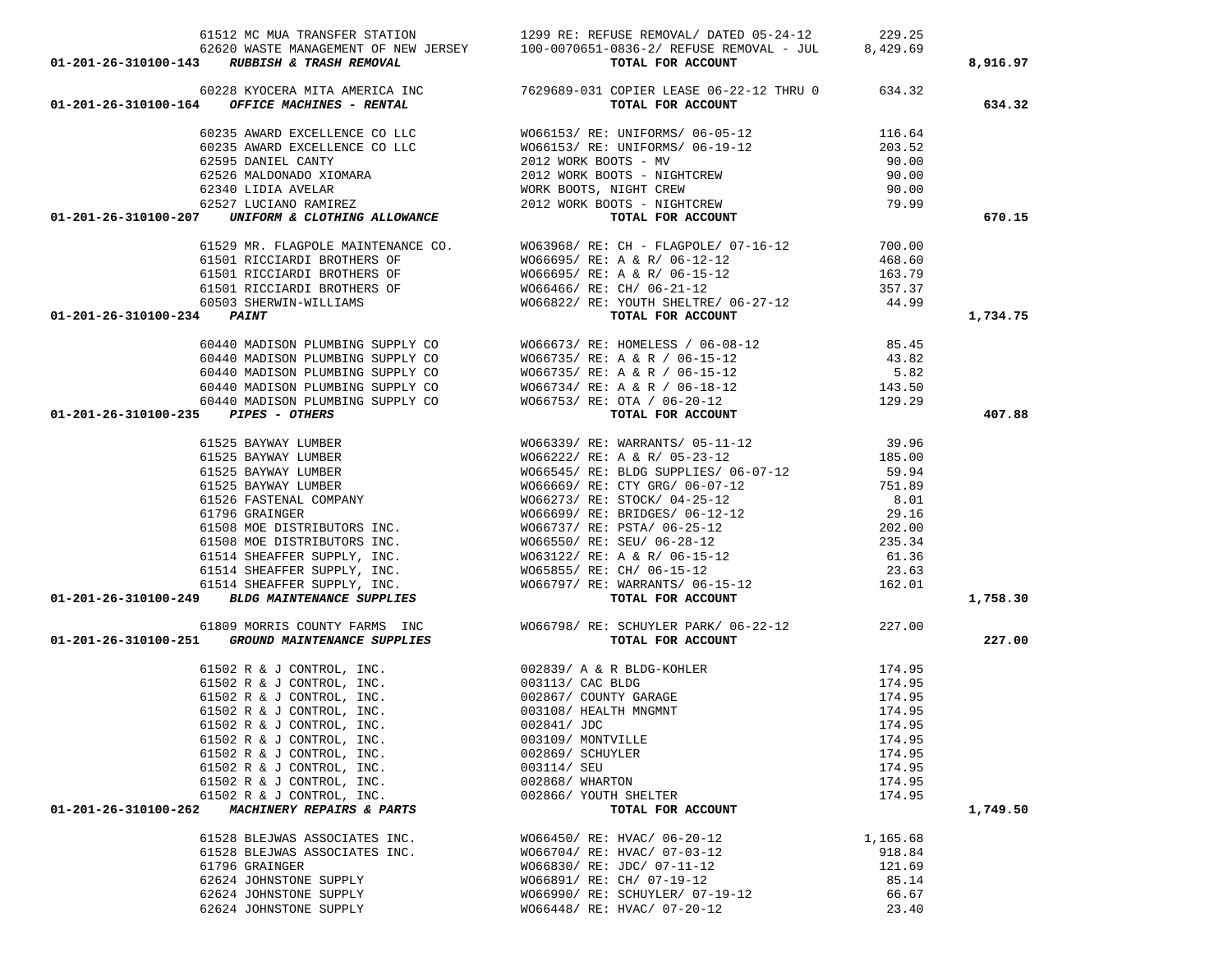| Account | Vendor | Description | Amount | Total |
|---|---|---|---|---|
| | 61512 MC MUA TRANSFER STATION | 1299 RE: REFUSE REMOVAL/ DATED 05-24-12 | 229.25 | |
| | 62620 WASTE MANAGEMENT OF NEW JERSEY | 100-0070651-0836-2/ REFUSE REMOVAL - JUL | 8,429.69 | |
| 01-201-26-310100-143 *RUBBISH & TRASH REMOVAL* | | TOTAL FOR ACCOUNT | | 8,916.97 |
| | 60228 KYOCERA MITA AMERICA INC | 7629689-031 COPIER LEASE 06-22-12 THRU 0 | 634.32 | |
| 01-201-26-310100-164 *OFFICE MACHINES - RENTAL* | | TOTAL FOR ACCOUNT | | 634.32 |
| | 60235 AWARD EXCELLENCE CO LLC | WO66153/ RE: UNIFORMS/ 06-05-12 | 116.64 | |
| | 60235 AWARD EXCELLENCE CO LLC | WO66153/ RE: UNIFORMS/ 06-19-12 | 203.52 | |
| | 62595 DANIEL CANTY | 2012 WORK BOOTS - MV | 90.00 | |
| | 62526 MALDONADO XIOMARA | 2012 WORK BOOTS - NIGHTCREW | 90.00 | |
| | 62340 LIDIA AVELAR | WORK BOOTS, NIGHT CREW | 90.00 | |
| | 62527 LUCIANO RAMIREZ | 2012 WORK BOOTS - NIGHTCREW | 79.99 | |
| 01-201-26-310100-207 *UNIFORM & CLOTHING ALLOWANCE* | | TOTAL FOR ACCOUNT | | 670.15 |
| | 61529 MR. FLAGPOLE MAINTENANCE CO. | WO63968/ RE: CH - FLAGPOLE/ 07-16-12 | 700.00 | |
| | 61501 RICCIARDI BROTHERS OF | WO66695/ RE: A & R/ 06-12-12 | 468.60 | |
| | 61501 RICCIARDI BROTHERS OF | WO66695/ RE: A & R/ 06-15-12 | 163.79 | |
| | 61501 RICCIARDI BROTHERS OF | WO66466/ RE: CH/ 06-21-12 | 357.37 | |
| | 60503 SHERWIN-WILLIAMS | WO66822/ RE: YOUTH SHELTRE/ 06-27-12 | 44.99 | |
| 01-201-26-310100-234 *PAINT* | | TOTAL FOR ACCOUNT | | 1,734.75 |
| | 60440 MADISON PLUMBING SUPPLY CO | WO66673/ RE: HOMELESS / 06-08-12 | 85.45 | |
| | 60440 MADISON PLUMBING SUPPLY CO | WO66735/ RE: A & R / 06-15-12 | 43.82 | |
| | 60440 MADISON PLUMBING SUPPLY CO | WO66735/ RE: A & R / 06-15-12 | 5.82 | |
| | 60440 MADISON PLUMBING SUPPLY CO | WO66734/ RE: A & R / 06-18-12 | 143.50 | |
| | 60440 MADISON PLUMBING SUPPLY CO | WO66753/ RE: OTA / 06-20-12 | 129.29 | |
| 01-201-26-310100-235 *PIPES - OTHERS* | | TOTAL FOR ACCOUNT | | 407.88 |
| | 61525 BAYWAY LUMBER | WO66339/ RE: WARRANTS/ 05-11-12 | 39.96 | |
| | 61525 BAYWAY LUMBER | WO66222/ RE: A & R/ 05-23-12 | 185.00 | |
| | 61525 BAYWAY LUMBER | WO66545/ RE: BLDG SUPPLIES/ 06-07-12 | 59.94 | |
| | 61525 BAYWAY LUMBER | WO66669/ RE: CTY GRG/ 06-07-12 | 751.89 | |
| | 61526 FASTENAL COMPANY | WO66273/ RE: STOCK/ 04-25-12 | 8.01 | |
| | 61796 GRAINGER | WO66699/ RE: BRIDGES/ 06-12-12 | 29.16 | |
| | 61508 MOE DISTRIBUTORS INC. | WO66737/ RE: PSTA/ 06-25-12 | 202.00 | |
| | 61508 MOE DISTRIBUTORS INC. | WO66550/ RE: SEU/ 06-28-12 | 235.34 | |
| | 61514 SHEAFFER SUPPLY, INC. | WO63122/ RE: A & R/ 06-15-12 | 61.36 | |
| | 61514 SHEAFFER SUPPLY, INC. | WO65855/ RE: CH/ 06-15-12 | 23.63 | |
| | 61514 SHEAFFER SUPPLY, INC. | WO66797/ RE: WARRANTS/ 06-15-12 | 162.01 | |
| 01-201-26-310100-249 *BLDG MAINTENANCE SUPPLIES* | | TOTAL FOR ACCOUNT | | 1,758.30 |
| | 61809 MORRIS COUNTY FARMS INC | WO66798/ RE: SCHUYLER PARK/ 06-22-12 | 227.00 | |
| 01-201-26-310100-251 *GROUND MAINTENANCE SUPPLIES* | | TOTAL FOR ACCOUNT | | 227.00 |
| | 61502 R & J CONTROL, INC. | 002839/ A & R BLDG-KOHLER | 174.95 | |
| | 61502 R & J CONTROL, INC. | 003113/ CAC BLDG | 174.95 | |
| | 61502 R & J CONTROL, INC. | 002867/ COUNTY GARAGE | 174.95 | |
| | 61502 R & J CONTROL, INC. | 003108/ HEALTH MNGMNT | 174.95 | |
| | 61502 R & J CONTROL, INC. | 002841/ JDC | 174.95 | |
| | 61502 R & J CONTROL, INC. | 003109/ MONTVILLE | 174.95 | |
| | 61502 R & J CONTROL, INC. | 002869/ SCHUYLER | 174.95 | |
| | 61502 R & J CONTROL, INC. | 003114/ SEU | 174.95 | |
| | 61502 R & J CONTROL, INC. | 002868/ WHARTON | 174.95 | |
| | 61502 R & J CONTROL, INC. | 002866/ YOUTH SHELTER | 174.95 | |
| 01-201-26-310100-262 *MACHINERY REPAIRS & PARTS* | | TOTAL FOR ACCOUNT | | 1,749.50 |
| | 61528 BLEJWAS ASSOCIATES INC. | WO66450/ RE: HVAC/ 06-20-12 | 1,165.68 | |
| | 61528 BLEJWAS ASSOCIATES INC. | WO66704/ RE: HVAC/ 07-03-12 | 918.84 | |
| | 61796 GRAINGER | WO66830/ RE: JDC/ 07-11-12 | 121.69 | |
| | 62624 JOHNSTONE SUPPLY | WO66891/ RE: CH/ 07-19-12 | 85.14 | |
| | 62624 JOHNSTONE SUPPLY | WO66990/ RE: SCHUYLER/ 07-19-12 | 66.67 | |
| | 62624 JOHNSTONE SUPPLY | WO66448/ RE: HVAC/ 07-20-12 | 23.40 | |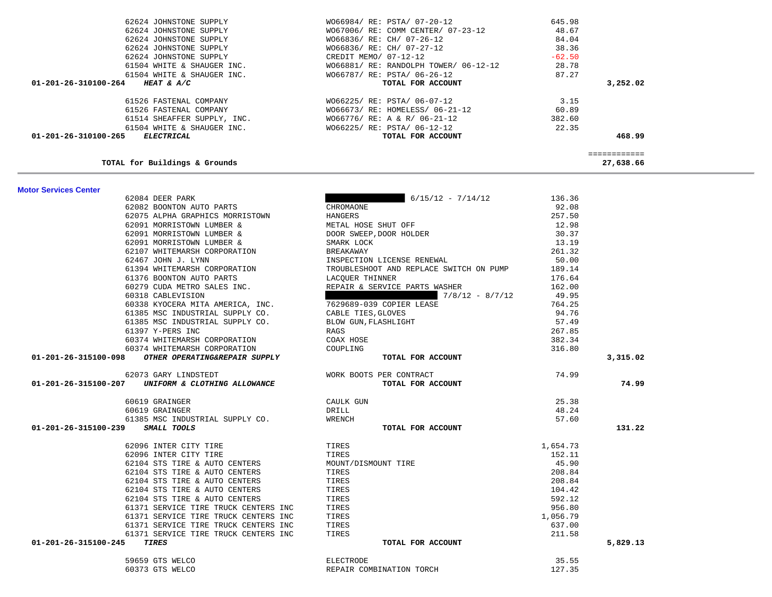| Account | Vendor | Description | Amount | Total |
|---|---|---|---|---|
| | 62624 JOHNSTONE SUPPLY | WO66984/ RE: PSTA/ 07-20-12 | 645.98 | |
| | 62624 JOHNSTONE SUPPLY | WO67006/ RE: COMM CENTER/ 07-23-12 | 48.67 | |
| | 62624 JOHNSTONE SUPPLY | WO66836/ RE: CH/ 07-26-12 | 84.04 | |
| | 62624 JOHNSTONE SUPPLY | WO66836/ RE: CH/ 07-27-12 | 38.36 | |
| | 62624 JOHNSTONE SUPPLY | CREDIT MEMO/ 07-12-12 | -62.50 | |
| | 61504 WHITE & SHAUGER INC. | WO66881/ RE: RANDOLPH TOWER/ 06-12-12 | 28.78 | |
| | 61504 WHITE & SHAUGER INC. | WO66787/ RE: PSTA/ 06-26-12 | 87.27 | |
| **01-201-26-310100-264** ***HEAT & A/C*** | | **TOTAL FOR ACCOUNT** | | **3,252.02** |
| | 61526 FASTENAL COMPANY | WO66225/ RE: PSTA/ 06-07-12 | 3.15 | |
| | 61526 FASTENAL COMPANY | WO66673/ RE: HOMELESS/ 06-21-12 | 60.89 | |
| | 61514 SHEAFFER SUPPLY, INC. | WO66776/ RE: A & R/ 06-21-12 | 382.60 | |
| | 61504 WHITE & SHAUGER INC. | WO66225/ RE: PSTA/ 06-12-12 | 22.35 | |
| **01-201-26-310100-265** ***ELECTRICAL*** | | **TOTAL FOR ACCOUNT** | | **468.99** |
| **TOTAL for Buildings & Grounds** | | | | **27,638.66** |

## Motor Services Center

| Account | Vendor | Description | Amount | Total |
|---|---|---|---|---|
| | 62084 DEER PARK | [REDACTED] 6/15/12 - 7/14/12 | 136.36 | |
| | 62082 BOONTON AUTO PARTS | CHROMAONE | 92.08 | |
| | 62075 ALPHA GRAPHICS MORRISTOWN | HANGERS | 257.50 | |
| | 62091 MORRISTOWN LUMBER & | METAL HOSE SHUT OFF | 12.98 | |
| | 62091 MORRISTOWN LUMBER & | DOOR SWEEP,DOOR HOLDER | 30.37 | |
| | 62091 MORRISTOWN LUMBER & | SMARK LOCK | 13.19 | |
| | 62107 WHITEMARSH CORPORATION | BREAKAWAY | 261.32 | |
| | 62467 JOHN J. LYNN | INSPECTION LICENSE RENEWAL | 50.00 | |
| | 61394 WHITEMARSH CORPORATION | TROUBLESHOOT AND REPLACE SWITCH ON PUMP | 189.14 | |
| | 61376 BOONTON AUTO PARTS | LACQUER THINNER | 176.64 | |
| | 60279 CUDA METRO SALES INC. | REPAIR & SERVICE PARTS WASHER | 162.00 | |
| | 60318 CABLEVISION | [REDACTED] 7/8/12 - 8/7/12 | 49.95 | |
| | 60338 KYOCERA MITA AMERICA, INC. | 7629689-039 COPIER LEASE | 764.25 | |
| | 61385 MSC INDUSTRIAL SUPPLY CO. | CABLE TIES,GLOVES | 94.76 | |
| | 61385 MSC INDUSTRIAL SUPPLY CO. | BLOW GUN,FLASHLIGHT | 57.49 | |
| | 61397 Y-PERS INC | RAGS | 267.85 | |
| | 60374 WHITEMARSH CORPORATION | COAX HOSE | 382.34 | |
| | 60374 WHITEMARSH CORPORATION | COUPLING | 316.80 | |
| **01-201-26-315100-098** ***OTHER OPERATING&REPAIR SUPPLY*** | | **TOTAL FOR ACCOUNT** | | **3,315.02** |
| | 62073 GARY LINDSTEDT | WORK BOOTS PER CONTRACT | 74.99 | |
| **01-201-26-315100-207** ***UNIFORM & CLOTHING ALLOWANCE*** | | **TOTAL FOR ACCOUNT** | | **74.99** |
| | 60619 GRAINGER | CAULK GUN | 25.38 | |
| | 60619 GRAINGER | DRILL | 48.24 | |
| | 61385 MSC INDUSTRIAL SUPPLY CO. | WRENCH | 57.60 | |
| **01-201-26-315100-239** ***SMALL TOOLS*** | | **TOTAL FOR ACCOUNT** | | **131.22** |
| | 62096 INTER CITY TIRE | TIRES | 1,654.73 | |
| | 62096 INTER CITY TIRE | TIRES | 152.11 | |
| | 62104 STS TIRE & AUTO CENTERS | MOUNT/DISMOUNT TIRE | 45.90 | |
| | 62104 STS TIRE & AUTO CENTERS | TIRES | 208.84 | |
| | 62104 STS TIRE & AUTO CENTERS | TIRES | 208.84 | |
| | 62104 STS TIRE & AUTO CENTERS | TIRES | 104.42 | |
| | 62104 STS TIRE & AUTO CENTERS | TIRES | 592.12 | |
| | 61371 SERVICE TIRE TRUCK CENTERS INC | TIRES | 956.80 | |
| | 61371 SERVICE TIRE TRUCK CENTERS INC | TIRES | 1,056.79 | |
| | 61371 SERVICE TIRE TRUCK CENTERS INC | TIRES | 637.00 | |
| | 61371 SERVICE TIRE TRUCK CENTERS INC | TIRES | 211.58 | |
| **01-201-26-315100-245** ***TIRES*** | | **TOTAL FOR ACCOUNT** | | **5,829.13** |
| | 59659 GTS WELCO | ELECTRODE | 35.55 | |
| | 60373 GTS WELCO | REPAIR COMBINATION TORCH | 127.35 | |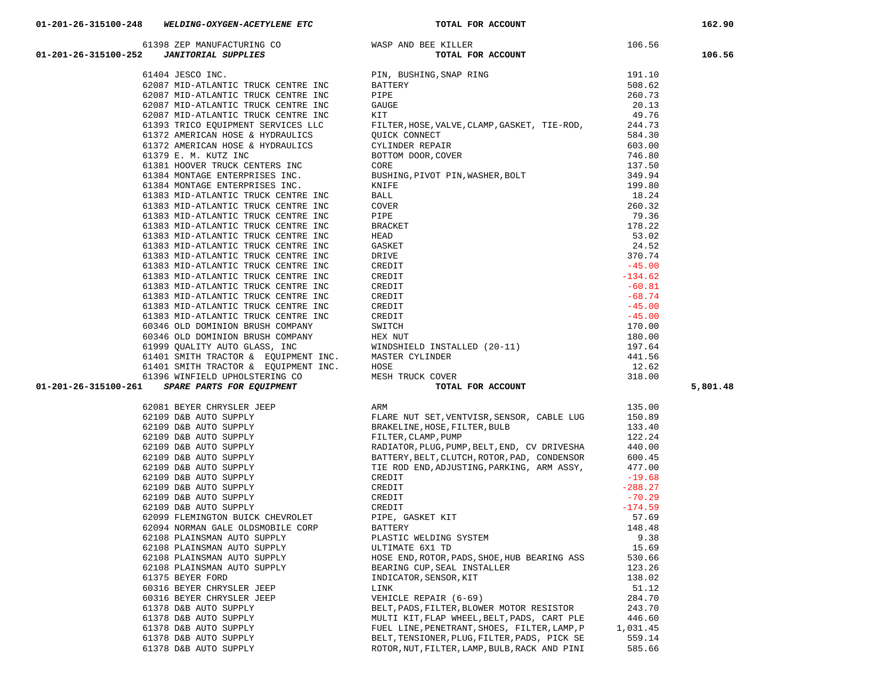| Account | Vendor | Description | Amount | Total |
|---|---|---|---|---|
| 01-201-26-315100-248 ***WELDING-OXYGEN-ACETYLENE ETC*** | | **TOTAL FOR ACCOUNT** | | **162.90** |
| | 61398 ZEP MANUFACTURING CO | WASP AND BEE KILLER | 106.56 | |
| 01-201-26-315100-252 ***JANITORIAL SUPPLIES*** | | **TOTAL FOR ACCOUNT** | | **106.56** |
| | 61404 JESCO INC. | PIN, BUSHING,SNAP RING | 191.10 | |
| | 62087 MID-ATLANTIC TRUCK CENTRE INC | BATTERY | 508.62 | |
| | 62087 MID-ATLANTIC TRUCK CENTRE INC | PIPE | 260.73 | |
| | 62087 MID-ATLANTIC TRUCK CENTRE INC | GAUGE | 20.13 | |
| | 62087 MID-ATLANTIC TRUCK CENTRE INC | KIT | 49.76 | |
| | 61393 TRICO EQUIPMENT SERVICES LLC | FILTER,HOSE,VALVE,CLAMP,GASKET, TIE-ROD, | 244.73 | |
| | 61372 AMERICAN HOSE & HYDRAULICS | QUICK CONNECT | 584.30 | |
| | 61372 AMERICAN HOSE & HYDRAULICS | CYLINDER REPAIR | 603.00 | |
| | 61379 E. M. KUTZ INC | BOTTOM DOOR,COVER | 746.80 | |
| | 61381 HOOVER TRUCK CENTERS INC | CORE | 137.50 | |
| | 61384 MONTAGE ENTERPRISES INC. | BUSHING,PIVOT PIN,WASHER,BOLT | 349.94 | |
| | 61384 MONTAGE ENTERPRISES INC. | KNIFE | 199.80 | |
| | 61383 MID-ATLANTIC TRUCK CENTRE INC | BALL | 18.24 | |
| | 61383 MID-ATLANTIC TRUCK CENTRE INC | COVER | 260.32 | |
| | 61383 MID-ATLANTIC TRUCK CENTRE INC | PIPE | 79.36 | |
| | 61383 MID-ATLANTIC TRUCK CENTRE INC | BRACKET | 178.22 | |
| | 61383 MID-ATLANTIC TRUCK CENTRE INC | HEAD | 53.02 | |
| | 61383 MID-ATLANTIC TRUCK CENTRE INC | GASKET | 24.52 | |
| | 61383 MID-ATLANTIC TRUCK CENTRE INC | DRIVE | 370.74 | |
| | 61383 MID-ATLANTIC TRUCK CENTRE INC | CREDIT | -45.00 | |
| | 61383 MID-ATLANTIC TRUCK CENTRE INC | CREDIT | -134.62 | |
| | 61383 MID-ATLANTIC TRUCK CENTRE INC | CREDIT | -60.81 | |
| | 61383 MID-ATLANTIC TRUCK CENTRE INC | CREDIT | -68.74 | |
| | 61383 MID-ATLANTIC TRUCK CENTRE INC | CREDIT | -45.00 | |
| | 61383 MID-ATLANTIC TRUCK CENTRE INC | CREDIT | -45.00 | |
| | 60346 OLD DOMINION BRUSH COMPANY | SWITCH | 170.00 | |
| | 60346 OLD DOMINION BRUSH COMPANY | HEX NUT | 180.00 | |
| | 61999 QUALITY AUTO GLASS, INC | WINDSHIELD INSTALLED (20-11) | 197.64 | |
| | 61401 SMITH TRACTOR & EQUIPMENT INC. | MASTER CYLINDER | 441.56 | |
| | 61401 SMITH TRACTOR & EQUIPMENT INC. | HOSE | 12.62 | |
| | 61396 WINFIELD UPHOLSTERING CO | MESH TRUCK COVER | 318.00 | |
| 01-201-26-315100-261 ***SPARE PARTS FOR EQUIPMENT*** | | **TOTAL FOR ACCOUNT** | | **5,801.48** |
| | 62081 BEYER CHRYSLER JEEP | ARM | 135.00 | |
| | 62109 D&B AUTO SUPPLY | FLARE NUT SET,VENTVISR,SENSOR, CABLE LUG | 150.89 | |
| | 62109 D&B AUTO SUPPLY | BRAKELINE,HOSE,FILTER,BULB | 133.40 | |
| | 62109 D&B AUTO SUPPLY | FILTER,CLAMP,PUMP | 122.24 | |
| | 62109 D&B AUTO SUPPLY | RADIATOR,PLUG,PUMP,BELT,END, CV DRIVESHA | 440.00 | |
| | 62109 D&B AUTO SUPPLY | BATTERY,BELT,CLUTCH,ROTOR,PAD, CONDENSOR | 600.45 | |
| | 62109 D&B AUTO SUPPLY | TIE ROD END,ADJUSTING,PARKING, ARM ASSY, | 477.00 | |
| | 62109 D&B AUTO SUPPLY | CREDIT | -19.68 | |
| | 62109 D&B AUTO SUPPLY | CREDIT | -288.27 | |
| | 62109 D&B AUTO SUPPLY | CREDIT | -70.29 | |
| | 62109 D&B AUTO SUPPLY | CREDIT | -174.59 | |
| | 62099 FLEMINGTON BUICK CHEVROLET | PIPE, GASKET KIT | 57.69 | |
| | 62094 NORMAN GALE OLDSMOBILE CORP | BATTERY | 148.48 | |
| | 62108 PLAINSMAN AUTO SUPPLY | PLASTIC WELDING SYSTEM | 9.38 | |
| | 62108 PLAINSMAN AUTO SUPPLY | ULTIMATE 6X1 TD | 15.69 | |
| | 62108 PLAINSMAN AUTO SUPPLY | HOSE END,ROTOR,PADS,SHOE,HUB BEARING ASS | 530.66 | |
| | 62108 PLAINSMAN AUTO SUPPLY | BEARING CUP,SEAL INSTALLER | 123.26 | |
| | 61375 BEYER FORD | INDICATOR,SENSOR,KIT | 138.02 | |
| | 60316 BEYER CHRYSLER JEEP | LINK | 51.12 | |
| | 60316 BEYER CHRYSLER JEEP | VEHICLE REPAIR (6-69) | 284.70 | |
| | 61378 D&B AUTO SUPPLY | BELT,PADS,FILTER,BLOWER MOTOR RESISTOR | 243.70 | |
| | 61378 D&B AUTO SUPPLY | MULTI KIT,FLAP WHEEL,BELT,PADS, CART PLE | 446.60 | |
| | 61378 D&B AUTO SUPPLY | FUEL LINE,PENETRANT,SHOES, FILTER,LAMP,P | 1,031.45 | |
| | 61378 D&B AUTO SUPPLY | BELT,TENSIONER,PLUG,FILTER,PADS, PICK SE | 559.14 | |
| | 61378 D&B AUTO SUPPLY | ROTOR,NUT,FILTER,LAMP,BULB,RACK AND PINI | 585.66 | |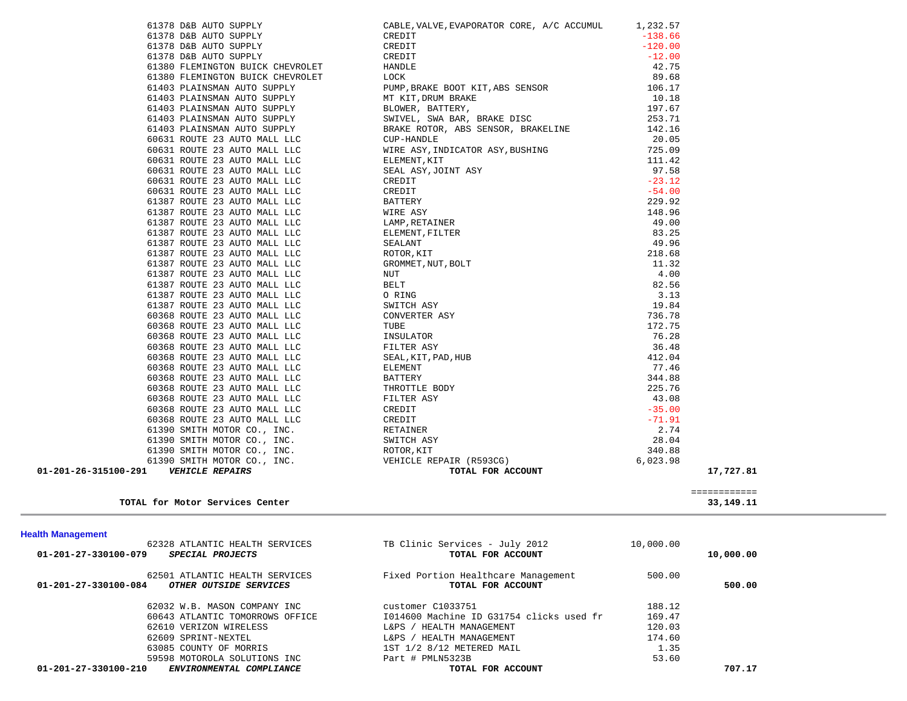| Account | Vendor | Description | Amount | Total |
|---|---|---|---|---|
| | 61378 D&B AUTO SUPPLY | CABLE,VALVE,EVAPORATOR CORE, A/C ACCUMUL | 1,232.57 | |
| | 61378 D&B AUTO SUPPLY | CREDIT | -138.66 | |
| | 61378 D&B AUTO SUPPLY | CREDIT | -120.00 | |
| | 61378 D&B AUTO SUPPLY | CREDIT | -12.00 | |
| | 61380 FLEMINGTON BUICK CHEVROLET | HANDLE | 42.75 | |
| | 61380 FLEMINGTON BUICK CHEVROLET | LOCK | 89.68 | |
| | 61403 PLAINSMAN AUTO SUPPLY | PUMP,BRAKE BOOT KIT,ABS SENSOR | 106.17 | |
| | 61403 PLAINSMAN AUTO SUPPLY | MT KIT,DRUM BRAKE | 10.18 | |
| | 61403 PLAINSMAN AUTO SUPPLY | BLOWER, BATTERY, | 197.67 | |
| | 61403 PLAINSMAN AUTO SUPPLY | SWIVEL, SWA BAR, BRAKE DISC | 253.71 | |
| | 61403 PLAINSMAN AUTO SUPPLY | BRAKE ROTOR, ABS SENSOR, BRAKELINE | 142.16 | |
| | 60631 ROUTE 23 AUTO MALL LLC | CUP-HANDLE | 20.05 | |
| | 60631 ROUTE 23 AUTO MALL LLC | WIRE ASY,INDICATOR ASY,BUSHING | 725.09 | |
| | 60631 ROUTE 23 AUTO MALL LLC | ELEMENT,KIT | 111.42 | |
| | 60631 ROUTE 23 AUTO MALL LLC | SEAL ASY,JOINT ASY | 97.58 | |
| | 60631 ROUTE 23 AUTO MALL LLC | CREDIT | -23.12 | |
| | 60631 ROUTE 23 AUTO MALL LLC | CREDIT | -54.00 | |
| | 61387 ROUTE 23 AUTO MALL LLC | BATTERY | 229.92 | |
| | 61387 ROUTE 23 AUTO MALL LLC | WIRE ASY | 148.96 | |
| | 61387 ROUTE 23 AUTO MALL LLC | LAMP,RETAINER | 49.00 | |
| | 61387 ROUTE 23 AUTO MALL LLC | ELEMENT,FILTER | 83.25 | |
| | 61387 ROUTE 23 AUTO MALL LLC | SEALANT | 49.96 | |
| | 61387 ROUTE 23 AUTO MALL LLC | ROTOR,KIT | 218.68 | |
| | 61387 ROUTE 23 AUTO MALL LLC | GROMMET,NUT,BOLT | 11.32 | |
| | 61387 ROUTE 23 AUTO MALL LLC | NUT | 4.00 | |
| | 61387 ROUTE 23 AUTO MALL LLC | BELT | 82.56 | |
| | 61387 ROUTE 23 AUTO MALL LLC | O RING | 3.13 | |
| | 61387 ROUTE 23 AUTO MALL LLC | SWITCH ASY | 19.84 | |
| | 60368 ROUTE 23 AUTO MALL LLC | CONVERTER ASY | 736.78 | |
| | 60368 ROUTE 23 AUTO MALL LLC | TUBE | 172.75 | |
| | 60368 ROUTE 23 AUTO MALL LLC | INSULATOR | 76.28 | |
| | 60368 ROUTE 23 AUTO MALL LLC | FILTER ASY | 36.48 | |
| | 60368 ROUTE 23 AUTO MALL LLC | SEAL,KIT,PAD,HUB | 412.04 | |
| | 60368 ROUTE 23 AUTO MALL LLC | ELEMENT | 77.46 | |
| | 60368 ROUTE 23 AUTO MALL LLC | BATTERY | 344.88 | |
| | 60368 ROUTE 23 AUTO MALL LLC | THROTTLE BODY | 225.76 | |
| | 60368 ROUTE 23 AUTO MALL LLC | FILTER ASY | 43.08 | |
| | 60368 ROUTE 23 AUTO MALL LLC | CREDIT | -35.00 | |
| | 60368 ROUTE 23 AUTO MALL LLC | CREDIT | -71.91 | |
| | 61390 SMITH MOTOR CO., INC. | RETAINER | 2.74 | |
| | 61390 SMITH MOTOR CO., INC. | SWITCH ASY | 28.04 | |
| | 61390 SMITH MOTOR CO., INC. | ROTOR,KIT | 340.88 | |
| | 61390 SMITH MOTOR CO., INC. | VEHICLE REPAIR (R593CG) | 6,023.98 | |
| **01-201-26-315100-291** | ***VEHICLE REPAIRS*** | **TOTAL FOR ACCOUNT** | | **17,727.81** |

| | | | | ============ |
|---|---|---|---|---|
| | **TOTAL for Motor Services Center** | | | **33,149.11** |

## Health Management

| Account | Vendor | Description | Amount | Total |
|---|---|---|---|---|
| | 62328 ATLANTIC HEALTH SERVICES | TB Clinic Services - July 2012 | 10,000.00 | |
| **01-201-27-330100-079** | ***SPECIAL PROJECTS*** | **TOTAL FOR ACCOUNT** | | **10,000.00** |
| | 62501 ATLANTIC HEALTH SERVICES | Fixed Portion Healthcare Management | 500.00 | |
| **01-201-27-330100-084** | ***OTHER OUTSIDE SERVICES*** | **TOTAL FOR ACCOUNT** | | **500.00** |
| | 62032 W.B. MASON COMPANY INC | customer C1033751 | 188.12 | |
| | 60643 ATLANTIC TOMORROWS OFFICE | I014600 Machine ID G31754 clicks used fr | 169.47 | |
| | 62610 VERIZON WIRELESS | L&PS / HEALTH MANAGEMENT | 120.03 | |
| | 62609 SPRINT-NEXTEL | L&PS / HEALTH MANAGEMENT | 174.60 | |
| | 63085 COUNTY OF MORRIS | 1ST 1/2 8/12 METERED MAIL | 1.35 | |
| | 59598 MOTOROLA SOLUTIONS INC | Part # PMLN5323B | 53.60 | |
| **01-201-27-330100-210** | ***ENVIRONMENTAL COMPLIANCE*** | **TOTAL FOR ACCOUNT** | | **707.17** |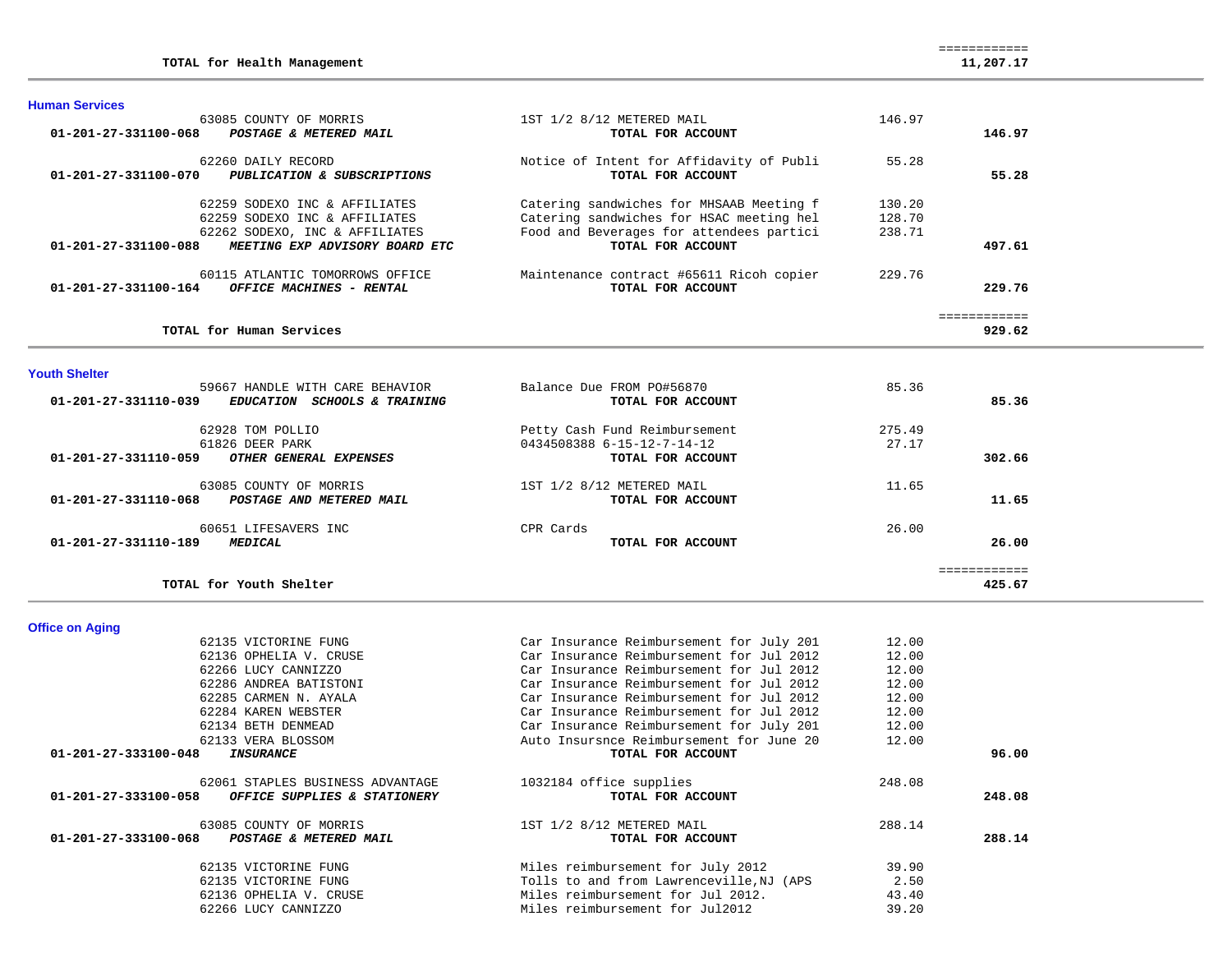| | | | |
|---|---|---|---|
| **TOTAL for Health Management** | | | ============ **11,207.17** |

## Human Services

| Account | Vendor / Description | Detail | Amount | Total |
|---|---|---|---|---|
| | 63085 COUNTY OF MORRIS | 1ST 1/2 8/12 METERED MAIL | 146.97 | |
| **01-201-27-331100-068** | ***POSTAGE & METERED MAIL*** | **TOTAL FOR ACCOUNT** | | **146.97** |
| | 62260 DAILY RECORD | Notice of Intent for Affidavity of Publi | 55.28 | |
| **01-201-27-331100-070** | ***PUBLICATION & SUBSCRIPTIONS*** | **TOTAL FOR ACCOUNT** | | **55.28** |
| | 62259 SODEXO INC & AFFILIATES | Catering sandwiches for MHSAAB Meeting f | 130.20 | |
| | 62259 SODEXO INC & AFFILIATES | Catering sandwiches for HSAC meeting hel | 128.70 | |
| | 62262 SODEXO, INC & AFFILIATES | Food and Beverages for attendees partici | 238.71 | |
| **01-201-27-331100-088** | ***MEETING EXP ADVISORY BOARD ETC*** | **TOTAL FOR ACCOUNT** | | **497.61** |
| | 60115 ATLANTIC TOMORROWS OFFICE | Maintenance contract #65611 Ricoh copier | 229.76 | |
| **01-201-27-331100-164** | ***OFFICE MACHINES - RENTAL*** | **TOTAL FOR ACCOUNT** | | **229.76** |
| | **TOTAL for Human Services** | | | ============ **929.62** |

## Youth Shelter

| Account | Vendor / Description | Detail | Amount | Total |
|---|---|---|---|---|
| | 59667 HANDLE WITH CARE BEHAVIOR | Balance Due FROM PO#56870 | 85.36 | |
| **01-201-27-331110-039** | ***EDUCATION SCHOOLS & TRAINING*** | **TOTAL FOR ACCOUNT** | | **85.36** |
| | 62928 TOM POLLIO | Petty Cash Fund Reimbursement | 275.49 | |
| | 61826 DEER PARK | 0434508388 6-15-12-7-14-12 | 27.17 | |
| **01-201-27-331110-059** | ***OTHER GENERAL EXPENSES*** | **TOTAL FOR ACCOUNT** | | **302.66** |
| | 63085 COUNTY OF MORRIS | 1ST 1/2 8/12 METERED MAIL | 11.65 | |
| **01-201-27-331110-068** | ***POSTAGE AND METERED MAIL*** | **TOTAL FOR ACCOUNT** | | **11.65** |
| | 60651 LIFESAVERS INC | CPR Cards | 26.00 | |
| **01-201-27-331110-189** | ***MEDICAL*** | **TOTAL FOR ACCOUNT** | | **26.00** |
| | **TOTAL for Youth Shelter** | | | ============ **425.67** |

## Office on Aging

| Account | Vendor / Description | Detail | Amount | Total |
|---|---|---|---|---|
| | 62135 VICTORINE FUNG | Car Insurance Reimbursement for July 201 | 12.00 | |
| | 62136 OPHELIA V. CRUSE | Car Insurance Reimbursement for Jul 2012 | 12.00 | |
| | 62266 LUCY CANNIZZO | Car Insurance Reimbursement for Jul 2012 | 12.00 | |
| | 62286 ANDREA BATISTONI | Car Insurance Reimbursement for Jul 2012 | 12.00 | |
| | 62285 CARMEN N. AYALA | Car Insurance Reimbursement for Jul 2012 | 12.00 | |
| | 62284 KAREN WEBSTER | Car Insurance Reimbursement for Jul 2012 | 12.00 | |
| | 62134 BETH DENMEAD | Car Insurance Reimbursement for July 201 | 12.00 | |
| | 62133 VERA BLOSSOM | Auto Insursnce Reimbursement for June 20 | 12.00 | |
| **01-201-27-333100-048** | ***INSURANCE*** | **TOTAL FOR ACCOUNT** | | **96.00** |
| | 62061 STAPLES BUSINESS ADVANTAGE | 1032184 office supplies | 248.08 | |
| **01-201-27-333100-058** | ***OFFICE SUPPLIES & STATIONERY*** | **TOTAL FOR ACCOUNT** | | **248.08** |
| | 63085 COUNTY OF MORRIS | 1ST 1/2 8/12 METERED MAIL | 288.14 | |
| **01-201-27-333100-068** | ***POSTAGE & METERED MAIL*** | **TOTAL FOR ACCOUNT** | | **288.14** |
| | 62135 VICTORINE FUNG | Miles reimbursement for July 2012 | 39.90 | |
| | 62135 VICTORINE FUNG | Tolls to and from Lawrenceville,NJ (APS | 2.50 | |
| | 62136 OPHELIA V. CRUSE | Miles reimbursement for Jul 2012. | 43.40 | |
| | 62266 LUCY CANNIZZO | Miles reimbursement for Jul2012 | 39.20 | |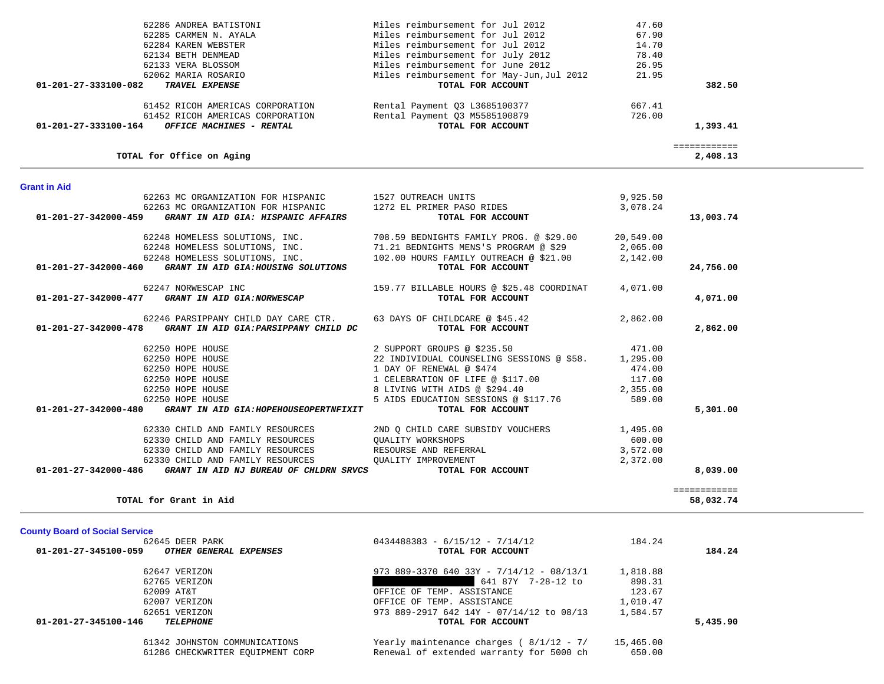| Account | Vendor | Description | Amount | Total |
|---|---|---|---|---|
| | 62286 ANDREA BATISTONI | Miles reimbursement for Jul 2012 | 47.60 | |
| | 62285 CARMEN N. AYALA | Miles reimbursement for Jul 2012 | 67.90 | |
| | 62284 KAREN WEBSTER | Miles reimbursement for Jul 2012 | 14.70 | |
| | 62134 BETH DENMEAD | Miles reimbursement for July 2012 | 78.40 | |
| | 62133 VERA BLOSSOM | Miles reimbursement for June 2012 | 26.95 | |
| | 62062 MARIA ROSARIO | Miles reimbursement for May-Jun,Jul 2012 | 21.95 | |
| **01-201-27-333100-082** | ***TRAVEL EXPENSE*** | **TOTAL FOR ACCOUNT** | | **382.50** |
| | 61452 RICOH AMERICAS CORPORATION | Rental Payment Q3 L3685100377 | 667.41 | |
| | 61452 RICOH AMERICAS CORPORATION | Rental Payment Q3 M5585100879 | 726.00 | |
| **01-201-27-333100-164** | ***OFFICE MACHINES - RENTAL*** | **TOTAL FOR ACCOUNT** | | **1,393.41** |
| | | | | ============ |
| | **TOTAL for Office on Aging** | | | **2,408.13** |

## Grant in Aid

| Account | Vendor | Description | Amount | Total |
|---|---|---|---|---|
| | 62263 MC ORGANIZATION FOR HISPANIC | 1527 OUTREACH UNITS | 9,925.50 | |
| | 62263 MC ORGANIZATION FOR HISPANIC | 1272 EL PRIMER PASO RIDES | 3,078.24 | |
| **01-201-27-342000-459** | ***GRANT IN AID GIA: HISPANIC AFFAIRS*** | **TOTAL FOR ACCOUNT** | | **13,003.74** |
| | 62248 HOMELESS SOLUTIONS, INC. | 708.59 BEDNIGHTS FAMILY PROG. @ $29.00 | 20,549.00 | |
| | 62248 HOMELESS SOLUTIONS, INC. | 71.21 BEDNIGHTS MENS'S PROGRAM @ $29 | 2,065.00 | |
| | 62248 HOMELESS SOLUTIONS, INC. | 102.00 HOURS FAMILY OUTREACH @ $21.00 | 2,142.00 | |
| **01-201-27-342000-460** | ***GRANT IN AID GIA:HOUSING SOLUTIONS*** | **TOTAL FOR ACCOUNT** | | **24,756.00** |
| | 62247 NORWESCAP INC | 159.77 BILLABLE HOURS @ $25.48 COORDINAT | 4,071.00 | |
| **01-201-27-342000-477** | ***GRANT IN AID GIA:NORWESCAP*** | **TOTAL FOR ACCOUNT** | | **4,071.00** |
| | 62246 PARSIPPANY CHILD DAY CARE CTR. | 63 DAYS OF CHILDCARE @ $45.42 | 2,862.00 | |
| **01-201-27-342000-478** | ***GRANT IN AID GIA:PARSIPPANY CHILD DC*** | **TOTAL FOR ACCOUNT** | | **2,862.00** |
| | 62250 HOPE HOUSE | 2 SUPPORT GROUPS @ $235.50 | 471.00 | |
| | 62250 HOPE HOUSE | 22 INDIVIDUAL COUNSELING SESSIONS @ $58. | 1,295.00 | |
| | 62250 HOPE HOUSE | 1 DAY OF RENEWAL @ $474 | 474.00 | |
| | 62250 HOPE HOUSE | 1 CELEBRATION OF LIFE @ $117.00 | 117.00 | |
| | 62250 HOPE HOUSE | 8 LIVING WITH AIDS @ $294.40 | 2,355.00 | |
| | 62250 HOPE HOUSE | 5 AIDS EDUCATION SESSIONS @ $117.76 | 589.00 | |
| **01-201-27-342000-480** | ***GRANT IN AID GIA:HOPEHOUSEOPERTNFIXIT*** | **TOTAL FOR ACCOUNT** | | **5,301.00** |
| | 62330 CHILD AND FAMILY RESOURCES | 2ND Q CHILD CARE SUBSIDY VOUCHERS | 1,495.00 | |
| | 62330 CHILD AND FAMILY RESOURCES | QUALITY WORKSHOPS | 600.00 | |
| | 62330 CHILD AND FAMILY RESOURCES | RESOURSE AND REFERRAL | 3,572.00 | |
| | 62330 CHILD AND FAMILY RESOURCES | QUALITY IMPROVEMENT | 2,372.00 | |
| **01-201-27-342000-486** | ***GRANT IN AID NJ BUREAU OF CHLDRN SRVCS*** | **TOTAL FOR ACCOUNT** | | **8,039.00** |
| | | | | ============ |
| | **TOTAL for Grant in Aid** | | | **58,032.74** |

## County Board of Social Service

| Account | Vendor | Description | Amount | Total |
|---|---|---|---|---|
| | 62645 DEER PARK | 0434488383 - 6/15/12 - 7/14/12 | 184.24 | |
| **01-201-27-345100-059** | ***OTHER GENERAL EXPENSES*** | **TOTAL FOR ACCOUNT** | | **184.24** |
| | 62647 VERIZON | 973 889-3370 640 33Y - 7/14/12 - 08/13/1 | 1,818.88 | |
| | 62765 VERIZON | [REDACTED] 641 87Y 7-28-12 to | 898.31 | |
| | 62009 AT&T | OFFICE OF TEMP. ASSISTANCE | 123.67 | |
| | 62007 VERIZON | OFFICE OF TEMP. ASSISTANCE | 1,010.47 | |
| | 62651 VERIZON | 973 889-2917 642 14Y - 07/14/12 to 08/13 | 1,584.57 | |
| **01-201-27-345100-146** | ***TELEPHONE*** | **TOTAL FOR ACCOUNT** | | **5,435.90** |
| | 61342 JOHNSTON COMMUNICATIONS | Yearly maintenance charges ( 8/1/12 - 7/ | 15,465.00 | |
| | 61286 CHECKWRITER EQUIPMENT CORP | Renewal of extended warranty for 5000 ch | 650.00 | |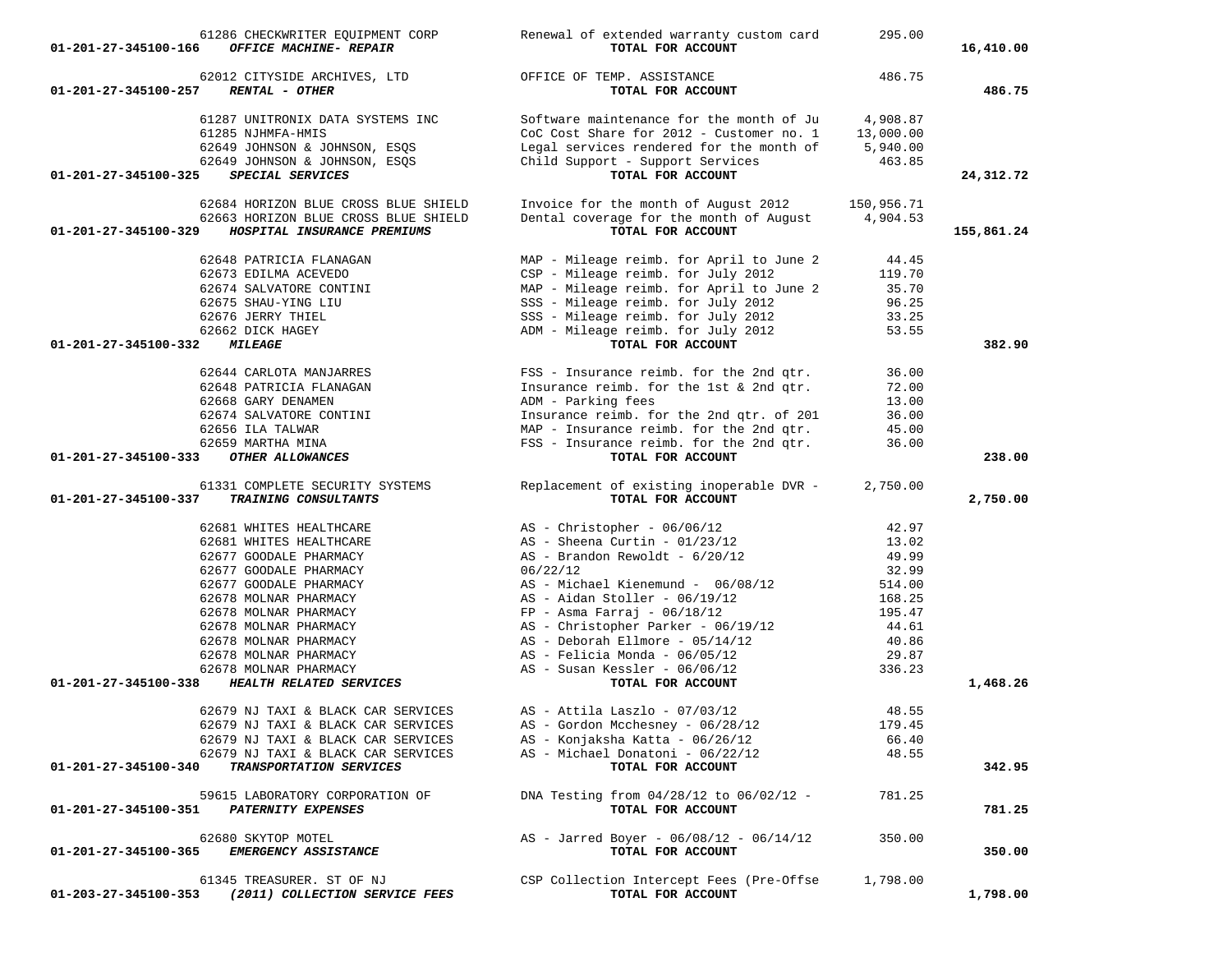| Account | Vendor | Description | Amount | Total |
|---|---|---|---|---|
| | 61286 CHECKWRITER EQUIPMENT CORP | Renewal of extended warranty custom card | 295.00 | |
| 01-201-27-345100-166 | *OFFICE MACHINE- REPAIR* | TOTAL FOR ACCOUNT | | 16,410.00 |
| | 62012 CITYSIDE ARCHIVES, LTD | OFFICE OF TEMP. ASSISTANCE | 486.75 | |
| 01-201-27-345100-257 | *RENTAL - OTHER* | TOTAL FOR ACCOUNT | | 486.75 |
| | 61287 UNITRONIX DATA SYSTEMS INC | Software maintenance for the month of Ju | 4,908.87 | |
| | 61285 NJHMFA-HMIS | CoC Cost Share for 2012 - Customer no. 1 | 13,000.00 | |
| | 62649 JOHNSON & JOHNSON, ESQS | Legal services rendered for the month of | 5,940.00 | |
| | 62649 JOHNSON & JOHNSON, ESQS | Child Support - Support Services | 463.85 | |
| 01-201-27-345100-325 | *SPECIAL SERVICES* | TOTAL FOR ACCOUNT | | 24,312.72 |
| | 62684 HORIZON BLUE CROSS BLUE SHIELD | Invoice for the month of August 2012 | 150,956.71 | |
| | 62663 HORIZON BLUE CROSS BLUE SHIELD | Dental coverage for the month of August | 4,904.53 | |
| 01-201-27-345100-329 | *HOSPITAL INSURANCE PREMIUMS* | TOTAL FOR ACCOUNT | | 155,861.24 |
| | 62648 PATRICIA FLANAGAN | MAP - Mileage reimb. for April to June 2 | 44.45 | |
| | 62673 EDILMA ACEVEDO | CSP - Mileage reimb. for July 2012 | 119.70 | |
| | 62674 SALVATORE CONTINI | MAP - Mileage reimb. for April to June 2 | 35.70 | |
| | 62675 SHAU-YING LIU | SSS - Mileage reimb. for July 2012 | 96.25 | |
| | 62676 JERRY THIEL | SSS - Mileage reimb. for July 2012 | 33.25 | |
| | 62662 DICK HAGEY | ADM - Mileage reimb. for July 2012 | 53.55 | |
| 01-201-27-345100-332 | *MILEAGE* | TOTAL FOR ACCOUNT | | 382.90 |
| | 62644 CARLOTA MANJARRES | FSS - Insurance reimb. for the 2nd qtr. | 36.00 | |
| | 62648 PATRICIA FLANAGAN | Insurance reimb. for the 1st & 2nd qtr. | 72.00 | |
| | 62668 GARY DENAMEN | ADM - Parking fees | 13.00 | |
| | 62674 SALVATORE CONTINI | Insurance reimb. for the 2nd qtr. of 201 | 36.00 | |
| | 62656 ILA TALWAR | MAP - Insurance reimb. for the 2nd qtr. | 45.00 | |
| | 62659 MARTHA MINA | FSS - Insurance reimb. for the 2nd qtr. | 36.00 | |
| 01-201-27-345100-333 | *OTHER ALLOWANCES* | TOTAL FOR ACCOUNT | | 238.00 |
| | 61331 COMPLETE SECURITY SYSTEMS | Replacement of existing inoperable DVR - | 2,750.00 | |
| 01-201-27-345100-337 | *TRAINING CONSULTANTS* | TOTAL FOR ACCOUNT | | 2,750.00 |
| | 62681 WHITES HEALTHCARE | AS - Christopher - 06/06/12 | 42.97 | |
| | 62681 WHITES HEALTHCARE | AS - Sheena Curtin - 01/23/12 | 13.02 | |
| | 62677 GOODALE PHARMACY | AS - Brandon Rewoldt - 6/20/12 | 49.99 | |
| | 62677 GOODALE PHARMACY | 06/22/12 | 32.99 | |
| | 62677 GOODALE PHARMACY | AS - Michael Kienemund - 06/08/12 | 514.00 | |
| | 62678 MOLNAR PHARMACY | AS - Aidan Stoller - 06/19/12 | 168.25 | |
| | 62678 MOLNAR PHARMACY | FP - Asma Farraj - 06/18/12 | 195.47 | |
| | 62678 MOLNAR PHARMACY | AS - Christopher Parker - 06/19/12 | 44.61 | |
| | 62678 MOLNAR PHARMACY | AS - Deborah Ellmore - 05/14/12 | 40.86 | |
| | 62678 MOLNAR PHARMACY | AS - Felicia Monda - 06/05/12 | 29.87 | |
| | 62678 MOLNAR PHARMACY | AS - Susan Kessler - 06/06/12 | 336.23 | |
| 01-201-27-345100-338 | *HEALTH RELATED SERVICES* | TOTAL FOR ACCOUNT | | 1,468.26 |
| | 62679 NJ TAXI & BLACK CAR SERVICES | AS - Attila Laszlo - 07/03/12 | 48.55 | |
| | 62679 NJ TAXI & BLACK CAR SERVICES | AS - Gordon Mcchesney - 06/28/12 | 179.45 | |
| | 62679 NJ TAXI & BLACK CAR SERVICES | AS - Konjaksha Katta - 06/26/12 | 66.40 | |
| | 62679 NJ TAXI & BLACK CAR SERVICES | AS - Michael Donatoni - 06/22/12 | 48.55 | |
| 01-201-27-345100-340 | *TRANSPORTATION SERVICES* | TOTAL FOR ACCOUNT | | 342.95 |
| | 59615 LABORATORY CORPORATION OF | DNA Testing from 04/28/12 to 06/02/12 - | 781.25 | |
| 01-201-27-345100-351 | *PATERNITY EXPENSES* | TOTAL FOR ACCOUNT | | 781.25 |
| | 62680 SKYTOP MOTEL | AS - Jarred Boyer - 06/08/12 - 06/14/12 | 350.00 | |
| 01-201-27-345100-365 | *EMERGENCY ASSISTANCE* | TOTAL FOR ACCOUNT | | 350.00 |
| | 61345 TREASURER. ST OF NJ | CSP Collection Intercept Fees (Pre-Offse | 1,798.00 | |
| 01-203-27-345100-353 | *(2011) COLLECTION SERVICE FEES* | TOTAL FOR ACCOUNT | | 1,798.00 |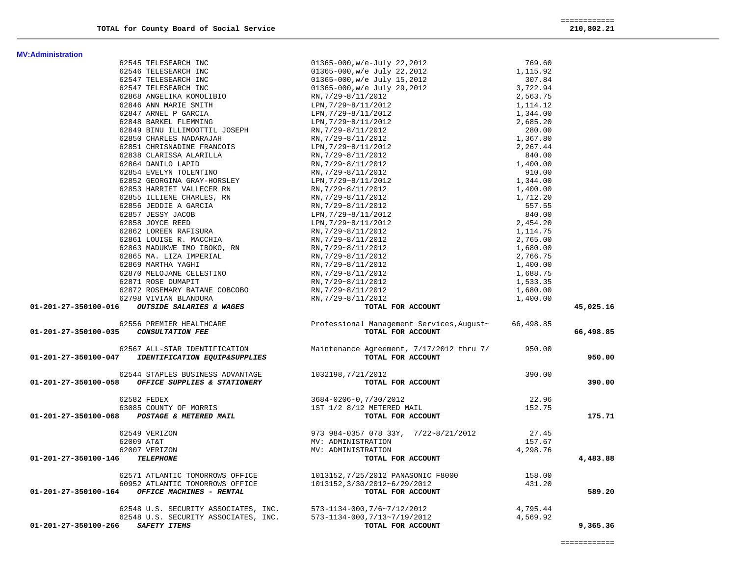**TOTAL for County Board of Social Service** ============ **210,802.21**

## MV:Administration

| Account | Vendor | Description | Amount | Total |
|---|---|---|---|---|
| | 62545 TELESEARCH INC | 01365-000,w/e-July 22,2012 | 769.60 | |
| | 62546 TELESEARCH INC | 01365-000,w/e July 22,2012 | 1,115.92 | |
| | 62547 TELESEARCH INC | 01365-000,w/e July 15,2012 | 307.84 | |
| | 62547 TELESEARCH INC | 01365-000,w/e July 29,2012 | 3,722.94 | |
| | 62868 ANGELIKA KOMOLIBIO | RN,7/29~8/11/2012 | 2,563.75 | |
| | 62846 ANN MARIE SMITH | LPN,7/29~8/11/2012 | 1,114.12 | |
| | 62847 ARNEL P GARCIA | LPN,7/29~8/11/2012 | 1,344.00 | |
| | 62848 BARKEL FLEMMING | LPN,7/29~8/11/2012 | 2,685.20 | |
| | 62849 BINU ILLIMOOTTIL JOSEPH | RN,7/29-8/11/2012 | 280.00 | |
| | 62850 CHARLES NADARAJAH | RN,7/29~8/11/2012 | 1,367.80 | |
| | 62851 CHRISNADINE FRANCOIS | LPN,7/29~8/11/2012 | 2,267.44 | |
| | 62838 CLARISSA ALARILLA | RN,7/29~8/11/2012 | 840.00 | |
| | 62864 DANILO LAPID | RN,7/29~8/11/2012 | 1,400.00 | |
| | 62854 EVELYN TOLENTINO | RN,7/29~8/11/2012 | 910.00 | |
| | 62852 GEORGINA GRAY-HORSLEY | LPN,7/29~8/11/2012 | 1,344.00 | |
| | 62853 HARRIET VALLECER RN | RN,7/29~8/11/2012 | 1,400.00 | |
| | 62855 ILLIENE CHARLES, RN | RN,7/29~8/11/2012 | 1,712.20 | |
| | 62856 JEDDIE A GARCIA | RN,7/29~8/11/2012 | 557.55 | |
| | 62857 JESSY JACOB | LPN,7/29~8/11/2012 | 840.00 | |
| | 62858 JOYCE REED | LPN,7/29~8/11/2012 | 2,454.20 | |
| | 62862 LOREEN RAFISURA | RN,7/29~8/11/2012 | 1,114.75 | |
| | 62861 LOUISE R. MACCHIA | RN,7/29~8/11/2012 | 2,765.00 | |
| | 62863 MADUKWE IMO IBOKO, RN | RN,7/29~8/11/2012 | 1,680.00 | |
| | 62865 MA. LIZA IMPERIAL | RN,7/29~8/11/2012 | 2,766.75 | |
| | 62869 MARTHA YAGHI | RN,7/29~8/11/2012 | 1,400.00 | |
| | 62870 MELOJANE CELESTINO | RN,7/29~8/11/2012 | 1,688.75 | |
| | 62871 ROSE DUMAPIT | RN,7/29~8/11/2012 | 1,533.35 | |
| | 62872 ROSEMARY BATANE COBCOBO | RN,7/29~8/11/2012 | 1,680.00 | |
| | 62798 VIVIAN BLANDURA | RN,7/29~8/11/2012 | 1,400.00 | |
| **01-201-27-350100-016** | ***OUTSIDE SALARIES & WAGES*** | **TOTAL FOR ACCOUNT** | | **45,025.16** |
| | 62556 PREMIER HEALTHCARE | Professional Management Services,August~ | 66,498.85 | |
| **01-201-27-350100-035** | ***CONSULTATION FEE*** | **TOTAL FOR ACCOUNT** | | **66,498.85** |
| | 62567 ALL-STAR IDENTIFICATION | Maintenance Agreement, 7/17/2012 thru 7/ | 950.00 | |
| **01-201-27-350100-047** | ***IDENTIFICATION EQUIP&SUPPLIES*** | **TOTAL FOR ACCOUNT** | | **950.00** |
| | 62544 STAPLES BUSINESS ADVANTAGE | 1032198,7/21/2012 | 390.00 | |
| **01-201-27-350100-058** | ***OFFICE SUPPLIES & STATIONERY*** | **TOTAL FOR ACCOUNT** | | **390.00** |
| | 62582 FEDEX | 3684-0206-0,7/30/2012 | 22.96 | |
| | 63085 COUNTY OF MORRIS | 1ST 1/2 8/12 METERED MAIL | 152.75 | |
| **01-201-27-350100-068** | ***POSTAGE & METERED MAIL*** | **TOTAL FOR ACCOUNT** | | **175.71** |
| | 62549 VERIZON | 973 984-0357 078 33Y, 7/22~8/21/2012 | 27.45 | |
| | 62009 AT&T | MV: ADMINISTRATION | 157.67 | |
| | 62007 VERIZON | MV: ADMINISTRATION | 4,298.76 | |
| **01-201-27-350100-146** | ***TELEPHONE*** | **TOTAL FOR ACCOUNT** | | **4,483.88** |
| | 62571 ATLANTIC TOMORROWS OFFICE | 1013152,7/25/2012 PANASONIC F8000 | 158.00 | |
| | 60952 ATLANTIC TOMORROWS OFFICE | 1013152,3/30/2012~6/29/2012 | 431.20 | |
| **01-201-27-350100-164** | ***OFFICE MACHINES - RENTAL*** | **TOTAL FOR ACCOUNT** | | **589.20** |
| | 62548 U.S. SECURITY ASSOCIATES, INC. | 573-1134-000,7/6~7/12/2012 | 4,795.44 | |
| | 62548 U.S. SECURITY ASSOCIATES, INC. | 573-1134-000,7/13~7/19/2012 | 4,569.92 | |
| **01-201-27-350100-266** | ***SAFETY ITEMS*** | **TOTAL FOR ACCOUNT** | | **9,365.36** |

============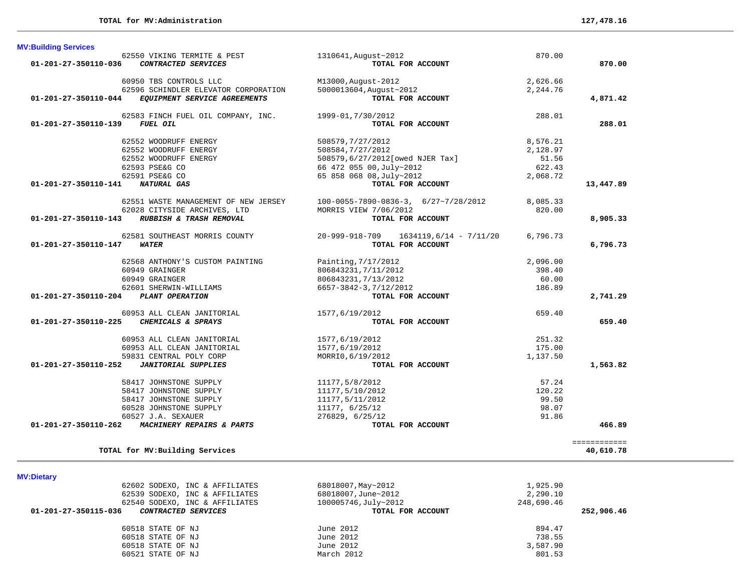| | | | |
|---|---|---|---|
| **TOTAL for MV:Administration** | | | **127,478.16** |

## MV:Building Services

| Account / Vendor | Description | Amount | Total |
|---|---|---|---|
| 62550 VIKING TERMITE & PEST | 1310641,August~2012 | 870.00 | |
| **01-201-27-350110-036** ***CONTRACTED SERVICES*** | **TOTAL FOR ACCOUNT** | | **870.00** |
| 60950 TBS CONTROLS LLC | M13000,August-2012 | 2,626.66 | |
| 62596 SCHINDLER ELEVATOR CORPORATION | 5000013604,August~2012 | 2,244.76 | |
| **01-201-27-350110-044** ***EQUIPMENT SERVICE AGREEMENTS*** | **TOTAL FOR ACCOUNT** | | **4,871.42** |
| 62583 FINCH FUEL OIL COMPANY, INC. | 1999-01,7/30/2012 | 288.01 | |
| **01-201-27-350110-139** ***FUEL OIL*** | **TOTAL FOR ACCOUNT** | | **288.01** |
| 62552 WOODRUFF ENERGY | 508579,7/27/2012 | 8,576.21 | |
| 62552 WOODRUFF ENERGY | 508584,7/27/2012 | 2,128.97 | |
| 62552 WOODRUFF ENERGY | 508579,6/27/2012[owed NJER Tax] | 51.56 | |
| 62593 PSE&G CO | 66 472 055 00,July~2012 | 622.43 | |
| 62591 PSE&G CO | 65 858 068 08,July~2012 | 2,068.72 | |
| **01-201-27-350110-141** ***NATURAL GAS*** | **TOTAL FOR ACCOUNT** | | **13,447.89** |
| 62551 WASTE MANAGEMENT OF NEW JERSEY | 100-0055-7890-0836-3, 6/27~7/28/2012 | 8,085.33 | |
| 62028 CITYSIDE ARCHIVES, LTD | MORRIS VIEW 7/06/2012 | 820.00 | |
| **01-201-27-350110-143** ***RUBBISH & TRASH REMOVAL*** | **TOTAL FOR ACCOUNT** | | **8,905.33** |
| 62581 SOUTHEAST MORRIS COUNTY | 20-999-918-709 1634119,6/14 - 7/11/20 | 6,796.73 | |
| **01-201-27-350110-147** ***WATER*** | **TOTAL FOR ACCOUNT** | | **6,796.73** |
| 62568 ANTHONY'S CUSTOM PAINTING | Painting,7/17/2012 | 2,096.00 | |
| 60949 GRAINGER | 806843231,7/11/2012 | 398.40 | |
| 60949 GRAINGER | 806843231,7/13/2012 | 60.00 | |
| 62601 SHERWIN-WILLIAMS | 6657-3842-3,7/12/2012 | 186.89 | |
| **01-201-27-350110-204** ***PLANT OPERATION*** | **TOTAL FOR ACCOUNT** | | **2,741.29** |
| 60953 ALL CLEAN JANITORIAL | 1577,6/19/2012 | 659.40 | |
| **01-201-27-350110-225** ***CHEMICALS & SPRAYS*** | **TOTAL FOR ACCOUNT** | | **659.40** |
| 60953 ALL CLEAN JANITORIAL | 1577,6/19/2012 | 251.32 | |
| 60953 ALL CLEAN JANITORIAL | 1577,6/19/2012 | 175.00 | |
| 59831 CENTRAL POLY CORP | MORRI0,6/19/2012 | 1,137.50 | |
| **01-201-27-350110-252** ***JANITORIAL SUPPLIES*** | **TOTAL FOR ACCOUNT** | | **1,563.82** |
| 58417 JOHNSTONE SUPPLY | 11177,5/8/2012 | 57.24 | |
| 58417 JOHNSTONE SUPPLY | 11177,5/10/2012 | 120.22 | |
| 58417 JOHNSTONE SUPPLY | 11177,5/11/2012 | 99.50 | |
| 60528 JOHNSTONE SUPPLY | 11177, 6/25/12 | 98.07 | |
| 60527 J.A. SEXAUER | 276829, 6/25/12 | 91.86 | |
| **01-201-27-350110-262** ***MACHINERY REPAIRS & PARTS*** | **TOTAL FOR ACCOUNT** | | **466.89** |
| | | | ============ |
| **TOTAL for MV:Building Services** | | | **40,610.78** |

## MV:Dietary

| Account / Vendor | Description | Amount | Total |
|---|---|---|---|
| 62602 SODEXO, INC & AFFILIATES | 68018007,May~2012 | 1,925.90 | |
| 62539 SODEXO, INC & AFFILIATES | 68018007,June~2012 | 2,290.10 | |
| 62540 SODEXO, INC & AFFILIATES | 100005746,July~2012 | 248,690.46 | |
| **01-201-27-350115-036** ***CONTRACTED SERVICES*** | **TOTAL FOR ACCOUNT** | | **252,906.46** |
| 60518 STATE OF NJ | June 2012 | 894.47 | |
| 60518 STATE OF NJ | June 2012 | 738.55 | |
| 60518 STATE OF NJ | June 2012 | 3,587.90 | |
| 60521 STATE OF NJ | March 2012 | 801.53 | |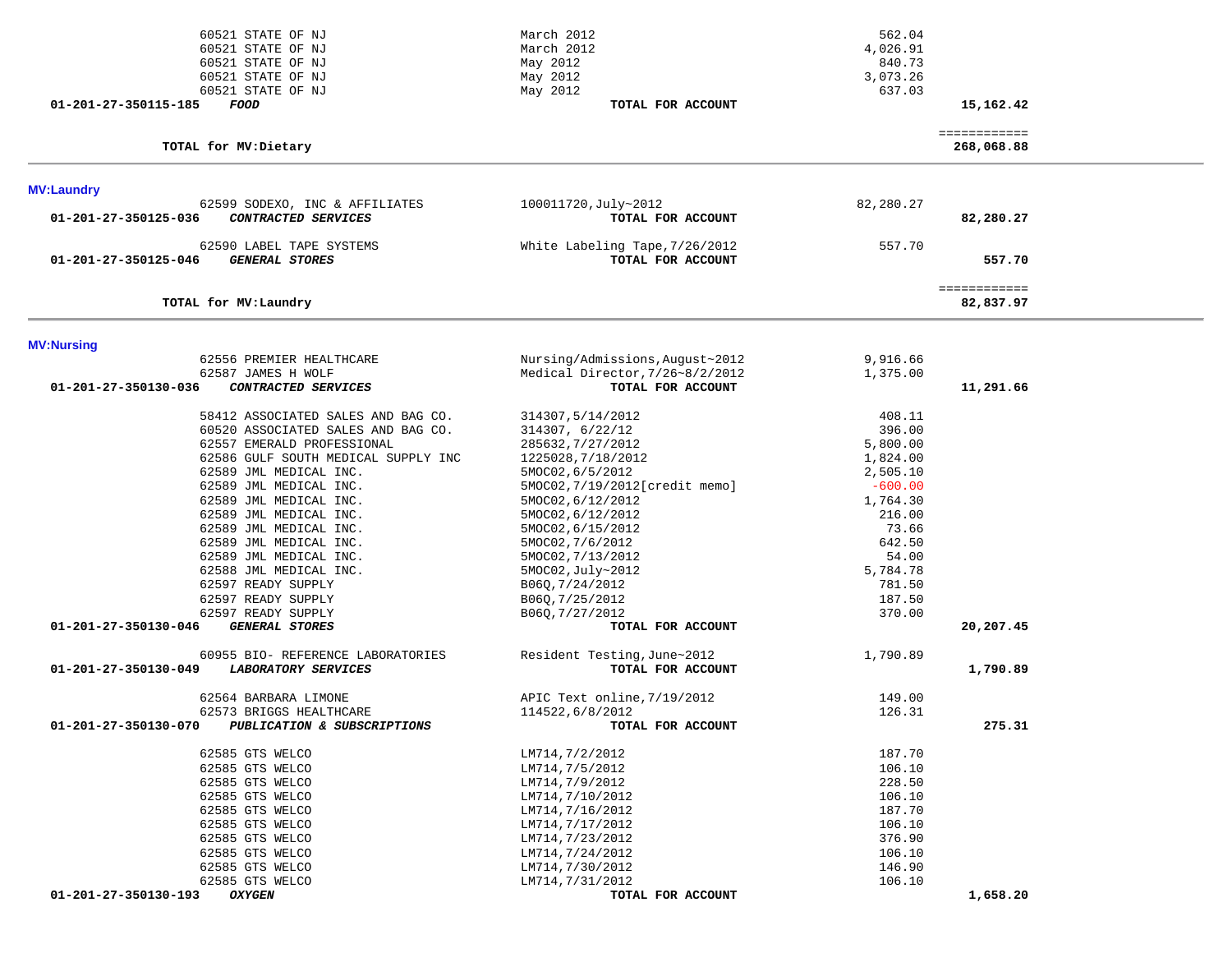| Account | Vendor / Description | Reference | Amount | Total |
|---|---|---|---|---|
| | 60521 STATE OF NJ | March 2012 | 562.04 | |
| | 60521 STATE OF NJ | March 2012 | 4,026.91 | |
| | 60521 STATE OF NJ | May 2012 | 840.73 | |
| | 60521 STATE OF NJ | May 2012 | 3,073.26 | |
| | 60521 STATE OF NJ | May 2012 | 637.03 | |
| 01-201-27-350115-185 | ***FOOD*** | **TOTAL FOR ACCOUNT** | | **15,162.42** |
| | **TOTAL for MV:Dietary** | | | ============ **268,068.88** |

## MV:Laundry

| Account | Vendor / Description | Reference | Amount | Total |
|---|---|---|---|---|
| | 62599 SODEXO, INC & AFFILIATES | 100011720,July~2012 | 82,280.27 | |
| 01-201-27-350125-036 | ***CONTRACTED SERVICES*** | **TOTAL FOR ACCOUNT** | | **82,280.27** |
| | 62590 LABEL TAPE SYSTEMS | White Labeling Tape,7/26/2012 | 557.70 | |
| 01-201-27-350125-046 | ***GENERAL STORES*** | **TOTAL FOR ACCOUNT** | | **557.70** |
| | **TOTAL for MV:Laundry** | | | ============ **82,837.97** |

## MV:Nursing

| Account | Vendor / Description | Reference | Amount | Total |
|---|---|---|---|---|
| | 62556 PREMIER HEALTHCARE | Nursing/Admissions,August~2012 | 9,916.66 | |
| | 62587 JAMES H WOLF | Medical Director,7/26~8/2/2012 | 1,375.00 | |
| 01-201-27-350130-036 | ***CONTRACTED SERVICES*** | **TOTAL FOR ACCOUNT** | | **11,291.66** |
| | 58412 ASSOCIATED SALES AND BAG CO. | 314307,5/14/2012 | 408.11 | |
| | 60520 ASSOCIATED SALES AND BAG CO. | 314307, 6/22/12 | 396.00 | |
| | 62557 EMERALD PROFESSIONAL | 285632,7/27/2012 | 5,800.00 | |
| | 62586 GULF SOUTH MEDICAL SUPPLY INC | 1225028,7/18/2012 | 1,824.00 | |
| | 62589 JML MEDICAL INC. | 5MOC02,6/5/2012 | 2,505.10 | |
| | 62589 JML MEDICAL INC. | 5MOC02,7/19/2012[credit memo] | -600.00 | |
| | 62589 JML MEDICAL INC. | 5MOC02,6/12/2012 | 1,764.30 | |
| | 62589 JML MEDICAL INC. | 5MOC02,6/12/2012 | 216.00 | |
| | 62589 JML MEDICAL INC. | 5MOC02,6/15/2012 | 73.66 | |
| | 62589 JML MEDICAL INC. | 5MOC02,7/6/2012 | 642.50 | |
| | 62589 JML MEDICAL INC. | 5MOC02,7/13/2012 | 54.00 | |
| | 62588 JML MEDICAL INC. | 5MOC02,July~2012 | 5,784.78 | |
| | 62597 READY SUPPLY | B06Q,7/24/2012 | 781.50 | |
| | 62597 READY SUPPLY | B06Q,7/25/2012 | 187.50 | |
| | 62597 READY SUPPLY | B06Q,7/27/2012 | 370.00 | |
| 01-201-27-350130-046 | ***GENERAL STORES*** | **TOTAL FOR ACCOUNT** | | **20,207.45** |
| | 60955 BIO- REFERENCE LABORATORIES | Resident Testing,June~2012 | 1,790.89 | |
| 01-201-27-350130-049 | ***LABORATORY SERVICES*** | **TOTAL FOR ACCOUNT** | | **1,790.89** |
| | 62564 BARBARA LIMONE | APIC Text online,7/19/2012 | 149.00 | |
| | 62573 BRIGGS HEALTHCARE | 114522,6/8/2012 | 126.31 | |
| 01-201-27-350130-070 | ***PUBLICATION & SUBSCRIPTIONS*** | **TOTAL FOR ACCOUNT** | | **275.31** |
| | 62585 GTS WELCO | LM714,7/2/2012 | 187.70 | |
| | 62585 GTS WELCO | LM714,7/5/2012 | 106.10 | |
| | 62585 GTS WELCO | LM714,7/9/2012 | 228.50 | |
| | 62585 GTS WELCO | LM714,7/10/2012 | 106.10 | |
| | 62585 GTS WELCO | LM714,7/16/2012 | 187.70 | |
| | 62585 GTS WELCO | LM714,7/17/2012 | 106.10 | |
| | 62585 GTS WELCO | LM714,7/23/2012 | 376.90 | |
| | 62585 GTS WELCO | LM714,7/24/2012 | 106.10 | |
| | 62585 GTS WELCO | LM714,7/30/2012 | 146.90 | |
| | 62585 GTS WELCO | LM714,7/31/2012 | 106.10 | |
| 01-201-27-350130-193 | ***OXYGEN*** | **TOTAL FOR ACCOUNT** | | **1,658.20** |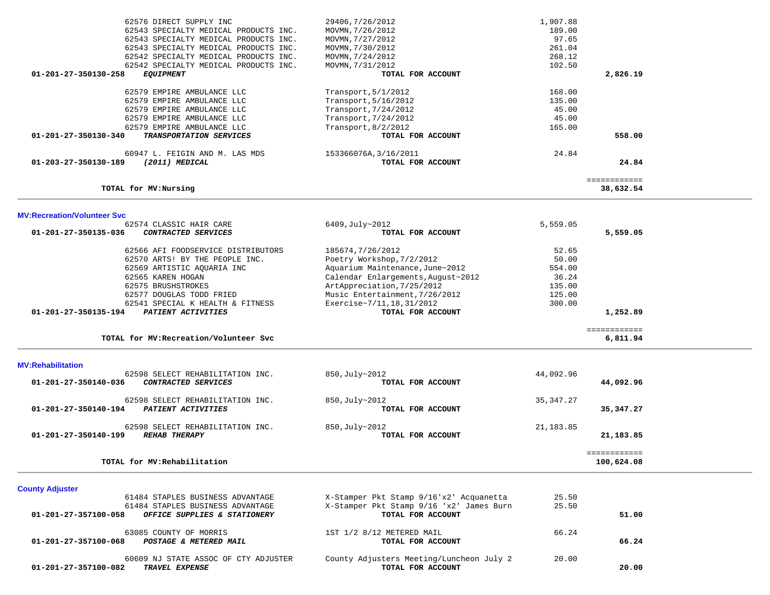| Account | Description | Vendor / Reference | Amount | Total |
|---|---|---|---|---|
| | 62576 DIRECT SUPPLY INC | 29406,7/26/2012 | 1,907.88 | |
| | 62543 SPECIALTY MEDICAL PRODUCTS INC. | MOVMN,7/26/2012 | 189.00 | |
| | 62543 SPECIALTY MEDICAL PRODUCTS INC. | MOVMN,7/27/2012 | 97.65 | |
| | 62543 SPECIALTY MEDICAL PRODUCTS INC. | MOVMN,7/30/2012 | 261.04 | |
| | 62542 SPECIALTY MEDICAL PRODUCTS INC. | MOVMN,7/24/2012 | 268.12 | |
| | 62542 SPECIALTY MEDICAL PRODUCTS INC. | MOVMN,7/31/2012 | 102.50 | |
| **01-201-27-350130-258** | ***EQUIPMENT*** | **TOTAL FOR ACCOUNT** | | **2,826.19** |
| | 62579 EMPIRE AMBULANCE LLC | Transport,5/1/2012 | 168.00 | |
| | 62579 EMPIRE AMBULANCE LLC | Transport,5/16/2012 | 135.00 | |
| | 62579 EMPIRE AMBULANCE LLC | Transport,7/24/2012 | 45.00 | |
| | 62579 EMPIRE AMBULANCE LLC | Transport,7/24/2012 | 45.00 | |
| | 62579 EMPIRE AMBULANCE LLC | Transport,8/2/2012 | 165.00 | |
| **01-201-27-350130-340** | ***TRANSPORTATION SERVICES*** | **TOTAL FOR ACCOUNT** | | **558.00** |
| | 60947 L. FEIGIN AND M. LAS MDS | 153366076A,3/16/2011 | 24.84 | |
| **01-203-27-350130-189** | ***(2011) MEDICAL*** | **TOTAL FOR ACCOUNT** | | **24.84** |
| | **TOTAL for MV:Nursing** | | | **38,632.54** |

## MV:Recreation/Volunteer Svc

| Account | Description | Vendor / Reference | Amount | Total |
|---|---|---|---|---|
| | 62574 CLASSIC HAIR CARE | 6409,July~2012 | 5,559.05 | |
| **01-201-27-350135-036** | ***CONTRACTED SERVICES*** | **TOTAL FOR ACCOUNT** | | **5,559.05** |
| | 62566 AFI FOODSERVICE DISTRIBUTORS | 185674,7/26/2012 | 52.65 | |
| | 62570 ARTS! BY THE PEOPLE INC. | Poetry Workshop,7/2/2012 | 50.00 | |
| | 62569 ARTISTIC AQUARIA INC | Aquarium Maintenance,June~2012 | 554.00 | |
| | 62565 KAREN HOGAN | Calendar Enlargements,August~2012 | 36.24 | |
| | 62575 BRUSHSTROKES | ArtAppreciation,7/25/2012 | 135.00 | |
| | 62577 DOUGLAS TODD FRIED | Music Entertainment,7/26/2012 | 125.00 | |
| | 62541 SPECIAL K HEALTH & FITNESS | Exercise~7/11,18,31/2012 | 300.00 | |
| **01-201-27-350135-194** | ***PATIENT ACTIVITIES*** | **TOTAL FOR ACCOUNT** | | **1,252.89** |
| | **TOTAL for MV:Recreation/Volunteer Svc** | | | **6,811.94** |

## MV:Rehabilitation

| Account | Description | Vendor / Reference | Amount | Total |
|---|---|---|---|---|
| | 62598 SELECT REHABILITATION INC. | 850,July~2012 | 44,092.96 | |
| **01-201-27-350140-036** | ***CONTRACTED SERVICES*** | **TOTAL FOR ACCOUNT** | | **44,092.96** |
| | 62598 SELECT REHABILITATION INC. | 850,July~2012 | 35,347.27 | |
| **01-201-27-350140-194** | ***PATIENT ACTIVITIES*** | **TOTAL FOR ACCOUNT** | | **35,347.27** |
| | 62598 SELECT REHABILITATION INC. | 850,July~2012 | 21,183.85 | |
| **01-201-27-350140-199** | ***REHAB THERAPY*** | **TOTAL FOR ACCOUNT** | | **21,183.85** |
| | **TOTAL for MV:Rehabilitation** | | | **100,624.08** |

## County Adjuster

| Account | Description | Vendor / Reference | Amount | Total |
|---|---|---|---|---|
| | 61484 STAPLES BUSINESS ADVANTAGE | X-Stamper Pkt Stamp 9/16'x2' Acquanetta | 25.50 | |
| | 61484 STAPLES BUSINESS ADVANTAGE | X-Stamper Pkt Stamp 9/16 'x2' James Burn | 25.50 | |
| **01-201-27-357100-058** | ***OFFICE SUPPLIES & STATIONERY*** | **TOTAL FOR ACCOUNT** | | **51.00** |
| | 63085 COUNTY OF MORRIS | 1ST 1/2 8/12 METERED MAIL | 66.24 | |
| **01-201-27-357100-068** | ***POSTAGE & METERED MAIL*** | **TOTAL FOR ACCOUNT** | | **66.24** |
| | 60609 NJ STATE ASSOC OF CTY ADJUSTER | County Adjusters Meeting/Luncheon July 2 | 20.00 | |
| **01-201-27-357100-082** | ***TRAVEL EXPENSE*** | **TOTAL FOR ACCOUNT** | | **20.00** |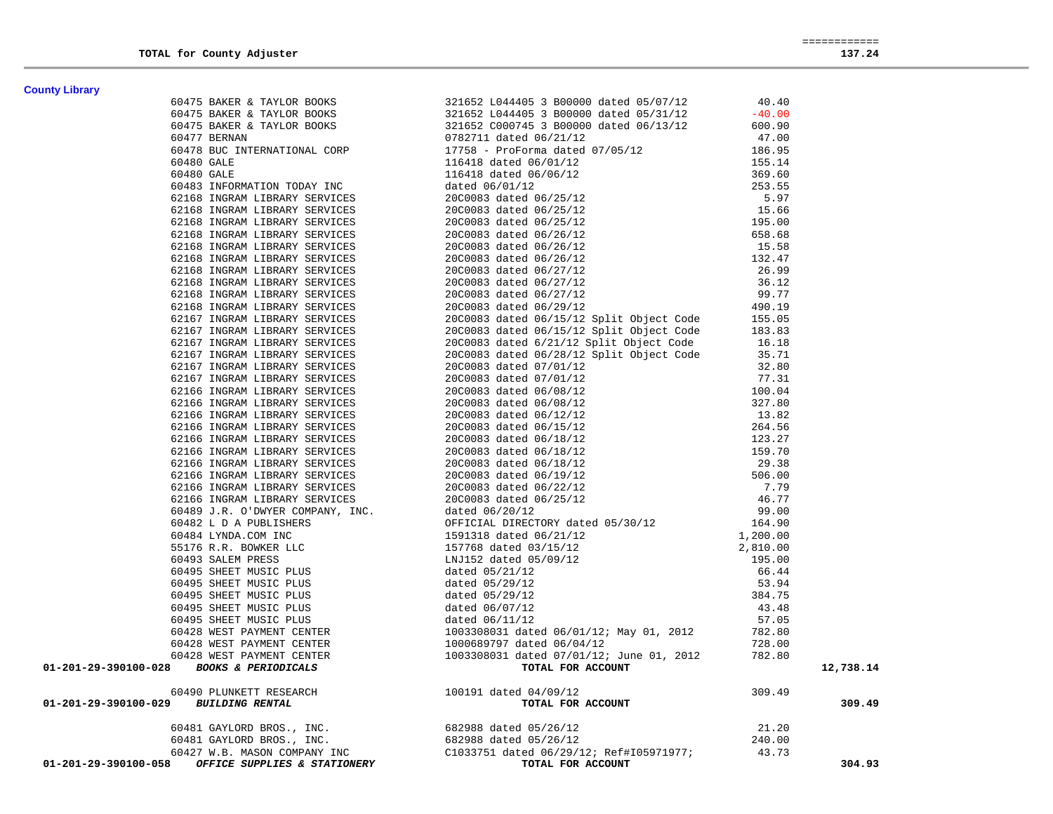| | | | | |
|---|---|---|---|---|
| **TOTAL for County Adjuster** | | | | **137.24** |

## County Library

| Account | Vendor | Description | Amount | Total |
|---|---|---|---|---|
| | 60475 BAKER & TAYLOR BOOKS | 321652 L044405 3 B00000 dated 05/07/12 | 40.40 | |
| | 60475 BAKER & TAYLOR BOOKS | 321652 L044405 3 B00000 dated 05/31/12 | -40.00 | |
| | 60475 BAKER & TAYLOR BOOKS | 321652 C000745 3 B00000 dated 06/13/12 | 600.90 | |
| | 60477 BERNAN | 0782711 dated 06/21/12 | 47.00 | |
| | 60478 BUC INTERNATIONAL CORP | 17758 - ProForma dated 07/05/12 | 186.95 | |
| | 60480 GALE | 116418 dated 06/01/12 | 155.14 | |
| | 60480 GALE | 116418 dated 06/06/12 | 369.60 | |
| | 60483 INFORMATION TODAY INC | dated 06/01/12 | 253.55 | |
| | 62168 INGRAM LIBRARY SERVICES | 20C0083 dated 06/25/12 | 5.97 | |
| | 62168 INGRAM LIBRARY SERVICES | 20C0083 dated 06/25/12 | 15.66 | |
| | 62168 INGRAM LIBRARY SERVICES | 20C0083 dated 06/25/12 | 195.00 | |
| | 62168 INGRAM LIBRARY SERVICES | 20C0083 dated 06/26/12 | 658.68 | |
| | 62168 INGRAM LIBRARY SERVICES | 20C0083 dated 06/26/12 | 15.58 | |
| | 62168 INGRAM LIBRARY SERVICES | 20C0083 dated 06/26/12 | 132.47 | |
| | 62168 INGRAM LIBRARY SERVICES | 20C0083 dated 06/27/12 | 26.99 | |
| | 62168 INGRAM LIBRARY SERVICES | 20C0083 dated 06/27/12 | 36.12 | |
| | 62168 INGRAM LIBRARY SERVICES | 20C0083 dated 06/27/12 | 99.77 | |
| | 62168 INGRAM LIBRARY SERVICES | 20C0083 dated 06/29/12 | 490.19 | |
| | 62167 INGRAM LIBRARY SERVICES | 20C0083 dated 06/15/12 Split Object Code | 155.05 | |
| | 62167 INGRAM LIBRARY SERVICES | 20C0083 dated 06/15/12 Split Object Code | 183.83 | |
| | 62167 INGRAM LIBRARY SERVICES | 20C0083 dated 6/21/12 Split Object Code | 16.18 | |
| | 62167 INGRAM LIBRARY SERVICES | 20C0083 dated 06/28/12 Split Object Code | 35.71 | |
| | 62167 INGRAM LIBRARY SERVICES | 20C0083 dated 07/01/12 | 32.80 | |
| | 62167 INGRAM LIBRARY SERVICES | 20C0083 dated 07/01/12 | 77.31 | |
| | 62166 INGRAM LIBRARY SERVICES | 20C0083 dated 06/08/12 | 100.04 | |
| | 62166 INGRAM LIBRARY SERVICES | 20C0083 dated 06/08/12 | 327.80 | |
| | 62166 INGRAM LIBRARY SERVICES | 20C0083 dated 06/12/12 | 13.82 | |
| | 62166 INGRAM LIBRARY SERVICES | 20C0083 dated 06/15/12 | 264.56 | |
| | 62166 INGRAM LIBRARY SERVICES | 20C0083 dated 06/18/12 | 123.27 | |
| | 62166 INGRAM LIBRARY SERVICES | 20C0083 dated 06/18/12 | 159.70 | |
| | 62166 INGRAM LIBRARY SERVICES | 20C0083 dated 06/18/12 | 29.38 | |
| | 62166 INGRAM LIBRARY SERVICES | 20C0083 dated 06/19/12 | 506.00 | |
| | 62166 INGRAM LIBRARY SERVICES | 20C0083 dated 06/22/12 | 7.79 | |
| | 62166 INGRAM LIBRARY SERVICES | 20C0083 dated 06/25/12 | 46.77 | |
| | 60489 J.R. O'DWYER COMPANY, INC. | dated 06/20/12 | 99.00 | |
| | 60482 L D A PUBLISHERS | OFFICIAL DIRECTORY dated 05/30/12 | 164.90 | |
| | 60484 LYNDA.COM INC | 1591318 dated 06/21/12 | 1,200.00 | |
| | 55176 R.R. BOWKER LLC | 157768 dated 03/15/12 | 2,810.00 | |
| | 60493 SALEM PRESS | LNJ152 dated 05/09/12 | 195.00 | |
| | 60495 SHEET MUSIC PLUS | dated 05/21/12 | 66.44 | |
| | 60495 SHEET MUSIC PLUS | dated 05/29/12 | 53.94 | |
| | 60495 SHEET MUSIC PLUS | dated 05/29/12 | 384.75 | |
| | 60495 SHEET MUSIC PLUS | dated 06/07/12 | 43.48 | |
| | 60495 SHEET MUSIC PLUS | dated 06/11/12 | 57.05 | |
| | 60428 WEST PAYMENT CENTER | 1003308031 dated 06/01/12; May 01, 2012 | 782.80 | |
| | 60428 WEST PAYMENT CENTER | 1000689797 dated 06/04/12 | 728.00 | |
| | 60428 WEST PAYMENT CENTER | 1003308031 dated 07/01/12; June 01, 2012 | 782.80 | |
| **01-201-29-390100-028** | ***BOOKS & PERIODICALS*** | **TOTAL FOR ACCOUNT** | | **12,738.14** |
| | 60490 PLUNKETT RESEARCH | 100191 dated 04/09/12 | 309.49 | |
| **01-201-29-390100-029** | ***BUILDING RENTAL*** | **TOTAL FOR ACCOUNT** | | **309.49** |
| | 60481 GAYLORD BROS., INC. | 682988 dated 05/26/12 | 21.20 | |
| | 60481 GAYLORD BROS., INC. | 682988 dated 05/26/12 | 240.00 | |
| | 60427 W.B. MASON COMPANY INC | C1033751 dated 06/29/12; Ref#I05971977; | 43.73 | |
| **01-201-29-390100-058** | ***OFFICE SUPPLIES & STATIONERY*** | **TOTAL FOR ACCOUNT** | | **304.93** |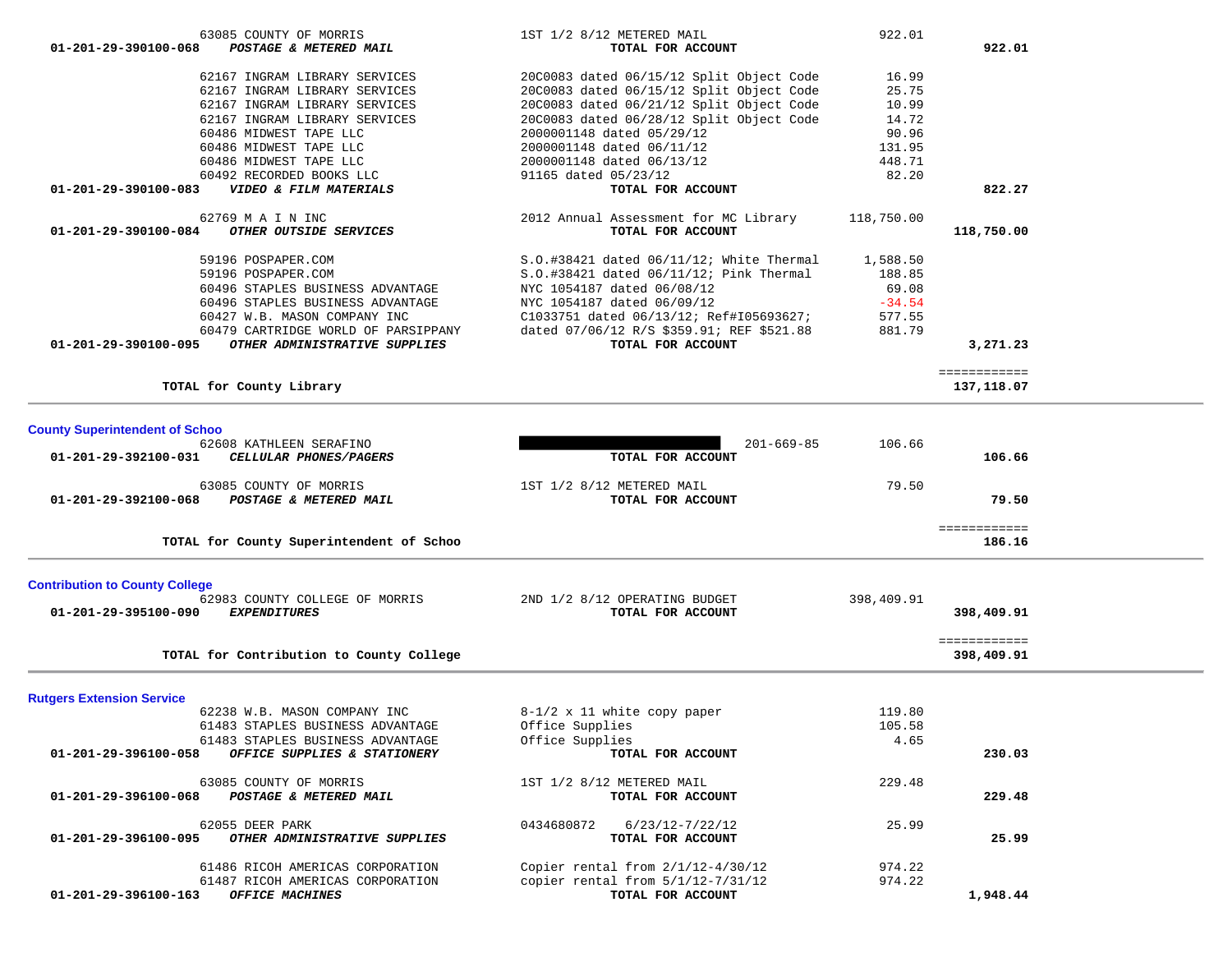| Account | Vendor / Account Name | Description | Amount | Account Total |
|---|---|---|---|---|
| | 63085 COUNTY OF MORRIS | 1ST 1/2 8/12 METERED MAIL | 922.01 | |
| 01-201-29-390100-068 | ***POSTAGE & METERED MAIL*** | **TOTAL FOR ACCOUNT** | | **922.01** |
| | 62167 INGRAM LIBRARY SERVICES | 20C0083 dated 06/15/12 Split Object Code | 16.99 | |
| | 62167 INGRAM LIBRARY SERVICES | 20C0083 dated 06/15/12 Split Object Code | 25.75 | |
| | 62167 INGRAM LIBRARY SERVICES | 20C0083 dated 06/21/12 Split Object Code | 10.99 | |
| | 62167 INGRAM LIBRARY SERVICES | 20C0083 dated 06/28/12 Split Object Code | 14.72 | |
| | 60486 MIDWEST TAPE LLC | 2000001148 dated 05/29/12 | 90.96 | |
| | 60486 MIDWEST TAPE LLC | 2000001148 dated 06/11/12 | 131.95 | |
| | 60486 MIDWEST TAPE LLC | 2000001148 dated 06/13/12 | 448.71 | |
| | 60492 RECORDED BOOKS LLC | 91165 dated 05/23/12 | 82.20 | |
| 01-201-29-390100-083 | ***VIDEO & FILM MATERIALS*** | **TOTAL FOR ACCOUNT** | | **822.27** |
| | 62769 M A I N INC | 2012 Annual Assessment for MC Library | 118,750.00 | |
| 01-201-29-390100-084 | ***OTHER OUTSIDE SERVICES*** | **TOTAL FOR ACCOUNT** | | **118,750.00** |
| | 59196 POSPAPER.COM | S.O.#38421 dated 06/11/12; White Thermal | 1,588.50 | |
| | 59196 POSPAPER.COM | S.O.#38421 dated 06/11/12; Pink Thermal | 188.85 | |
| | 60496 STAPLES BUSINESS ADVANTAGE | NYC 1054187 dated 06/08/12 | 69.08 | |
| | 60496 STAPLES BUSINESS ADVANTAGE | NYC 1054187 dated 06/09/12 | -34.54 | |
| | 60427 W.B. MASON COMPANY INC | C1033751 dated 06/13/12; Ref#I05693627; | 577.55 | |
| | 60479 CARTRIDGE WORLD OF PARSIPPANY | dated 07/06/12 R/S $359.91; REF $521.88 | 881.79 | |
| 01-201-29-390100-095 | ***OTHER ADMINISTRATIVE SUPPLIES*** | **TOTAL FOR ACCOUNT** | | **3,271.23** |
| | **TOTAL for County Library** | | | **137,118.07** |

## County Superintendent of Schoo

| Account | Vendor / Account Name | Description | Amount | Account Total |
|---|---|---|---|---|
| | 62608 KATHLEEN SERAFINO | [REDACTED] 201-669-85 | 106.66 | |
| 01-201-29-392100-031 | ***CELLULAR PHONES/PAGERS*** | **TOTAL FOR ACCOUNT** | | **106.66** |
| | 63085 COUNTY OF MORRIS | 1ST 1/2 8/12 METERED MAIL | 79.50 | |
| 01-201-29-392100-068 | ***POSTAGE & METERED MAIL*** | **TOTAL FOR ACCOUNT** | | **79.50** |
| | **TOTAL for County Superintendent of Schoo** | | | **186.16** |

## Contribution to County College

| Account | Vendor / Account Name | Description | Amount | Account Total |
|---|---|---|---|---|
| | 62983 COUNTY COLLEGE OF MORRIS | 2ND 1/2 8/12 OPERATING BUDGET | 398,409.91 | |
| 01-201-29-395100-090 | ***EXPENDITURES*** | **TOTAL FOR ACCOUNT** | | **398,409.91** |
| | **TOTAL for Contribution to County College** | | | **398,409.91** |

## Rutgers Extension Service

| Account | Vendor / Account Name | Description | Amount | Account Total |
|---|---|---|---|---|
| | 62238 W.B. MASON COMPANY INC | 8-1/2 x 11 white copy paper | 119.80 | |
| | 61483 STAPLES BUSINESS ADVANTAGE | Office Supplies | 105.58 | |
| | 61483 STAPLES BUSINESS ADVANTAGE | Office Supplies | 4.65 | |
| 01-201-29-396100-058 | ***OFFICE SUPPLIES & STATIONERY*** | **TOTAL FOR ACCOUNT** | | **230.03** |
| | 63085 COUNTY OF MORRIS | 1ST 1/2 8/12 METERED MAIL | 229.48 | |
| 01-201-29-396100-068 | ***POSTAGE & METERED MAIL*** | **TOTAL FOR ACCOUNT** | | **229.48** |
| | 62055 DEER PARK | 0434680872 6/23/12-7/22/12 | 25.99 | |
| 01-201-29-396100-095 | ***OTHER ADMINISTRATIVE SUPPLIES*** | **TOTAL FOR ACCOUNT** | | **25.99** |
| | 61486 RICOH AMERICAS CORPORATION | Copier rental from 2/1/12-4/30/12 | 974.22 | |
| | 61487 RICOH AMERICAS CORPORATION | copier rental from 5/1/12-7/31/12 | 974.22 | |
| 01-201-29-396100-163 | ***OFFICE MACHINES*** | **TOTAL FOR ACCOUNT** | | **1,948.44** |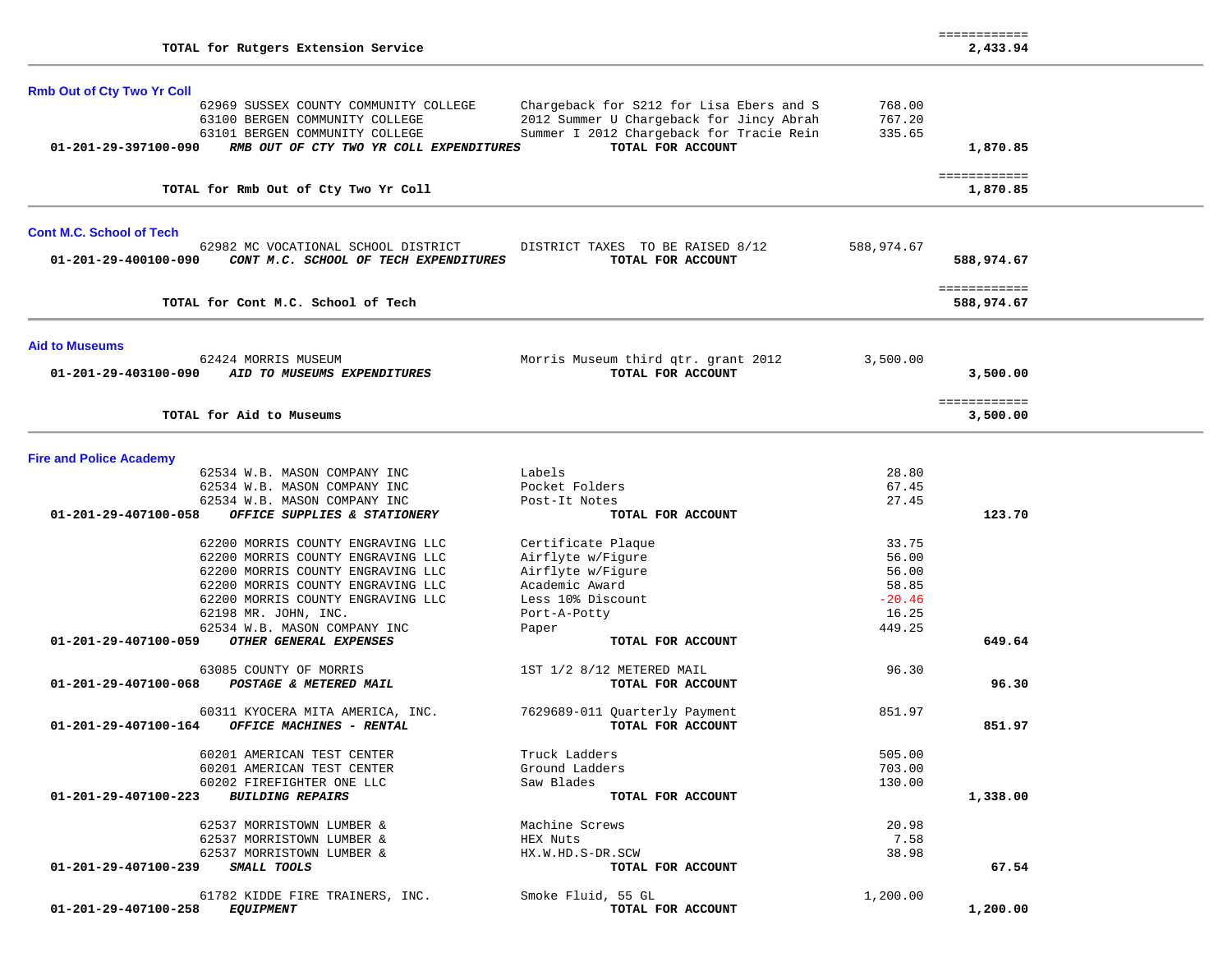| | | | | |
|---|---|---|---|---|
| | **TOTAL for Rutgers Extension Service** | | | ============ **2,433.94** |

## Rmb Out of Cty Two Yr Coll

| Account | Vendor | Description | Amount | Total |
|---|---|---|---|---|
| | 62969 SUSSEX COUNTY COMMUNITY COLLEGE | Chargeback for S212 for Lisa Ebers and S | 768.00 | |
| | 63100 BERGEN COMMUNITY COLLEGE | 2012 Summer U Chargeback for Jincy Abrah | 767.20 | |
| | 63101 BERGEN COMMUNITY COLLEGE | Summer I 2012 Chargeback for Tracie Rein | 335.65 | |
| **01-201-29-397100-090** | ***RMB OUT OF CTY TWO YR COLL EXPENDITURES*** | **TOTAL FOR ACCOUNT** | | **1,870.85** |
| | **TOTAL for Rmb Out of Cty Two Yr Coll** | | | ============ **1,870.85** |

## Cont M.C. School of Tech

| Account | Vendor | Description | Amount | Total |
|---|---|---|---|---|
| | 62982 MC VOCATIONAL SCHOOL DISTRICT | DISTRICT TAXES TO BE RAISED 8/12 | 588,974.67 | |
| **01-201-29-400100-090** | ***CONT M.C. SCHOOL OF TECH EXPENDITURES*** | **TOTAL FOR ACCOUNT** | | **588,974.67** |
| | **TOTAL for Cont M.C. School of Tech** | | | ============ **588,974.67** |

## Aid to Museums

| Account | Vendor | Description | Amount | Total |
|---|---|---|---|---|
| | 62424 MORRIS MUSEUM | Morris Museum third qtr. grant 2012 | 3,500.00 | |
| **01-201-29-403100-090** | ***AID TO MUSEUMS EXPENDITURES*** | **TOTAL FOR ACCOUNT** | | **3,500.00** |
| | **TOTAL for Aid to Museums** | | | ============ **3,500.00** |

## Fire and Police Academy

| Account | Vendor | Description | Amount | Total |
|---|---|---|---|---|
| | 62534 W.B. MASON COMPANY INC | Labels | 28.80 | |
| | 62534 W.B. MASON COMPANY INC | Pocket Folders | 67.45 | |
| | 62534 W.B. MASON COMPANY INC | Post-It Notes | 27.45 | |
| **01-201-29-407100-058** | ***OFFICE SUPPLIES & STATIONERY*** | **TOTAL FOR ACCOUNT** | | **123.70** |
| | 62200 MORRIS COUNTY ENGRAVING LLC | Certificate Plaque | 33.75 | |
| | 62200 MORRIS COUNTY ENGRAVING LLC | Airflyte w/Figure | 56.00 | |
| | 62200 MORRIS COUNTY ENGRAVING LLC | Airflyte w/Figure | 56.00 | |
| | 62200 MORRIS COUNTY ENGRAVING LLC | Academic Award | 58.85 | |
| | 62200 MORRIS COUNTY ENGRAVING LLC | Less 10% Discount | -20.46 | |
| | 62198 MR. JOHN, INC. | Port-A-Potty | 16.25 | |
| | 62534 W.B. MASON COMPANY INC | Paper | 449.25 | |
| **01-201-29-407100-059** | ***OTHER GENERAL EXPENSES*** | **TOTAL FOR ACCOUNT** | | **649.64** |
| | 63085 COUNTY OF MORRIS | 1ST 1/2 8/12 METERED MAIL | 96.30 | |
| **01-201-29-407100-068** | ***POSTAGE & METERED MAIL*** | **TOTAL FOR ACCOUNT** | | **96.30** |
| | 60311 KYOCERA MITA AMERICA, INC. | 7629689-011 Quarterly Payment | 851.97 | |
| **01-201-29-407100-164** | ***OFFICE MACHINES - RENTAL*** | **TOTAL FOR ACCOUNT** | | **851.97** |
| | 60201 AMERICAN TEST CENTER | Truck Ladders | 505.00 | |
| | 60201 AMERICAN TEST CENTER | Ground Ladders | 703.00 | |
| | 60202 FIREFIGHTER ONE LLC | Saw Blades | 130.00 | |
| **01-201-29-407100-223** | ***BUILDING REPAIRS*** | **TOTAL FOR ACCOUNT** | | **1,338.00** |
| | 62537 MORRISTOWN LUMBER & | Machine Screws | 20.98 | |
| | 62537 MORRISTOWN LUMBER & | HEX Nuts | 7.58 | |
| | 62537 MORRISTOWN LUMBER & | HX.W.HD.S-DR.SCW | 38.98 | |
| **01-201-29-407100-239** | ***SMALL TOOLS*** | **TOTAL FOR ACCOUNT** | | **67.54** |
| | 61782 KIDDE FIRE TRAINERS, INC. | Smoke Fluid, 55 GL | 1,200.00 | |
| **01-201-29-407100-258** | ***EQUIPMENT*** | **TOTAL FOR ACCOUNT** | | **1,200.00** |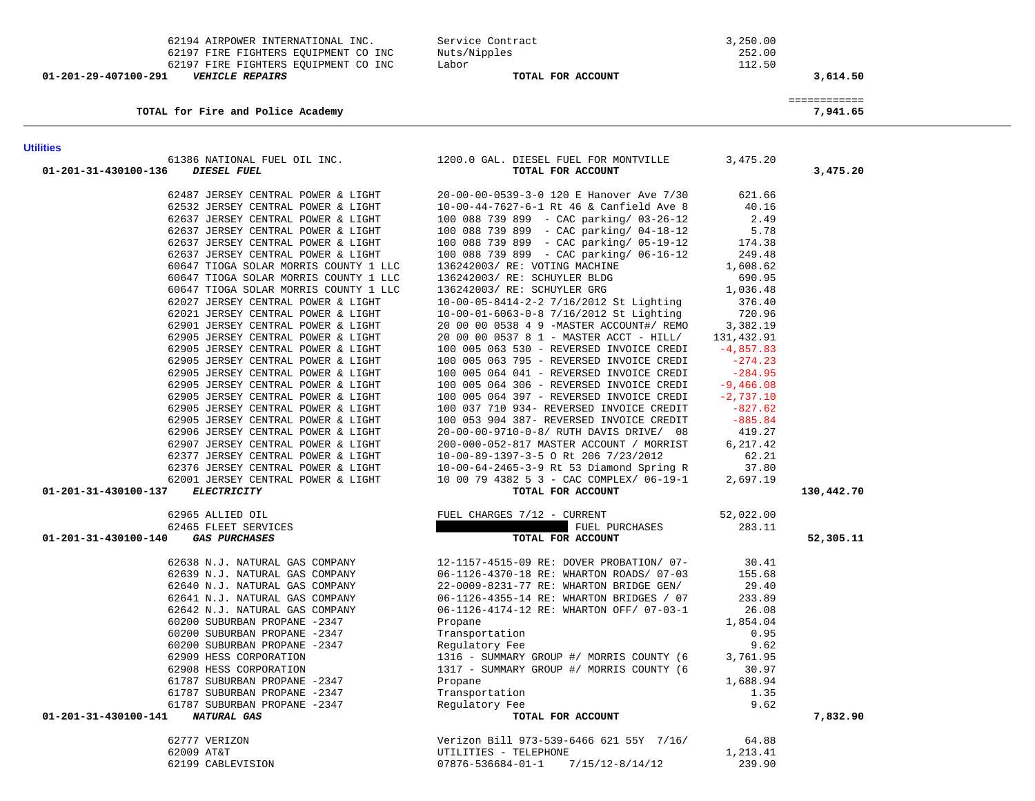| Account | Vendor | Description | Amount | Total |
|---|---|---|---|---|
| | 62194 AIRPOWER INTERNATIONAL INC. | Service Contract | 3,250.00 | |
| | 62197 FIRE FIGHTERS EQUIPMENT CO INC | Nuts/Nipples | 252.00 | |
| | 62197 FIRE FIGHTERS EQUIPMENT CO INC | Labor | 112.50 | |
| 01-201-29-407100-291 | ***VEHICLE REPAIRS*** | **TOTAL FOR ACCOUNT** | | **3,614.50** |
| | | | | ============ |
| | **TOTAL for Fire and Police Academy** | | | **7,941.65** |

## Utilities

| Account | Vendor | Description | Amount | Total |
|---|---|---|---|---|
| | 61386 NATIONAL FUEL OIL INC. | 1200.0 GAL. DIESEL FUEL FOR MONTVILLE | 3,475.20 | |
| 01-201-31-430100-136 | ***DIESEL FUEL*** | **TOTAL FOR ACCOUNT** | | **3,475.20** |
| | 62487 JERSEY CENTRAL POWER & LIGHT | 20-00-00-0539-3-0 120 E Hanover Ave 7/30 | 621.66 | |
| | 62532 JERSEY CENTRAL POWER & LIGHT | 10-00-44-7627-6-1 Rt 46 & Canfield Ave 8 | 40.16 | |
| | 62637 JERSEY CENTRAL POWER & LIGHT | 100 088 739 899 - CAC parking/ 03-26-12 | 2.49 | |
| | 62637 JERSEY CENTRAL POWER & LIGHT | 100 088 739 899 - CAC parking/ 04-18-12 | 5.78 | |
| | 62637 JERSEY CENTRAL POWER & LIGHT | 100 088 739 899 - CAC parking/ 05-19-12 | 174.38 | |
| | 62637 JERSEY CENTRAL POWER & LIGHT | 100 088 739 899 - CAC parking/ 06-16-12 | 249.48 | |
| | 60647 TIOGA SOLAR MORRIS COUNTY 1 LLC | 136242003/ RE: VOTING MACHINE | 1,608.62 | |
| | 60647 TIOGA SOLAR MORRIS COUNTY 1 LLC | 136242003/ RE: SCHUYLER BLDG | 690.95 | |
| | 60647 TIOGA SOLAR MORRIS COUNTY 1 LLC | 136242003/ RE: SCHUYLER GRG | 1,036.48 | |
| | 62027 JERSEY CENTRAL POWER & LIGHT | 10-00-05-8414-2-2 7/16/2012 St Lighting | 376.40 | |
| | 62021 JERSEY CENTRAL POWER & LIGHT | 10-00-01-6063-0-8 7/16/2012 St Lighting | 720.96 | |
| | 62901 JERSEY CENTRAL POWER & LIGHT | 20 00 00 0538 4 9 -MASTER ACCOUNT#/ REMO | 3,382.19 | |
| | 62905 JERSEY CENTRAL POWER & LIGHT | 20 00 00 0537 8 1 - MASTER ACCT - HILL/ | 131,432.91 | |
| | 62905 JERSEY CENTRAL POWER & LIGHT | 100 005 063 530 - REVERSED INVOICE CREDI | -4,857.83 | |
| | 62905 JERSEY CENTRAL POWER & LIGHT | 100 005 063 795 - REVERSED INVOICE CREDI | -274.23 | |
| | 62905 JERSEY CENTRAL POWER & LIGHT | 100 005 064 041 - REVERSED INVOICE CREDI | -284.95 | |
| | 62905 JERSEY CENTRAL POWER & LIGHT | 100 005 064 306 - REVERSED INVOICE CREDI | -9,466.08 | |
| | 62905 JERSEY CENTRAL POWER & LIGHT | 100 005 064 397 - REVERSED INVOICE CREDI | -2,737.10 | |
| | 62905 JERSEY CENTRAL POWER & LIGHT | 100 037 710 934- REVERSED INVOICE CREDIT | -827.62 | |
| | 62905 JERSEY CENTRAL POWER & LIGHT | 100 053 904 387- REVERSED INVOICE CREDIT | -885.84 | |
| | 62906 JERSEY CENTRAL POWER & LIGHT | 20-00-00-9710-0-8/ RUTH DAVIS DRIVE/ 08 | 419.27 | |
| | 62907 JERSEY CENTRAL POWER & LIGHT | 200-000-052-817 MASTER ACCOUNT / MORRIST | 6,217.42 | |
| | 62377 JERSEY CENTRAL POWER & LIGHT | 10-00-89-1397-3-5 O Rt 206 7/23/2012 | 62.21 | |
| | 62376 JERSEY CENTRAL POWER & LIGHT | 10-00-64-2465-3-9 Rt 53 Diamond Spring R | 37.80 | |
| | 62001 JERSEY CENTRAL POWER & LIGHT | 10 00 79 4382 5 3 - CAC COMPLEX/ 06-19-1 | 2,697.19 | |
| 01-201-31-430100-137 | ***ELECTRICITY*** | **TOTAL FOR ACCOUNT** | | **130,442.70** |
| | 62965 ALLIED OIL | FUEL CHARGES 7/12 - CURRENT | 52,022.00 | |
| | 62465 FLEET SERVICES | [REDACTED] FUEL PURCHASES | 283.11 | |
| 01-201-31-430100-140 | ***GAS PURCHASES*** | **TOTAL FOR ACCOUNT** | | **52,305.11** |
| | 62638 N.J. NATURAL GAS COMPANY | 12-1157-4515-09 RE: DOVER PROBATION/ 07- | 30.41 | |
| | 62639 N.J. NATURAL GAS COMPANY | 06-1126-4370-18 RE: WHARTON ROADS/ 07-03 | 155.68 | |
| | 62640 N.J. NATURAL GAS COMPANY | 22-0009-8231-77 RE: WHARTON BRIDGE GEN/ | 29.40 | |
| | 62641 N.J. NATURAL GAS COMPANY | 06-1126-4355-14 RE: WHARTON BRIDGES / 07 | 233.89 | |
| | 62642 N.J. NATURAL GAS COMPANY | 06-1126-4174-12 RE: WHARTON OFF/ 07-03-1 | 26.08 | |
| | 60200 SUBURBAN PROPANE -2347 | Propane | 1,854.04 | |
| | 60200 SUBURBAN PROPANE -2347 | Transportation | 0.95 | |
| | 60200 SUBURBAN PROPANE -2347 | Regulatory Fee | 9.62 | |
| | 62909 HESS CORPORATION | 1316 - SUMMARY GROUP #/ MORRIS COUNTY (6 | 3,761.95 | |
| | 62908 HESS CORPORATION | 1317 - SUMMARY GROUP #/ MORRIS COUNTY (6 | 30.97 | |
| | 61787 SUBURBAN PROPANE -2347 | Propane | 1,688.94 | |
| | 61787 SUBURBAN PROPANE -2347 | Transportation | 1.35 | |
| | 61787 SUBURBAN PROPANE -2347 | Regulatory Fee | 9.62 | |
| 01-201-31-430100-141 | ***NATURAL GAS*** | **TOTAL FOR ACCOUNT** | | **7,832.90** |
| | 62777 VERIZON | Verizon Bill 973-539-6466 621 55Y 7/16/ | 64.88 | |
| | 62009 AT&T | UTILITIES - TELEPHONE | 1,213.41 | |
| | 62199 CABLEVISION | 07876-536684-01-1 7/15/12-8/14/12 | 239.90 | |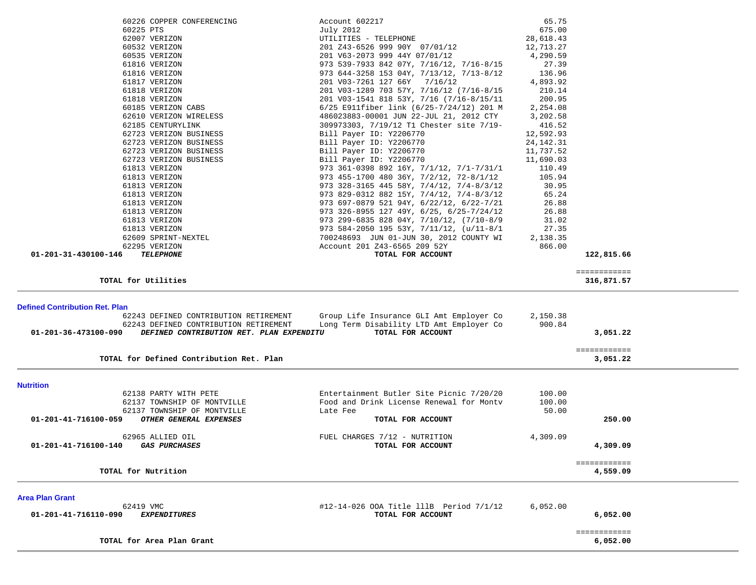| Account | Vendor / Description | Detail | Amount | Total |
|---|---|---|---|---|
| | 60226 COPPER CONFERENCING | Account 602217 | 65.75 | |
| | 60225 PTS | July 2012 | 675.00 | |
| | 62007 VERIZON | UTILITIES - TELEPHONE | 28,618.43 | |
| | 60532 VERIZON | 201 Z43-6526 999 90Y 07/01/12 | 12,713.27 | |
| | 60535 VERIZON | 201 V63-2073 999 44Y 07/01/12 | 4,290.59 | |
| | 61816 VERIZON | 973 539-7933 842 07Y, 7/16/12, 7/16-8/15 | 27.39 | |
| | 61816 VERIZON | 973 644-3258 153 04Y, 7/13/12, 7/13-8/12 | 136.96 | |
| | 61817 VERIZON | 201 V03-7261 127 66Y 7/16/12 | 4,893.92 | |
| | 61818 VERIZON | 201 V03-1289 703 57Y, 7/16/12 (7/16-8/15 | 210.14 | |
| | 61818 VERIZON | 201 V03-1541 818 53Y, 7/16 (7/16-8/15/11 | 200.95 | |
| | 60185 VERIZON CABS | 6/25 E911fiber link (6/25-7/24/12) 201 M | 2,254.08 | |
| | 62610 VERIZON WIRELESS | 486023883-00001 JUN 22-JUL 21, 2012 CTY | 3,202.58 | |
| | 62185 CENTURYLINK | 309973303, 7/19/12 T1 Chester site 7/19- | 416.52 | |
| | 62723 VERIZON BUSINESS | Bill Payer ID: Y2206770 | 12,592.93 | |
| | 62723 VERIZON BUSINESS | Bill Payer ID: Y2206770 | 24,142.31 | |
| | 62723 VERIZON BUSINESS | Bill Payer ID: Y2206770 | 11,737.52 | |
| | 62723 VERIZON BUSINESS | Bill Payer ID: Y2206770 | 11,690.03 | |
| | 61813 VERIZON | 973 361-0398 892 16Y, 7/1/12, 7/1-7/31/1 | 110.49 | |
| | 61813 VERIZON | 973 455-1700 480 36Y, 7/2/12, 72-8/1/12 | 105.94 | |
| | 61813 VERIZON | 973 328-3165 445 58Y, 7/4/12, 7/4-8/3/12 | 30.95 | |
| | 61813 VERIZON | 973 829-0312 882 15Y, 7/4/12, 7/4-8/3/12 | 65.24 | |
| | 61813 VERIZON | 973 697-0879 521 94Y, 6/22/12, 6/22-7/21 | 26.88 | |
| | 61813 VERIZON | 973 326-8955 127 49Y, 6/25, 6/25-7/24/12 | 26.88 | |
| | 61813 VERIZON | 973 299-6835 828 04Y, 7/10/12, (7/10-8/9 | 31.02 | |
| | 61813 VERIZON | 973 584-2050 195 53Y, 7/11/12, (u/11-8/1 | 27.35 | |
| | 62609 SPRINT-NEXTEL | 700248693 JUN 01-JUN 30, 2012 COUNTY WI | 2,138.35 | |
| | 62295 VERIZON | Account 201 Z43-6565 209 52Y | 866.00 | |
| **01-201-31-430100-146** | ***TELEPHONE*** | **TOTAL FOR ACCOUNT** | | **122,815.66** |
| | **TOTAL for Utilities** | | | **316,871.57** |

## Defined Contribution Ret. Plan

| Account | Vendor / Description | Detail | Amount | Total |
|---|---|---|---|---|
| | 62243 DEFINED CONTRIBUTION RETIREMENT | Group Life Insurance GLI Amt Employer Co | 2,150.38 | |
| | 62243 DEFINED CONTRIBUTION RETIREMENT | Long Term Disability LTD Amt Employer Co | 900.84 | |
| **01-201-36-473100-090** | ***DEFINED CONTRIBUTION RET. PLAN EXPENDITU*** | **TOTAL FOR ACCOUNT** | | **3,051.22** |
| | **TOTAL for Defined Contribution Ret. Plan** | | | **3,051.22** |

## Nutrition

| Account | Vendor / Description | Detail | Amount | Total |
|---|---|---|---|---|
| | 62138 PARTY WITH PETE | Entertainment Butler Site Picnic 7/20/20 | 100.00 | |
| | 62137 TOWNSHIP OF MONTVILLE | Food and Drink License Renewal for Montv | 100.00 | |
| | 62137 TOWNSHIP OF MONTVILLE | Late Fee | 50.00 | |
| **01-201-41-716100-059** | ***OTHER GENERAL EXPENSES*** | **TOTAL FOR ACCOUNT** | | **250.00** |
| | 62965 ALLIED OIL | FUEL CHARGES 7/12 - NUTRITION | 4,309.09 | |
| **01-201-41-716100-140** | ***GAS PURCHASES*** | **TOTAL FOR ACCOUNT** | | **4,309.09** |
| | **TOTAL for Nutrition** | | | **4,559.09** |

## Area Plan Grant

| Account | Vendor / Description | Detail | Amount | Total |
|---|---|---|---|---|
| | 62419 VMC | #12-14-026 OOA Title lllB Period 7/1/12 | 6,052.00 | |
| **01-201-41-716110-090** | ***EXPENDITURES*** | **TOTAL FOR ACCOUNT** | | **6,052.00** |
| | **TOTAL for Area Plan Grant** | | | **6,052.00** |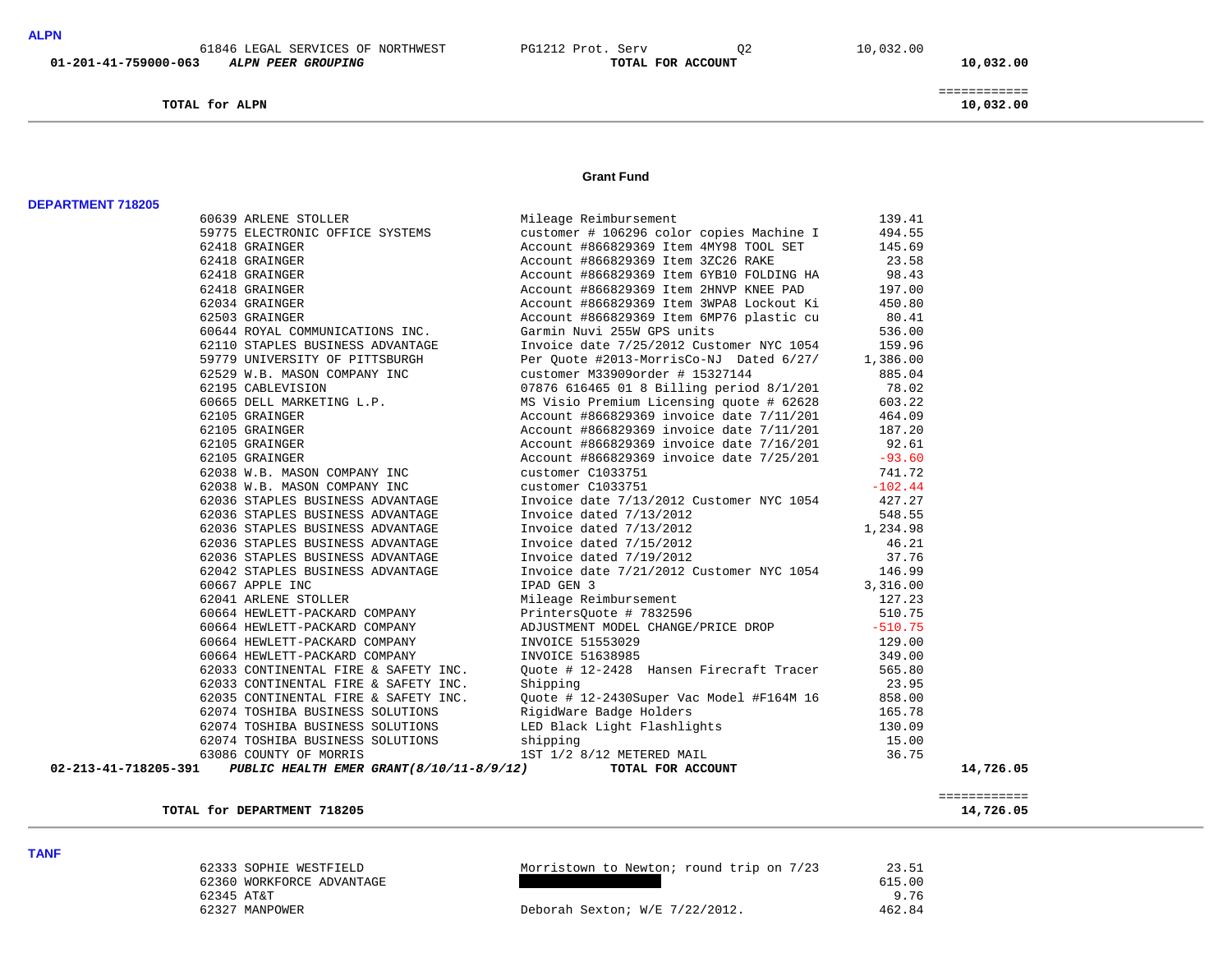**ALPN**

| | Vendor | Description | | Amount | Total |
|---|---|---|---|---|---|
| | 61846 LEGAL SERVICES OF NORTHWEST | PG1212 Prot. Serv | Q2 | 10,032.00 | |
| **01-201-41-759000-063** | ***ALPN PEER GROUPING*** | **TOTAL FOR ACCOUNT** | | | **10,032.00** |

**TOTAL for ALPN** — ============ **10,032.00**

---

## Grant Fund

**DEPARTMENT 718205**

| | Vendor | Description | Amount | Total |
|---|---|---|---|---|
| | 60639 ARLENE STOLLER | Mileage Reimbursement | 139.41 | |
| | 59775 ELECTRONIC OFFICE SYSTEMS | customer # 106296 color copies Machine I | 494.55 | |
| | 62418 GRAINGER | Account #866829369 Item 4MY98 TOOL SET | 145.69 | |
| | 62418 GRAINGER | Account #866829369 Item 3ZC26 RAKE | 23.58 | |
| | 62418 GRAINGER | Account #866829369 Item 6YB10 FOLDING HA | 98.43 | |
| | 62418 GRAINGER | Account #866829369 Item 2HNVP KNEE PAD | 197.00 | |
| | 62034 GRAINGER | Account #866829369 Item 3WPA8 Lockout Ki | 450.80 | |
| | 62503 GRAINGER | Account #866829369 Item 6MP76 plastic cu | 80.41 | |
| | 60644 ROYAL COMMUNICATIONS INC. | Garmin Nuvi 255W GPS units | 536.00 | |
| | 62110 STAPLES BUSINESS ADVANTAGE | Invoice date 7/25/2012 Customer NYC 1054 | 159.96 | |
| | 59779 UNIVERSITY OF PITTSBURGH | Per Quote #2013-MorrisCo-NJ Dated 6/27/ | 1,386.00 | |
| | 62529 W.B. MASON COMPANY INC | customer M33909order # 15327144 | 885.04 | |
| | 62195 CABLEVISION | 07876 616465 01 8 Billing period 8/1/201 | 78.02 | |
| | 60665 DELL MARKETING L.P. | MS Visio Premium Licensing quote # 62628 | 603.22 | |
| | 62105 GRAINGER | Account #866829369 invoice date 7/11/201 | 464.09 | |
| | 62105 GRAINGER | Account #866829369 invoice date 7/11/201 | 187.20 | |
| | 62105 GRAINGER | Account #866829369 invoice date 7/16/201 | 92.61 | |
| | 62105 GRAINGER | Account #866829369 invoice date 7/25/201 | -93.60 | |
| | 62038 W.B. MASON COMPANY INC | customer C1033751 | 741.72 | |
| | 62038 W.B. MASON COMPANY INC | customer C1033751 | -102.44 | |
| | 62036 STAPLES BUSINESS ADVANTAGE | Invoice date 7/13/2012 Customer NYC 1054 | 427.27 | |
| | 62036 STAPLES BUSINESS ADVANTAGE | Invoice dated 7/13/2012 | 548.55 | |
| | 62036 STAPLES BUSINESS ADVANTAGE | Invoice dated 7/13/2012 | 1,234.98 | |
| | 62036 STAPLES BUSINESS ADVANTAGE | Invoice dated 7/15/2012 | 46.21 | |
| | 62036 STAPLES BUSINESS ADVANTAGE | Invoice dated 7/19/2012 | 37.76 | |
| | 62042 STAPLES BUSINESS ADVANTAGE | Invoice date 7/21/2012 Customer NYC 1054 | 146.99 | |
| | 60667 APPLE INC | IPAD GEN 3 | 3,316.00 | |
| | 62041 ARLENE STOLLER | Mileage Reimbursement | 127.23 | |
| | 60664 HEWLETT-PACKARD COMPANY | PrintersQuote # 7832596 | 510.75 | |
| | 60664 HEWLETT-PACKARD COMPANY | ADJUSTMENT MODEL CHANGE/PRICE DROP | -510.75 | |
| | 60664 HEWLETT-PACKARD COMPANY | INVOICE 51553029 | 129.00 | |
| | 60664 HEWLETT-PACKARD COMPANY | INVOICE 51638985 | 349.00 | |
| | 62033 CONTINENTAL FIRE & SAFETY INC. | Quote # 12-2428 Hansen Firecraft Tracer | 565.80 | |
| | 62033 CONTINENTAL FIRE & SAFETY INC. | Shipping | 23.95 | |
| | 62035 CONTINENTAL FIRE & SAFETY INC. | Quote # 12-2430Super Vac Model #F164M 16 | 858.00 | |
| | 62074 TOSHIBA BUSINESS SOLUTIONS | RigidWare Badge Holders | 165.78 | |
| | 62074 TOSHIBA BUSINESS SOLUTIONS | LED Black Light Flashlights | 130.09 | |
| | 62074 TOSHIBA BUSINESS SOLUTIONS | shipping | 15.00 | |
| | 63086 COUNTY OF MORRIS | 1ST 1/2 8/12 METERED MAIL | 36.75 | |
| **02-213-41-718205-391** | ***PUBLIC HEALTH EMER GRANT(8/10/11-8/9/12)*** | **TOTAL FOR ACCOUNT** | | **14,726.05** |

**TOTAL for DEPARTMENT 718205** — ============ **14,726.05**

---

**TANF**

| Vendor | Description | Amount |
|---|---|---|
| 62333 SOPHIE WESTFIELD | Morristown to Newton; round trip on 7/23 | 23.51 |
| 62360 WORKFORCE ADVANTAGE | [REDACTED] | 615.00 |
| 62345 AT&T | | 9.76 |
| 62327 MANPOWER | Deborah Sexton; W/E 7/22/2012. | 462.84 |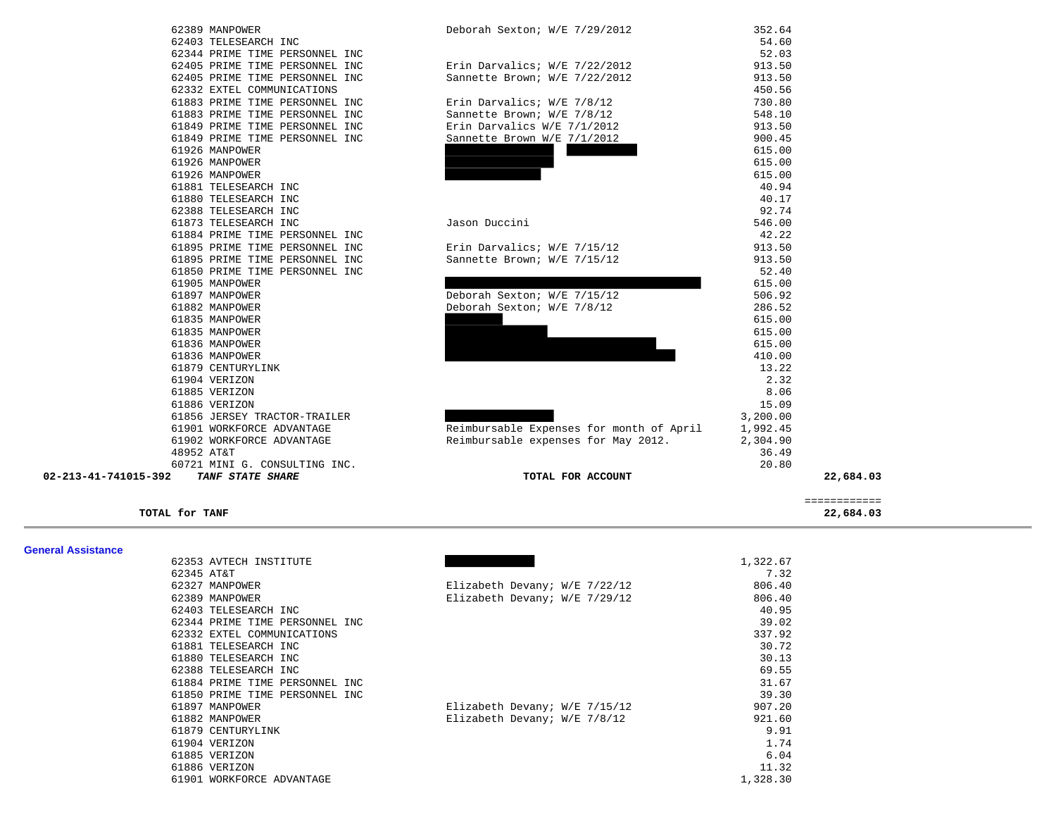| | | | | |
|---|---|---|---|---|
| | 62389 MANPOWER | Deborah Sexton; W/E 7/29/2012 | 352.64 | |
| | 62403 TELESEARCH INC | | 54.60 | |
| | 62344 PRIME TIME PERSONNEL INC | | 52.03 | |
| | 62405 PRIME TIME PERSONNEL INC | Erin Darvalics; W/E 7/22/2012 | 913.50 | |
| | 62405 PRIME TIME PERSONNEL INC | Sannette Brown; W/E 7/22/2012 | 913.50 | |
| | 62332 EXTEL COMMUNICATIONS | | 450.56 | |
| | 61883 PRIME TIME PERSONNEL INC | Erin Darvalics; W/E 7/8/12 | 730.80 | |
| | 61883 PRIME TIME PERSONNEL INC | Sannette Brown; W/E 7/8/12 | 548.10 | |
| | 61849 PRIME TIME PERSONNEL INC | Erin Darvalics W/E 7/1/2012 | 913.50 | |
| | 61849 PRIME TIME PERSONNEL INC | Sannette Brown W/E 7/1/2012 | 900.45 | |
| | 61926 MANPOWER | [REDACTED] | 615.00 | |
| | 61926 MANPOWER | [REDACTED] | 615.00 | |
| | 61926 MANPOWER | [REDACTED] | 615.00 | |
| | 61881 TELESEARCH INC | | 40.94 | |
| | 61880 TELESEARCH INC | | 40.17 | |
| | 62388 TELESEARCH INC | | 92.74 | |
| | 61873 TELESEARCH INC | Jason Duccini | 546.00 | |
| | 61884 PRIME TIME PERSONNEL INC | | 42.22 | |
| | 61895 PRIME TIME PERSONNEL INC | Erin Darvalics; W/E 7/15/12 | 913.50 | |
| | 61895 PRIME TIME PERSONNEL INC | Sannette Brown; W/E 7/15/12 | 913.50 | |
| | 61850 PRIME TIME PERSONNEL INC | | 52.40 | |
| | 61905 MANPOWER | [REDACTED] | 615.00 | |
| | 61897 MANPOWER | Deborah Sexton; W/E 7/15/12 | 506.92 | |
| | 61882 MANPOWER | Deborah Sexton; W/E 7/8/12 | 286.52 | |
| | 61835 MANPOWER | [REDACTED] | 615.00 | |
| | 61835 MANPOWER | [REDACTED] | 615.00 | |
| | 61836 MANPOWER | [REDACTED] | 615.00 | |
| | 61836 MANPOWER | [REDACTED] | 410.00 | |
| | 61879 CENTURYLINK | | 13.22 | |
| | 61904 VERIZON | | 2.32 | |
| | 61885 VERIZON | | 8.06 | |
| | 61886 VERIZON | | 15.09 | |
| | 61856 JERSEY TRACTOR-TRAILER | [REDACTED] | 3,200.00 | |
| | 61901 WORKFORCE ADVANTAGE | Reimbursable Expenses for month of April | 1,992.45 | |
| | 61902 WORKFORCE ADVANTAGE | Reimbursable expenses for May 2012. | 2,304.90 | |
| | 48952 AT&T | | 36.49 | |
| | 60721 MINI G. CONSULTING INC. | | 20.80 | |
| **02-213-41-741015-392** | ***TANF STATE SHARE*** | **TOTAL FOR ACCOUNT** | | **22,684.03** |
| | | | | ============ |
| **TOTAL for TANF** | | | | **22,684.03** |

## General Assistance

| | | |
|---|---|---|
| 62353 AVTECH INSTITUTE | [REDACTED] | 1,322.67 |
| 62345 AT&T | | 7.32 |
| 62327 MANPOWER | Elizabeth Devany; W/E 7/22/12 | 806.40 |
| 62389 MANPOWER | Elizabeth Devany; W/E 7/29/12 | 806.40 |
| 62403 TELESEARCH INC | | 40.95 |
| 62344 PRIME TIME PERSONNEL INC | | 39.02 |
| 62332 EXTEL COMMUNICATIONS | | 337.92 |
| 61881 TELESEARCH INC | | 30.72 |
| 61880 TELESEARCH INC | | 30.13 |
| 62388 TELESEARCH INC | | 69.55 |
| 61884 PRIME TIME PERSONNEL INC | | 31.67 |
| 61850 PRIME TIME PERSONNEL INC | | 39.30 |
| 61897 MANPOWER | Elizabeth Devany; W/E 7/15/12 | 907.20 |
| 61882 MANPOWER | Elizabeth Devany; W/E 7/8/12 | 921.60 |
| 61879 CENTURYLINK | | 9.91 |
| 61904 VERIZON | | 1.74 |
| 61885 VERIZON | | 6.04 |
| 61886 VERIZON | | 11.32 |
| 61901 WORKFORCE ADVANTAGE | | 1,328.30 |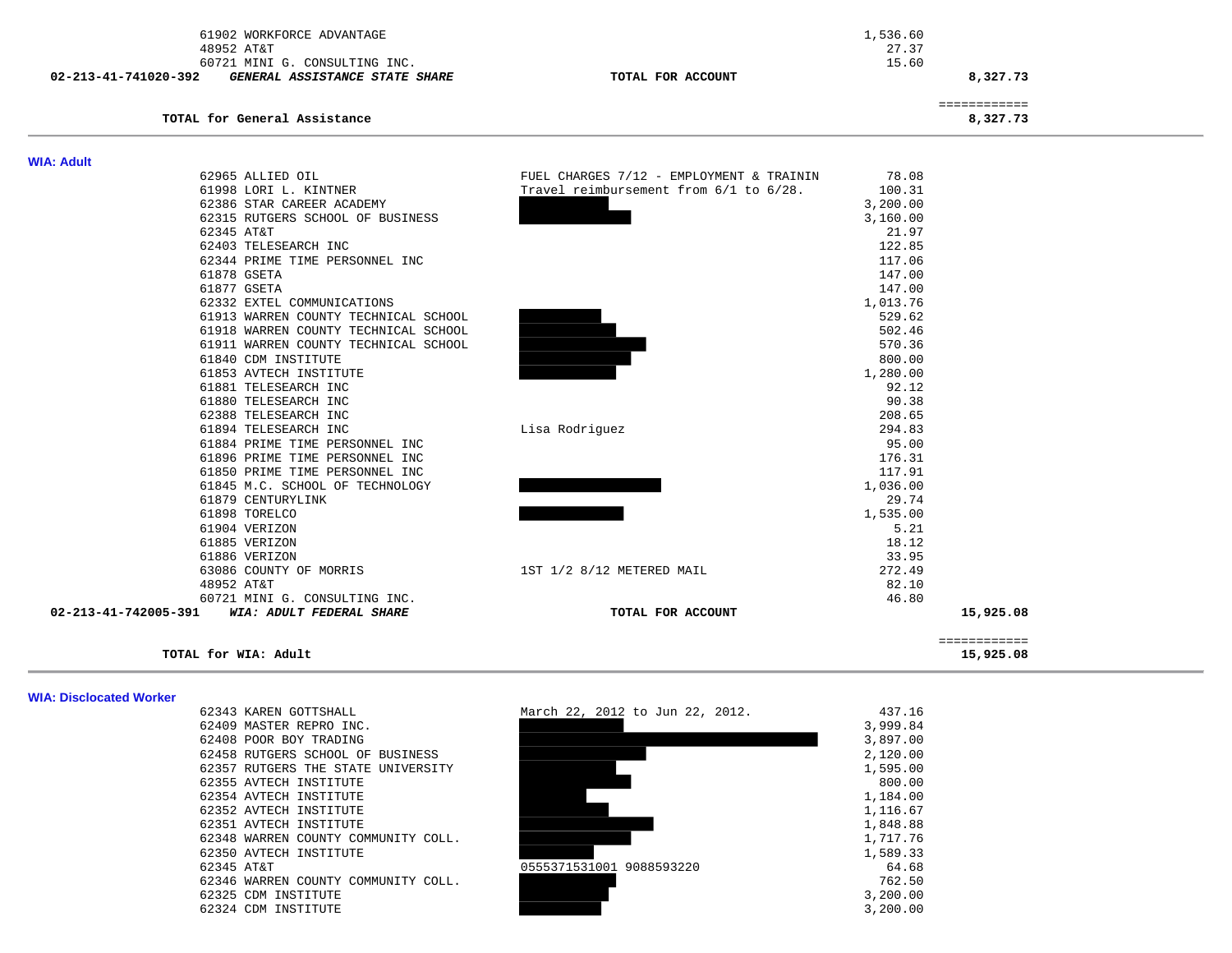| Vendor | Description | Amount | Total |
|---|---|---|---|
| 61902 WORKFORCE ADVANTAGE | | 1,536.60 | |
| 48952 AT&T | | 27.37 | |
| 60721 MINI G. CONSULTING INC. | | 15.60 | |
| **02-213-41-741020-392** ***GENERAL ASSISTANCE STATE SHARE*** | **TOTAL FOR ACCOUNT** | | **8,327.73** |

| | | | ============ |
|---|---|---|---|
| **TOTAL for General Assistance** | | | **8,327.73** |

## WIA: Adult

| Vendor | Description | Amount | Total |
|---|---|---|---|
| 62965 ALLIED OIL | FUEL CHARGES 7/12 - EMPLOYMENT & TRAININ | 78.08 | |
| 61998 LORI L. KINTNER | Travel reimbursement from 6/1 to 6/28. | 100.31 | |
| 62386 STAR CAREER ACADEMY | | 3,200.00 | |
| 62315 RUTGERS SCHOOL OF BUSINESS | | 3,160.00 | |
| 62345 AT&T | | 21.97 | |
| 62403 TELESEARCH INC | | 122.85 | |
| 62344 PRIME TIME PERSONNEL INC | | 117.06 | |
| 61878 GSETA | | 147.00 | |
| 61877 GSETA | | 147.00 | |
| 62332 EXTEL COMMUNICATIONS | | 1,013.76 | |
| 61913 WARREN COUNTY TECHNICAL SCHOOL | | 529.62 | |
| 61918 WARREN COUNTY TECHNICAL SCHOOL | | 502.46 | |
| 61911 WARREN COUNTY TECHNICAL SCHOOL | | 570.36 | |
| 61840 CDM INSTITUTE | | 800.00 | |
| 61853 AVTECH INSTITUTE | | 1,280.00 | |
| 61881 TELESEARCH INC | | 92.12 | |
| 61880 TELESEARCH INC | | 90.38 | |
| 62388 TELESEARCH INC | | 208.65 | |
| 61894 TELESEARCH INC | Lisa Rodriguez | 294.83 | |
| 61884 PRIME TIME PERSONNEL INC | | 95.00 | |
| 61896 PRIME TIME PERSONNEL INC | | 176.31 | |
| 61850 PRIME TIME PERSONNEL INC | | 117.91 | |
| 61845 M.C. SCHOOL OF TECHNOLOGY | | 1,036.00 | |
| 61879 CENTURYLINK | | 29.74 | |
| 61898 TORELCO | | 1,535.00 | |
| 61904 VERIZON | | 5.21 | |
| 61885 VERIZON | | 18.12 | |
| 61886 VERIZON | | 33.95 | |
| 63086 COUNTY OF MORRIS | 1ST 1/2 8/12 METERED MAIL | 272.49 | |
| 48952 AT&T | | 82.10 | |
| 60721 MINI G. CONSULTING INC. | | 46.80 | |
| **02-213-41-742005-391** ***WIA: ADULT FEDERAL SHARE*** | **TOTAL FOR ACCOUNT** | | **15,925.08** |

| | | | ============ |
|---|---|---|---|
| **TOTAL for WIA: Adult** | | | **15,925.08** |

## WIA: Disclocated Worker

| Vendor | Description | Amount |
|---|---|---|
| 62343 KAREN GOTTSHALL | March 22, 2012 to Jun 22, 2012. | 437.16 |
| 62409 MASTER REPRO INC. | | 3,999.84 |
| 62408 POOR BOY TRADING | | 3,897.00 |
| 62458 RUTGERS SCHOOL OF BUSINESS | | 2,120.00 |
| 62357 RUTGERS THE STATE UNIVERSITY | | 1,595.00 |
| 62355 AVTECH INSTITUTE | | 800.00 |
| 62354 AVTECH INSTITUTE | | 1,184.00 |
| 62352 AVTECH INSTITUTE | | 1,116.67 |
| 62351 AVTECH INSTITUTE | | 1,848.88 |
| 62348 WARREN COUNTY COMMUNITY COLL. | | 1,717.76 |
| 62350 AVTECH INSTITUTE | | 1,589.33 |
| 62345 AT&T | 0555371531001 9088593220 | 64.68 |
| 62346 WARREN COUNTY COMMUNITY COLL. | | 762.50 |
| 62325 CDM INSTITUTE | | 3,200.00 |
| 62324 CDM INSTITUTE | | 3,200.00 |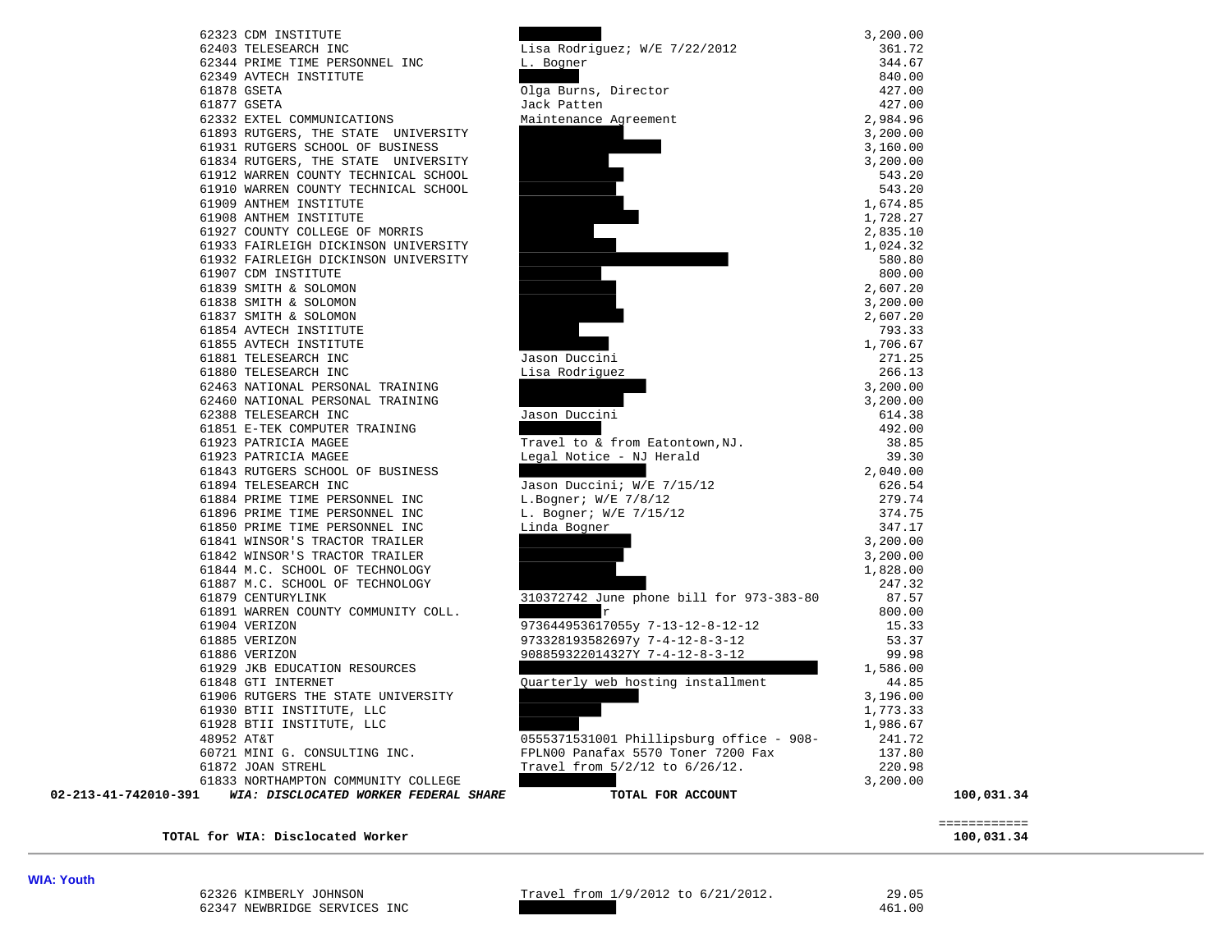| | Vendor | Description | Amount | Total |
|---|---|---|---|---|
| | 62323 CDM INSTITUTE | | 3,200.00 | |
| | 62403 TELESEARCH INC | Lisa Rodriguez; W/E 7/22/2012 | 361.72 | |
| | 62344 PRIME TIME PERSONNEL INC | L. Bogner | 344.67 | |
| | 62349 AVTECH INSTITUTE | | 840.00 | |
| | 61878 GSETA | Olga Burns, Director | 427.00 | |
| | 61877 GSETA | Jack Patten | 427.00 | |
| | 62332 EXTEL COMMUNICATIONS | Maintenance Agreement | 2,984.96 | |
| | 61893 RUTGERS, THE STATE UNIVERSITY | | 3,200.00 | |
| | 61931 RUTGERS SCHOOL OF BUSINESS | | 3,160.00 | |
| | 61834 RUTGERS, THE STATE UNIVERSITY | | 3,200.00 | |
| | 61912 WARREN COUNTY TECHNICAL SCHOOL | | 543.20 | |
| | 61910 WARREN COUNTY TECHNICAL SCHOOL | | 543.20 | |
| | 61909 ANTHEM INSTITUTE | | 1,674.85 | |
| | 61908 ANTHEM INSTITUTE | | 1,728.27 | |
| | 61927 COUNTY COLLEGE OF MORRIS | | 2,835.10 | |
| | 61933 FAIRLEIGH DICKINSON UNIVERSITY | | 1,024.32 | |
| | 61932 FAIRLEIGH DICKINSON UNIVERSITY | | 580.80 | |
| | 61907 CDM INSTITUTE | | 800.00 | |
| | 61839 SMITH & SOLOMON | | 2,607.20 | |
| | 61838 SMITH & SOLOMON | | 3,200.00 | |
| | 61837 SMITH & SOLOMON | | 2,607.20 | |
| | 61854 AVTECH INSTITUTE | | 793.33 | |
| | 61855 AVTECH INSTITUTE | | 1,706.67 | |
| | 61881 TELESEARCH INC | Jason Duccini | 271.25 | |
| | 61880 TELESEARCH INC | Lisa Rodriguez | 266.13 | |
| | 62463 NATIONAL PERSONAL TRAINING | | 3,200.00 | |
| | 62460 NATIONAL PERSONAL TRAINING | | 3,200.00 | |
| | 62388 TELESEARCH INC | Jason Duccini | 614.38 | |
| | 61851 E-TEK COMPUTER TRAINING | | 492.00 | |
| | 61923 PATRICIA MAGEE | Travel to & from Eatontown,NJ. | 38.85 | |
| | 61923 PATRICIA MAGEE | Legal Notice - NJ Herald | 39.30 | |
| | 61843 RUTGERS SCHOOL OF BUSINESS | | 2,040.00 | |
| | 61894 TELESEARCH INC | Jason Duccini; W/E 7/15/12 | 626.54 | |
| | 61884 PRIME TIME PERSONNEL INC | L.Bogner; W/E 7/8/12 | 279.74 | |
| | 61896 PRIME TIME PERSONNEL INC | L. Bogner; W/E 7/15/12 | 374.75 | |
| | 61850 PRIME TIME PERSONNEL INC | Linda Bogner | 347.17 | |
| | 61841 WINSOR'S TRACTOR TRAILER | | 3,200.00 | |
| | 61842 WINSOR'S TRACTOR TRAILER | | 3,200.00 | |
| | 61844 M.C. SCHOOL OF TECHNOLOGY | | 1,828.00 | |
| | 61887 M.C. SCHOOL OF TECHNOLOGY | | 247.32 | |
| | 61879 CENTURYLINK | 310372742 June phone bill for 973-383-80 | 87.57 | |
| | 61891 WARREN COUNTY COMMUNITY COLL. | r | 800.00 | |
| | 61904 VERIZON | 973644953617055y 7-13-12-8-12-12 | 15.33 | |
| | 61885 VERIZON | 973328193582697y 7-4-12-8-3-12 | 53.37 | |
| | 61886 VERIZON | 908859322014327Y 7-4-12-8-3-12 | 99.98 | |
| | 61929 JKB EDUCATION RESOURCES | | 1,586.00 | |
| | 61848 GTI INTERNET | Quarterly web hosting installment | 44.85 | |
| | 61906 RUTGERS THE STATE UNIVERSITY | | 3,196.00 | |
| | 61930 BTII INSTITUTE, LLC | | 1,773.33 | |
| | 61928 BTII INSTITUTE, LLC | | 1,986.67 | |
| | 48952 AT&T | 0555371531001 Phillipsburg office - 908- | 241.72 | |
| | 60721 MINI G. CONSULTING INC. | FPLN00 Panafax 5570 Toner 7200 Fax | 137.80 | |
| | 61872 JOAN STREHL | Travel from 5/2/12 to 6/26/12. | 220.98 | |
| | 61833 NORTHAMPTON COMMUNITY COLLEGE | | 3,200.00 | |
| **02-213-41-742010-391** | ***WIA: DISCLOCATED WORKER FEDERAL SHARE*** | **TOTAL FOR ACCOUNT** | | **100,031.34** |

============

**TOTAL for WIA: Disclocated Worker** **100,031.34**

**WIA: Youth**

| Vendor | Description | Amount |
|---|---|---|
| 62326 KIMBERLY JOHNSON | Travel from 1/9/2012 to 6/21/2012. | 29.05 |
| 62347 NEWBRIDGE SERVICES INC | | 461.00 |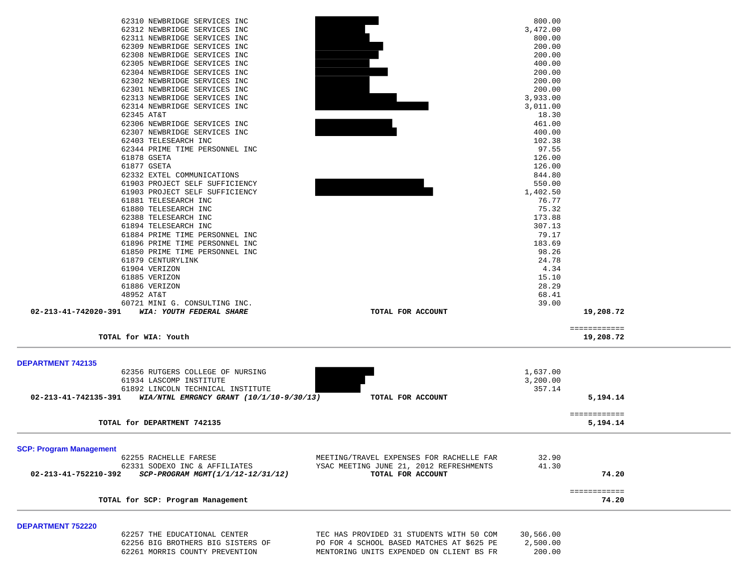| Vendor | Description | Amount | Total |
|---|---|---|---|
| 62310 NEWBRIDGE SERVICES INC | | 800.00 | |
| 62312 NEWBRIDGE SERVICES INC | | 3,472.00 | |
| 62311 NEWBRIDGE SERVICES INC | | 800.00 | |
| 62309 NEWBRIDGE SERVICES INC | | 200.00 | |
| 62308 NEWBRIDGE SERVICES INC | | 200.00 | |
| 62305 NEWBRIDGE SERVICES INC | | 400.00 | |
| 62304 NEWBRIDGE SERVICES INC | | 200.00 | |
| 62302 NEWBRIDGE SERVICES INC | | 200.00 | |
| 62301 NEWBRIDGE SERVICES INC | | 200.00 | |
| 62313 NEWBRIDGE SERVICES INC | | 3,933.00 | |
| 62314 NEWBRIDGE SERVICES INC | | 3,011.00 | |
| 62345 AT&T | | 18.30 | |
| 62306 NEWBRIDGE SERVICES INC | | 461.00 | |
| 62307 NEWBRIDGE SERVICES INC | | 400.00 | |
| 62403 TELESEARCH INC | | 102.38 | |
| 62344 PRIME TIME PERSONNEL INC | | 97.55 | |
| 61878 GSETA | | 126.00 | |
| 61877 GSETA | | 126.00 | |
| 62332 EXTEL COMMUNICATIONS | | 844.80 | |
| 61903 PROJECT SELF SUFFICIENCY | | 550.00 | |
| 61903 PROJECT SELF SUFFICIENCY | | 1,402.50 | |
| 61881 TELESEARCH INC | | 76.77 | |
| 61880 TELESEARCH INC | | 75.32 | |
| 62388 TELESEARCH INC | | 173.88 | |
| 61894 TELESEARCH INC | | 307.13 | |
| 61884 PRIME TIME PERSONNEL INC | | 79.17 | |
| 61896 PRIME TIME PERSONNEL INC | | 183.69 | |
| 61850 PRIME TIME PERSONNEL INC | | 98.26 | |
| 61879 CENTURYLINK | | 24.78 | |
| 61904 VERIZON | | 4.34 | |
| 61885 VERIZON | | 15.10 | |
| 61886 VERIZON | | 28.29 | |
| 48952 AT&T | | 68.41 | |
| 60721 MINI G. CONSULTING INC. | | 39.00 | |
| **02-213-41-742020-391** ***WIA: YOUTH FEDERAL SHARE*** | **TOTAL FOR ACCOUNT** | | **19,208.72** |

**TOTAL for WIA: Youth** — ============ **19,208.72**

---

**DEPARTMENT 742135**

| Vendor | Description | Amount | Total |
|---|---|---|---|
| 62356 RUTGERS COLLEGE OF NURSING | | 1,637.00 | |
| 61934 LASCOMP INSTITUTE | | 3,200.00 | |
| 61892 LINCOLN TECHNICAL INSTITUTE | | 357.14 | |
| **02-213-41-742135-391** ***WIA/NTNL EMRGNCY GRANT (10/1/10-9/30/13)*** | **TOTAL FOR ACCOUNT** | | **5,194.14** |

**TOTAL for DEPARTMENT 742135** — ============ **5,194.14**

---

**SCP: Program Management**

| Vendor | Description | Amount | Total |
|---|---|---|---|
| 62255 RACHELLE FARESE | MEETING/TRAVEL EXPENSES FOR RACHELLE FAR | 32.90 | |
| 62331 SODEXO INC & AFFILIATES | YSAC MEETING JUNE 21, 2012 REFRESHMENTS | 41.30 | |
| **02-213-41-752210-392** ***SCP-PROGRAM MGMT(1/1/12-12/31/12)*** | **TOTAL FOR ACCOUNT** | | **74.20** |

**TOTAL for SCP: Program Management** — ============ **74.20**

---

**DEPARTMENT 752220**

| Vendor | Description | Amount | Total |
|---|---|---|---|
| 62257 THE EDUCATIONAL CENTER | TEC HAS PROVIDED 31 STUDENTS WITH 50 COM | 30,566.00 | |
| 62256 BIG BROTHERS BIG SISTERS OF | PO FOR 4 SCHOOL BASED MATCHES AT $625 PE | 2,500.00 | |
| 62261 MORRIS COUNTY PREVENTION | MENTORING UNITS EXPENDED ON CLIENT BS FR | 200.00 | |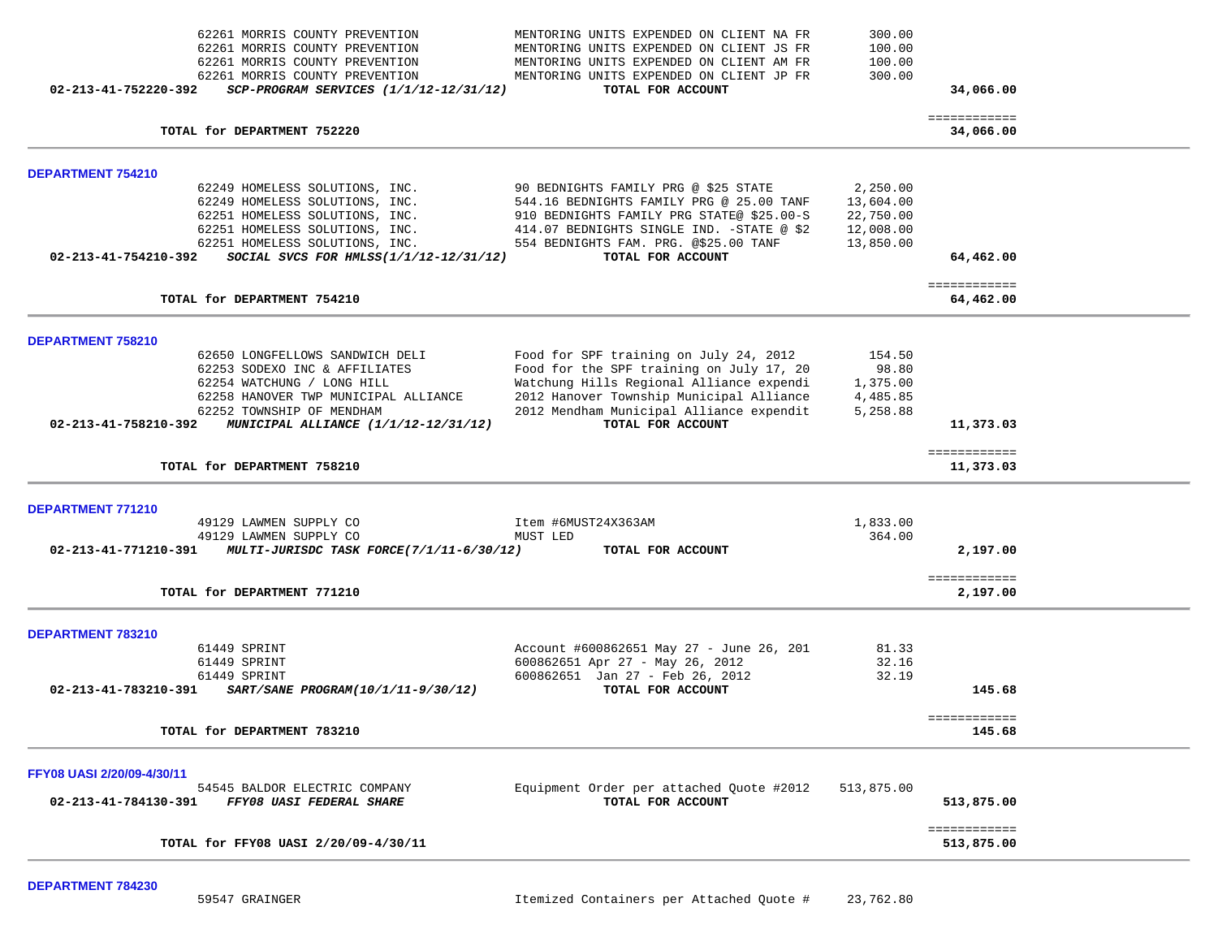| Account | Vendor | Description | Amount | Total |
|---|---|---|---|---|
| | 62261 MORRIS COUNTY PREVENTION | MENTORING UNITS EXPENDED ON CLIENT NA FR | 300.00 | |
| | 62261 MORRIS COUNTY PREVENTION | MENTORING UNITS EXPENDED ON CLIENT JS FR | 100.00 | |
| | 62261 MORRIS COUNTY PREVENTION | MENTORING UNITS EXPENDED ON CLIENT AM FR | 100.00 | |
| | 62261 MORRIS COUNTY PREVENTION | MENTORING UNITS EXPENDED ON CLIENT JP FR | 300.00 | |
| **02-213-41-752220-392** | ***SCP-PROGRAM SERVICES (1/1/12-12/31/12)*** | **TOTAL FOR ACCOUNT** | | **34,066.00** |

| | | | | |
|---|---|---|---|---|
| **TOTAL for DEPARTMENT 752220** | | | | **34,066.00** |

## DEPARTMENT 754210

| Account | Vendor | Description | Amount | Total |
|---|---|---|---|---|
| | 62249 HOMELESS SOLUTIONS, INC. | 90 BEDNIGHTS FAMILY PRG @ $25 STATE | 2,250.00 | |
| | 62249 HOMELESS SOLUTIONS, INC. | 544.16 BEDNIGHTS FAMILY PRG @ 25.00 TANF | 13,604.00 | |
| | 62251 HOMELESS SOLUTIONS, INC. | 910 BEDNIGHTS FAMILY PRG STATE@ $25.00-S | 22,750.00 | |
| | 62251 HOMELESS SOLUTIONS, INC. | 414.07 BEDNIGHTS SINGLE IND. -STATE @ $2 | 12,008.00 | |
| | 62251 HOMELESS SOLUTIONS, INC. | 554 BEDNIGHTS FAM. PRG. @$25.00 TANF | 13,850.00 | |
| **02-213-41-754210-392** | ***SOCIAL SVCS FOR HMLSS(1/1/12-12/31/12)*** | **TOTAL FOR ACCOUNT** | | **64,462.00** |

| | | | | |
|---|---|---|---|---|
| **TOTAL for DEPARTMENT 754210** | | | | **64,462.00** |

## DEPARTMENT 758210

| Account | Vendor | Description | Amount | Total |
|---|---|---|---|---|
| | 62650 LONGFELLOWS SANDWICH DELI | Food for SPF training on July 24, 2012 | 154.50 | |
| | 62253 SODEXO INC & AFFILIATES | Food for the SPF training on July 17, 20 | 98.80 | |
| | 62254 WATCHUNG / LONG HILL | Watchung Hills Regional Alliance expendi | 1,375.00 | |
| | 62258 HANOVER TWP MUNICIPAL ALLIANCE | 2012 Hanover Township Municipal Alliance | 4,485.85 | |
| | 62252 TOWNSHIP OF MENDHAM | 2012 Mendham Municipal Alliance expendit | 5,258.88 | |
| **02-213-41-758210-392** | ***MUNICIPAL ALLIANCE (1/1/12-12/31/12)*** | **TOTAL FOR ACCOUNT** | | **11,373.03** |

| | | | | |
|---|---|---|---|---|
| **TOTAL for DEPARTMENT 758210** | | | | **11,373.03** |

## DEPARTMENT 771210

| Account | Vendor | Description | Amount | Total |
|---|---|---|---|---|
| | 49129 LAWMEN SUPPLY CO | Item #6MUST24X363AM | 1,833.00 | |
| | 49129 LAWMEN SUPPLY CO | MUST LED | 364.00 | |
| **02-213-41-771210-391** | ***MULTI-JURISDC TASK FORCE(7/1/11-6/30/12)*** | **TOTAL FOR ACCOUNT** | | **2,197.00** |

| | | | | |
|---|---|---|---|---|
| **TOTAL for DEPARTMENT 771210** | | | | **2,197.00** |

## DEPARTMENT 783210

| Account | Vendor | Description | Amount | Total |
|---|---|---|---|---|
| | 61449 SPRINT | Account #600862651 May 27 - June 26, 201 | 81.33 | |
| | 61449 SPRINT | 600862651 Apr 27 - May 26, 2012 | 32.16 | |
| | 61449 SPRINT | 600862651 Jan 27 - Feb 26, 2012 | 32.19 | |
| **02-213-41-783210-391** | ***SART/SANE PROGRAM(10/1/11-9/30/12)*** | **TOTAL FOR ACCOUNT** | | **145.68** |

| | | | | |
|---|---|---|---|---|
| **TOTAL for DEPARTMENT 783210** | | | | **145.68** |

## FFY08 UASI 2/20/09-4/30/11

| Account | Vendor | Description | Amount | Total |
|---|---|---|---|---|
| | 54545 BALDOR ELECTRIC COMPANY | Equipment Order per attached Quote #2012 | 513,875.00 | |
| **02-213-41-784130-391** | ***FFY08 UASI FEDERAL SHARE*** | **TOTAL FOR ACCOUNT** | | **513,875.00** |

| | | | | |
|---|---|---|---|---|
| **TOTAL for FFY08 UASI 2/20/09-4/30/11** | | | | **513,875.00** |

## DEPARTMENT 784230

| Account | Vendor | Description | Amount | Total |
|---|---|---|---|---|
| | 59547 GRAINGER | Itemized Containers per Attached Quote # | 23,762.80 | |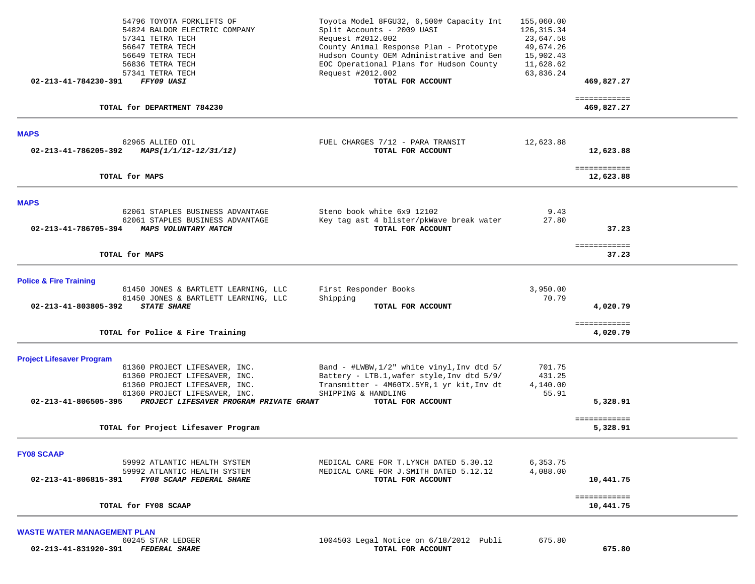| Vendor | Description | Amount | Total |
|---|---|---|---|
| 54796 TOYOTA FORKLIFTS OF | Toyota Model 8FGU32, 6,500# Capacity Int | 155,060.00 | |
| 54824 BALDOR ELECTRIC COMPANY | Split Accounts - 2009 UASI | 126,315.34 | |
| 57341 TETRA TECH | Request #2012.002 | 23,647.58 | |
| 56647 TETRA TECH | County Animal Response Plan - Prototype | 49,674.26 | |
| 56649 TETRA TECH | Hudson County OEM Administrative and Gen | 15,902.43 | |
| 56836 TETRA TECH | EOC Operational Plans for Hudson County | 11,628.62 | |
| 57341 TETRA TECH | Request #2012.002 | 63,836.24 | |
| **02-213-41-784230-391** ***FFY09 UASI*** | **TOTAL FOR ACCOUNT** | | **469,827.27** |
| **TOTAL for DEPARTMENT 784230** | | | **469,827.27** |

## MAPS

| Vendor | Description | Amount | Total |
|---|---|---|---|
| 62965 ALLIED OIL | FUEL CHARGES 7/12 - PARA TRANSIT | 12,623.88 | |
| **02-213-41-786205-392** ***MAPS(1/1/12-12/31/12)*** | **TOTAL FOR ACCOUNT** | | **12,623.88** |
| **TOTAL for MAPS** | | | **12,623.88** |

## MAPS

| Vendor | Description | Amount | Total |
|---|---|---|---|
| 62061 STAPLES BUSINESS ADVANTAGE | Steno book white 6x9 12102 | 9.43 | |
| 62061 STAPLES BUSINESS ADVANTAGE | Key tag ast 4 blister/pkWave break water | 27.80 | |
| **02-213-41-786705-394** ***MAPS VOLUNTARY MATCH*** | **TOTAL FOR ACCOUNT** | | **37.23** |
| **TOTAL for MAPS** | | | **37.23** |

## Police & Fire Training

| Vendor | Description | Amount | Total |
|---|---|---|---|
| 61450 JONES & BARTLETT LEARNING, LLC | First Responder Books | 3,950.00 | |
| 61450 JONES & BARTLETT LEARNING, LLC | Shipping | 70.79 | |
| **02-213-41-803805-392** ***STATE SHARE*** | **TOTAL FOR ACCOUNT** | | **4,020.79** |
| **TOTAL for Police & Fire Training** | | | **4,020.79** |

## Project Lifesaver Program

| Vendor | Description | Amount | Total |
|---|---|---|---|
| 61360 PROJECT LIFESAVER, INC. | Band - #LWBW,1/2" white vinyl,Inv dtd 5/ | 701.75 | |
| 61360 PROJECT LIFESAVER, INC. | Battery - LTB.1,wafer style,Inv dtd 5/9/ | 431.25 | |
| 61360 PROJECT LIFESAVER, INC. | Transmitter - 4M60TX.5YR,1 yr kit,Inv dt | 4,140.00 | |
| 61360 PROJECT LIFESAVER, INC. | SHIPPING & HANDLING | 55.91 | |
| **02-213-41-806505-395** ***PROJECT LIFESAVER PROGRAM PRIVATE GRANT*** | **TOTAL FOR ACCOUNT** | | **5,328.91** |
| **TOTAL for Project Lifesaver Program** | | | **5,328.91** |

## FY08 SCAAP

| Vendor | Description | Amount | Total |
|---|---|---|---|
| 59992 ATLANTIC HEALTH SYSTEM | MEDICAL CARE FOR T.LYNCH DATED 5.30.12 | 6,353.75 | |
| 59992 ATLANTIC HEALTH SYSTEM | MEDICAL CARE FOR J.SMITH DATED 5.12.12 | 4,088.00 | |
| **02-213-41-806815-391** ***FY08 SCAAP FEDERAL SHARE*** | **TOTAL FOR ACCOUNT** | | **10,441.75** |
| **TOTAL for FY08 SCAAP** | | | **10,441.75** |

## WASTE WATER MANAGEMENT PLAN

| Vendor | Description | Amount | Total |
|---|---|---|---|
| 60245 STAR LEDGER | 1004503 Legal Notice on 6/18/2012 Publi | 675.80 | |
| **02-213-41-831920-391** ***FEDERAL SHARE*** | **TOTAL FOR ACCOUNT** | | **675.80** |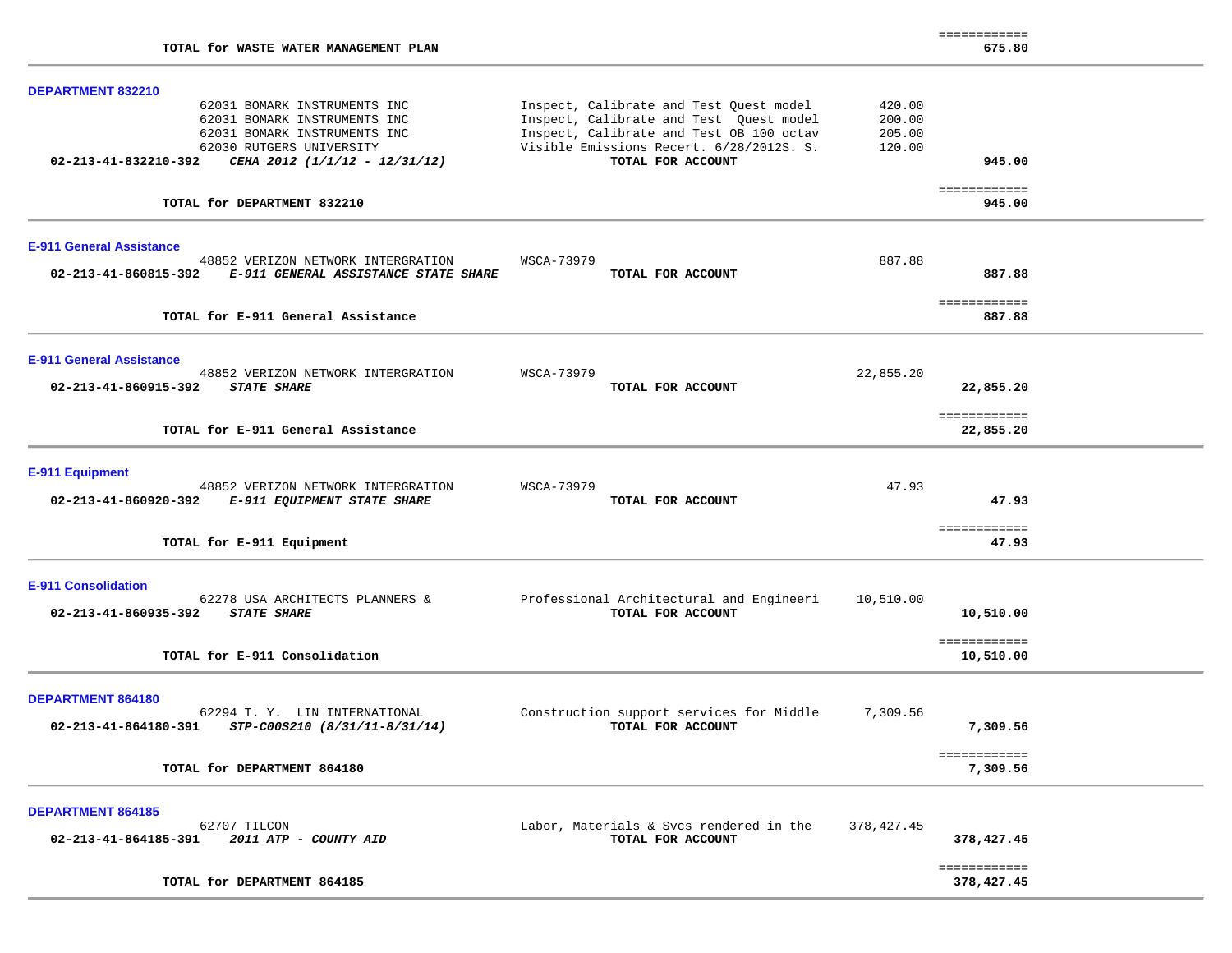**TOTAL for WASTE WATER MANAGEMENT PLAN** — 675.80

### DEPARTMENT 832210

| PO | Vendor | Description | Amount | Total |
|---|---|---|---|---|
| 62031 | BOMARK INSTRUMENTS INC | Inspect, Calibrate and Test Quest model | 420.00 | |
| 62031 | BOMARK INSTRUMENTS INC | Inspect, Calibrate and Test Quest model | 200.00 | |
| 62031 | BOMARK INSTRUMENTS INC | Inspect, Calibrate and Test OB 100 octav | 205.00 | |
| 62030 | RUTGERS UNIVERSITY | Visible Emissions Recert. 6/28/2012S. S. | 120.00 | |
| **02-213-41-832210-392** | ***CEHA 2012 (1/1/12 - 12/31/12)*** | **TOTAL FOR ACCOUNT** | | **945.00** |

**TOTAL for DEPARTMENT 832210** — 945.00

### E-911 General Assistance

| PO | Vendor | Description | Amount | Total |
|---|---|---|---|---|
| 48852 | VERIZON NETWORK INTERGRATION | WSCA-73979 | 887.88 | |
| **02-213-41-860815-392** | ***E-911 GENERAL ASSISTANCE STATE SHARE*** | **TOTAL FOR ACCOUNT** | | **887.88** |

**TOTAL for E-911 General Assistance** — 887.88

### E-911 General Assistance

| PO | Vendor | Description | Amount | Total |
|---|---|---|---|---|
| 48852 | VERIZON NETWORK INTERGRATION | WSCA-73979 | 22,855.20 | |
| **02-213-41-860915-392** | ***STATE SHARE*** | **TOTAL FOR ACCOUNT** | | **22,855.20** |

**TOTAL for E-911 General Assistance** — 22,855.20

### E-911 Equipment

| PO | Vendor | Description | Amount | Total |
|---|---|---|---|---|
| 48852 | VERIZON NETWORK INTERGRATION | WSCA-73979 | 47.93 | |
| **02-213-41-860920-392** | ***E-911 EQUIPMENT STATE SHARE*** | **TOTAL FOR ACCOUNT** | | **47.93** |

**TOTAL for E-911 Equipment** — 47.93

### E-911 Consolidation

| PO | Vendor | Description | Amount | Total |
|---|---|---|---|---|
| 62278 | USA ARCHITECTS PLANNERS & | Professional Architectural and Engineeri | 10,510.00 | |
| **02-213-41-860935-392** | ***STATE SHARE*** | **TOTAL FOR ACCOUNT** | | **10,510.00** |

**TOTAL for E-911 Consolidation** — 10,510.00

### DEPARTMENT 864180

| PO | Vendor | Description | Amount | Total |
|---|---|---|---|---|
| 62294 | T. Y. LIN INTERNATIONAL | Construction support services for Middle | 7,309.56 | |
| **02-213-41-864180-391** | ***STP-C00S210 (8/31/11-8/31/14)*** | **TOTAL FOR ACCOUNT** | | **7,309.56** |

**TOTAL for DEPARTMENT 864180** — 7,309.56

### DEPARTMENT 864185

| PO | Vendor | Description | Amount | Total |
|---|---|---|---|---|
| 62707 | TILCON | Labor, Materials & Svcs rendered in the | 378,427.45 | |
| **02-213-41-864185-391** | ***2011 ATP - COUNTY AID*** | **TOTAL FOR ACCOUNT** | | **378,427.45** |

**TOTAL for DEPARTMENT 864185** — 378,427.45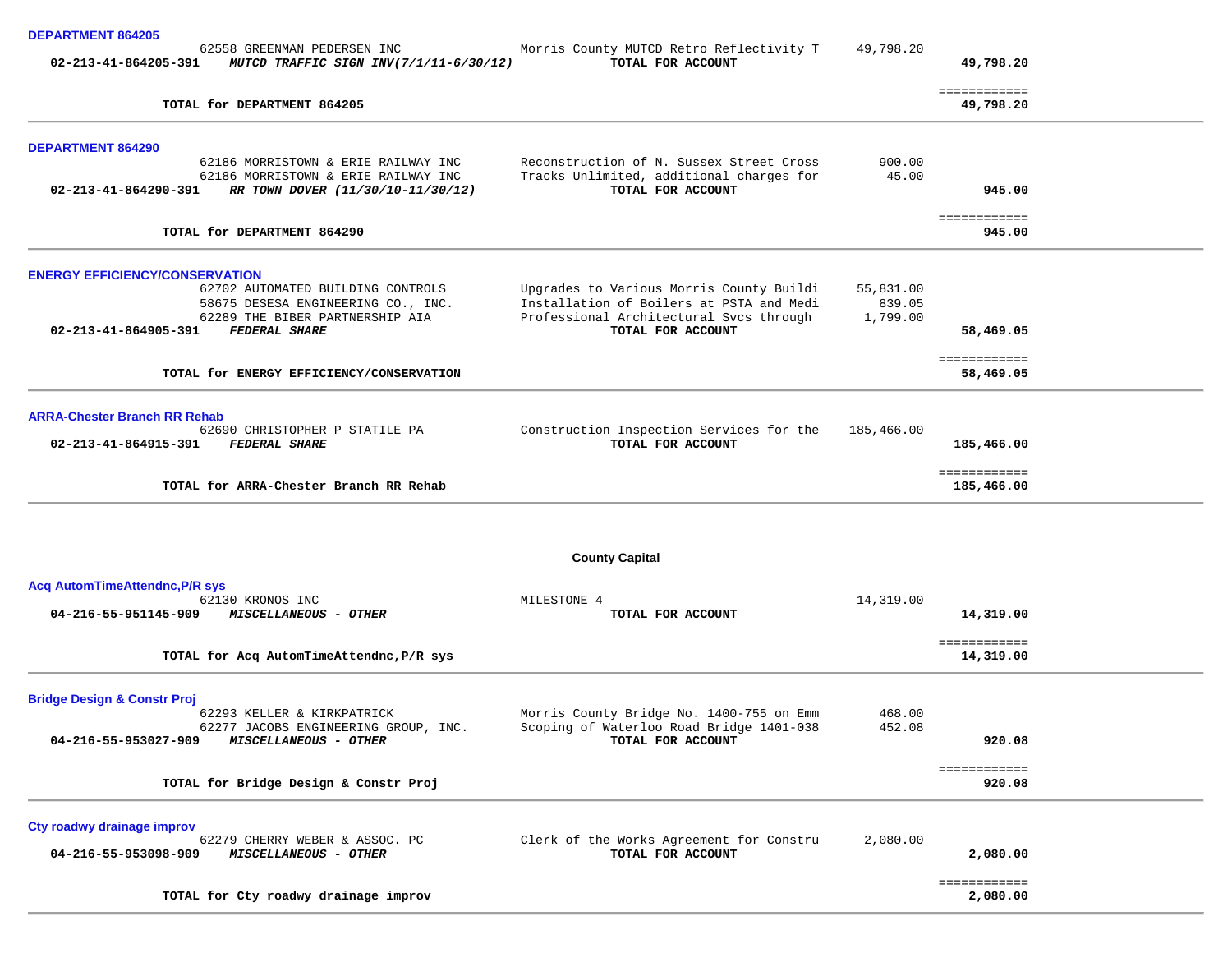**DEPARTMENT 864205**

| Account | Vendor / Description | Description | Amount | Total |
|---|---|---|---|---|
| | 62558 GREENMAN PEDERSEN INC | Morris County MUTCD Retro Reflectivity T | 49,798.20 | |
| **02-213-41-864205-391** | ***MUTCD TRAFFIC SIGN INV(7/1/11-6/30/12)*** | **TOTAL FOR ACCOUNT** | | **49,798.20** |

**TOTAL for DEPARTMENT 864205** — **49,798.20**

---

**DEPARTMENT 864290**

| Account | Vendor / Description | Description | Amount | Total |
|---|---|---|---|---|
| | 62186 MORRISTOWN & ERIE RAILWAY INC | Reconstruction of N. Sussex Street Cross | 900.00 | |
| | 62186 MORRISTOWN & ERIE RAILWAY INC | Tracks Unlimited, additional charges for | 45.00 | |
| **02-213-41-864290-391** | ***RR TOWN DOVER (11/30/10-11/30/12)*** | **TOTAL FOR ACCOUNT** | | **945.00** |

**TOTAL for DEPARTMENT 864290** — **945.00**

---

**ENERGY EFFICIENCY/CONSERVATION**

| Account | Vendor / Description | Description | Amount | Total |
|---|---|---|---|---|
| | 62702 AUTOMATED BUILDING CONTROLS | Upgrades to Various Morris County Buildi | 55,831.00 | |
| | 58675 DESESA ENGINEERING CO., INC. | Installation of Boilers at PSTA and Medi | 839.05 | |
| | 62289 THE BIBER PARTNERSHIP AIA | Professional Architectural Svcs through | 1,799.00 | |
| **02-213-41-864905-391** | ***FEDERAL SHARE*** | **TOTAL FOR ACCOUNT** | | **58,469.05** |

**TOTAL for ENERGY EFFICIENCY/CONSERVATION** — **58,469.05**

---

**ARRA-Chester Branch RR Rehab**

| Account | Vendor / Description | Description | Amount | Total |
|---|---|---|---|---|
| | 62690 CHRISTOPHER P STATILE PA | Construction Inspection Services for the | 185,466.00 | |
| **02-213-41-864915-391** | ***FEDERAL SHARE*** | **TOTAL FOR ACCOUNT** | | **185,466.00** |

**TOTAL for ARRA-Chester Branch RR Rehab** — **185,466.00**

---

## County Capital

**Acq AutomTimeAttendnc,P/R sys**

| Account | Vendor / Description | Description | Amount | Total |
|---|---|---|---|---|
| | 62130 KRONOS INC | MILESTONE 4 | 14,319.00 | |
| **04-216-55-951145-909** | ***MISCELLANEOUS - OTHER*** | **TOTAL FOR ACCOUNT** | | **14,319.00** |

**TOTAL for Acq AutomTimeAttendnc,P/R sys** — **14,319.00**

---

**Bridge Design & Constr Proj**

| Account | Vendor / Description | Description | Amount | Total |
|---|---|---|---|---|
| | 62293 KELLER & KIRKPATRICK | Morris County Bridge No. 1400-755 on Emm | 468.00 | |
| | 62277 JACOBS ENGINEERING GROUP, INC. | Scoping of Waterloo Road Bridge 1401-038 | 452.08 | |
| **04-216-55-953027-909** | ***MISCELLANEOUS - OTHER*** | **TOTAL FOR ACCOUNT** | | **920.08** |

**TOTAL for Bridge Design & Constr Proj** — **920.08**

---

**Cty roadwy drainage improv**

| Account | Vendor / Description | Description | Amount | Total |
|---|---|---|---|---|
| | 62279 CHERRY WEBER & ASSOC. PC | Clerk of the Works Agreement for Constru | 2,080.00 | |
| **04-216-55-953098-909** | ***MISCELLANEOUS - OTHER*** | **TOTAL FOR ACCOUNT** | | **2,080.00** |

**TOTAL for Cty roadwy drainage improv** — **2,080.00**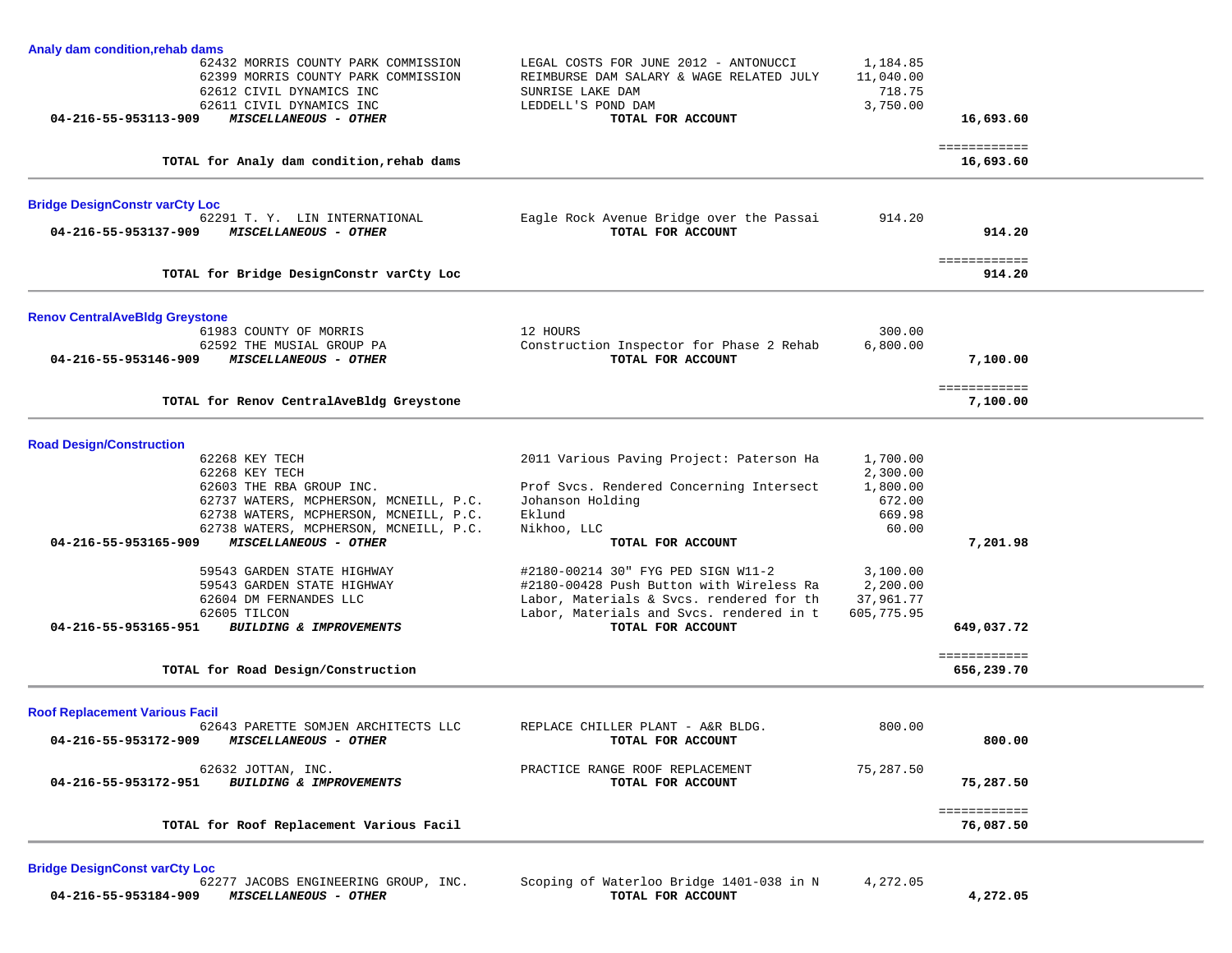### Analy dam condition,rehab dams

| Account | Vendor | Description | Amount | Total |
|---|---|---|---|---|
| | 62432 MORRIS COUNTY PARK COMMISSION | LEGAL COSTS FOR JUNE 2012 - ANTONUCCI | 1,184.85 | |
| | 62399 MORRIS COUNTY PARK COMMISSION | REIMBURSE DAM SALARY & WAGE RELATED JULY | 11,040.00 | |
| | 62612 CIVIL DYNAMICS INC | SUNRISE LAKE DAM | 718.75 | |
| | 62611 CIVIL DYNAMICS INC | LEDDELL'S POND DAM | 3,750.00 | |
| **04-216-55-953113-909** | ***MISCELLANEOUS - OTHER*** | **TOTAL FOR ACCOUNT** | | **16,693.60** |

**TOTAL for Analy dam condition,rehab dams** — **16,693.60**

### Bridge DesignConstr varCty Loc

| Account | Vendor | Description | Amount | Total |
|---|---|---|---|---|
| | 62291 T. Y. LIN INTERNATIONAL | Eagle Rock Avenue Bridge over the Passai | 914.20 | |
| **04-216-55-953137-909** | ***MISCELLANEOUS - OTHER*** | **TOTAL FOR ACCOUNT** | | **914.20** |

**TOTAL for Bridge DesignConstr varCty Loc** — **914.20**

### Renov CentralAveBldg Greystone

| Account | Vendor | Description | Amount | Total |
|---|---|---|---|---|
| | 61983 COUNTY OF MORRIS | 12 HOURS | 300.00 | |
| | 62592 THE MUSIAL GROUP PA | Construction Inspector for Phase 2 Rehab | 6,800.00 | |
| **04-216-55-953146-909** | ***MISCELLANEOUS - OTHER*** | **TOTAL FOR ACCOUNT** | | **7,100.00** |

**TOTAL for Renov CentralAveBldg Greystone** — **7,100.00**

### Road Design/Construction

| Account | Vendor | Description | Amount | Total |
|---|---|---|---|---|
| | 62268 KEY TECH | 2011 Various Paving Project: Paterson Ha | 1,700.00 | |
| | 62268 KEY TECH | | 2,300.00 | |
| | 62603 THE RBA GROUP INC. | Prof Svcs. Rendered Concerning Intersect | 1,800.00 | |
| | 62737 WATERS, MCPHERSON, MCNEILL, P.C. | Johanson Holding | 672.00 | |
| | 62738 WATERS, MCPHERSON, MCNEILL, P.C. | Eklund | 669.98 | |
| | 62738 WATERS, MCPHERSON, MCNEILL, P.C. | Nikhoo, LLC | 60.00 | |
| **04-216-55-953165-909** | ***MISCELLANEOUS - OTHER*** | **TOTAL FOR ACCOUNT** | | **7,201.98** |
| | 59543 GARDEN STATE HIGHWAY | #2180-00214 30" FYG PED SIGN W11-2 | 3,100.00 | |
| | 59543 GARDEN STATE HIGHWAY | #2180-00428 Push Button with Wireless Ra | 2,200.00 | |
| | 62604 DM FERNANDES LLC | Labor, Materials & Svcs. rendered for th | 37,961.77 | |
| | 62605 TILCON | Labor, Materials and Svcs. rendered in t | 605,775.95 | |
| **04-216-55-953165-951** | ***BUILDING & IMPROVEMENTS*** | **TOTAL FOR ACCOUNT** | | **649,037.72** |

**TOTAL for Road Design/Construction** — **656,239.70**

### Roof Replacement Various Facil

| Account | Vendor | Description | Amount | Total |
|---|---|---|---|---|
| | 62643 PARETTE SOMJEN ARCHITECTS LLC | REPLACE CHILLER PLANT - A&R BLDG. | 800.00 | |
| **04-216-55-953172-909** | ***MISCELLANEOUS - OTHER*** | **TOTAL FOR ACCOUNT** | | **800.00** |
| | 62632 JOTTAN, INC. | PRACTICE RANGE ROOF REPLACEMENT | 75,287.50 | |
| **04-216-55-953172-951** | ***BUILDING & IMPROVEMENTS*** | **TOTAL FOR ACCOUNT** | | **75,287.50** |

**TOTAL for Roof Replacement Various Facil** — **76,087.50**

### Bridge DesignConst varCty Loc

| Account | Vendor | Description | Amount | Total |
|---|---|---|---|---|
| | 62277 JACOBS ENGINEERING GROUP, INC. | Scoping of Waterloo Bridge 1401-038 in N | 4,272.05 | |
| **04-216-55-953184-909** | ***MISCELLANEOUS - OTHER*** | **TOTAL FOR ACCOUNT** | | **4,272.05** |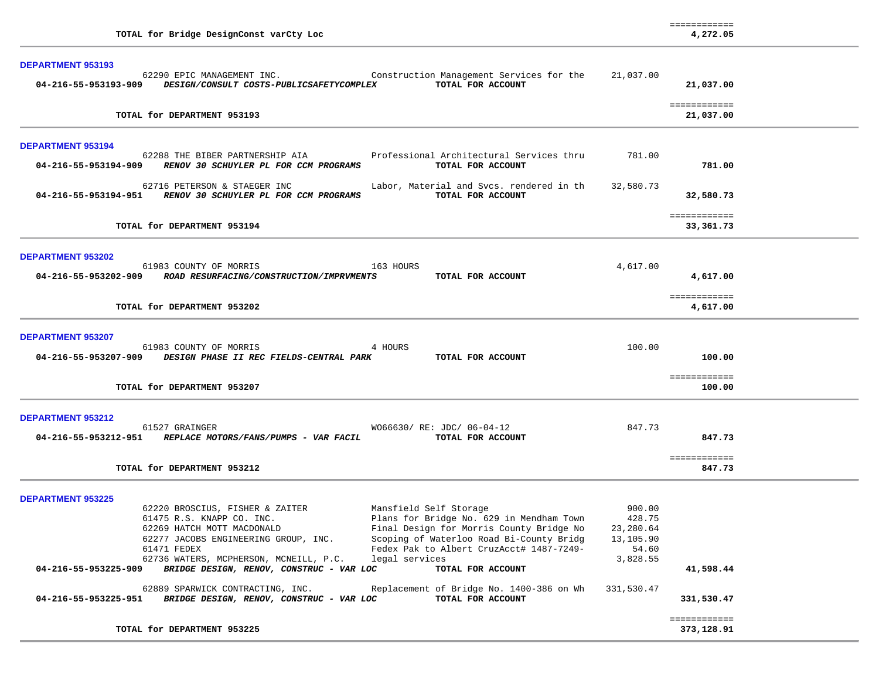| | | | |
|---|---|---|---|
| TOTAL for Bridge DesignConst varCty Loc | | | ============ 4,272.05 |

**DEPARTMENT 953193**

| Account | Vendor / Description | Detail | Amount | Total |
|---|---|---|---|---|
| | 62290 EPIC MANAGEMENT INC. | Construction Management Services for the | 21,037.00 | |
| **04-216-55-953193-909** | ***DESIGN/CONSULT COSTS-PUBLICSAFETYCOMPLEX*** | **TOTAL FOR ACCOUNT** | | **21,037.00** |
| | **TOTAL for DEPARTMENT 953193** | | | ============ **21,037.00** |

**DEPARTMENT 953194**

| Account | Vendor / Description | Detail | Amount | Total |
|---|---|---|---|---|
| | 62288 THE BIBER PARTNERSHIP AIA | Professional Architectural Services thru | 781.00 | |
| **04-216-55-953194-909** | ***RENOV 30 SCHUYLER PL FOR CCM PROGRAMS*** | **TOTAL FOR ACCOUNT** | | **781.00** |
| | 62716 PETERSON & STAEGER INC | Labor, Material and Svcs. rendered in th | 32,580.73 | |
| **04-216-55-953194-951** | ***RENOV 30 SCHUYLER PL FOR CCM PROGRAMS*** | **TOTAL FOR ACCOUNT** | | **32,580.73** |
| | **TOTAL for DEPARTMENT 953194** | | | ============ **33,361.73** |

**DEPARTMENT 953202**

| Account | Vendor / Description | Detail | Amount | Total |
|---|---|---|---|---|
| | 61983 COUNTY OF MORRIS | 163 HOURS | 4,617.00 | |
| **04-216-55-953202-909** | ***ROAD RESURFACING/CONSTRUCTION/IMPRVMENTS*** | **TOTAL FOR ACCOUNT** | | **4,617.00** |
| | **TOTAL for DEPARTMENT 953202** | | | ============ **4,617.00** |

**DEPARTMENT 953207**

| Account | Vendor / Description | Detail | Amount | Total |
|---|---|---|---|---|
| | 61983 COUNTY OF MORRIS | 4 HOURS | 100.00 | |
| **04-216-55-953207-909** | ***DESIGN PHASE II REC FIELDS-CENTRAL PARK*** | **TOTAL FOR ACCOUNT** | | **100.00** |
| | **TOTAL for DEPARTMENT 953207** | | | ============ **100.00** |

**DEPARTMENT 953212**

| Account | Vendor / Description | Detail | Amount | Total |
|---|---|---|---|---|
| | 61527 GRAINGER | WO66630/ RE: JDC/ 06-04-12 | 847.73 | |
| **04-216-55-953212-951** | ***REPLACE MOTORS/FANS/PUMPS - VAR FACIL*** | **TOTAL FOR ACCOUNT** | | **847.73** |
| | **TOTAL for DEPARTMENT 953212** | | | ============ **847.73** |

**DEPARTMENT 953225**

| Account | Vendor / Description | Detail | Amount | Total |
|---|---|---|---|---|
| | 62220 BROSCIUS, FISHER & ZAITER | Mansfield Self Storage | 900.00 | |
| | 61475 R.S. KNAPP CO. INC. | Plans for Bridge No. 629 in Mendham Town | 428.75 | |
| | 62269 HATCH MOTT MACDONALD | Final Design for Morris County Bridge No | 23,280.64 | |
| | 62277 JACOBS ENGINEERING GROUP, INC. | Scoping of Waterloo Road Bi-County Bridg | 13,105.90 | |
| | 61471 FEDEX | Fedex Pak to Albert CruzAcct# 1487-7249- | 54.60 | |
| | 62736 WATERS, MCPHERSON, MCNEILL, P.C. | legal services | 3,828.55 | |
| **04-216-55-953225-909** | ***BRIDGE DESIGN, RENOV, CONSTRUC - VAR LOC*** | **TOTAL FOR ACCOUNT** | | **41,598.44** |
| | 62889 SPARWICK CONTRACTING, INC. | Replacement of Bridge No. 1400-386 on Wh | 331,530.47 | |
| **04-216-55-953225-951** | ***BRIDGE DESIGN, RENOV, CONSTRUC - VAR LOC*** | **TOTAL FOR ACCOUNT** | | **331,530.47** |
| | **TOTAL for DEPARTMENT 953225** | | | ============ **373,128.91** |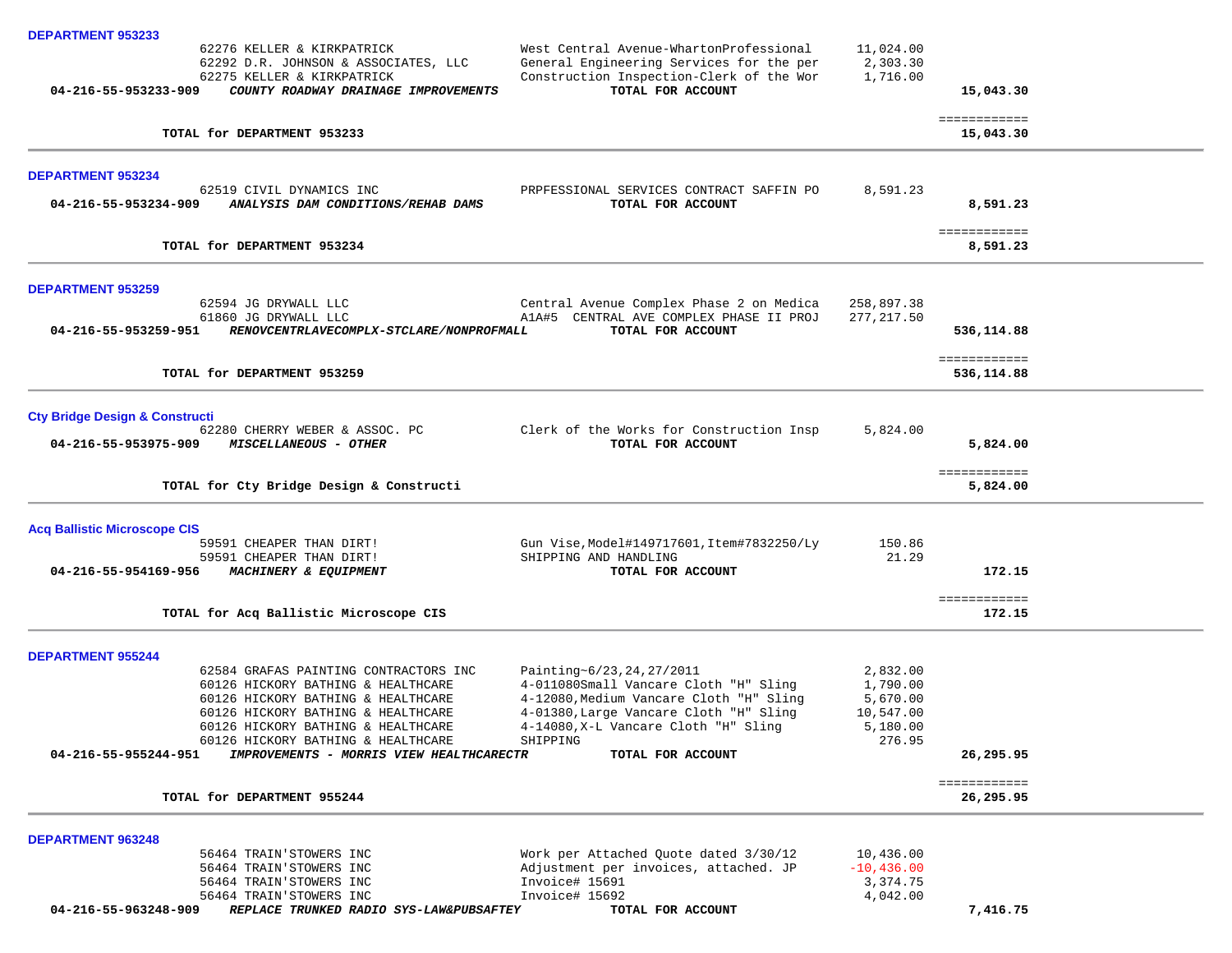**DEPARTMENT 953233**

| Account | Vendor | Description | Amount | Total |
|---|---|---|---|---|
| | 62276 KELLER & KIRKPATRICK | West Central Avenue-WhartonProfessional | 11,024.00 | |
| | 62292 D.R. JOHNSON & ASSOCIATES, LLC | General Engineering Services for the per | 2,303.30 | |
| | 62275 KELLER & KIRKPATRICK | Construction Inspection-Clerk of the Wor | 1,716.00 | |
| 04-216-55-953233-909 | *COUNTY ROADWAY DRAINAGE IMPROVEMENTS* | TOTAL FOR ACCOUNT | | 15,043.30 |

**TOTAL for DEPARTMENT 953233** — 15,043.30

---

**DEPARTMENT 953234**

| Account | Vendor | Description | Amount | Total |
|---|---|---|---|---|
| | 62519 CIVIL DYNAMICS INC | PRPFESSIONAL SERVICES CONTRACT SAFFIN PO | 8,591.23 | |
| 04-216-55-953234-909 | *ANALYSIS DAM CONDITIONS/REHAB DAMS* | TOTAL FOR ACCOUNT | | 8,591.23 |

**TOTAL for DEPARTMENT 953234** — 8,591.23

---

**DEPARTMENT 953259**

| Account | Vendor | Description | Amount | Total |
|---|---|---|---|---|
| | 62594 JG DRYWALL LLC | Central Avenue Complex Phase 2 on Medica | 258,897.38 | |
| | 61860 JG DRYWALL LLC | A1A#5 CENTRAL AVE COMPLEX PHASE II PROJ | 277,217.50 | |
| 04-216-55-953259-951 | *RENOVCENTRLAVECOMPLX-STCLARE/NONPROFMALL* | TOTAL FOR ACCOUNT | | 536,114.88 |

**TOTAL for DEPARTMENT 953259** — 536,114.88

---

**Cty Bridge Design & Constructi**

| Account | Vendor | Description | Amount | Total |
|---|---|---|---|---|
| | 62280 CHERRY WEBER & ASSOC. PC | Clerk of the Works for Construction Insp | 5,824.00 | |
| 04-216-55-953975-909 | *MISCELLANEOUS - OTHER* | TOTAL FOR ACCOUNT | | 5,824.00 |

**TOTAL for Cty Bridge Design & Constructi** — 5,824.00

---

**Acq Ballistic Microscope CIS**

| Account | Vendor | Description | Amount | Total |
|---|---|---|---|---|
| | 59591 CHEAPER THAN DIRT! | Gun Vise,Model#149717601,Item#7832250/Ly | 150.86 | |
| | 59591 CHEAPER THAN DIRT! | SHIPPING AND HANDLING | 21.29 | |
| 04-216-55-954169-956 | *MACHINERY & EQUIPMENT* | TOTAL FOR ACCOUNT | | 172.15 |

**TOTAL for Acq Ballistic Microscope CIS** — 172.15

---

**DEPARTMENT 955244**

| Account | Vendor | Description | Amount | Total |
|---|---|---|---|---|
| | 62584 GRAFAS PAINTING CONTRACTORS INC | Painting~6/23,24,27/2011 | 2,832.00 | |
| | 60126 HICKORY BATHING & HEALTHCARE | 4-011080Small Vancare Cloth "H" Sling | 1,790.00 | |
| | 60126 HICKORY BATHING & HEALTHCARE | 4-12080,Medium Vancare Cloth "H" Sling | 5,670.00 | |
| | 60126 HICKORY BATHING & HEALTHCARE | 4-01380,Large Vancare Cloth "H" Sling | 10,547.00 | |
| | 60126 HICKORY BATHING & HEALTHCARE | 4-14080,X-L Vancare Cloth "H" Sling | 5,180.00 | |
| | 60126 HICKORY BATHING & HEALTHCARE | SHIPPING | 276.95 | |
| 04-216-55-955244-951 | *IMPROVEMENTS - MORRIS VIEW HEALTHCARECTR* | TOTAL FOR ACCOUNT | | 26,295.95 |

**TOTAL for DEPARTMENT 955244** — 26,295.95

---

**DEPARTMENT 963248**

| Account | Vendor | Description | Amount | Total |
|---|---|---|---|---|
| | 56464 TRAIN'STOWERS INC | Work per Attached Quote dated 3/30/12 | 10,436.00 | |
| | 56464 TRAIN'STOWERS INC | Adjustment per invoices, attached. JP | -10,436.00 | |
| | 56464 TRAIN'STOWERS INC | Invoice# 15691 | 3,374.75 | |
| | 56464 TRAIN'STOWERS INC | Invoice# 15692 | 4,042.00 | |
| 04-216-55-963248-909 | *REPLACE TRUNKED RADIO SYS-LAW&PUBSAFTEY* | TOTAL FOR ACCOUNT | | 7,416.75 |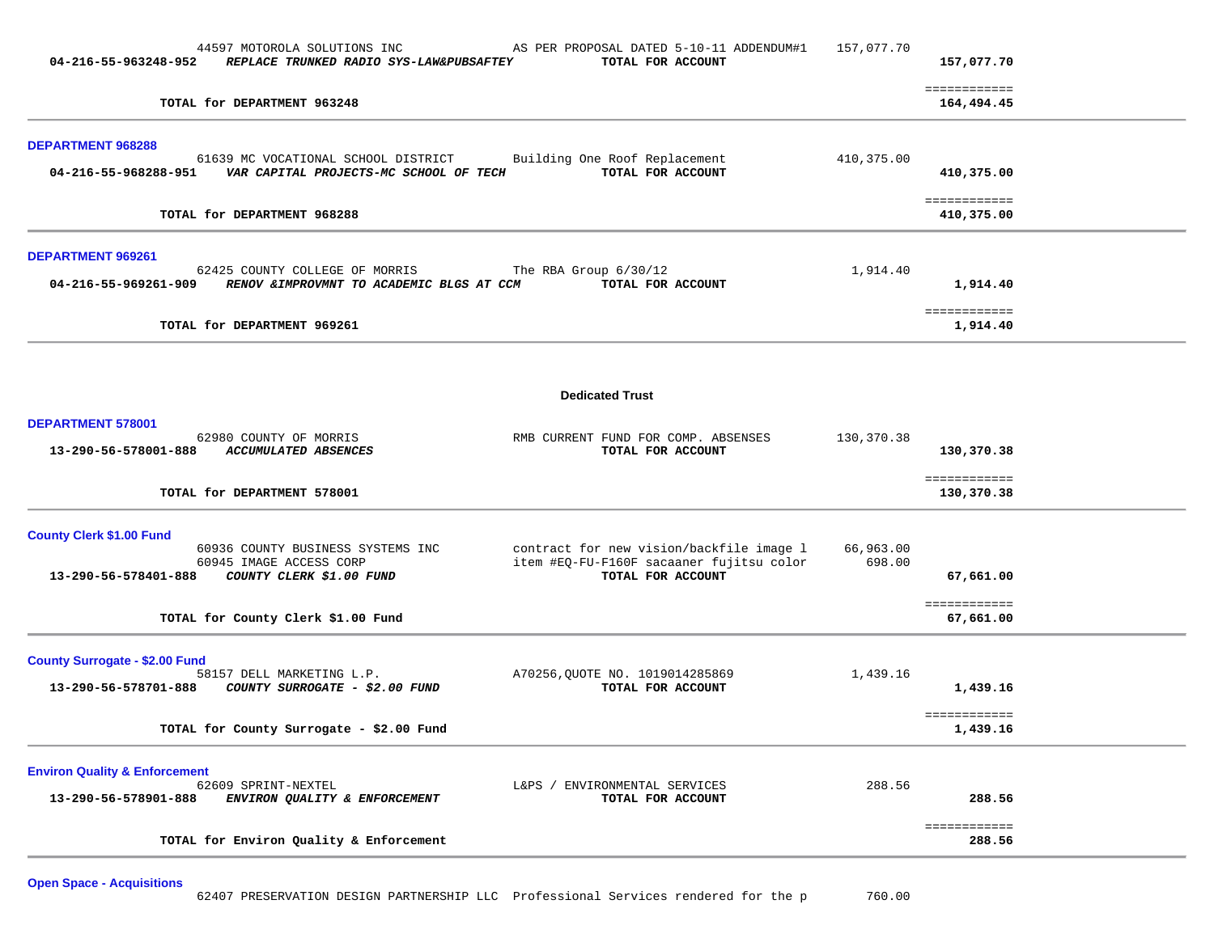| Account | Vendor / Description | Detail | Amount | Total |
|---|---|---|---|---|
| | 44597 MOTOROLA SOLUTIONS INC | AS PER PROPOSAL DATED 5-10-11 ADDENDUM#1 | 157,077.70 | |
| **04-216-55-963248-952** | ***REPLACE TRUNKED RADIO SYS-LAW&PUBSAFTEY*** | **TOTAL FOR ACCOUNT** | | **157,077.70** |
| | **TOTAL for DEPARTMENT 963248** | | | **164,494.45** |

**DEPARTMENT 968288**

| Account | Vendor / Description | Detail | Amount | Total |
|---|---|---|---|---|
| | 61639 MC VOCATIONAL SCHOOL DISTRICT | Building One Roof Replacement | 410,375.00 | |
| **04-216-55-968288-951** | ***VAR CAPITAL PROJECTS-MC SCHOOL OF TECH*** | **TOTAL FOR ACCOUNT** | | **410,375.00** |
| | **TOTAL for DEPARTMENT 968288** | | | **410,375.00** |

**DEPARTMENT 969261**

| Account | Vendor / Description | Detail | Amount | Total |
|---|---|---|---|---|
| | 62425 COUNTY COLLEGE OF MORRIS | The RBA Group 6/30/12 | 1,914.40 | |
| **04-216-55-969261-909** | ***RENOV &IMPROVMNT TO ACADEMIC BLGS AT CCM*** | **TOTAL FOR ACCOUNT** | | **1,914.40** |
| | **TOTAL for DEPARTMENT 969261** | | | **1,914.40** |

## Dedicated Trust

**DEPARTMENT 578001**

| Account | Vendor / Description | Detail | Amount | Total |
|---|---|---|---|---|
| | 62980 COUNTY OF MORRIS | RMB CURRENT FUND FOR COMP. ABSENSES | 130,370.38 | |
| **13-290-56-578001-888** | ***ACCUMULATED ABSENCES*** | **TOTAL FOR ACCOUNT** | | **130,370.38** |
| | **TOTAL for DEPARTMENT 578001** | | | **130,370.38** |

**County Clerk $1.00 Fund**

| Account | Vendor / Description | Detail | Amount | Total |
|---|---|---|---|---|
| | 60936 COUNTY BUSINESS SYSTEMS INC | contract for new vision/backfile image l | 66,963.00 | |
| | 60945 IMAGE ACCESS CORP | item #EQ-FU-F160F sacaaner fujitsu color | 698.00 | |
| **13-290-56-578401-888** | ***COUNTY CLERK $1.00 FUND*** | **TOTAL FOR ACCOUNT** | | **67,661.00** |
| | **TOTAL for County Clerk $1.00 Fund** | | | **67,661.00** |

**County Surrogate - $2.00 Fund**

| Account | Vendor / Description | Detail | Amount | Total |
|---|---|---|---|---|
| | 58157 DELL MARKETING L.P. | A70256,QUOTE NO. 1019014285869 | 1,439.16 | |
| **13-290-56-578701-888** | ***COUNTY SURROGATE - $2.00 FUND*** | **TOTAL FOR ACCOUNT** | | **1,439.16** |
| | **TOTAL for County Surrogate - $2.00 Fund** | | | **1,439.16** |

**Environ Quality & Enforcement**

| Account | Vendor / Description | Detail | Amount | Total |
|---|---|---|---|---|
| | 62609 SPRINT-NEXTEL | L&PS / ENVIRONMENTAL SERVICES | 288.56 | |
| **13-290-56-578901-888** | ***ENVIRON QUALITY & ENFORCEMENT*** | **TOTAL FOR ACCOUNT** | | **288.56** |
| | **TOTAL for Environ Quality & Enforcement** | | | **288.56** |

**Open Space - Acquisitions**

| Account | Vendor / Description | Detail | Amount | Total |
|---|---|---|---|---|
| | 62407 PRESERVATION DESIGN PARTNERSHIP LLC | Professional Services rendered for the p | 760.00 | |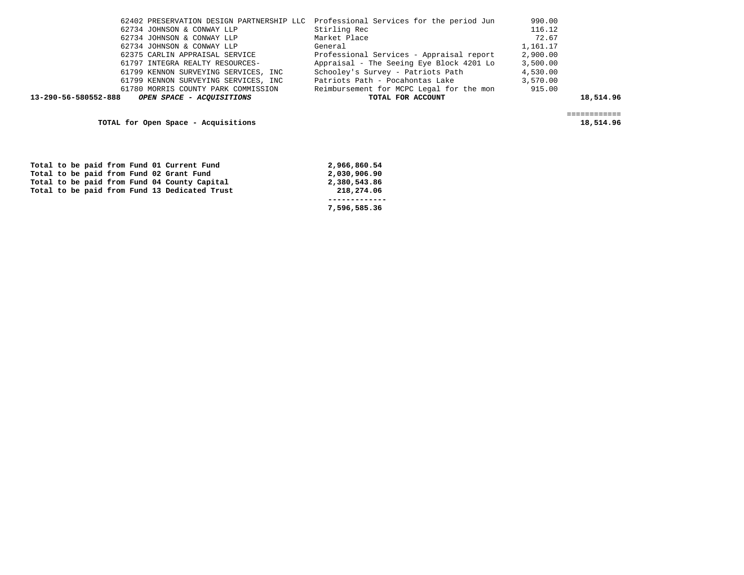| | | | | |
|---|---|---|---|---|
| | 62402 PRESERVATION DESIGN PARTNERSHIP LLC | Professional Services for the period Jun | 990.00 | |
| | 62734 JOHNSON & CONWAY LLP | Stirling Rec | 116.12 | |
| | 62734 JOHNSON & CONWAY LLP | Market Place | 72.67 | |
| | 62734 JOHNSON & CONWAY LLP | General | 1,161.17 | |
| | 62375 CARLIN APPRAISAL SERVICE | Professional Services - Appraisal report | 2,900.00 | |
| | 61797 INTEGRA REALTY RESOURCES- | Appraisal - The Seeing Eye Block 4201 Lo | 3,500.00 | |
| | 61799 KENNON SURVEYING SERVICES, INC | Schooley's Survey - Patriots Path | 4,530.00 | |
| | 61799 KENNON SURVEYING SERVICES, INC | Patriots Path - Pocahontas Lake | 3,570.00 | |
| | 61780 MORRIS COUNTY PARK COMMISSION | Reimbursement for MCPC Legal for the mon | 915.00 | |
| **13-290-56-580552-888** | ***OPEN SPACE - ACQUISITIONS*** | **TOTAL FOR ACCOUNT** | | **18,514.96** |

============

**TOTAL for Open Space - Acquisitions** **18,514.96**

| | |
|---|---|
| **Total to be paid from Fund 01 Current Fund** | **2,966,860.54** |
| **Total to be paid from Fund 02 Grant Fund** | **2,030,906.90** |
| **Total to be paid from Fund 04 County Capital** | **2,380,543.86** |
| **Total to be paid from Fund 13 Dedicated Trust** | **218,274.06** |
| | ------------- |
| | **7,596,585.36** |